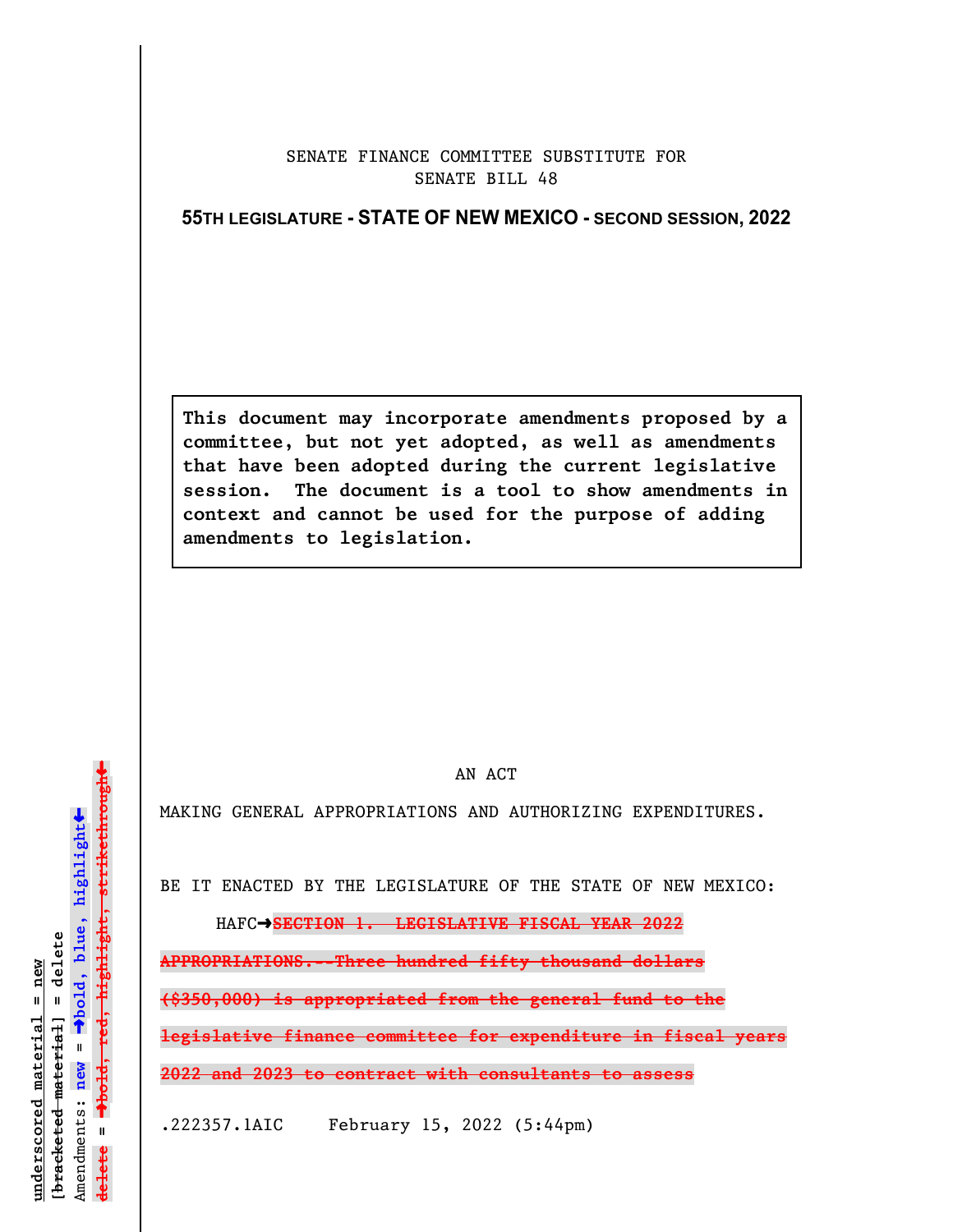SENATE FINANCE COMMITTEE SUBSTITUTE FOR
SENATE BILL 48

**55TH LEGISLATURE - STATE OF NEW MEXICO - SECOND SESSION, 2022**

**This document may incorporate amendments proposed by a committee, but not yet adopted, as well as amendments that have been adopted during the current legislative session. The document is a tool to show amendments in context and cannot be used for the purpose of adding amendments to legislation.**

AN ACT

MAKING GENERAL APPROPRIATIONS AND AUTHORIZING EXPENDITURES.

BE IT ENACTED BY THE LEGISLATURE OF THE STATE OF NEW MEXICO:

HAFC➔~~**SECTION 1. LEGISLATIVE FISCAL YEAR 2022 APPROPRIATIONS.--Three hundred fifty thousand dollars ($350,000) is appropriated from the general fund to the legislative finance committee for expenditure in fiscal years 2022 and 2023 to contract with consultants to assess**~~

.222357.1AIC February 15, 2022 (5:44pm)

underscored material = new
[~~bracketed material~~] = delete
Amendments: new = ➔**bold, blue, highlight**⬅
delete = ➔~~**bold, red, highlight, strikethrough**~~⬅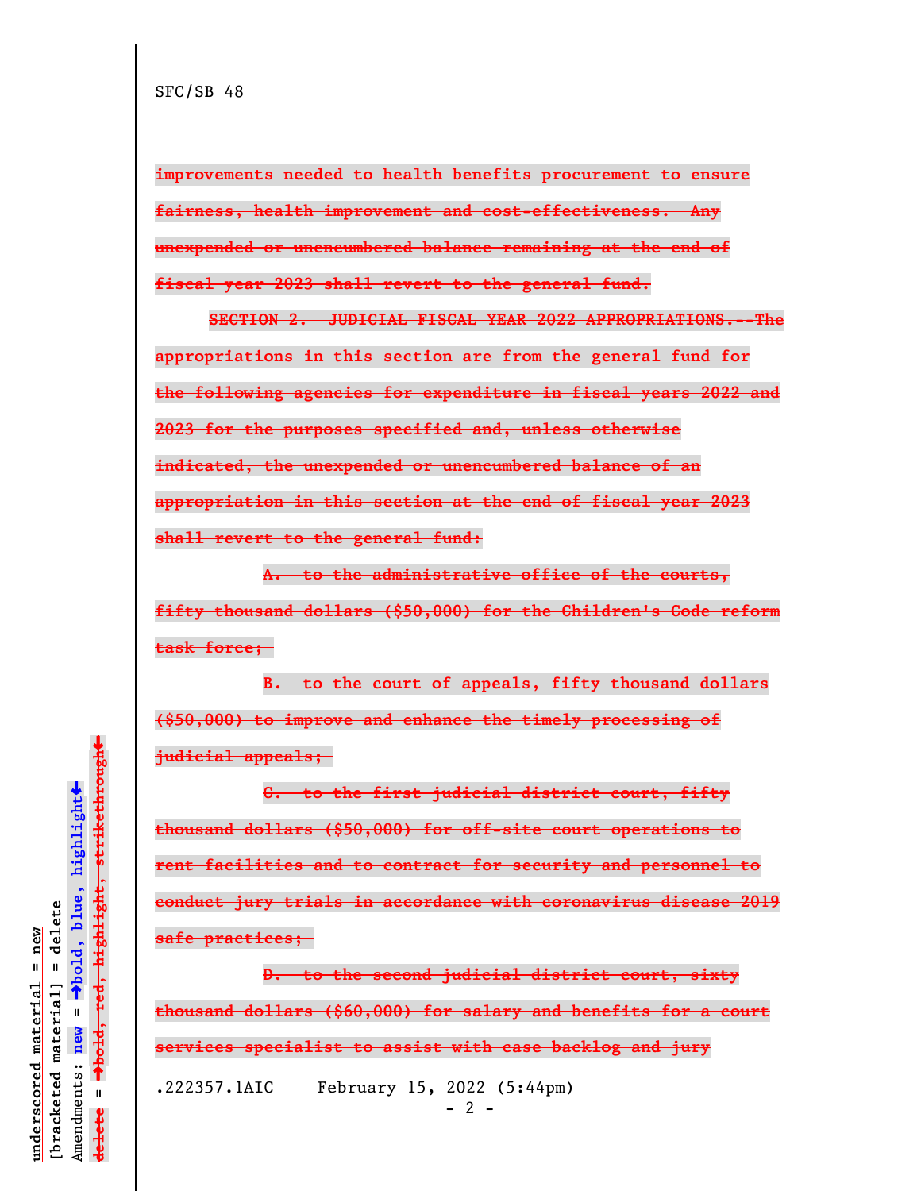~~improvements needed to health benefits procurement to ensure fairness, health improvement and cost-effectiveness. Any unexpended or unencumbered balance remaining at the end of fiscal year 2023 shall revert to the general fund.~~

~~**SECTION 2. JUDICIAL FISCAL YEAR 2022 APPROPRIATIONS.**--The appropriations in this section are from the general fund for the following agencies for expenditure in fiscal years 2022 and 2023 for the purposes specified and, unless otherwise indicated, the unexpended or unencumbered balance of an appropriation in this section at the end of fiscal year 2023 shall revert to the general fund:~~

~~A. to the administrative office of the courts, fifty thousand dollars ($50,000) for the Children's Code reform task force;~~

~~B. to the court of appeals, fifty thousand dollars ($50,000) to improve and enhance the timely processing of judicial appeals;~~

~~C. to the first judicial district court, fifty thousand dollars ($50,000) for off-site court operations to rent facilities and to contract for security and personnel to conduct jury trials in accordance with coronavirus disease 2019 safe practices;~~

~~D. to the second judicial district court, sixty thousand dollars ($60,000) for salary and benefits for a court services specialist to assist with case backlog and jury~~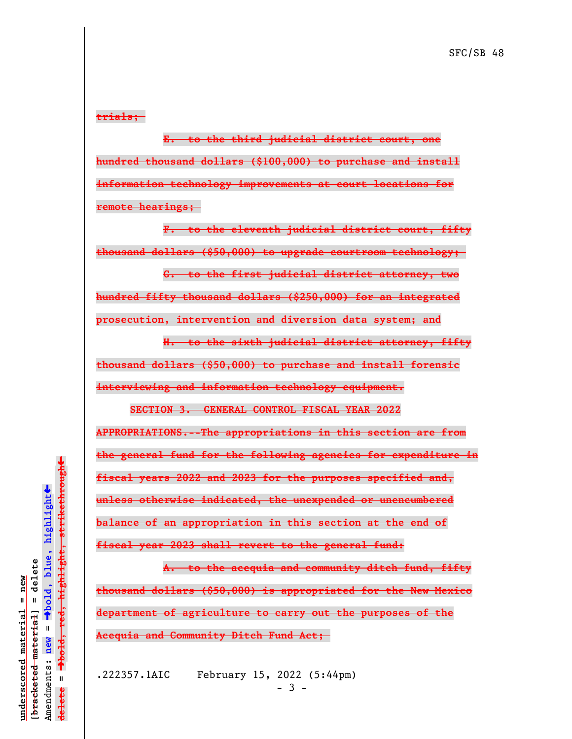~~trials;~~

~~E. to the third judicial district court, one hundred thousand dollars ($100,000) to purchase and install information technology improvements at court locations for remote hearings;~~

~~F. to the eleventh judicial district court, fifty thousand dollars ($50,000) to upgrade courtroom technology;~~

~~G. to the first judicial district attorney, two hundred fifty thousand dollars ($250,000) for an integrated prosecution, intervention and diversion data system; and~~

~~H. to the sixth judicial district attorney, fifty thousand dollars ($50,000) to purchase and install forensic interviewing and information technology equipment.~~

~~SECTION 3. GENERAL CONTROL FISCAL YEAR 2022 APPROPRIATIONS.--The appropriations in this section are from the general fund for the following agencies for expenditure in fiscal years 2022 and 2023 for the purposes specified and, unless otherwise indicated, the unexpended or unencumbered balance of an appropriation in this section at the end of fiscal year 2023 shall revert to the general fund:~~

~~A. to the acequia and community ditch fund, fifty thousand dollars ($50,000) is appropriated for the New Mexico department of agriculture to carry out the purposes of the Acequia and Community Ditch Fund Act;~~

.222357.1AIC February 15, 2022 (5:44pm)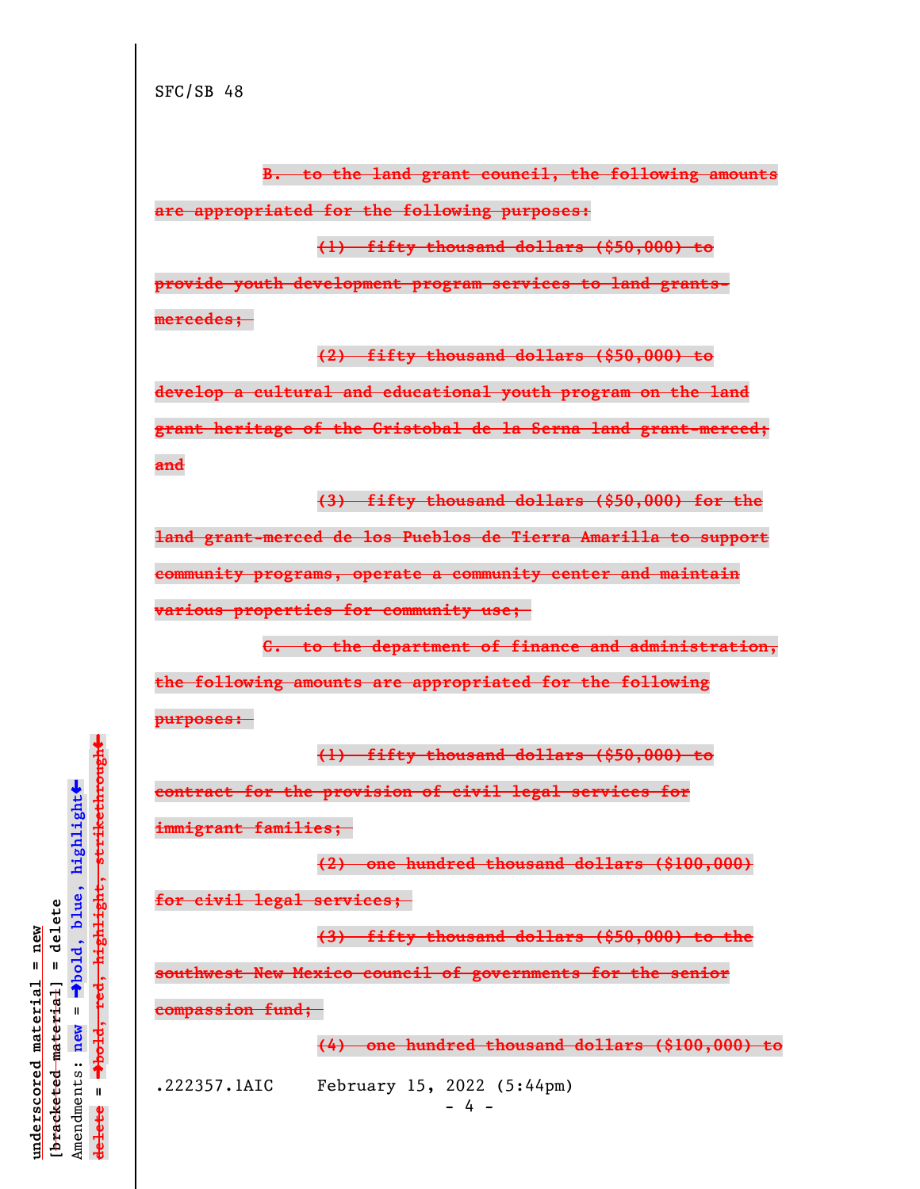SFC/SB 48

~~B. to the land grant council, the following amounts are appropriated for the following purposes:~~

~~(1) fifty thousand dollars ($50,000) to provide youth development program services to land grants-mercedes;~~

~~(2) fifty thousand dollars ($50,000) to develop a cultural and educational youth program on the land grant heritage of the Cristobal de la Serna land grant-merced; and~~

~~(3) fifty thousand dollars ($50,000) for the land grant-merced de los Pueblos de Tierra Amarilla to support community programs, operate a community center and maintain various properties for community use;~~

~~C. to the department of finance and administration, the following amounts are appropriated for the following purposes:~~

~~(1) fifty thousand dollars ($50,000) to contract for the provision of civil legal services for immigrant families;~~

~~(2) one hundred thousand dollars ($100,000) for civil legal services;~~

~~(3) fifty thousand dollars ($50,000) to the southwest New Mexico council of governments for the senior compassion fund;~~

~~(4) one hundred thousand dollars ($100,000) to~~

.222357.1AIC February 15, 2022 (5:44pm)

underscored material = new
[bracketed material] = delete
Amendments: new = →bold, blue, highlight←
delete = →bold, red, highlight, strikethrough←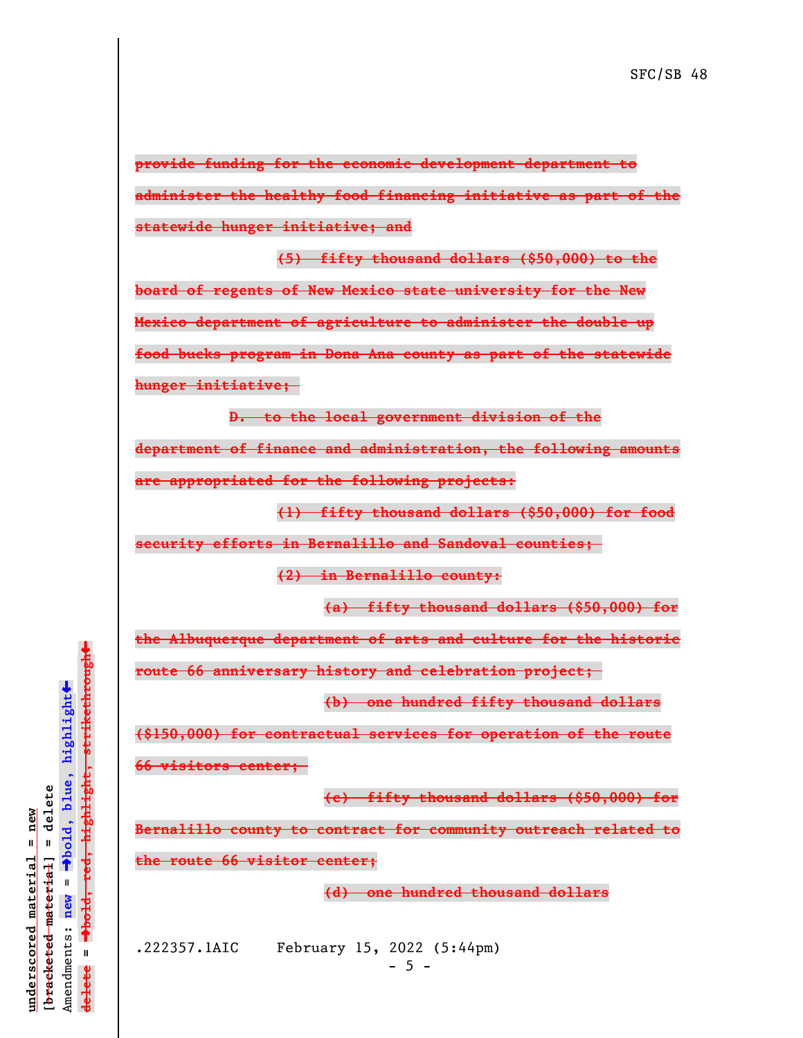~~provide funding for the economic development department to administer the healthy food financing initiative as part of the statewide hunger initiative; and~~

~~(5) fifty thousand dollars ($50,000) to the board of regents of New Mexico state university for the New Mexico department of agriculture to administer the double up food bucks program in Dona Ana county as part of the statewide hunger initiative;~~

~~D. to the local government division of the department of finance and administration, the following amounts are appropriated for the following projects:~~

~~(1) fifty thousand dollars ($50,000) for food security efforts in Bernalillo and Sandoval counties;~~

~~(2) in Bernalillo county:~~

~~(a) fifty thousand dollars ($50,000) for the Albuquerque department of arts and culture for the historic route 66 anniversary history and celebration project;~~

~~(b) one hundred fifty thousand dollars ($150,000) for contractual services for operation of the route 66 visitors center;~~

~~(c) fifty thousand dollars ($50,000) for Bernalillo county to contract for community outreach related to the route 66 visitor center;~~

~~(d) one hundred thousand dollars~~

.222357.1AIC February 15, 2022 (5:44pm)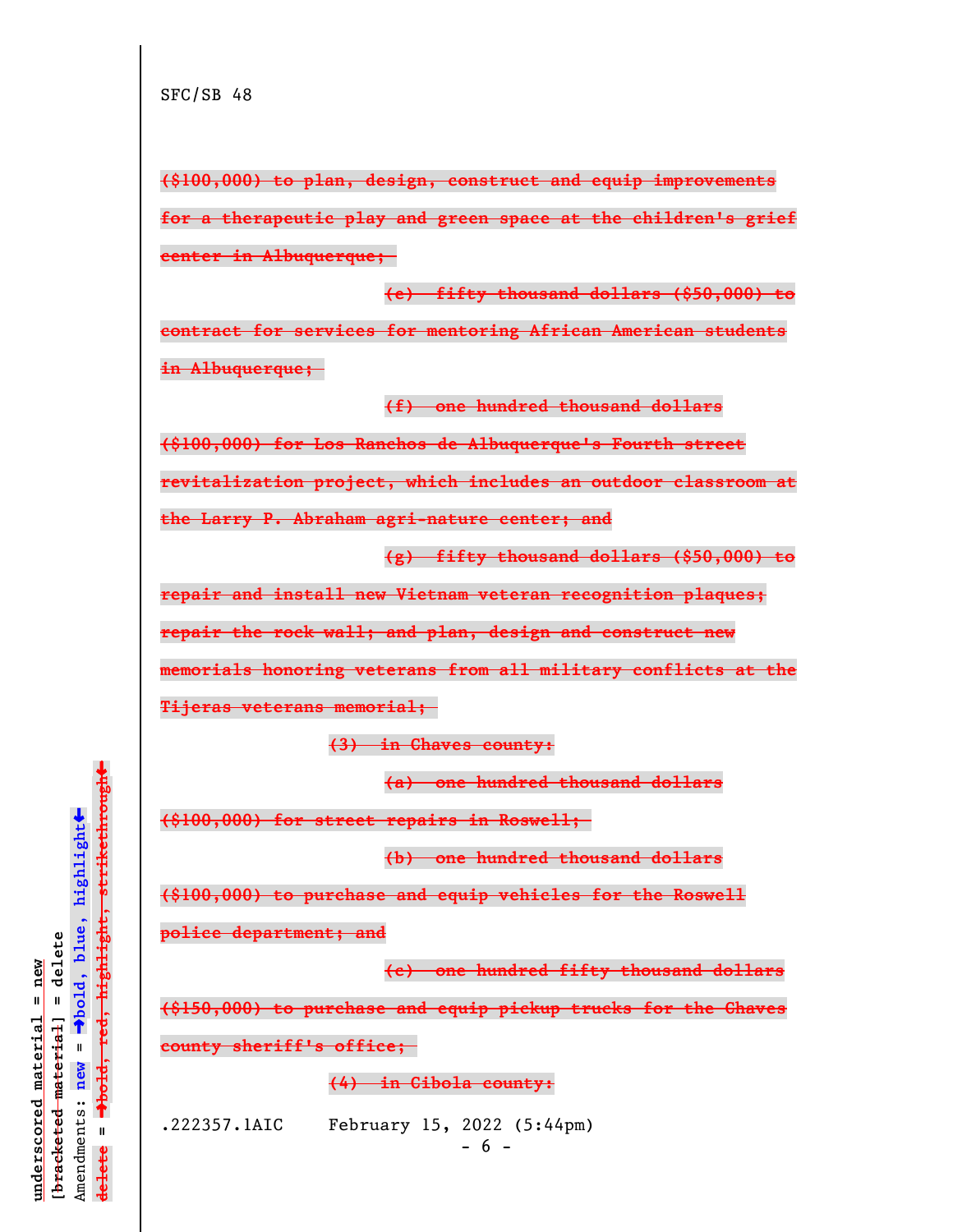~~($100,000) to plan, design, construct and equip improvements for a therapeutic play and green space at the children's grief center in Albuquerque;~~

~~(e) fifty thousand dollars ($50,000) to contract for services for mentoring African American students in Albuquerque;~~

~~(f) one hundred thousand dollars ($100,000) for Los Ranchos de Albuquerque's Fourth street revitalization project, which includes an outdoor classroom at the Larry P. Abraham agri-nature center; and~~

~~(g) fifty thousand dollars ($50,000) to repair and install new Vietnam veteran recognition plaques; repair the rock wall; and plan, design and construct new memorials honoring veterans from all military conflicts at the Tijeras veterans memorial;~~

~~(3) in Chaves county:~~

~~(a) one hundred thousand dollars ($100,000) for street repairs in Roswell;~~

~~(b) one hundred thousand dollars ($100,000) to purchase and equip vehicles for the Roswell police department; and~~

~~(c) one hundred fifty thousand dollars ($150,000) to purchase and equip pickup trucks for the Chaves county sheriff's office;~~

~~(4) in Cibola county:~~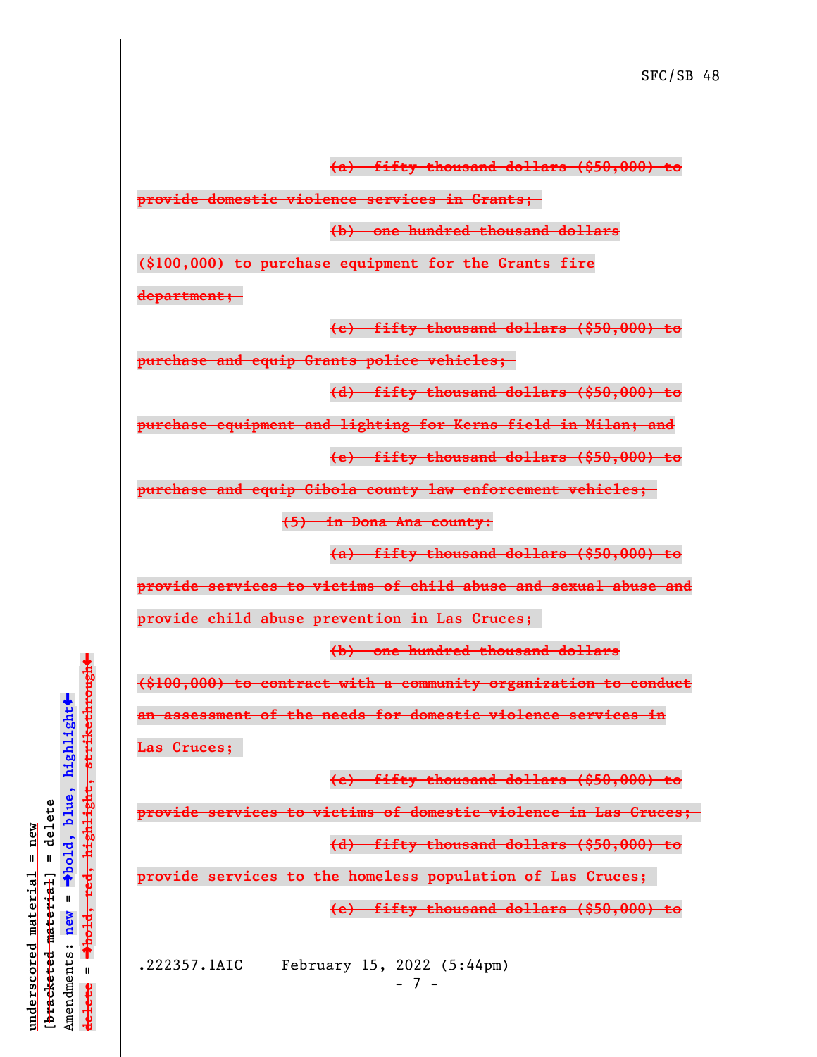~~(a) fifty thousand dollars ($50,000) to provide domestic violence services in Grants;~~

~~(b) one hundred thousand dollars ($100,000) to purchase equipment for the Grants fire department;~~

~~(c) fifty thousand dollars ($50,000) to purchase and equip Grants police vehicles;~~

~~(d) fifty thousand dollars ($50,000) to purchase equipment and lighting for Kerns field in Milan; and~~

~~(e) fifty thousand dollars ($50,000) to purchase and equip Cibola county law enforcement vehicles;~~

~~(5) in Dona Ana county:~~

~~(a) fifty thousand dollars ($50,000) to provide services to victims of child abuse and sexual abuse and provide child abuse prevention in Las Cruces;~~

~~(b) one hundred thousand dollars ($100,000) to contract with a community organization to conduct an assessment of the needs for domestic violence services in Las Cruces;~~

~~(c) fifty thousand dollars ($50,000) to provide services to victims of domestic violence in Las Cruces;~~

~~(d) fifty thousand dollars ($50,000) to provide services to the homeless population of Las Cruces;~~

~~(e) fifty thousand dollars ($50,000) to~~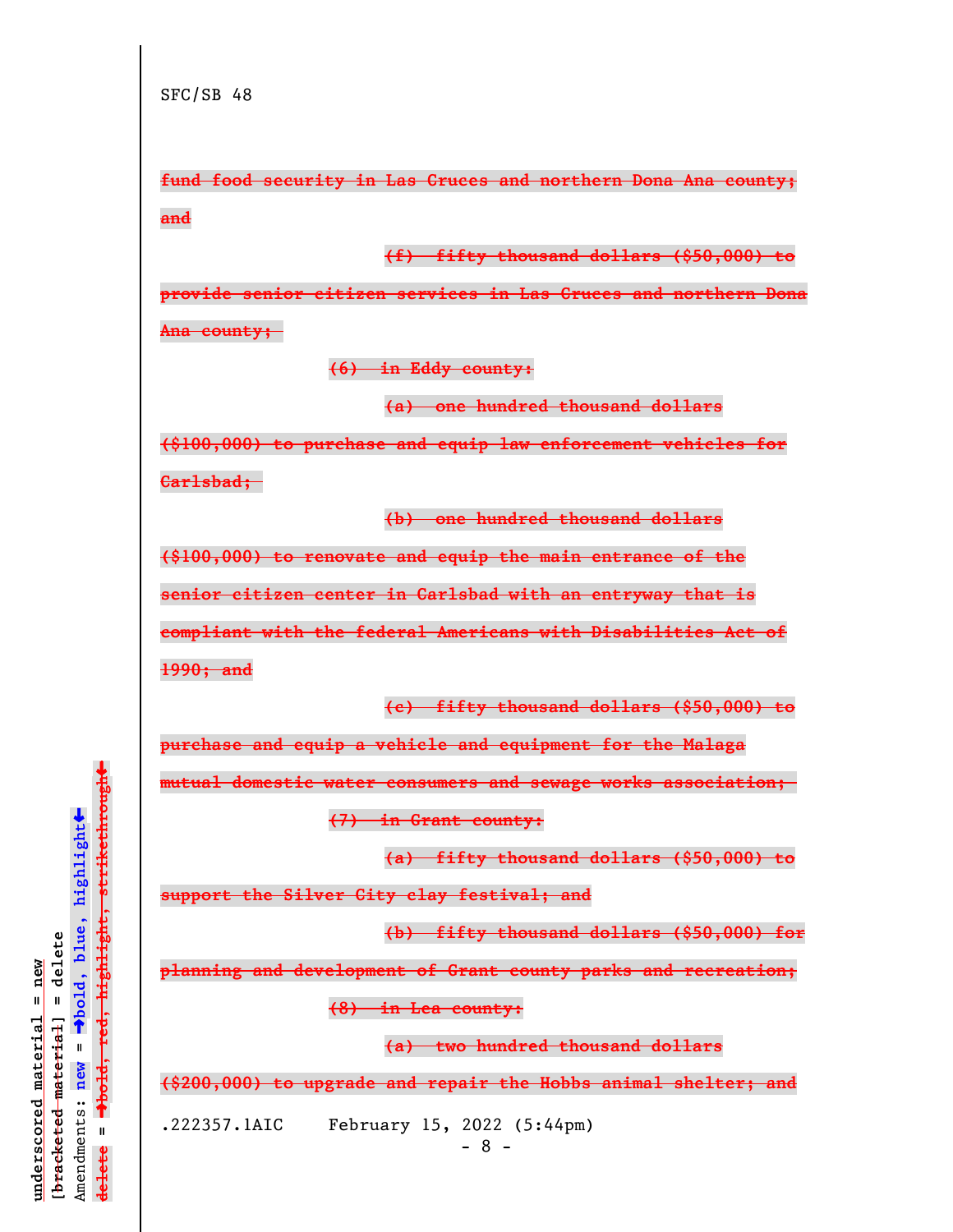SFC/SB 48

~~fund food security in Las Cruces and northern Dona Ana county; and~~

~~(f) fifty thousand dollars ($50,000) to provide senior citizen services in Las Cruces and northern Dona Ana county;~~

~~(6) in Eddy county:~~

~~(a) one hundred thousand dollars ($100,000) to purchase and equip law enforcement vehicles for Carlsbad;~~

~~(b) one hundred thousand dollars ($100,000) to renovate and equip the main entrance of the senior citizen center in Carlsbad with an entryway that is compliant with the federal Americans with Disabilities Act of 1990; and~~

~~(c) fifty thousand dollars ($50,000) to purchase and equip a vehicle and equipment for the Malaga mutual domestic water consumers and sewage works association;~~

~~(7) in Grant county:~~

~~(a) fifty thousand dollars ($50,000) to support the Silver City clay festival; and~~

~~(b) fifty thousand dollars ($50,000) for planning and development of Grant county parks and recreation;~~

~~(8) in Lea county:~~

~~(a) two hundred thousand dollars ($200,000) to upgrade and repair the Hobbs animal shelter; and~~

.222357.1AIC February 15, 2022 (5:44pm)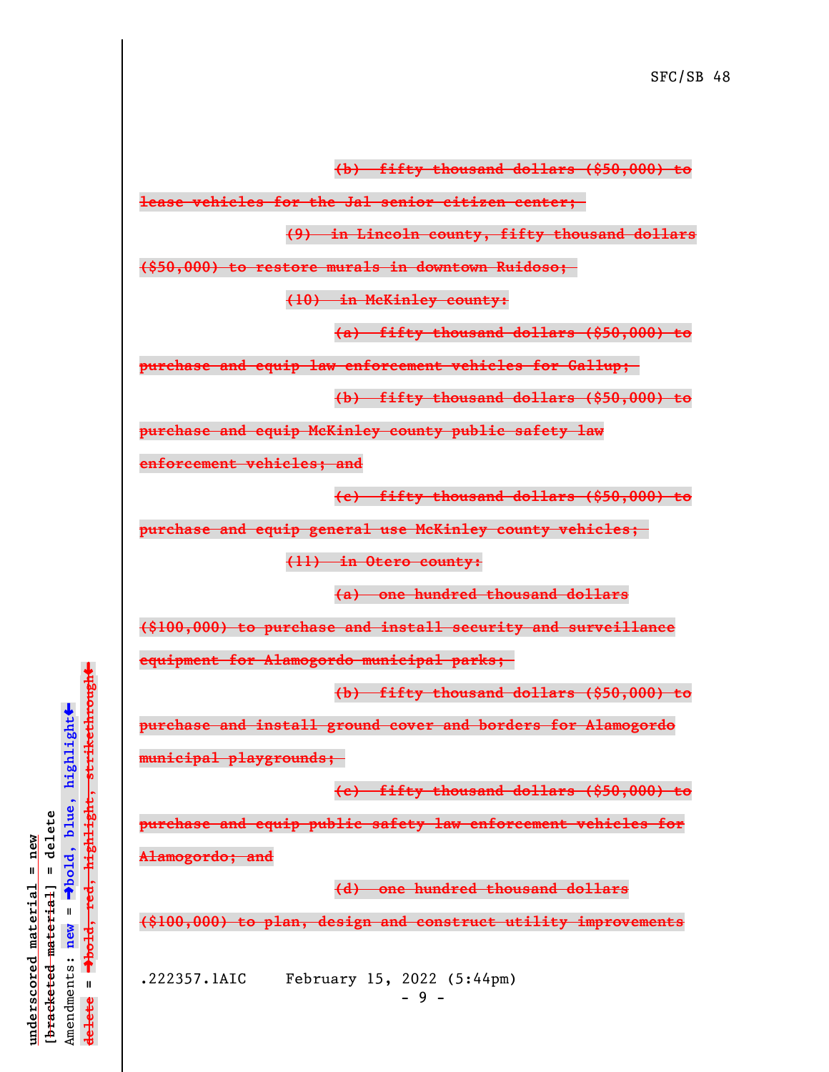~~(b) fifty thousand dollars ($50,000) to lease vehicles for the Jal senior citizen center;~~

~~(9) in Lincoln county, fifty thousand dollars ($50,000) to restore murals in downtown Ruidoso;~~

~~(10) in McKinley county:~~

~~(a) fifty thousand dollars ($50,000) to purchase and equip law enforcement vehicles for Gallup;~~

~~(b) fifty thousand dollars ($50,000) to purchase and equip McKinley county public safety law enforcement vehicles; and~~

~~(c) fifty thousand dollars ($50,000) to purchase and equip general use McKinley county vehicles;~~

~~(11) in Otero county:~~

~~(a) one hundred thousand dollars ($100,000) to purchase and install security and surveillance equipment for Alamogordo municipal parks;~~

~~(b) fifty thousand dollars ($50,000) to purchase and install ground cover and borders for Alamogordo municipal playgrounds;~~

~~(c) fifty thousand dollars ($50,000) to purchase and equip public safety law enforcement vehicles for Alamogordo; and~~

~~(d) one hundred thousand dollars ($100,000) to plan, design and construct utility improvements~~

.222357.1AIC February 15, 2022 (5:44pm)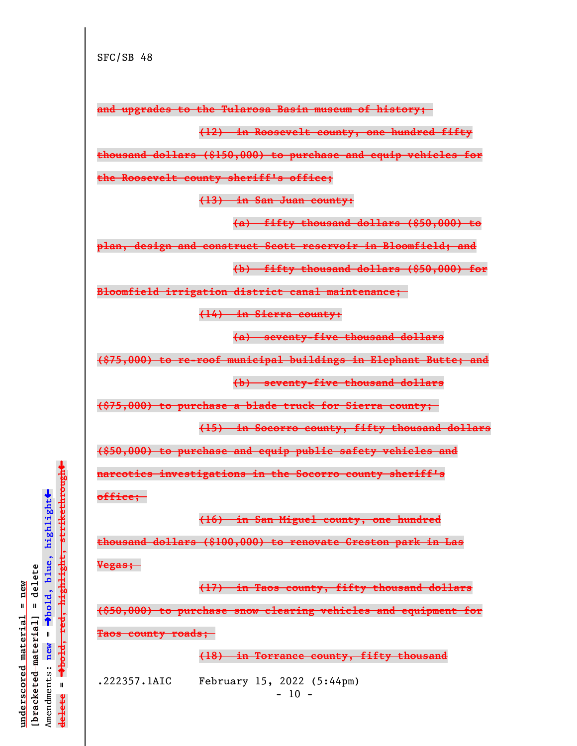SFC/SB 48

~~and upgrades to the Tularosa Basin museum of history;~~

~~(12) in Roosevelt county, one hundred fifty thousand dollars ($150,000) to purchase and equip vehicles for the Roosevelt county sheriff's office;~~

~~(13) in San Juan county:~~

~~(a) fifty thousand dollars ($50,000) to plan, design and construct Scott reservoir in Bloomfield; and~~

~~(b) fifty thousand dollars ($50,000) for Bloomfield irrigation district canal maintenance;~~

~~(14) in Sierra county:~~

~~(a) seventy-five thousand dollars ($75,000) to re-roof municipal buildings in Elephant Butte; and~~

~~(b) seventy-five thousand dollars ($75,000) to purchase a blade truck for Sierra county;~~

~~(15) in Socorro county, fifty thousand dollars ($50,000) to purchase and equip public safety vehicles and narcotics investigations in the Socorro county sheriff's office;~~

~~(16) in San Miguel county, one hundred thousand dollars ($100,000) to renovate Creston park in Las Vegas;~~

~~(17) in Taos county, fifty thousand dollars ($50,000) to purchase snow clearing vehicles and equipment for Taos county roads;~~

~~(18) in Torrance county, fifty thousand~~

.222357.1AIC February 15, 2022 (5:44pm)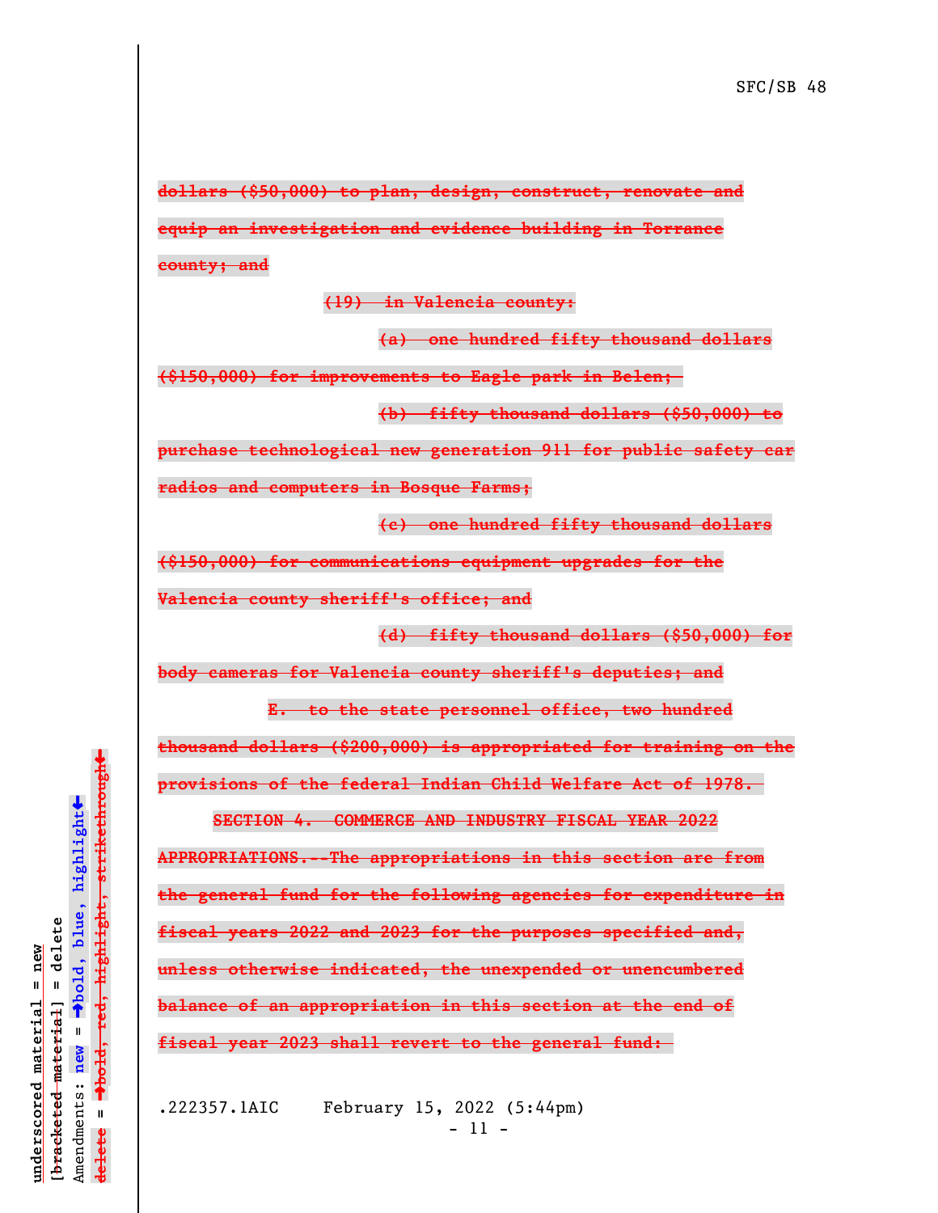dollars ($50,000) to plan, design, construct, renovate and equip an investigation and evidence building in Torrance county; and

(19) in Valencia county:

(a) one hundred fifty thousand dollars ($150,000) for improvements to Eagle park in Belen;

(b) fifty thousand dollars ($50,000) to purchase technological new generation 911 for public safety car radios and computers in Bosque Farms;

(c) one hundred fifty thousand dollars ($150,000) for communications equipment upgrades for the Valencia county sheriff's office; and

(d) fifty thousand dollars ($50,000) for body cameras for Valencia county sheriff's deputies; and

E. to the state personnel office, two hundred thousand dollars ($200,000) is appropriated for training on the provisions of the federal Indian Child Welfare Act of 1978.

SECTION 4. COMMERCE AND INDUSTRY FISCAL YEAR 2022 APPROPRIATIONS.--The appropriations in this section are from the general fund for the following agencies for expenditure in fiscal years 2022 and 2023 for the purposes specified and, unless otherwise indicated, the unexpended or unencumbered balance of an appropriation in this section at the end of fiscal year 2023 shall revert to the general fund: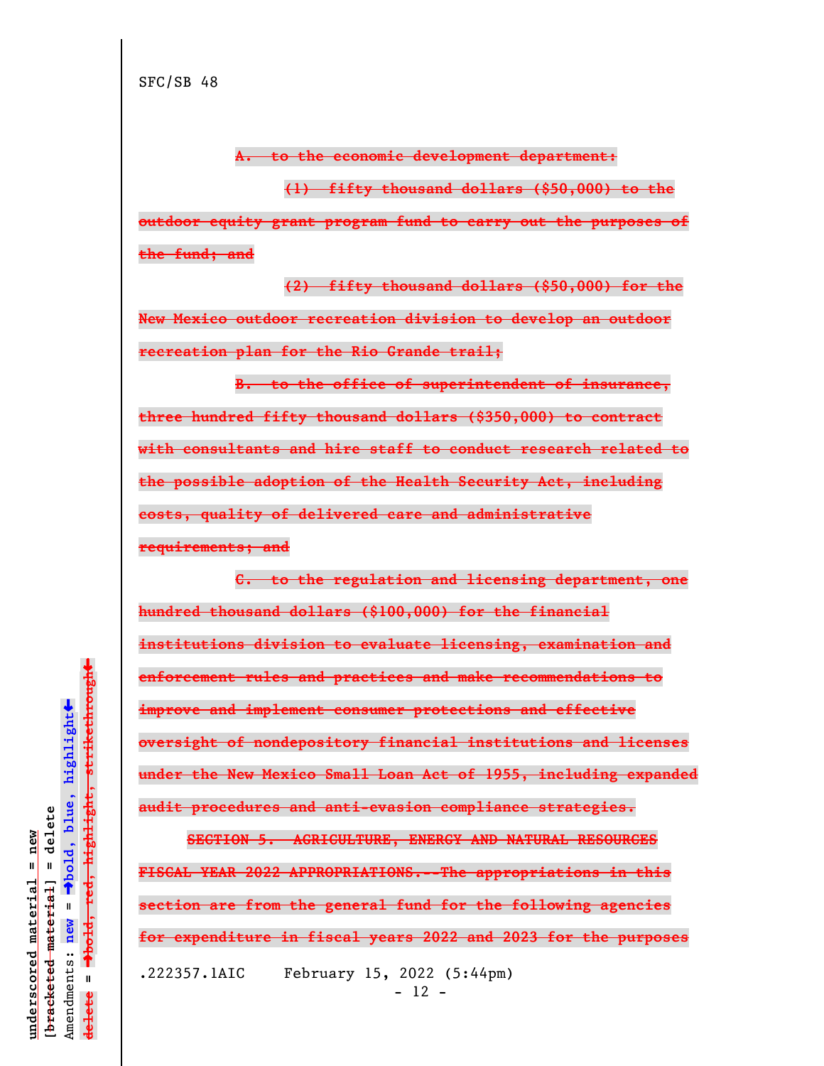SFC/SB 48

~~A. to the economic development department:~~

~~(1) fifty thousand dollars ($50,000) to the outdoor equity grant program fund to carry out the purposes of the fund; and~~

~~(2) fifty thousand dollars ($50,000) for the New Mexico outdoor recreation division to develop an outdoor recreation plan for the Rio Grande trail;~~

~~B. to the office of superintendent of insurance, three hundred fifty thousand dollars ($350,000) to contract with consultants and hire staff to conduct research related to the possible adoption of the Health Security Act, including costs, quality of delivered care and administrative requirements; and~~

~~C. to the regulation and licensing department, one hundred thousand dollars ($100,000) for the financial institutions division to evaluate licensing, examination and enforcement rules and practices and make recommendations to improve and implement consumer protections and effective oversight of nondepository financial institutions and licenses under the New Mexico Small Loan Act of 1955, including expanded audit procedures and anti-evasion compliance strategies.~~

~~SECTION 5. AGRICULTURE, ENERGY AND NATURAL RESOURCES FISCAL YEAR 2022 APPROPRIATIONS.--The appropriations in this section are from the general fund for the following agencies for expenditure in fiscal years 2022 and 2023 for the purposes~~

.222357.1AIC February 15, 2022 (5:44pm)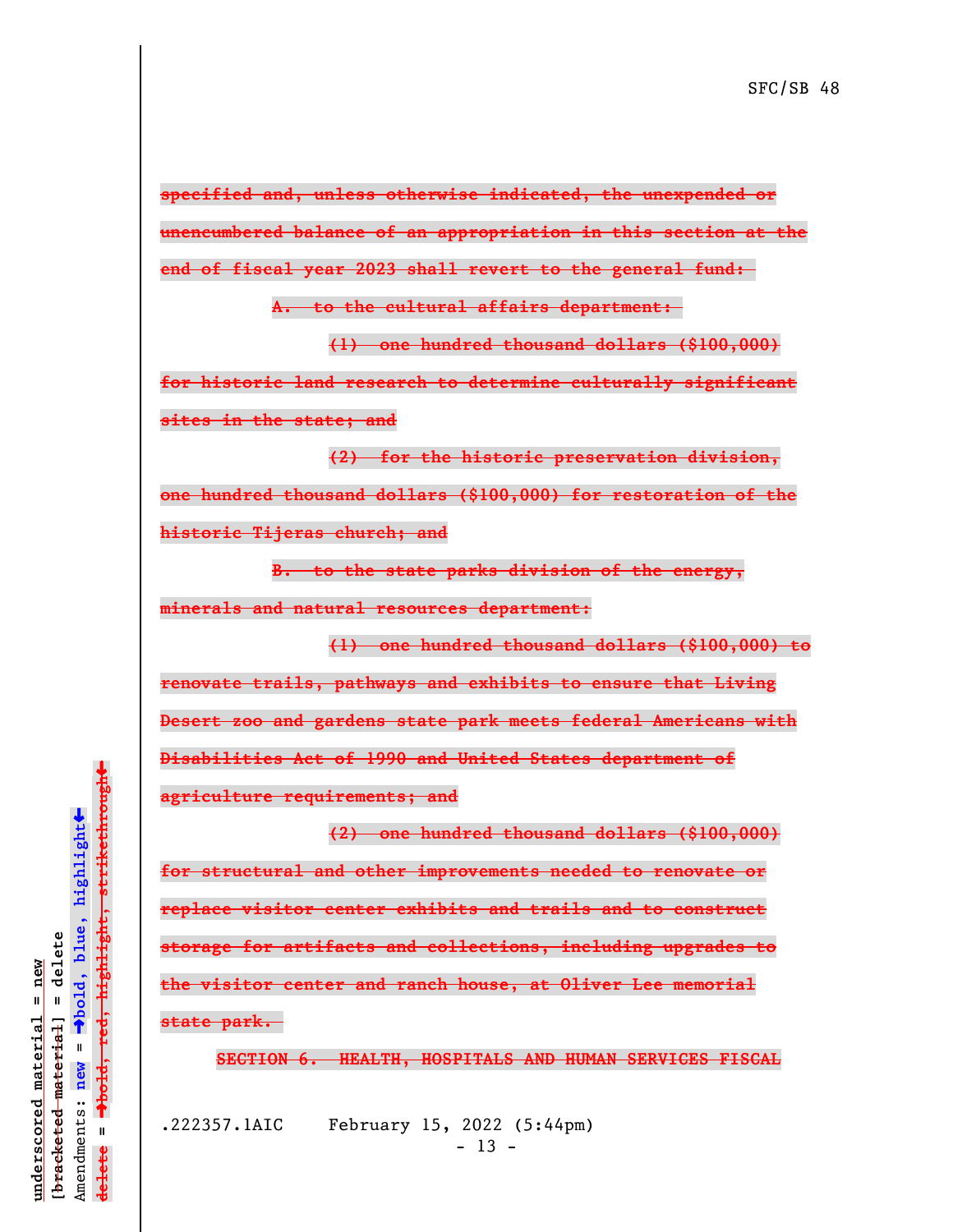~~specified and, unless otherwise indicated, the unexpended or unencumbered balance of an appropriation in this section at the end of fiscal year 2023 shall revert to the general fund:~~

~~A. to the cultural affairs department:~~

~~(1) one hundred thousand dollars ($100,000) for historic land research to determine culturally significant sites in the state; and~~

~~(2) for the historic preservation division, one hundred thousand dollars ($100,000) for restoration of the historic Tijeras church; and~~

~~B. to the state parks division of the energy, minerals and natural resources department:~~

~~(1) one hundred thousand dollars ($100,000) to renovate trails, pathways and exhibits to ensure that Living Desert zoo and gardens state park meets federal Americans with Disabilities Act of 1990 and United States department of agriculture requirements; and~~

~~(2) one hundred thousand dollars ($100,000) for structural and other improvements needed to renovate or replace visitor center exhibits and trails and to construct storage for artifacts and collections, including upgrades to the visitor center and ranch house, at Oliver Lee memorial state park.~~

~~SECTION 6. HEALTH, HOSPITALS AND HUMAN SERVICES FISCAL~~

.222357.1AIC February 15, 2022 (5:44pm)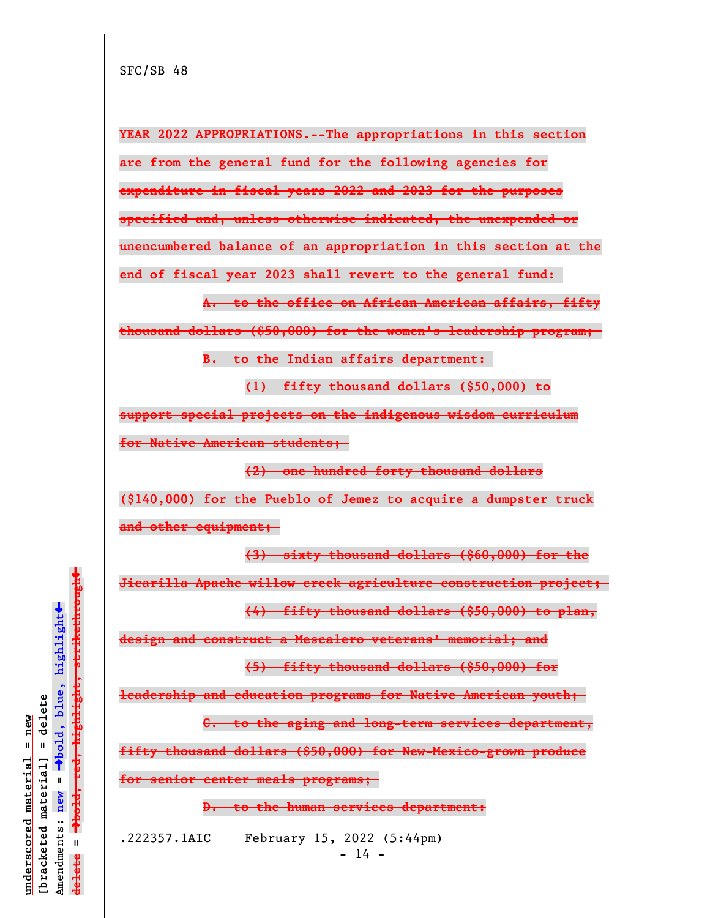SFC/SB 48

~~YEAR 2022 APPROPRIATIONS.--The appropriations in this section are from the general fund for the following agencies for expenditure in fiscal years 2022 and 2023 for the purposes specified and, unless otherwise indicated, the unexpended or unencumbered balance of an appropriation in this section at the end of fiscal year 2023 shall revert to the general fund:~~

~~A. to the office on African American affairs, fifty thousand dollars ($50,000) for the women's leadership program;~~

~~B. to the Indian affairs department:~~

~~(1) fifty thousand dollars ($50,000) to support special projects on the indigenous wisdom curriculum for Native American students;~~

~~(2) one hundred forty thousand dollars ($140,000) for the Pueblo of Jemez to acquire a dumpster truck and other equipment;~~

~~(3) sixty thousand dollars ($60,000) for the Jicarilla Apache willow creek agriculture construction project;~~

~~(4) fifty thousand dollars ($50,000) to plan, design and construct a Mescalero veterans' memorial; and~~

~~(5) fifty thousand dollars ($50,000) for leadership and education programs for Native American youth;~~

~~C. to the aging and long-term services department, fifty thousand dollars ($50,000) for New-Mexico-grown produce for senior center meals programs;~~

~~D. to the human services department:~~

.222357.1AIC February 15, 2022 (5:44pm)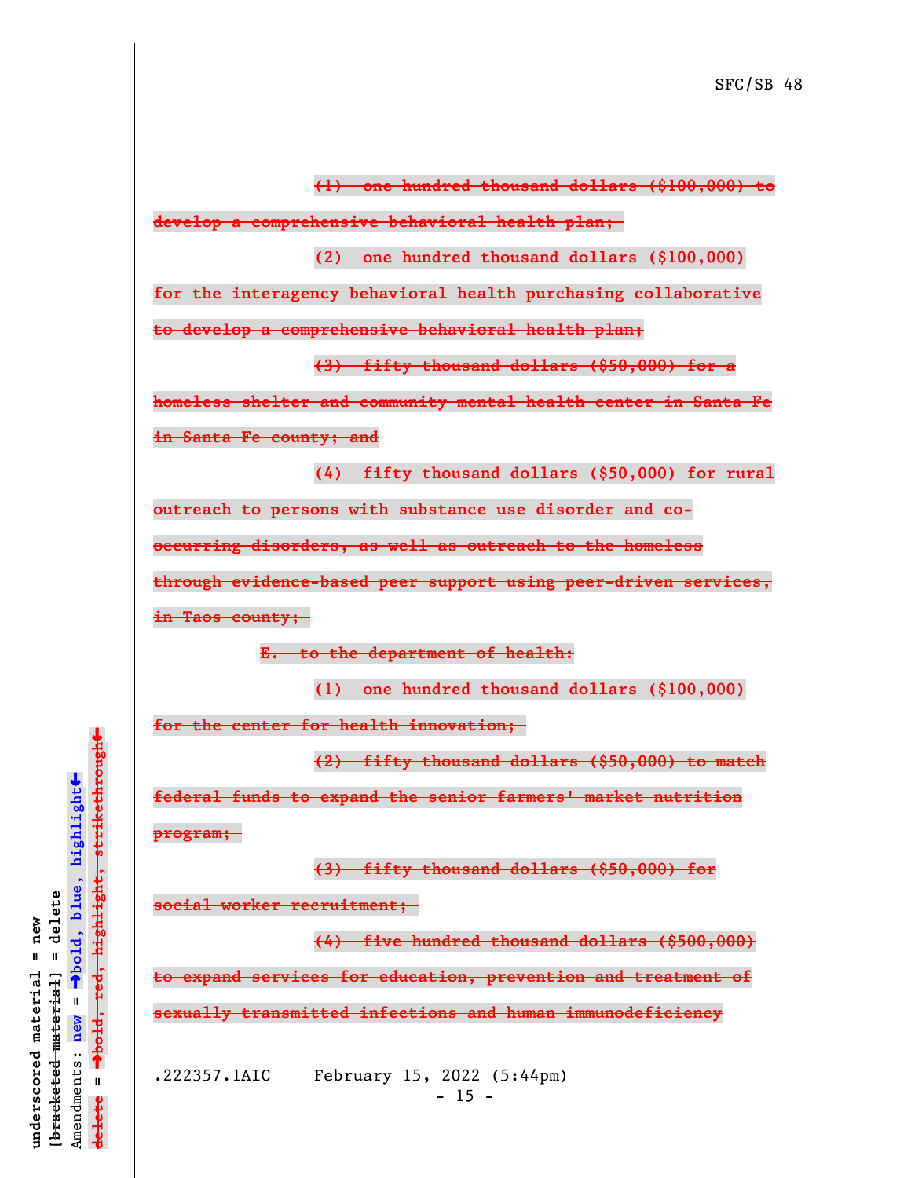~~(1) one hundred thousand dollars ($100,000) to develop a comprehensive behavioral health plan;~~

~~(2) one hundred thousand dollars ($100,000) for the interagency behavioral health purchasing collaborative to develop a comprehensive behavioral health plan;~~

~~(3) fifty thousand dollars ($50,000) for a homeless shelter and community mental health center in Santa Fe in Santa Fe county; and~~

~~(4) fifty thousand dollars ($50,000) for rural outreach to persons with substance use disorder and co-occurring disorders, as well as outreach to the homeless through evidence-based peer support using peer-driven services, in Taos county;~~

~~E. to the department of health:~~

~~(1) one hundred thousand dollars ($100,000) for the center for health innovation;~~

~~(2) fifty thousand dollars ($50,000) to match federal funds to expand the senior farmers' market nutrition program;~~

~~(3) fifty thousand dollars ($50,000) for social worker recruitment;~~

~~(4) five hundred thousand dollars ($500,000) to expand services for education, prevention and treatment of sexually transmitted infections and human immunodeficiency~~

.222357.1AIC February 15, 2022 (5:44pm)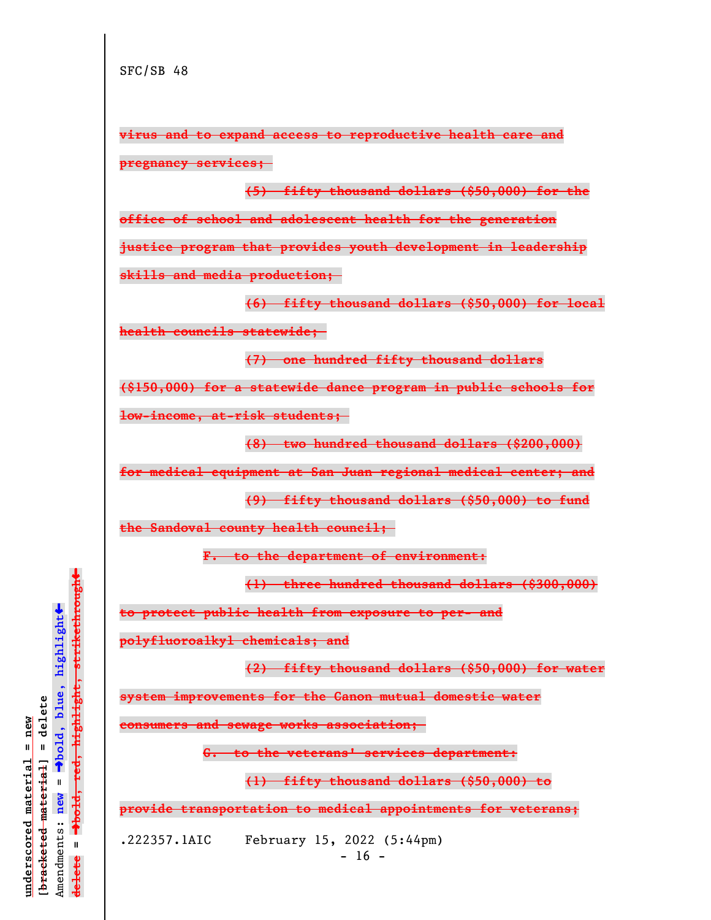SFC/SB 48

~~virus and to expand access to reproductive health care and pregnancy services;~~

~~(5) fifty thousand dollars ($50,000) for the office of school and adolescent health for the generation justice program that provides youth development in leadership skills and media production;~~

~~(6) fifty thousand dollars ($50,000) for local health councils statewide;~~

~~(7) one hundred fifty thousand dollars ($150,000) for a statewide dance program in public schools for low-income, at-risk students;~~

~~(8) two hundred thousand dollars ($200,000) for medical equipment at San Juan regional medical center; and~~

~~(9) fifty thousand dollars ($50,000) to fund the Sandoval county health council;~~

~~F. to the department of environment:~~

~~(1) three hundred thousand dollars ($300,000) to protect public health from exposure to per- and polyfluoroalkyl chemicals; and~~

~~(2) fifty thousand dollars ($50,000) for water system improvements for the Canon mutual domestic water consumers and sewage works association;~~

~~G. to the veterans' services department:~~

~~(1) fifty thousand dollars ($50,000) to provide transportation to medical appointments for veterans;~~

.222357.1AIC February 15, 2022 (5:44pm)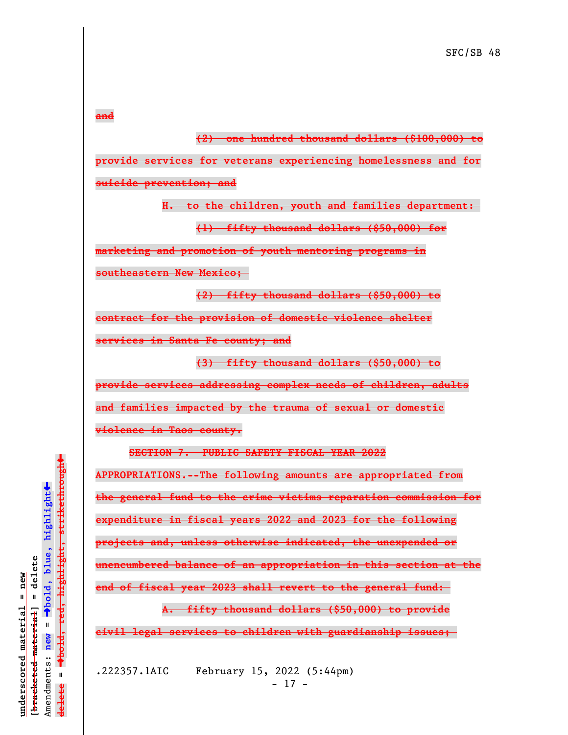~~and~~

~~(2) one hundred thousand dollars ($100,000) to provide services for veterans experiencing homelessness and for suicide prevention; and~~

~~H. to the children, youth and families department:~~

~~(1) fifty thousand dollars ($50,000) for marketing and promotion of youth mentoring programs in southeastern New Mexico;~~

~~(2) fifty thousand dollars ($50,000) to contract for the provision of domestic violence shelter services in Santa Fe county; and~~

~~(3) fifty thousand dollars ($50,000) to provide services addressing complex needs of children, adults and families impacted by the trauma of sexual or domestic violence in Taos county.~~

~~SECTION 7. PUBLIC SAFETY FISCAL YEAR 2022 APPROPRIATIONS.--The following amounts are appropriated from the general fund to the crime victims reparation commission for expenditure in fiscal years 2022 and 2023 for the following projects and, unless otherwise indicated, the unexpended or unencumbered balance of an appropriation in this section at the end of fiscal year 2023 shall revert to the general fund:~~

~~A. fifty thousand dollars ($50,000) to provide civil legal services to children with guardianship issues;~~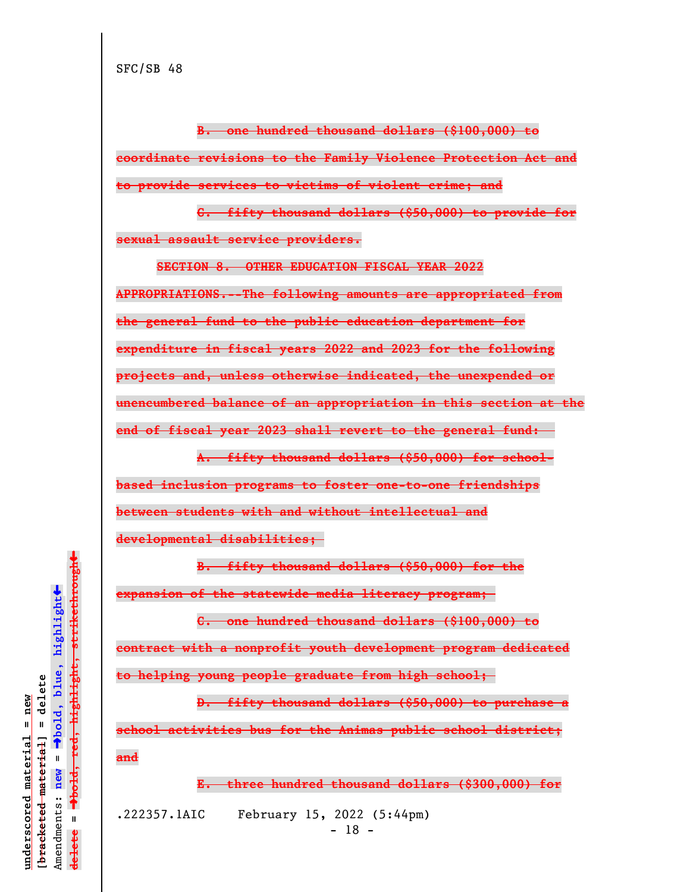~~B. one hundred thousand dollars ($100,000) to coordinate revisions to the Family Violence Protection Act and to provide services to victims of violent crime; and~~

~~C. fifty thousand dollars ($50,000) to provide for sexual assault service providers.~~

~~SECTION 8. OTHER EDUCATION FISCAL YEAR 2022 APPROPRIATIONS.--The following amounts are appropriated from the general fund to the public education department for expenditure in fiscal years 2022 and 2023 for the following projects and, unless otherwise indicated, the unexpended or unencumbered balance of an appropriation in this section at the end of fiscal year 2023 shall revert to the general fund:~~

~~A. fifty thousand dollars ($50,000) for school-based inclusion programs to foster one-to-one friendships between students with and without intellectual and developmental disabilities;~~

~~B. fifty thousand dollars ($50,000) for the expansion of the statewide media literacy program;~~

~~C. one hundred thousand dollars ($100,000) to contract with a nonprofit youth development program dedicated to helping young people graduate from high school;~~

~~D. fifty thousand dollars ($50,000) to purchase a school activities bus for the Animas public school district; and~~

~~E. three hundred thousand dollars ($300,000) for~~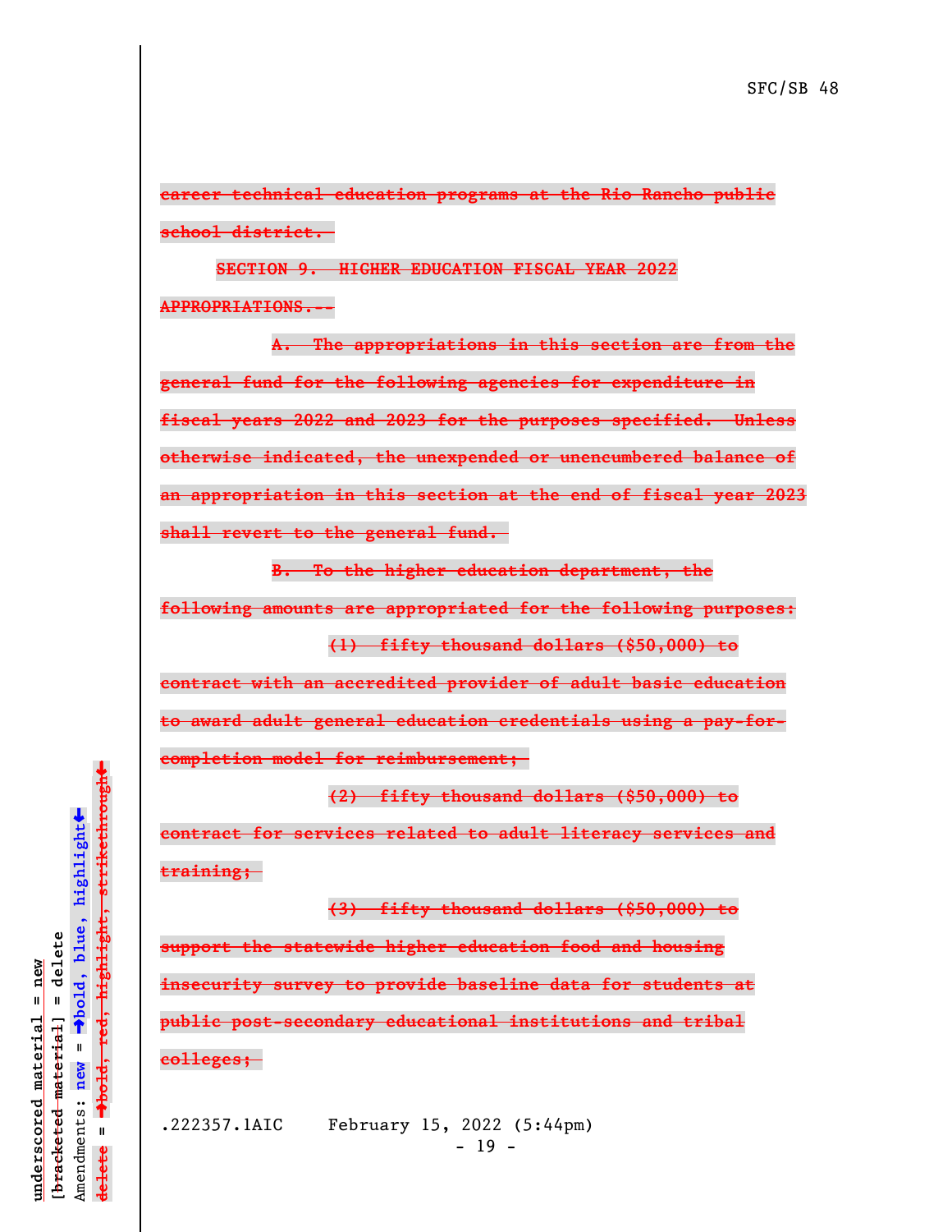~~career technical education programs at the Rio Rancho public school district.~~

~~SECTION 9. HIGHER EDUCATION FISCAL YEAR 2022 APPROPRIATIONS.--~~

~~A. The appropriations in this section are from the general fund for the following agencies for expenditure in fiscal years 2022 and 2023 for the purposes specified. Unless otherwise indicated, the unexpended or unencumbered balance of an appropriation in this section at the end of fiscal year 2023 shall revert to the general fund.~~

~~B. To the higher education department, the following amounts are appropriated for the following purposes:~~

~~(1) fifty thousand dollars ($50,000) to contract with an accredited provider of adult basic education to award adult general education credentials using a pay-for-completion model for reimbursement;~~

~~(2) fifty thousand dollars ($50,000) to contract for services related to adult literacy services and training;~~

~~(3) fifty thousand dollars ($50,000) to support the statewide higher education food and housing insecurity survey to provide baseline data for students at public post-secondary educational institutions and tribal colleges;~~

.222357.1AIC February 15, 2022 (5:44pm)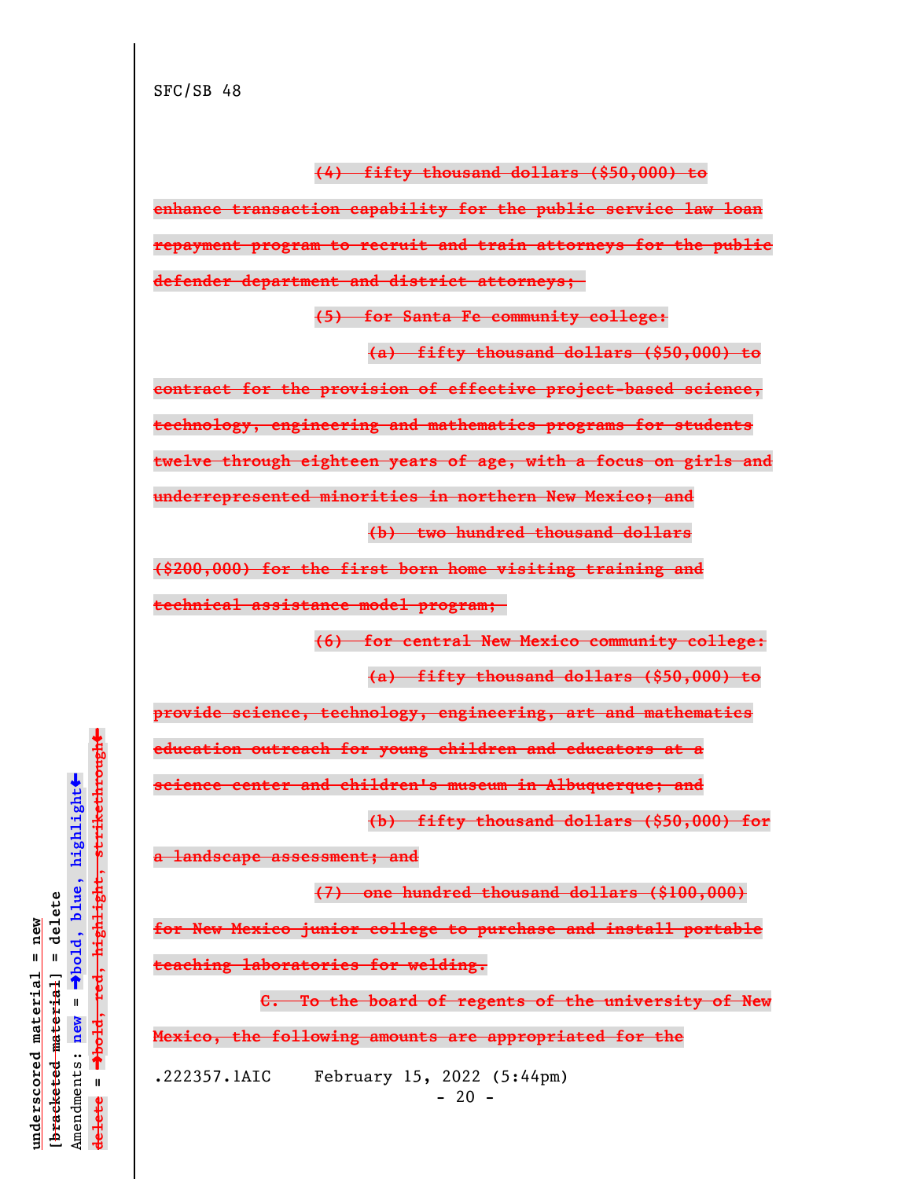~~(4) fifty thousand dollars ($50,000) to enhance transaction capability for the public service law loan repayment program to recruit and train attorneys for the public defender department and district attorneys;~~

~~(5) for Santa Fe community college:~~

~~(a) fifty thousand dollars ($50,000) to contract for the provision of effective project-based science, technology, engineering and mathematics programs for students twelve through eighteen years of age, with a focus on girls and underrepresented minorities in northern New Mexico; and~~

~~(b) two hundred thousand dollars ($200,000) for the first born home visiting training and technical assistance model program;~~

~~(6) for central New Mexico community college:~~

~~(a) fifty thousand dollars ($50,000) to provide science, technology, engineering, art and mathematics education outreach for young children and educators at a science center and children's museum in Albuquerque; and~~

~~(b) fifty thousand dollars ($50,000) for a landscape assessment; and~~

~~(7) one hundred thousand dollars ($100,000) for New Mexico junior college to purchase and install portable teaching laboratories for welding.~~

~~C. To the board of regents of the university of New Mexico, the following amounts are appropriated for the~~

.222357.1AIC February 15, 2022 (5:44pm)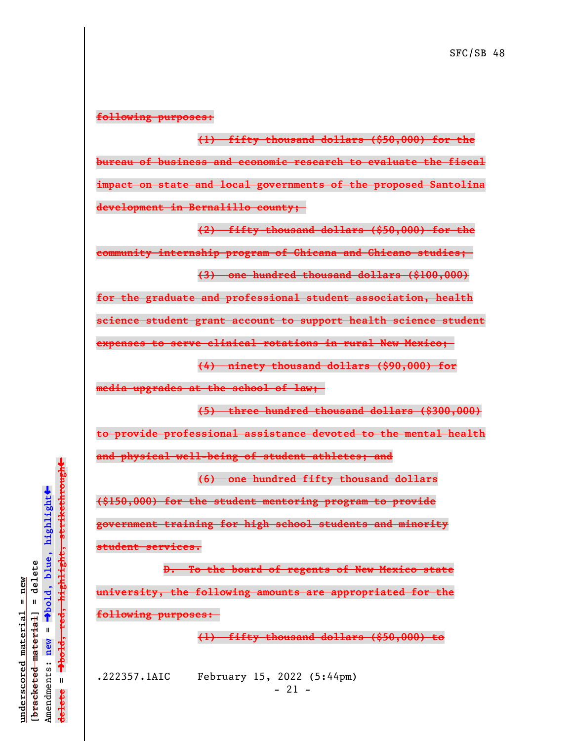~~following purposes:~~

~~(1) fifty thousand dollars ($50,000) for the bureau of business and economic research to evaluate the fiscal impact on state and local governments of the proposed Santolina development in Bernalillo county;~~

~~(2) fifty thousand dollars ($50,000) for the community internship program of Chicana and Chicano studies;~~

~~(3) one hundred thousand dollars ($100,000) for the graduate and professional student association, health science student grant account to support health science student expenses to serve clinical rotations in rural New Mexico;~~

~~(4) ninety thousand dollars ($90,000) for media upgrades at the school of law;~~

~~(5) three hundred thousand dollars ($300,000) to provide professional assistance devoted to the mental health and physical well-being of student athletes; and~~

~~(6) one hundred fifty thousand dollars ($150,000) for the student mentoring program to provide government training for high school students and minority student services.~~

~~D. To the board of regents of New Mexico state university, the following amounts are appropriated for the following purposes:~~

~~(1) fifty thousand dollars ($50,000) to~~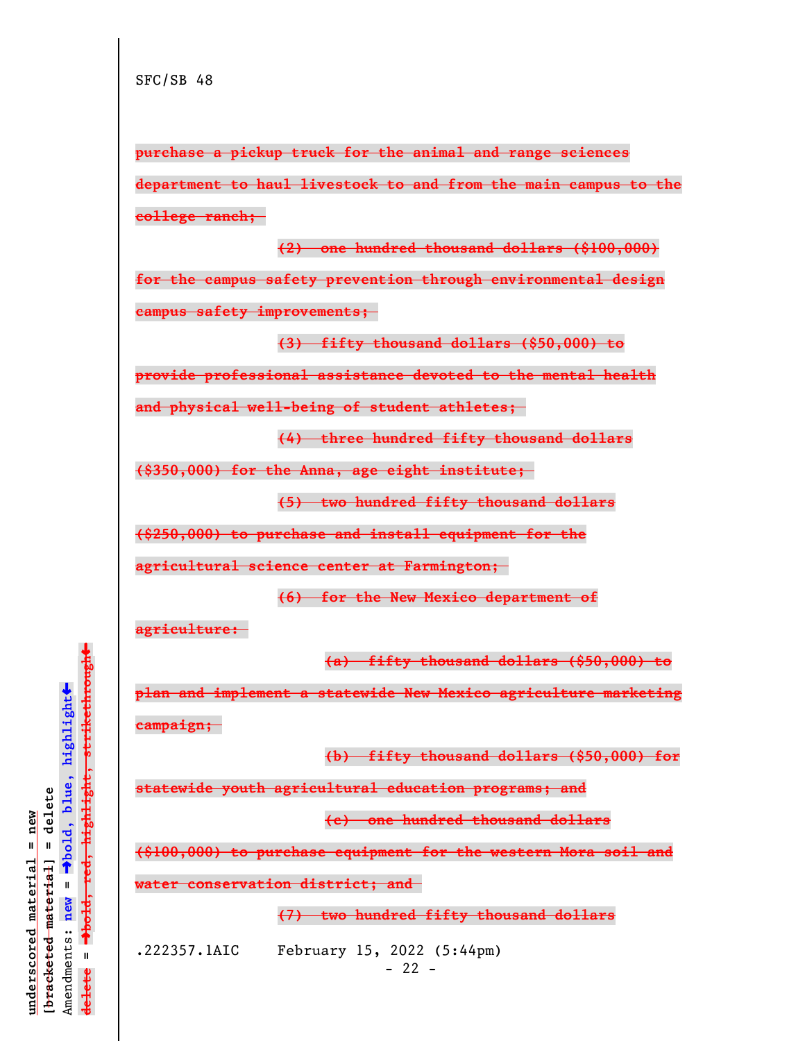SFC/SB 48

~~purchase a pickup truck for the animal and range sciences department to haul livestock to and from the main campus to the college ranch;~~

~~(2) one hundred thousand dollars ($100,000) for the campus safety prevention through environmental design campus safety improvements;~~

~~(3) fifty thousand dollars ($50,000) to provide professional assistance devoted to the mental health and physical well-being of student athletes;~~

~~(4) three hundred fifty thousand dollars ($350,000) for the Anna, age eight institute;~~

~~(5) two hundred fifty thousand dollars ($250,000) to purchase and install equipment for the agricultural science center at Farmington;~~

~~(6) for the New Mexico department of agriculture:~~

~~(a) fifty thousand dollars ($50,000) to plan and implement a statewide New Mexico agriculture marketing campaign;~~

~~(b) fifty thousand dollars ($50,000) for statewide youth agricultural education programs; and~~

~~(c) one hundred thousand dollars ($100,000) to purchase equipment for the western Mora soil and water conservation district; and~~

~~(7) two hundred fifty thousand dollars~~

.222357.1AIC February 15, 2022 (5:44pm)

underscored material = new
[~~bracketed material~~] = delete
Amendments: **new** = →bold, blue, highlight←
~~delete~~ = →bold, red, highlight, strikethrough←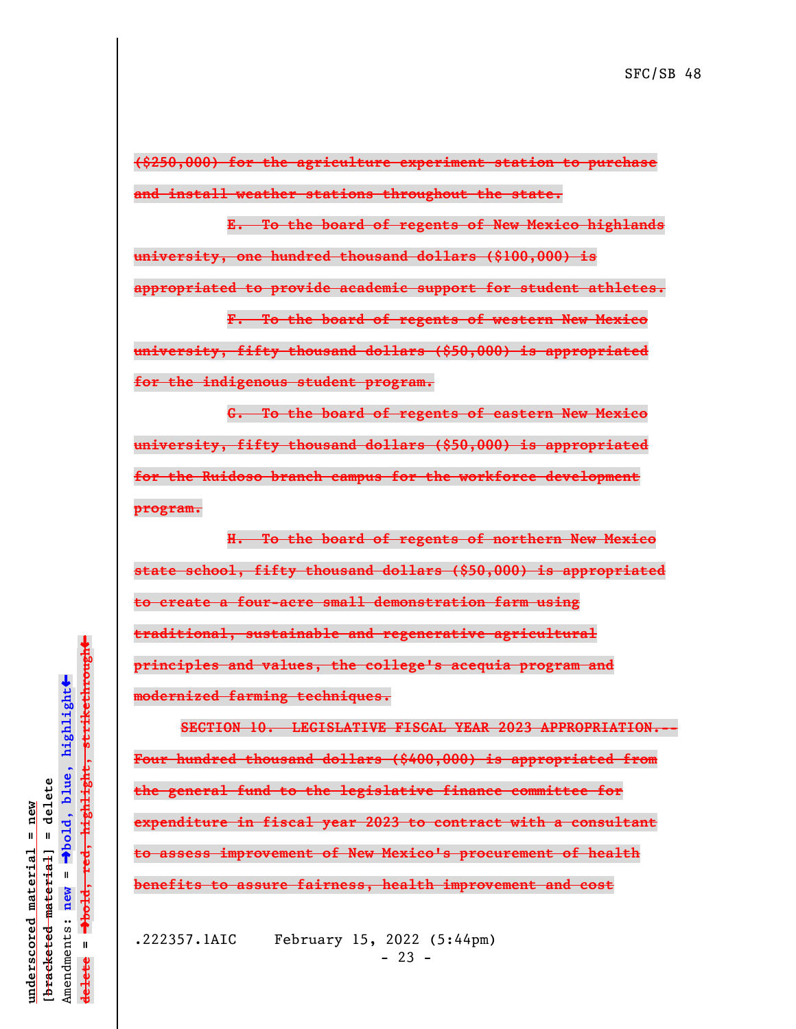~~($250,000) for the agriculture experiment station to purchase and install weather stations throughout the state.~~

~~E. To the board of regents of New Mexico highlands university, one hundred thousand dollars ($100,000) is appropriated to provide academic support for student athletes.~~

~~F. To the board of regents of western New Mexico university, fifty thousand dollars ($50,000) is appropriated for the indigenous student program.~~

~~G. To the board of regents of eastern New Mexico university, fifty thousand dollars ($50,000) is appropriated for the Ruidoso branch campus for the workforce development program.~~

~~H. To the board of regents of northern New Mexico state school, fifty thousand dollars ($50,000) is appropriated to create a four-acre small demonstration farm using traditional, sustainable and regenerative agricultural principles and values, the college's acequia program and modernized farming techniques.~~

~~SECTION 10. LEGISLATIVE FISCAL YEAR 2023 APPROPRIATION.--Four hundred thousand dollars ($400,000) is appropriated from the general fund to the legislative finance committee for expenditure in fiscal year 2023 to contract with a consultant to assess improvement of New Mexico's procurement of health benefits to assure fairness, health improvement and cost~~

.222357.1AIC February 15, 2022 (5:44pm)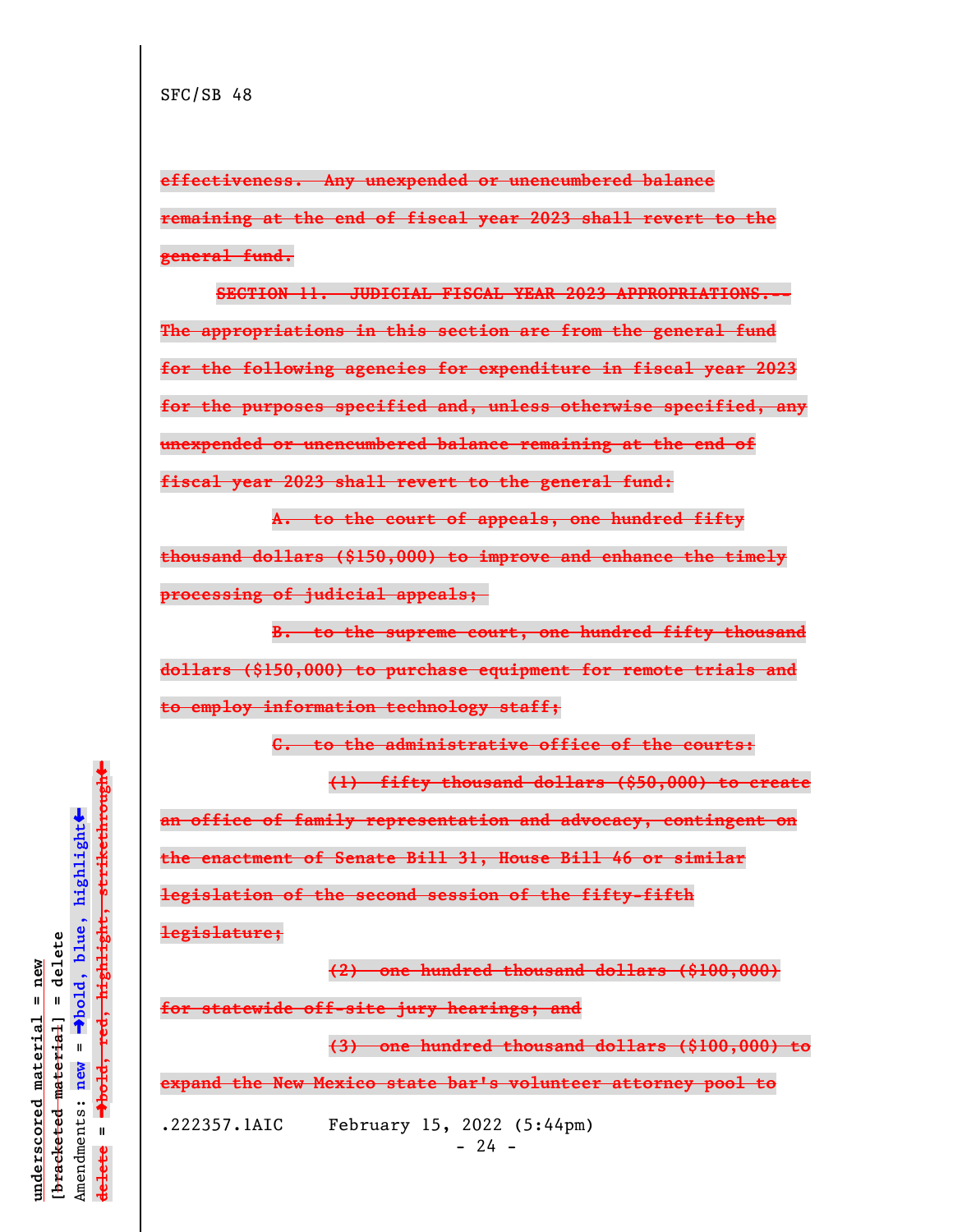~~effectiveness. Any unexpended or unencumbered balance remaining at the end of fiscal year 2023 shall revert to the general fund.~~

~~SECTION 11. JUDICIAL FISCAL YEAR 2023 APPROPRIATIONS.--The appropriations in this section are from the general fund for the following agencies for expenditure in fiscal year 2023 for the purposes specified and, unless otherwise specified, any unexpended or unencumbered balance remaining at the end of fiscal year 2023 shall revert to the general fund:~~

~~A. to the court of appeals, one hundred fifty thousand dollars ($150,000) to improve and enhance the timely processing of judicial appeals;~~

~~B. to the supreme court, one hundred fifty thousand dollars ($150,000) to purchase equipment for remote trials and to employ information technology staff;~~

~~C. to the administrative office of the courts:~~

~~(1) fifty thousand dollars ($50,000) to create an office of family representation and advocacy, contingent on the enactment of Senate Bill 31, House Bill 46 or similar legislation of the second session of the fifty-fifth legislature;~~

~~(2) one hundred thousand dollars ($100,000) for statewide off-site jury hearings; and~~

~~(3) one hundred thousand dollars ($100,000) to expand the New Mexico state bar's volunteer attorney pool to~~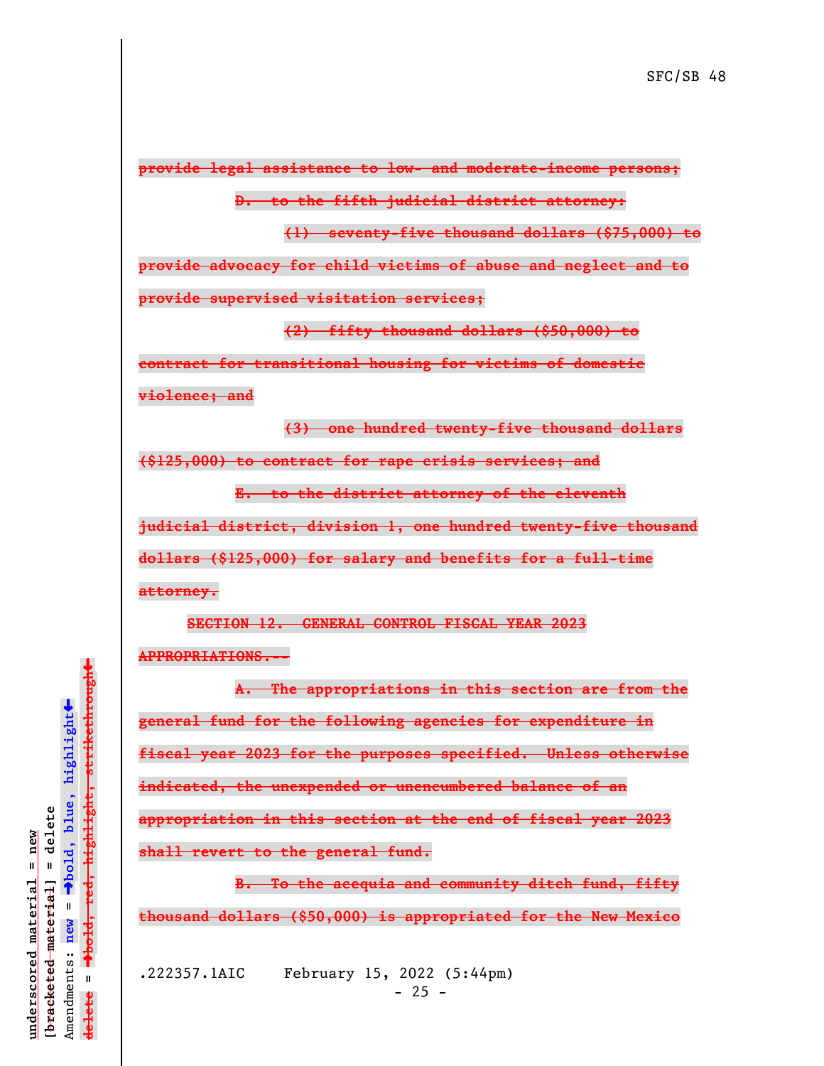~~provide legal assistance to low- and moderate-income persons;~~

~~D. to the fifth judicial district attorney:~~

~~(1) seventy-five thousand dollars ($75,000) to provide advocacy for child victims of abuse and neglect and to provide supervised visitation services;~~

~~(2) fifty thousand dollars ($50,000) to contract for transitional housing for victims of domestic violence; and~~

~~(3) one hundred twenty-five thousand dollars ($125,000) to contract for rape crisis services; and~~

~~E. to the district attorney of the eleventh judicial district, division 1, one hundred twenty-five thousand dollars ($125,000) for salary and benefits for a full-time attorney.~~

~~SECTION 12. GENERAL CONTROL FISCAL YEAR 2023 APPROPRIATIONS.--~~

~~A. The appropriations in this section are from the general fund for the following agencies for expenditure in fiscal year 2023 for the purposes specified. Unless otherwise indicated, the unexpended or unencumbered balance of an appropriation in this section at the end of fiscal year 2023 shall revert to the general fund.~~

~~B. To the acequia and community ditch fund, fifty thousand dollars ($50,000) is appropriated for the New Mexico~~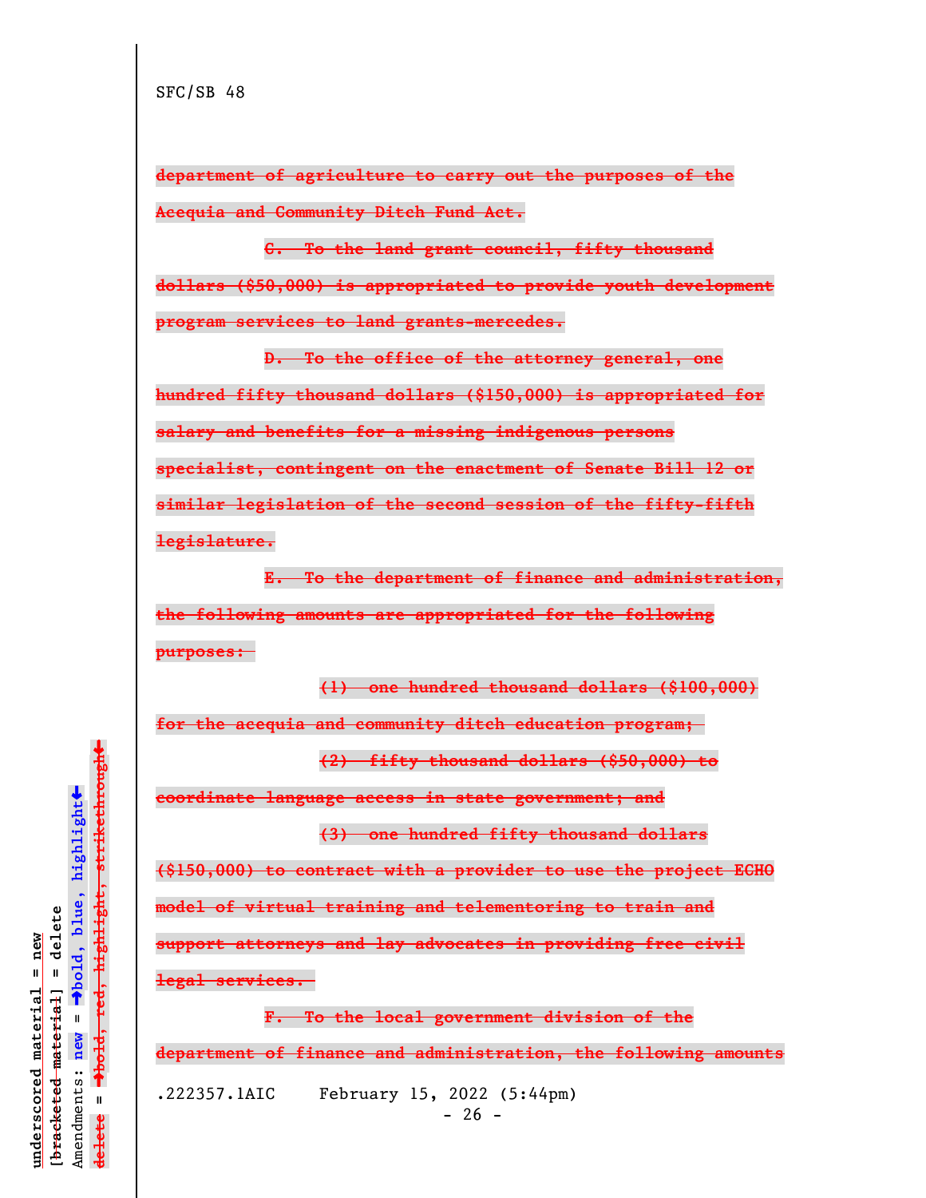SFC/SB 48

~~department of agriculture to carry out the purposes of the Acequia and Community Ditch Fund Act.~~

~~C. To the land grant council, fifty thousand dollars ($50,000) is appropriated to provide youth development program services to land grants-mercedes.~~

~~D. To the office of the attorney general, one hundred fifty thousand dollars ($150,000) is appropriated for salary and benefits for a missing indigenous persons specialist, contingent on the enactment of Senate Bill 12 or similar legislation of the second session of the fifty-fifth legislature.~~

~~E. To the department of finance and administration, the following amounts are appropriated for the following purposes:~~

~~(1) one hundred thousand dollars ($100,000) for the acequia and community ditch education program;~~

~~(2) fifty thousand dollars ($50,000) to coordinate language access in state government; and~~

~~(3) one hundred fifty thousand dollars ($150,000) to contract with a provider to use the project ECHO model of virtual training and telementoring to train and support attorneys and lay advocates in providing free civil legal services.~~

~~F. To the local government division of the department of finance and administration, the following amounts~~

.222357.1AIC February 15, 2022 (5:44pm)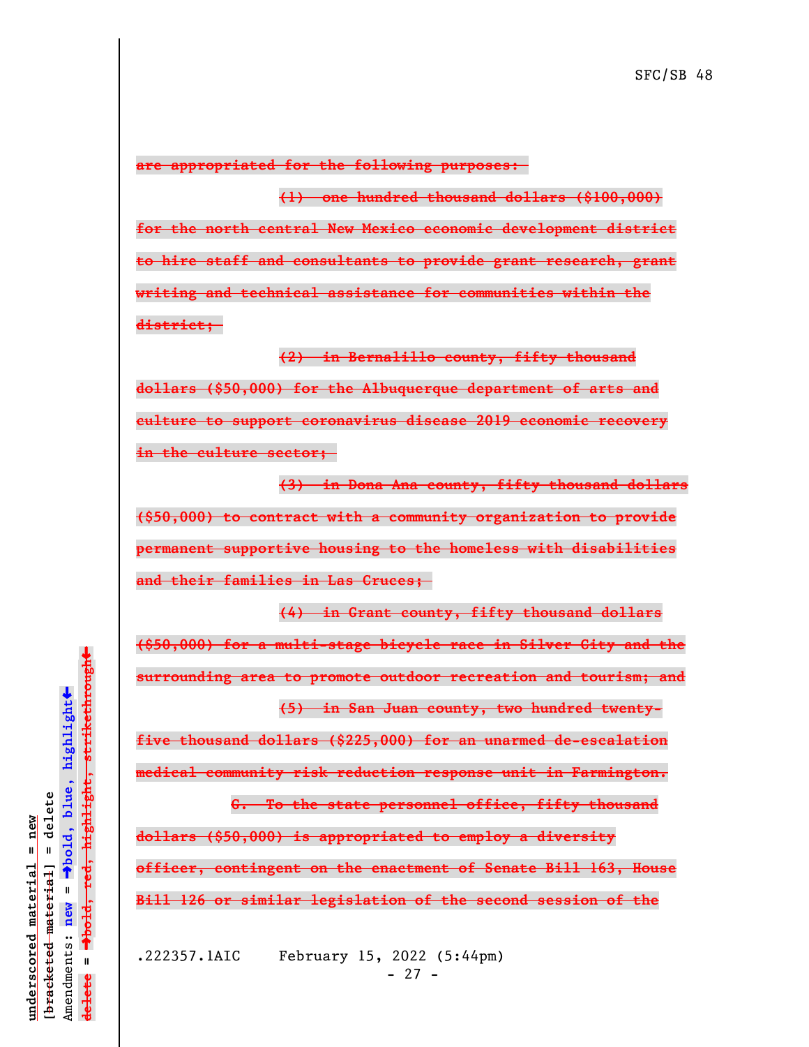~~are appropriated for the following purposes:~~

~~(1) one hundred thousand dollars ($100,000) for the north central New Mexico economic development district to hire staff and consultants to provide grant research, grant writing and technical assistance for communities within the district;~~

~~(2) in Bernalillo county, fifty thousand dollars ($50,000) for the Albuquerque department of arts and culture to support coronavirus disease 2019 economic recovery in the culture sector;~~

~~(3) in Dona Ana county, fifty thousand dollars ($50,000) to contract with a community organization to provide permanent supportive housing to the homeless with disabilities and their families in Las Cruces;~~

~~(4) in Grant county, fifty thousand dollars ($50,000) for a multi-stage bicycle race in Silver City and the surrounding area to promote outdoor recreation and tourism; and~~

~~(5) in San Juan county, two hundred twenty-five thousand dollars ($225,000) for an unarmed de-escalation medical community risk reduction response unit in Farmington.~~

~~G. To the state personnel office, fifty thousand dollars ($50,000) is appropriated to employ a diversity officer, contingent on the enactment of Senate Bill 163, House Bill 126 or similar legislation of the second session of the~~

.222357.1AIC February 15, 2022 (5:44pm)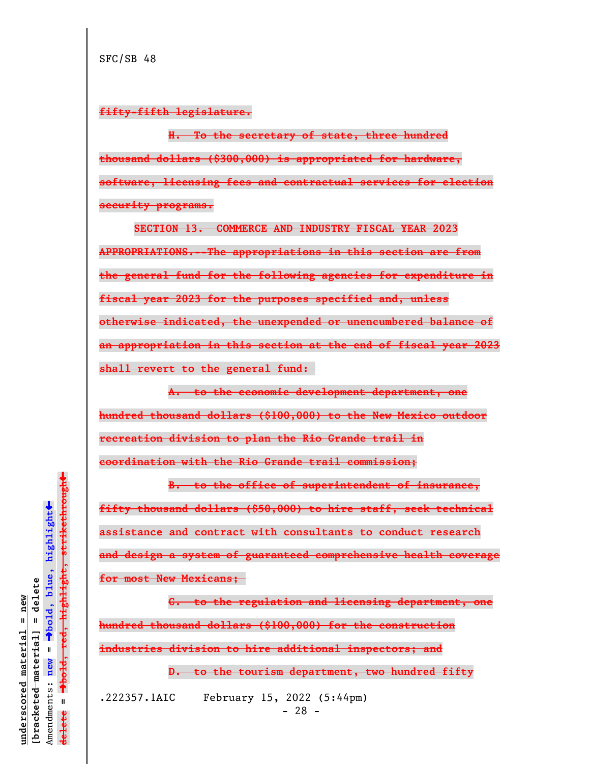SFC/SB 48

~~fifty-fifth legislature.~~

~~H. To the secretary of state, three hundred thousand dollars ($300,000) is appropriated for hardware, software, licensing fees and contractual services for election security programs.~~

~~SECTION 13. COMMERCE AND INDUSTRY FISCAL YEAR 2023 APPROPRIATIONS.--The appropriations in this section are from the general fund for the following agencies for expenditure in fiscal year 2023 for the purposes specified and, unless otherwise indicated, the unexpended or unencumbered balance of an appropriation in this section at the end of fiscal year 2023 shall revert to the general fund:~~

~~A. to the economic development department, one hundred thousand dollars ($100,000) to the New Mexico outdoor recreation division to plan the Rio Grande trail in coordination with the Rio Grande trail commission;~~

~~B. to the office of superintendent of insurance, fifty thousand dollars ($50,000) to hire staff, seek technical assistance and contract with consultants to conduct research and design a system of guaranteed comprehensive health coverage for most New Mexicans;~~

~~C. to the regulation and licensing department, one hundred thousand dollars ($100,000) for the construction industries division to hire additional inspectors; and~~

~~D. to the tourism department, two hundred fifty~~

.222357.1AIC February 15, 2022 (5:44pm)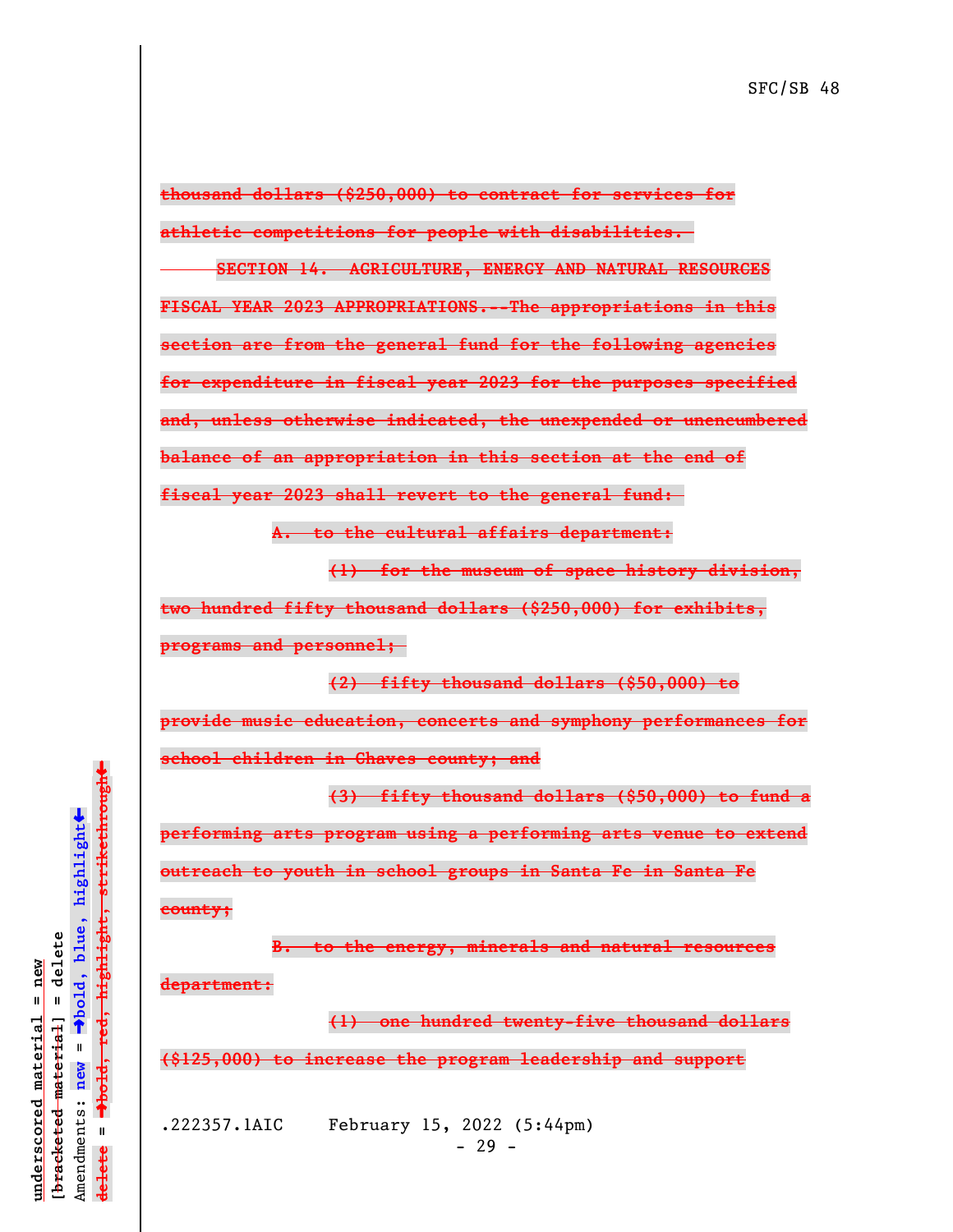~~thousand dollars ($250,000) to contract for services for athletic competitions for people with disabilities.~~

~~SECTION 14. AGRICULTURE, ENERGY AND NATURAL RESOURCES FISCAL YEAR 2023 APPROPRIATIONS.--The appropriations in this section are from the general fund for the following agencies for expenditure in fiscal year 2023 for the purposes specified and, unless otherwise indicated, the unexpended or unencumbered balance of an appropriation in this section at the end of fiscal year 2023 shall revert to the general fund:~~

~~A. to the cultural affairs department:~~

~~(1) for the museum of space history division, two hundred fifty thousand dollars ($250,000) for exhibits, programs and personnel;~~

~~(2) fifty thousand dollars ($50,000) to provide music education, concerts and symphony performances for school children in Chaves county; and~~

~~(3) fifty thousand dollars ($50,000) to fund a performing arts program using a performing arts venue to extend outreach to youth in school groups in Santa Fe in Santa Fe county;~~

~~B. to the energy, minerals and natural resources department:~~

~~(1) one hundred twenty-five thousand dollars ($125,000) to increase the program leadership and support~~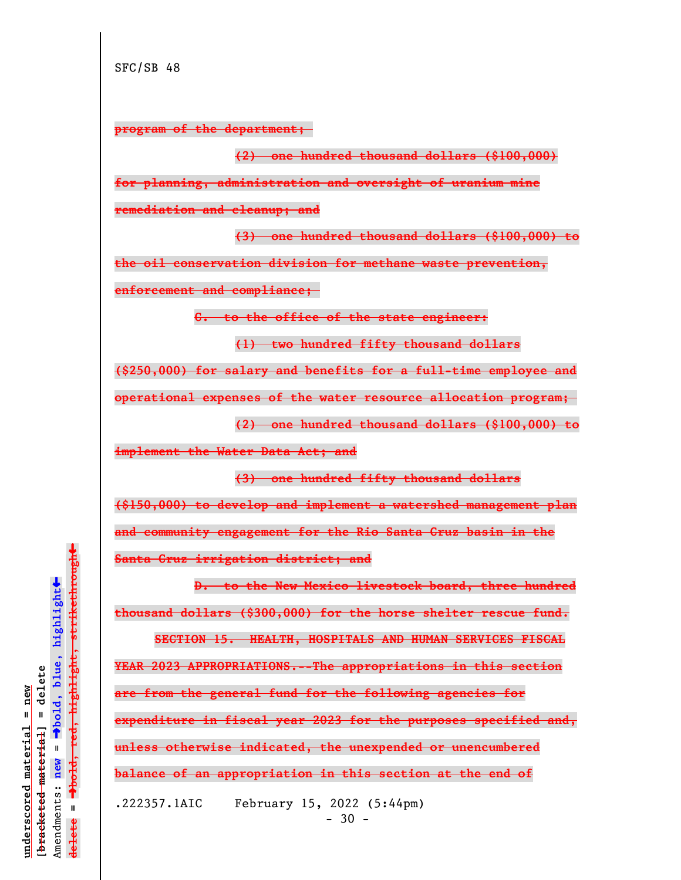SFC/SB 48

~~program of the department;~~

~~(2) one hundred thousand dollars ($100,000) for planning, administration and oversight of uranium mine remediation and cleanup; and~~

~~(3) one hundred thousand dollars ($100,000) to the oil conservation division for methane waste prevention, enforcement and compliance;~~

~~C. to the office of the state engineer:~~

~~(1) two hundred fifty thousand dollars ($250,000) for salary and benefits for a full-time employee and operational expenses of the water resource allocation program;~~

~~(2) one hundred thousand dollars ($100,000) to implement the Water Data Act; and~~

~~(3) one hundred fifty thousand dollars ($150,000) to develop and implement a watershed management plan and community engagement for the Rio Santa Cruz basin in the Santa Cruz irrigation district; and~~

~~D. to the New Mexico livestock board, three hundred thousand dollars ($300,000) for the horse shelter rescue fund.~~

~~SECTION 15. HEALTH, HOSPITALS AND HUMAN SERVICES FISCAL YEAR 2023 APPROPRIATIONS.--The appropriations in this section are from the general fund for the following agencies for expenditure in fiscal year 2023 for the purposes specified and, unless otherwise indicated, the unexpended or unencumbered balance of an appropriation in this section at the end of~~

.222357.1AIC February 15, 2022 (5:44pm)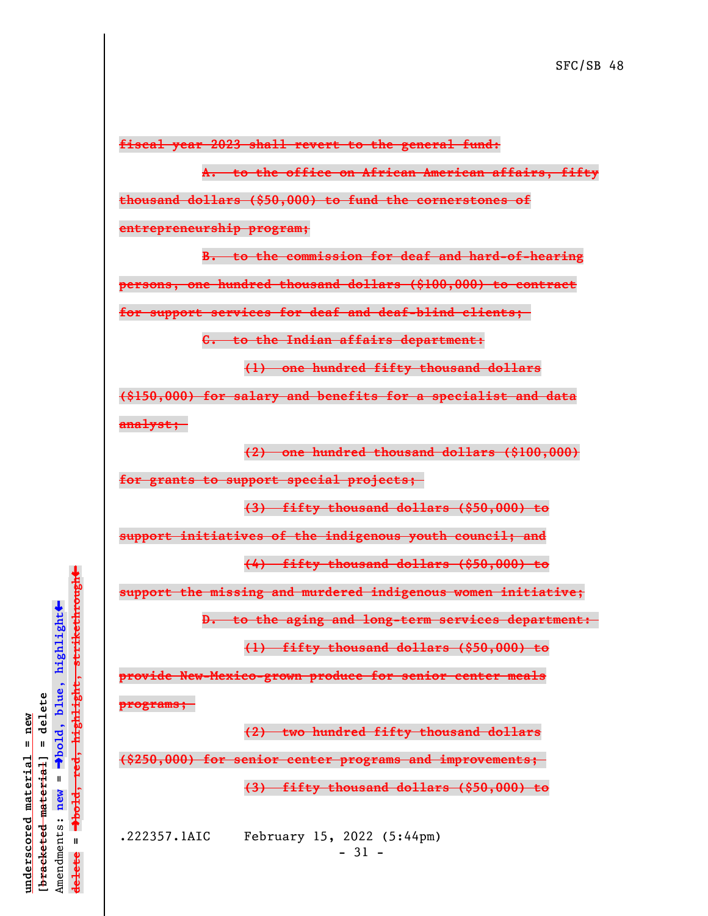~~fiscal year 2023 shall revert to the general fund:~~

~~A. to the office on African American affairs, fifty thousand dollars ($50,000) to fund the cornerstones of entrepreneurship program;~~

~~B. to the commission for deaf and hard-of-hearing persons, one hundred thousand dollars ($100,000) to contract for support services for deaf and deaf-blind clients;~~

~~C. to the Indian affairs department:~~

~~(1) one hundred fifty thousand dollars ($150,000) for salary and benefits for a specialist and data analyst;~~

~~(2) one hundred thousand dollars ($100,000) for grants to support special projects;~~

~~(3) fifty thousand dollars ($50,000) to support initiatives of the indigenous youth council; and~~

~~(4) fifty thousand dollars ($50,000) to support the missing and murdered indigenous women initiative;~~

~~D. to the aging and long-term services department:~~

~~(1) fifty thousand dollars ($50,000) to provide New-Mexico-grown produce for senior center meals programs;~~

~~(2) two hundred fifty thousand dollars ($250,000) for senior center programs and improvements;~~

~~(3) fifty thousand dollars ($50,000) to~~

.222357.1AIC February 15, 2022 (5:44pm)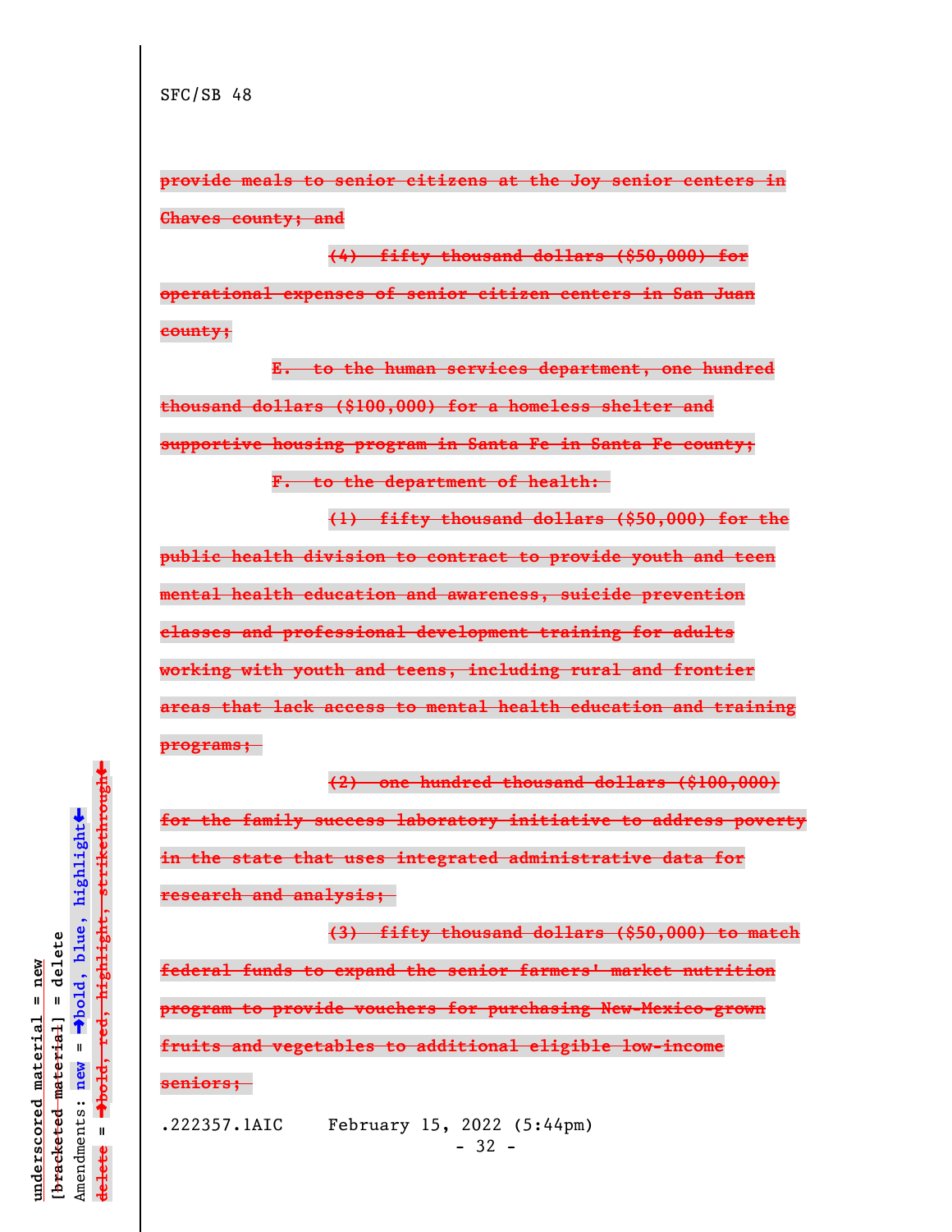SFC/SB 48

~~provide meals to senior citizens at the Joy senior centers in Chaves county; and~~

~~(4) fifty thousand dollars ($50,000) for operational expenses of senior citizen centers in San Juan county;~~

~~E. to the human services department, one hundred thousand dollars ($100,000) for a homeless shelter and supportive housing program in Santa Fe in Santa Fe county;~~

~~F. to the department of health:~~

~~(1) fifty thousand dollars ($50,000) for the public health division to contract to provide youth and teen mental health education and awareness, suicide prevention classes and professional development training for adults working with youth and teens, including rural and frontier areas that lack access to mental health education and training programs;~~

~~(2) one hundred thousand dollars ($100,000) for the family success laboratory initiative to address poverty in the state that uses integrated administrative data for research and analysis;~~

~~(3) fifty thousand dollars ($50,000) to match federal funds to expand the senior farmers' market nutrition program to provide vouchers for purchasing New-Mexico-grown fruits and vegetables to additional eligible low-income seniors;~~

.222357.1AIC February 15, 2022 (5:44pm)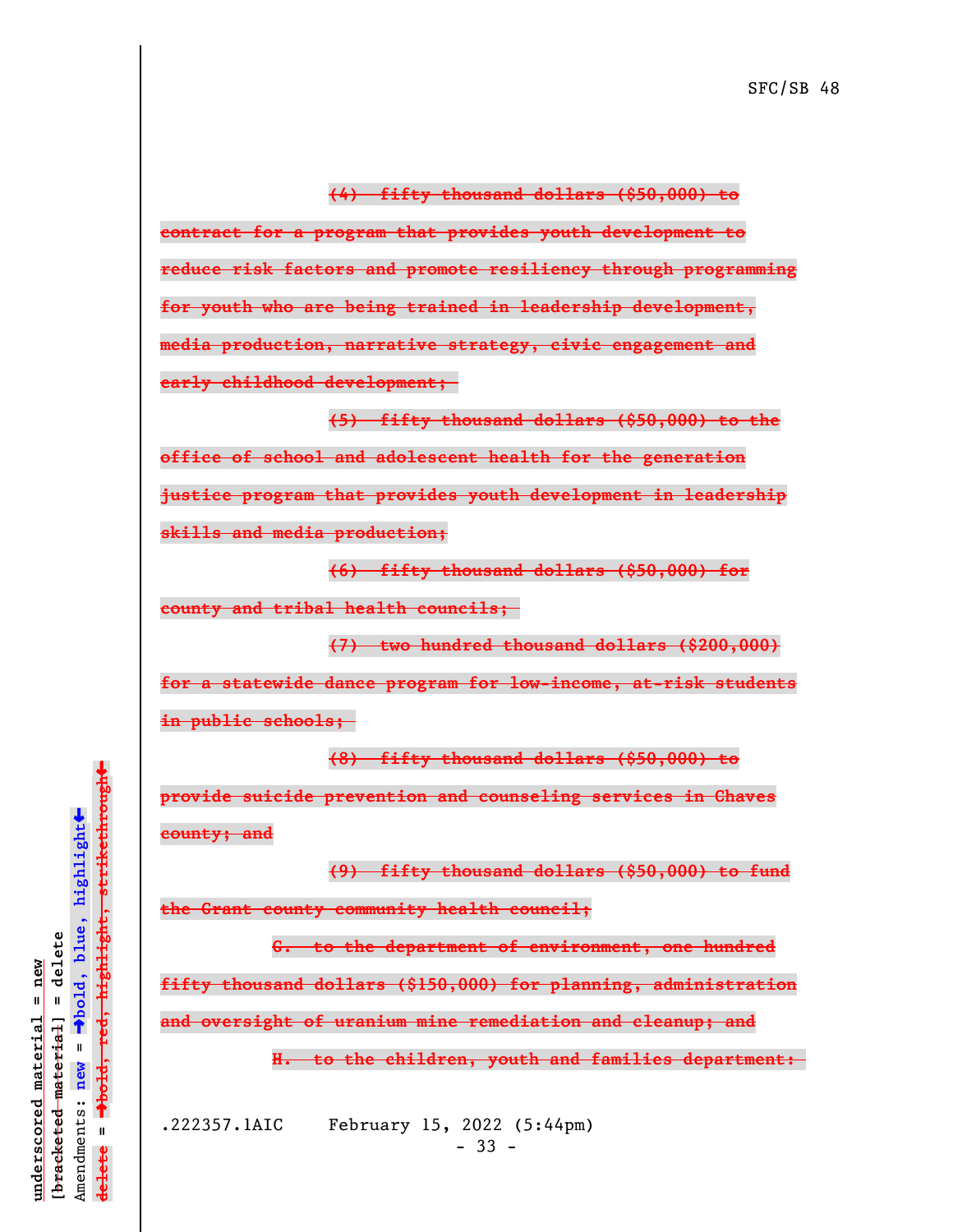~~(4) fifty thousand dollars ($50,000) to contract for a program that provides youth development to reduce risk factors and promote resiliency through programming for youth who are being trained in leadership development, media production, narrative strategy, civic engagement and early childhood development;~~

~~(5) fifty thousand dollars ($50,000) to the office of school and adolescent health for the generation justice program that provides youth development in leadership skills and media production;~~

~~(6) fifty thousand dollars ($50,000) for county and tribal health councils;~~

~~(7) two hundred thousand dollars ($200,000) for a statewide dance program for low-income, at-risk students in public schools;~~

~~(8) fifty thousand dollars ($50,000) to provide suicide prevention and counseling services in Chaves county; and~~

~~(9) fifty thousand dollars ($50,000) to fund the Grant county community health council;~~

~~G. to the department of environment, one hundred fifty thousand dollars ($150,000) for planning, administration and oversight of uranium mine remediation and cleanup; and~~

~~H. to the children, youth and families department:~~

underscored material = new
[bracketed material] = delete
Amendments: new = →bold, blue, highlight←
delete = →bold, red, highlight, strikethrough←

.222357.1AIC February 15, 2022 (5:44pm)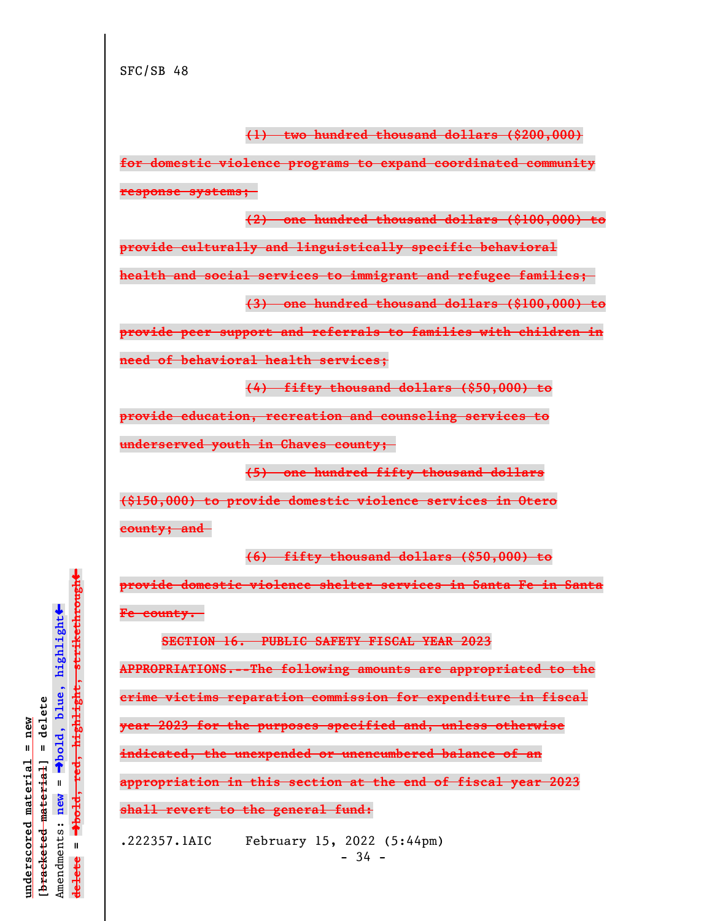SFC/SB 48

~~(1) two hundred thousand dollars ($200,000) for domestic violence programs to expand coordinated community response systems;~~

~~(2) one hundred thousand dollars ($100,000) to provide culturally and linguistically specific behavioral health and social services to immigrant and refugee families;~~

~~(3) one hundred thousand dollars ($100,000) to provide peer support and referrals to families with children in need of behavioral health services;~~

~~(4) fifty thousand dollars ($50,000) to provide education, recreation and counseling services to underserved youth in Chaves county;~~

~~(5) one hundred fifty thousand dollars ($150,000) to provide domestic violence services in Otero county; and~~

~~(6) fifty thousand dollars ($50,000) to provide domestic violence shelter services in Santa Fe in Santa Fe county.~~

~~SECTION 16. PUBLIC SAFETY FISCAL YEAR 2023 APPROPRIATIONS.--The following amounts are appropriated to the crime victims reparation commission for expenditure in fiscal year 2023 for the purposes specified and, unless otherwise indicated, the unexpended or unencumbered balance of an appropriation in this section at the end of fiscal year 2023 shall revert to the general fund:~~

.222357.1AIC February 15, 2022 (5:44pm)

underscored material = new
[bracketed material] = delete
Amendments: new = →bold, blue, highlight←
delete = →bold, red, highlight, strikethrough←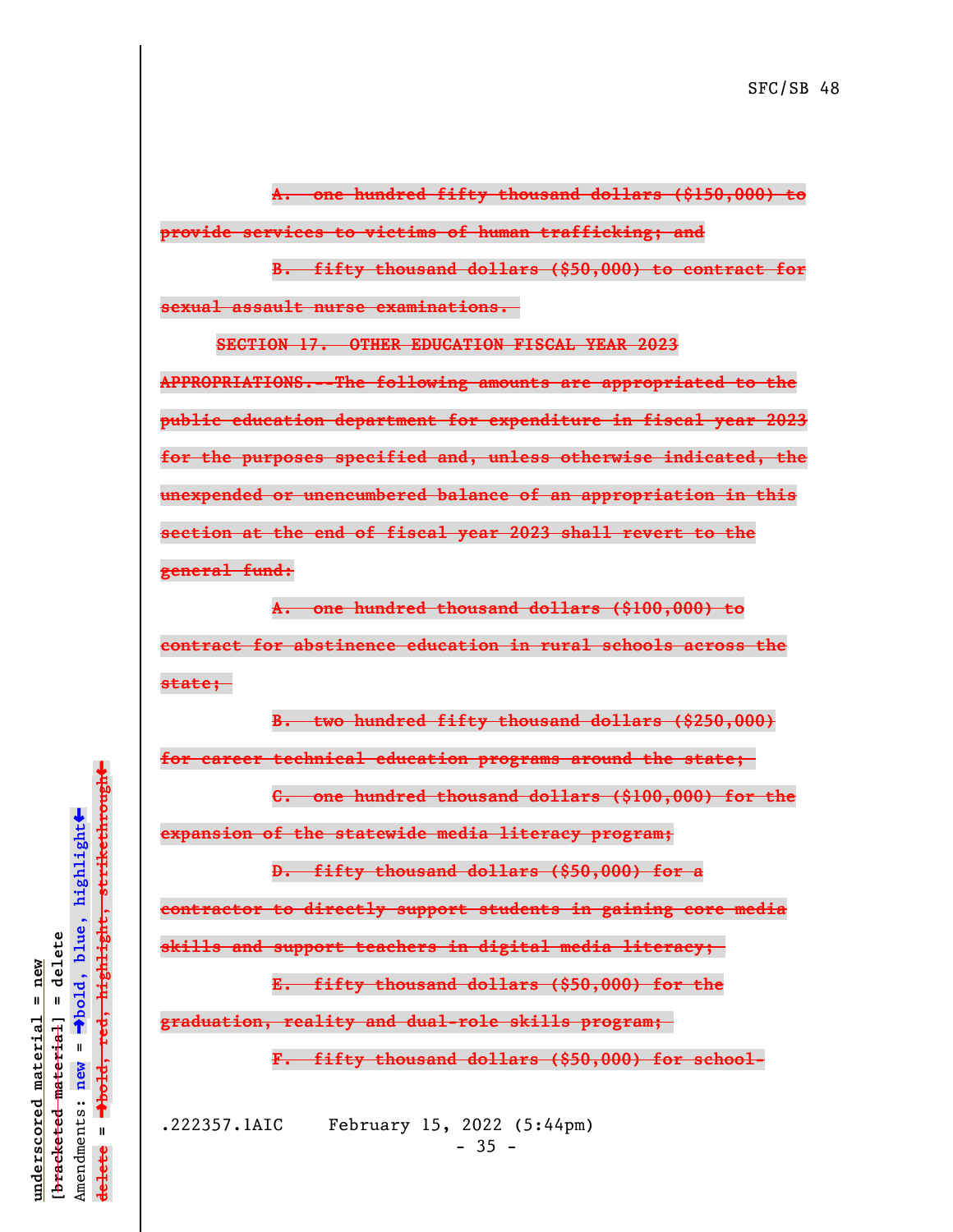~~A. one hundred fifty thousand dollars ($150,000) to provide services to victims of human trafficking; and~~

~~B. fifty thousand dollars ($50,000) to contract for sexual assault nurse examinations.~~

~~SECTION 17. OTHER EDUCATION FISCAL YEAR 2023 APPROPRIATIONS.--The following amounts are appropriated to the public education department for expenditure in fiscal year 2023 for the purposes specified and, unless otherwise indicated, the unexpended or unencumbered balance of an appropriation in this section at the end of fiscal year 2023 shall revert to the general fund:~~

~~A. one hundred thousand dollars ($100,000) to contract for abstinence education in rural schools across the state;~~

~~B. two hundred fifty thousand dollars ($250,000) for career technical education programs around the state;~~

~~C. one hundred thousand dollars ($100,000) for the expansion of the statewide media literacy program;~~

~~D. fifty thousand dollars ($50,000) for a contractor to directly support students in gaining core media skills and support teachers in digital media literacy;~~

~~E. fifty thousand dollars ($50,000) for the graduation, reality and dual-role skills program;~~

~~F. fifty thousand dollars ($50,000) for school-~~

.222357.1AIC February 15, 2022 (5:44pm)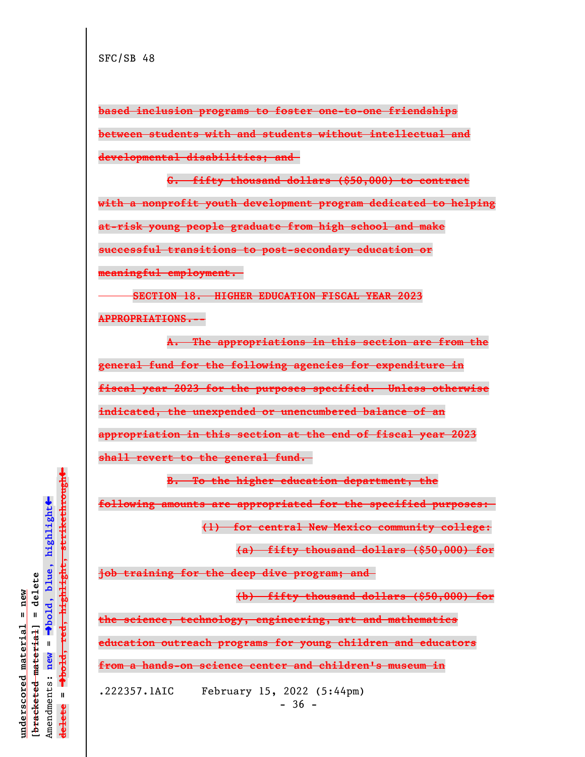SFC/SB 48

~~based inclusion programs to foster one-to-one friendships between students with and students without intellectual and developmental disabilities; and~~

~~C. fifty thousand dollars ($50,000) to contract with a nonprofit youth development program dedicated to helping at-risk young people graduate from high school and make successful transitions to post-secondary education or meaningful employment.~~

~~SECTION 18. HIGHER EDUCATION FISCAL YEAR 2023 APPROPRIATIONS.--~~

~~A. The appropriations in this section are from the general fund for the following agencies for expenditure in fiscal year 2023 for the purposes specified. Unless otherwise indicated, the unexpended or unencumbered balance of an appropriation in this section at the end of fiscal year 2023 shall revert to the general fund.~~

~~B. To the higher education department, the following amounts are appropriated for the specified purposes:~~

~~(1) for central New Mexico community college:~~

~~(a) fifty thousand dollars ($50,000) for job training for the deep dive program; and~~

~~(b) fifty thousand dollars ($50,000) for the science, technology, engineering, art and mathematics education outreach programs for young children and educators from a hands-on science center and children's museum in~~

.222357.1AIC February 15, 2022 (5:44pm)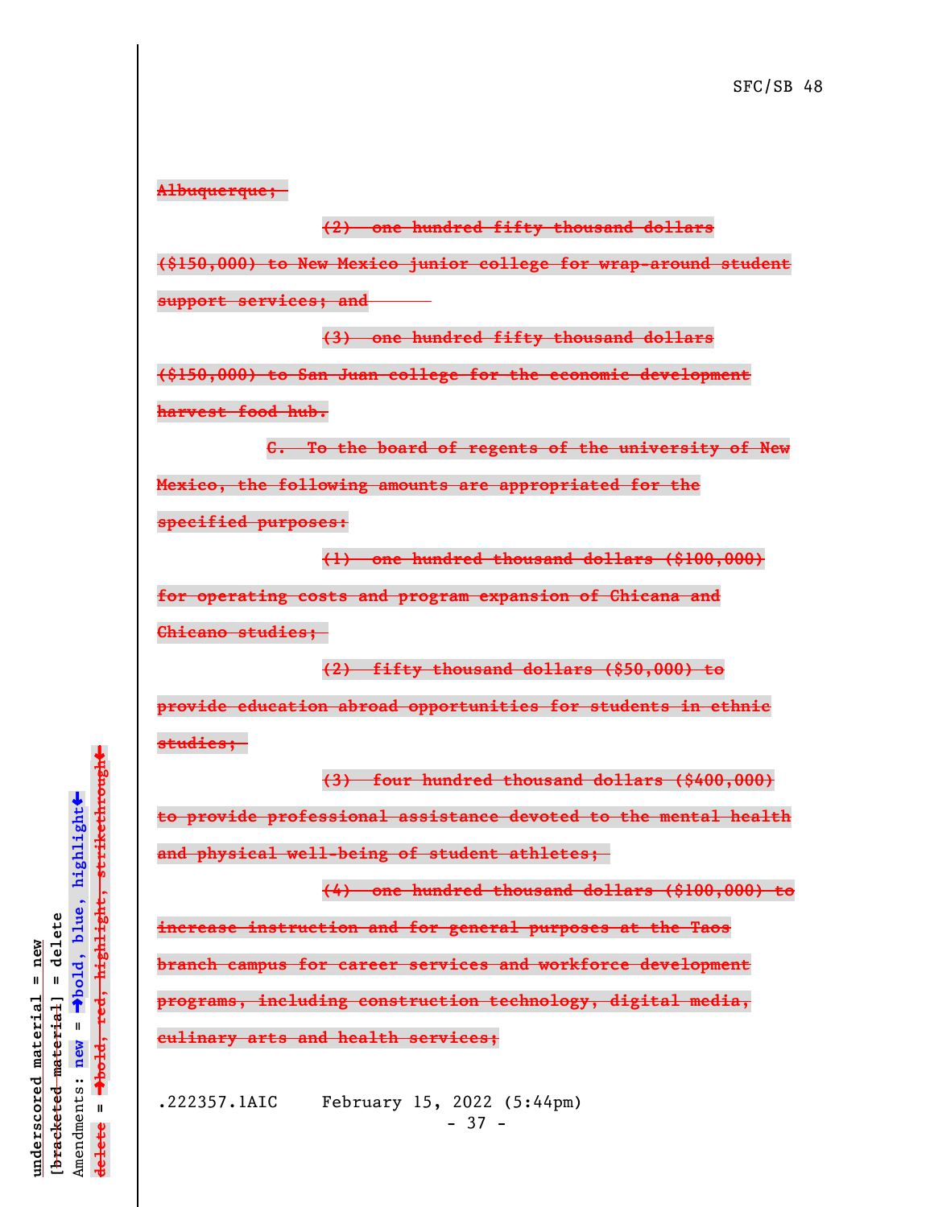~~Albuquerque;~~

~~(2) one hundred fifty thousand dollars ($150,000) to New Mexico junior college for wrap-around student support services; and~~

~~(3) one hundred fifty thousand dollars ($150,000) to San Juan college for the economic development harvest food hub.~~

~~C. To the board of regents of the university of New Mexico, the following amounts are appropriated for the specified purposes:~~

~~(1) one hundred thousand dollars ($100,000) for operating costs and program expansion of Chicana and Chicano studies;~~

~~(2) fifty thousand dollars ($50,000) to provide education abroad opportunities for students in ethnic studies;~~

~~(3) four hundred thousand dollars ($400,000) to provide professional assistance devoted to the mental health and physical well-being of student athletes;~~

~~(4) one hundred thousand dollars ($100,000) to increase instruction and for general purposes at the Taos branch campus for career services and workforce development programs, including construction technology, digital media, culinary arts and health services;~~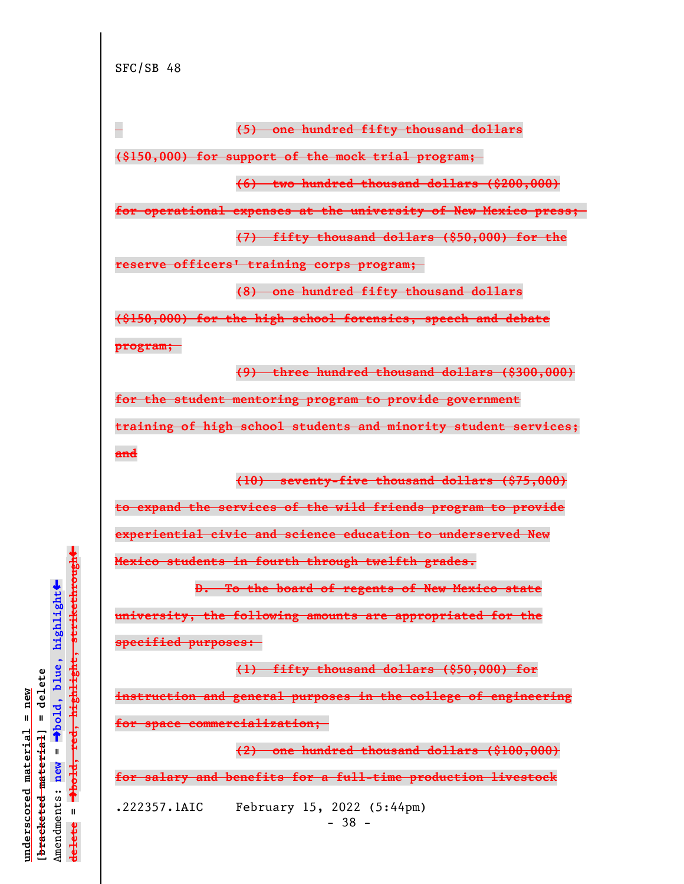SFC/SB 48

~~(5) one hundred fifty thousand dollars ($150,000) for support of the mock trial program;~~

~~(6) two hundred thousand dollars ($200,000) for operational expenses at the university of New Mexico press;~~

~~(7) fifty thousand dollars ($50,000) for the reserve officers' training corps program;~~

~~(8) one hundred fifty thousand dollars ($150,000) for the high school forensics, speech and debate program;~~

~~(9) three hundred thousand dollars ($300,000) for the student mentoring program to provide government training of high school students and minority student services; and~~

~~(10) seventy-five thousand dollars ($75,000) to expand the services of the wild friends program to provide experiential civic and science education to underserved New Mexico students in fourth through twelfth grades.~~

~~D. To the board of regents of New Mexico state university, the following amounts are appropriated for the specified purposes:~~

~~(1) fifty thousand dollars ($50,000) for instruction and general purposes in the college of engineering for space commercialization;~~

~~(2) one hundred thousand dollars ($100,000) for salary and benefits for a full-time production livestock~~

.222357.1AIC February 15, 2022 (5:44pm)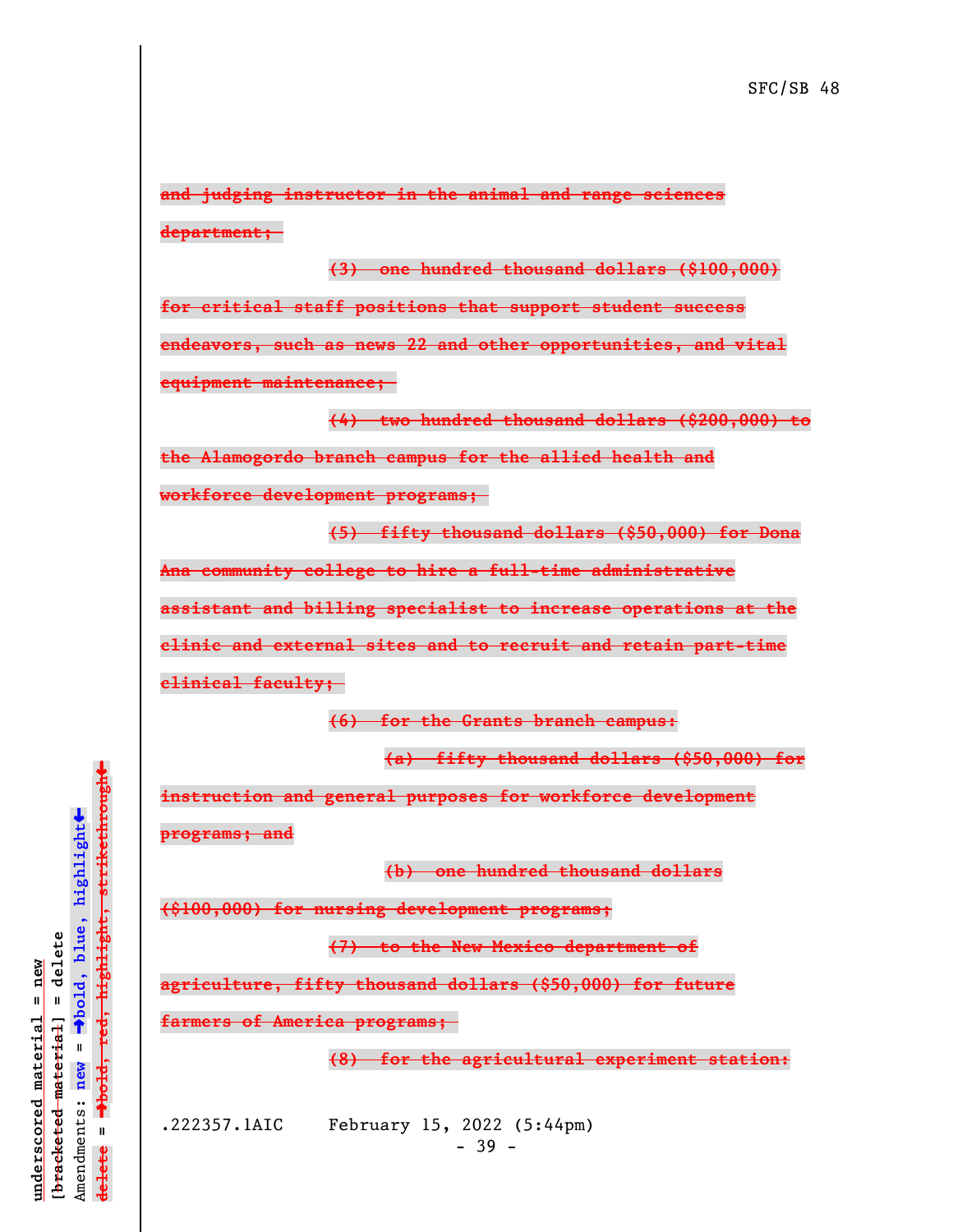~~and judging instructor in the animal and range sciences department;~~

~~(3) one hundred thousand dollars ($100,000) for critical staff positions that support student success endeavors, such as news 22 and other opportunities, and vital equipment maintenance;~~

~~(4) two hundred thousand dollars ($200,000) to the Alamogordo branch campus for the allied health and workforce development programs;~~

~~(5) fifty thousand dollars ($50,000) for Dona Ana community college to hire a full-time administrative assistant and billing specialist to increase operations at the clinic and external sites and to recruit and retain part-time clinical faculty;~~

~~(6) for the Grants branch campus:~~

~~(a) fifty thousand dollars ($50,000) for instruction and general purposes for workforce development programs; and~~

~~(b) one hundred thousand dollars ($100,000) for nursing development programs;~~

~~(7) to the New Mexico department of agriculture, fifty thousand dollars ($50,000) for future farmers of America programs;~~

~~(8) for the agricultural experiment station:~~

.222357.1AIC February 15, 2022 (5:44pm)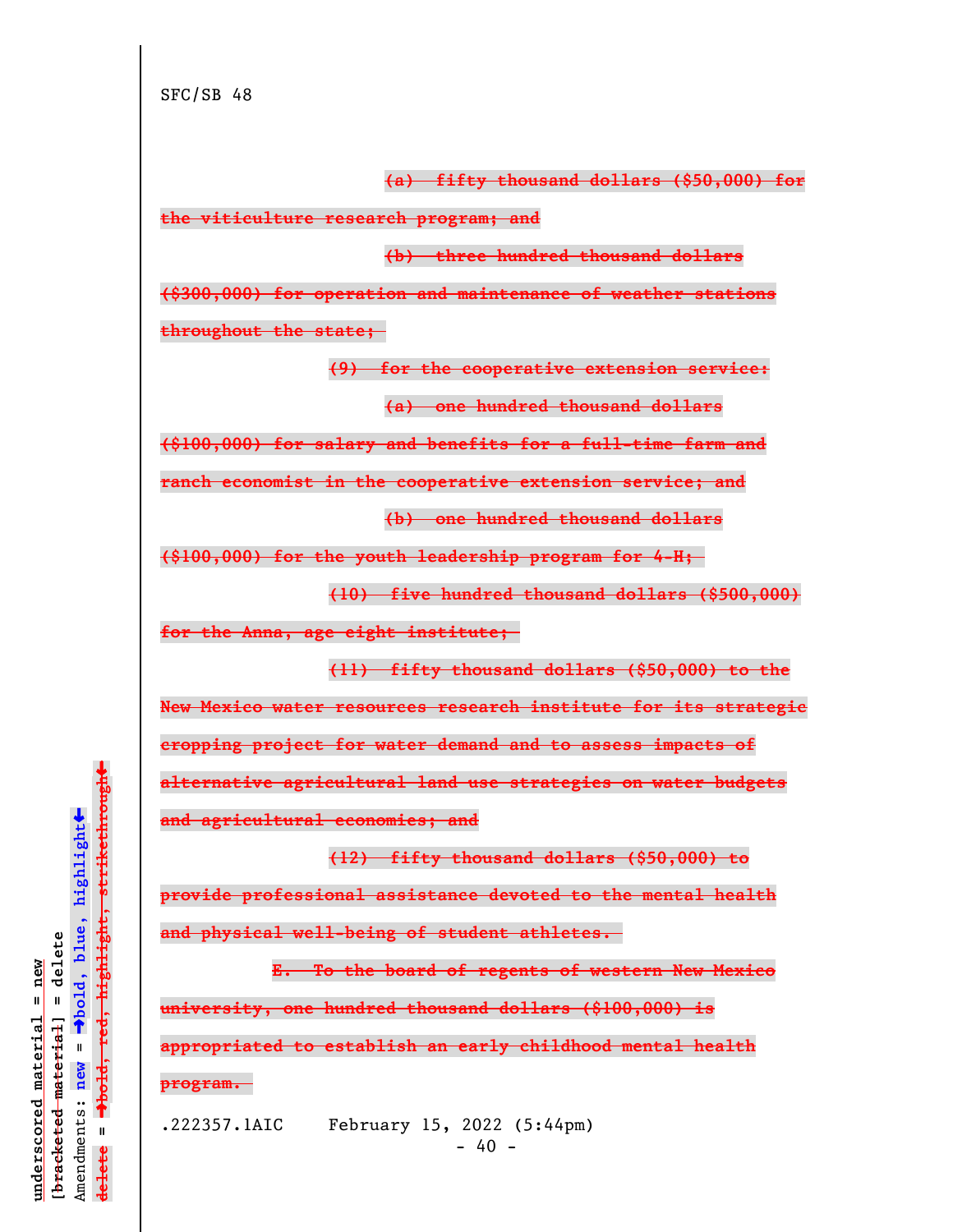SFC/SB 48

~~(a) fifty thousand dollars ($50,000) for the viticulture research program; and~~

~~(b) three hundred thousand dollars ($300,000) for operation and maintenance of weather stations throughout the state;~~

~~(9) for the cooperative extension service:~~

~~(a) one hundred thousand dollars ($100,000) for salary and benefits for a full-time farm and ranch economist in the cooperative extension service; and~~

~~(b) one hundred thousand dollars ($100,000) for the youth leadership program for 4-H;~~

~~(10) five hundred thousand dollars ($500,000) for the Anna, age eight institute;~~

~~(11) fifty thousand dollars ($50,000) to the New Mexico water resources research institute for its strategic cropping project for water demand and to assess impacts of alternative agricultural land use strategies on water budgets and agricultural economies; and~~

~~(12) fifty thousand dollars ($50,000) to provide professional assistance devoted to the mental health and physical well-being of student athletes.~~

~~E. To the board of regents of western New Mexico university, one hundred thousand dollars ($100,000) is appropriated to establish an early childhood mental health program.~~

.222357.1AIC February 15, 2022 (5:44pm)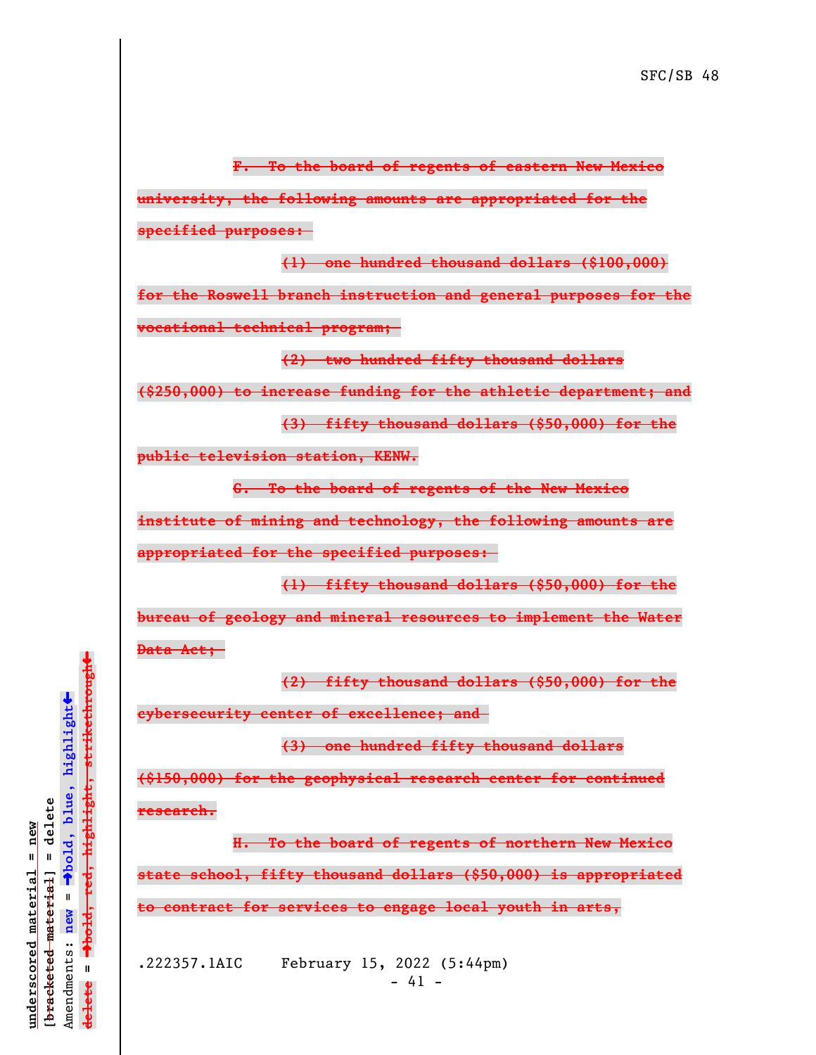~~F. To the board of regents of eastern New Mexico university, the following amounts are appropriated for the specified purposes:~~

~~(1) one hundred thousand dollars ($100,000) for the Roswell branch instruction and general purposes for the vocational technical program;~~

~~(2) two hundred fifty thousand dollars ($250,000) to increase funding for the athletic department; and~~

~~(3) fifty thousand dollars ($50,000) for the public television station, KENW.~~

~~G. To the board of regents of the New Mexico institute of mining and technology, the following amounts are appropriated for the specified purposes:~~

~~(1) fifty thousand dollars ($50,000) for the bureau of geology and mineral resources to implement the Water Data Act;~~

~~(2) fifty thousand dollars ($50,000) for the cybersecurity center of excellence; and~~

~~(3) one hundred fifty thousand dollars ($150,000) for the geophysical research center for continued research.~~

~~H. To the board of regents of northern New Mexico state school, fifty thousand dollars ($50,000) is appropriated to contract for services to engage local youth in arts,~~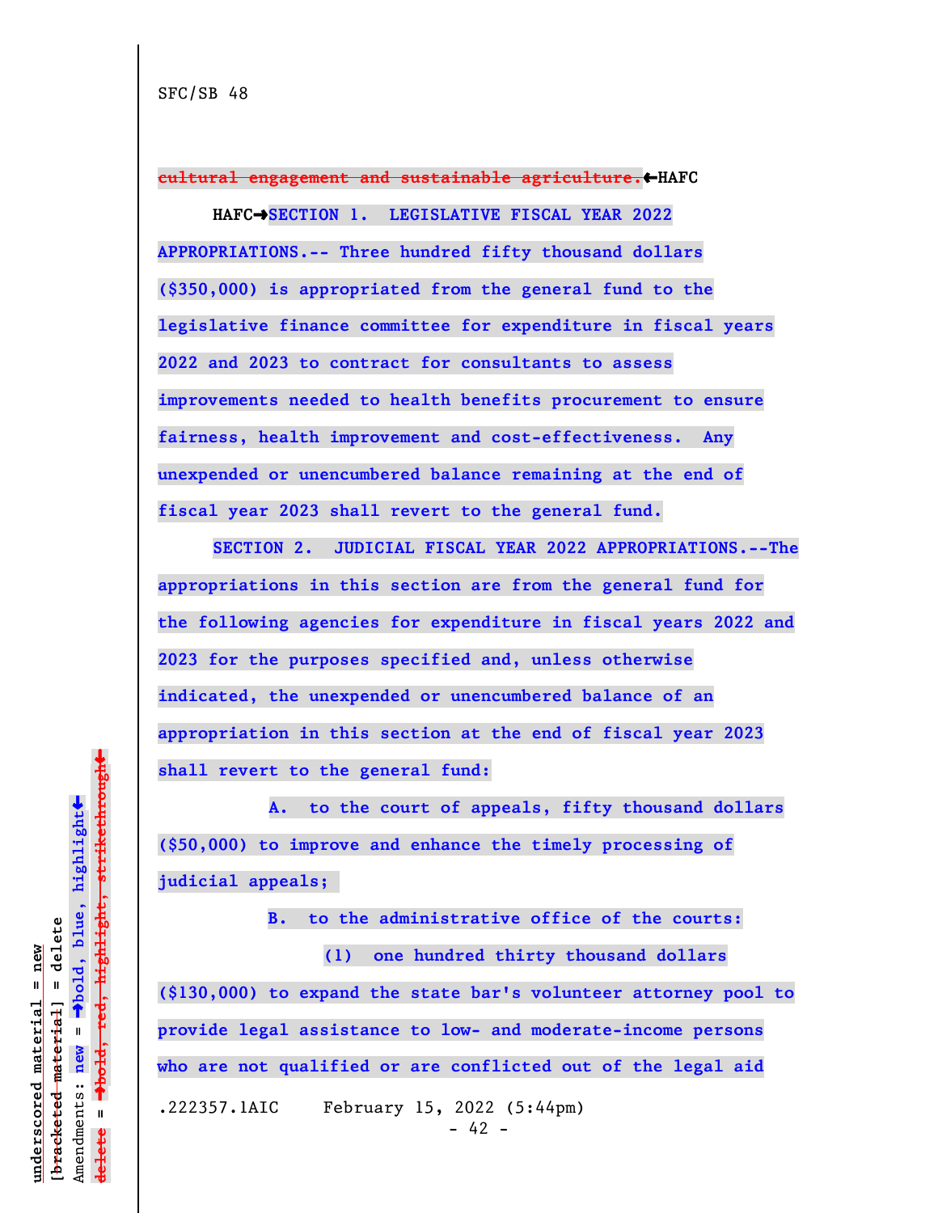SFC/SB 48

~~cultural engagement and sustainable agriculture.~~←HAFC

HAFC→**SECTION 1. LEGISLATIVE FISCAL YEAR 2022 APPROPRIATIONS.-- Three hundred fifty thousand dollars ($350,000) is appropriated from the general fund to the legislative finance committee for expenditure in fiscal years 2022 and 2023 to contract for consultants to assess improvements needed to health benefits procurement to ensure fairness, health improvement and cost-effectiveness. Any unexpended or unencumbered balance remaining at the end of fiscal year 2023 shall revert to the general fund.**

**SECTION 2. JUDICIAL FISCAL YEAR 2022 APPROPRIATIONS.--The appropriations in this section are from the general fund for the following agencies for expenditure in fiscal years 2022 and 2023 for the purposes specified and, unless otherwise indicated, the unexpended or unencumbered balance of an appropriation in this section at the end of fiscal year 2023 shall revert to the general fund:**

**A. to the court of appeals, fifty thousand dollars ($50,000) to improve and enhance the timely processing of judicial appeals;**

**B. to the administrative office of the courts:**

**(1) one hundred thirty thousand dollars ($130,000) to expand the state bar's volunteer attorney pool to provide legal assistance to low- and moderate-income persons who are not qualified or are conflicted out of the legal aid**

.222357.1AIC February 15, 2022 (5:44pm)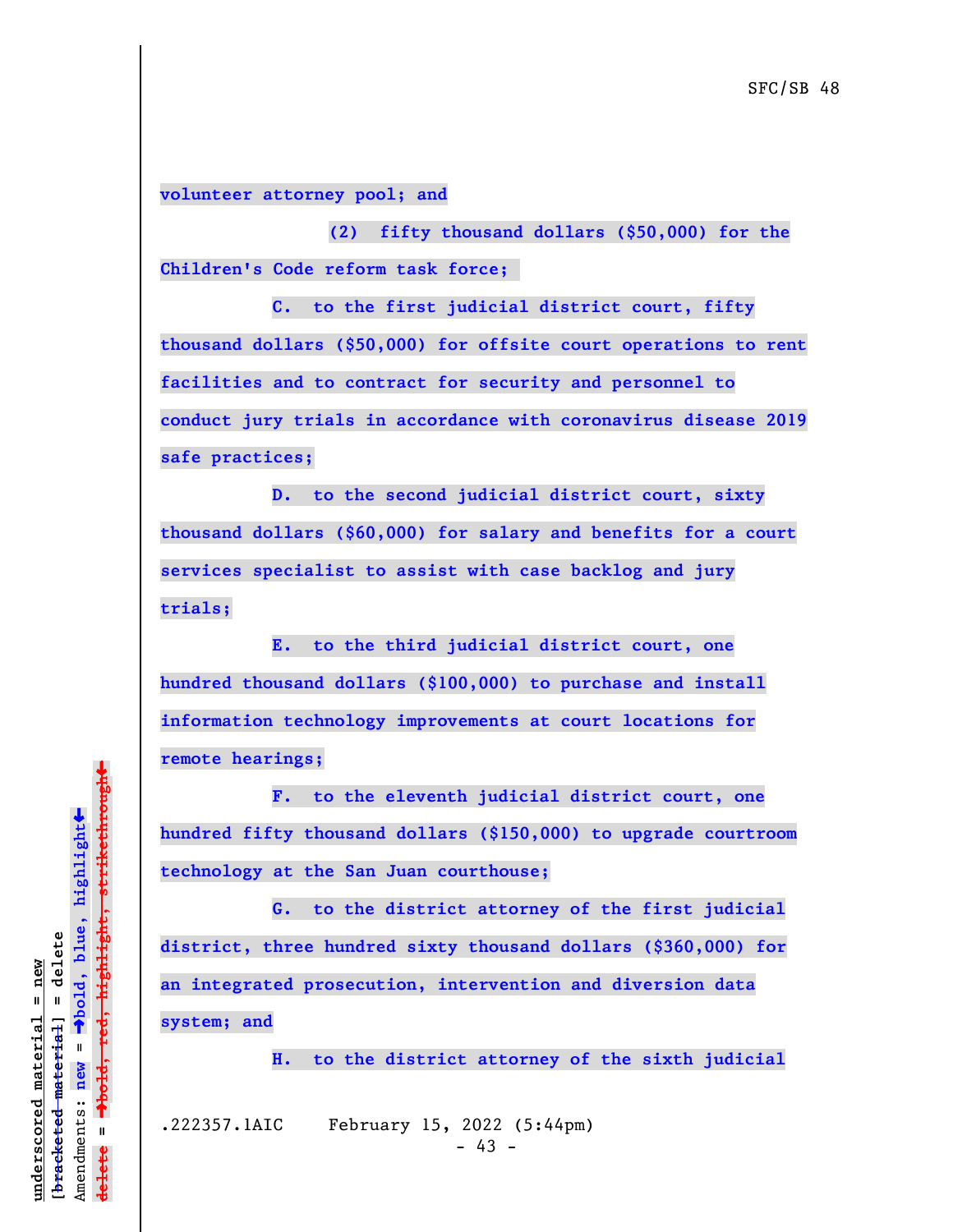**volunteer attorney pool; and**

**(2) fifty thousand dollars ($50,000) for the Children's Code reform task force;**

**C. to the first judicial district court, fifty thousand dollars ($50,000) for offsite court operations to rent facilities and to contract for security and personnel to conduct jury trials in accordance with coronavirus disease 2019 safe practices;**

**D. to the second judicial district court, sixty thousand dollars ($60,000) for salary and benefits for a court services specialist to assist with case backlog and jury trials;**

**E. to the third judicial district court, one hundred thousand dollars ($100,000) to purchase and install information technology improvements at court locations for remote hearings;**

**F. to the eleventh judicial district court, one hundred fifty thousand dollars ($150,000) to upgrade courtroom technology at the San Juan courthouse;**

**G. to the district attorney of the first judicial district, three hundred sixty thousand dollars ($360,000) for an integrated prosecution, intervention and diversion data system; and**

**H. to the district attorney of the sixth judicial**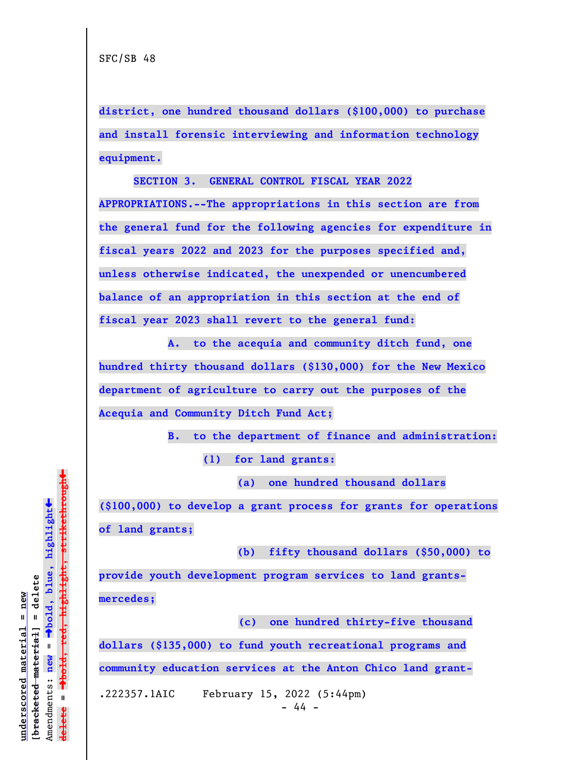district, one hundred thousand dollars ($100,000) to purchase and install forensic interviewing and information technology equipment.

SECTION 3. GENERAL CONTROL FISCAL YEAR 2022 APPROPRIATIONS.--The appropriations in this section are from the general fund for the following agencies for expenditure in fiscal years 2022 and 2023 for the purposes specified and, unless otherwise indicated, the unexpended or unencumbered balance of an appropriation in this section at the end of fiscal year 2023 shall revert to the general fund:

A. to the acequia and community ditch fund, one hundred thirty thousand dollars ($130,000) for the New Mexico department of agriculture to carry out the purposes of the Acequia and Community Ditch Fund Act;

B. to the department of finance and administration:

(1) for land grants:

(a) one hundred thousand dollars ($100,000) to develop a grant process for grants for operations of land grants;

(b) fifty thousand dollars ($50,000) to provide youth development program services to land grants-mercedes;

(c) one hundred thirty-five thousand dollars ($135,000) to fund youth recreational programs and community education services at the Anton Chico land grant-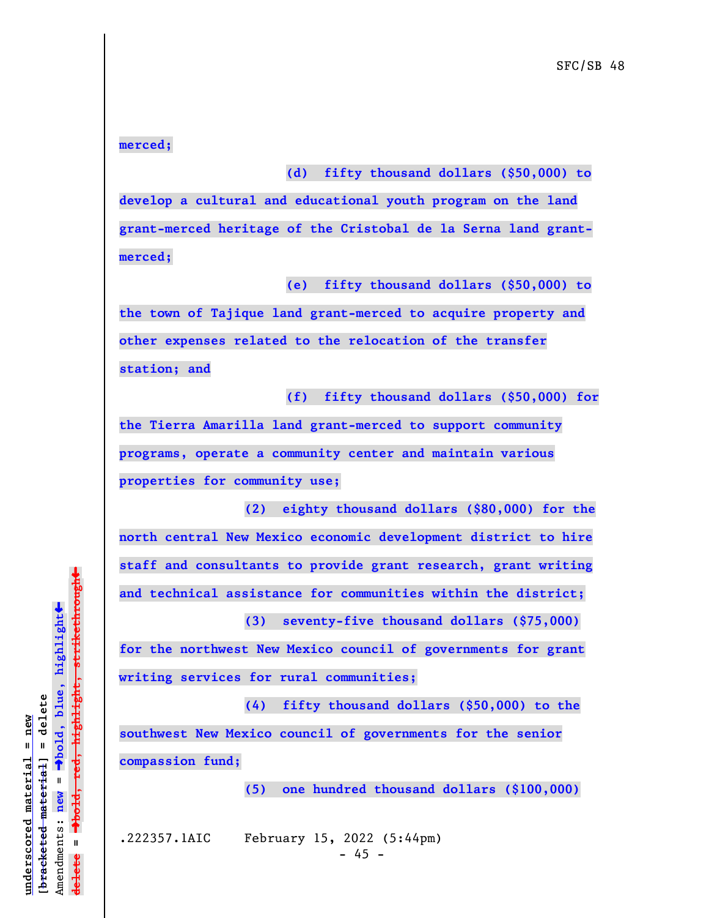**merced;**

**(d) fifty thousand dollars ($50,000) to develop a cultural and educational youth program on the land grant-merced heritage of the Cristobal de la Serna land grant-merced;**

**(e) fifty thousand dollars ($50,000) to the town of Tajique land grant-merced to acquire property and other expenses related to the relocation of the transfer station; and**

**(f) fifty thousand dollars ($50,000) for the Tierra Amarilla land grant-merced to support community programs, operate a community center and maintain various properties for community use;**

**(2) eighty thousand dollars ($80,000) for the north central New Mexico economic development district to hire staff and consultants to provide grant research, grant writing and technical assistance for communities within the district;**

**(3) seventy-five thousand dollars ($75,000) for the northwest New Mexico council of governments for grant writing services for rural communities;**

**(4) fifty thousand dollars ($50,000) to the southwest New Mexico council of governments for the senior compassion fund;**

**(5) one hundred thousand dollars ($100,000)**

.222357.1AIC February 15, 2022 (5:44pm)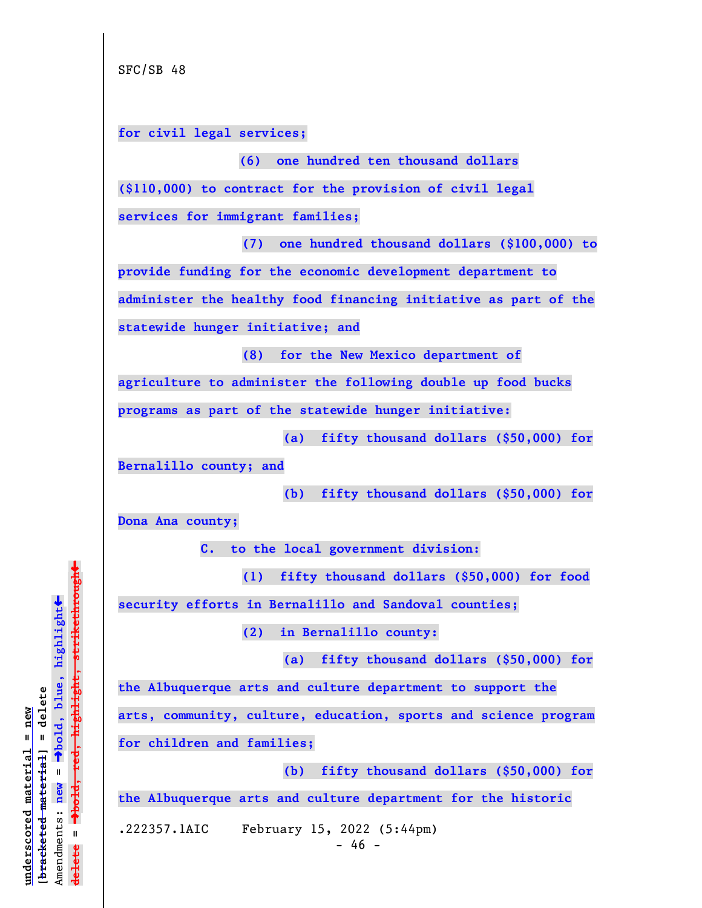SFC/SB 48

**for civil legal services;**

**(6) one hundred ten thousand dollars ($110,000) to contract for the provision of civil legal services for immigrant families;**

**(7) one hundred thousand dollars ($100,000) to provide funding for the economic development department to administer the healthy food financing initiative as part of the statewide hunger initiative; and**

**(8) for the New Mexico department of agriculture to administer the following double up food bucks programs as part of the statewide hunger initiative:**

**(a) fifty thousand dollars ($50,000) for Bernalillo county; and**

**(b) fifty thousand dollars ($50,000) for Dona Ana county;**

**C. to the local government division:**

**(1) fifty thousand dollars ($50,000) for food security efforts in Bernalillo and Sandoval counties;**

**(2) in Bernalillo county:**

**(a) fifty thousand dollars ($50,000) for the Albuquerque arts and culture department to support the arts, community, culture, education, sports and science program for children and families;**

**(b) fifty thousand dollars ($50,000) for the Albuquerque arts and culture department for the historic**

.222357.1AIC February 15, 2022 (5:44pm)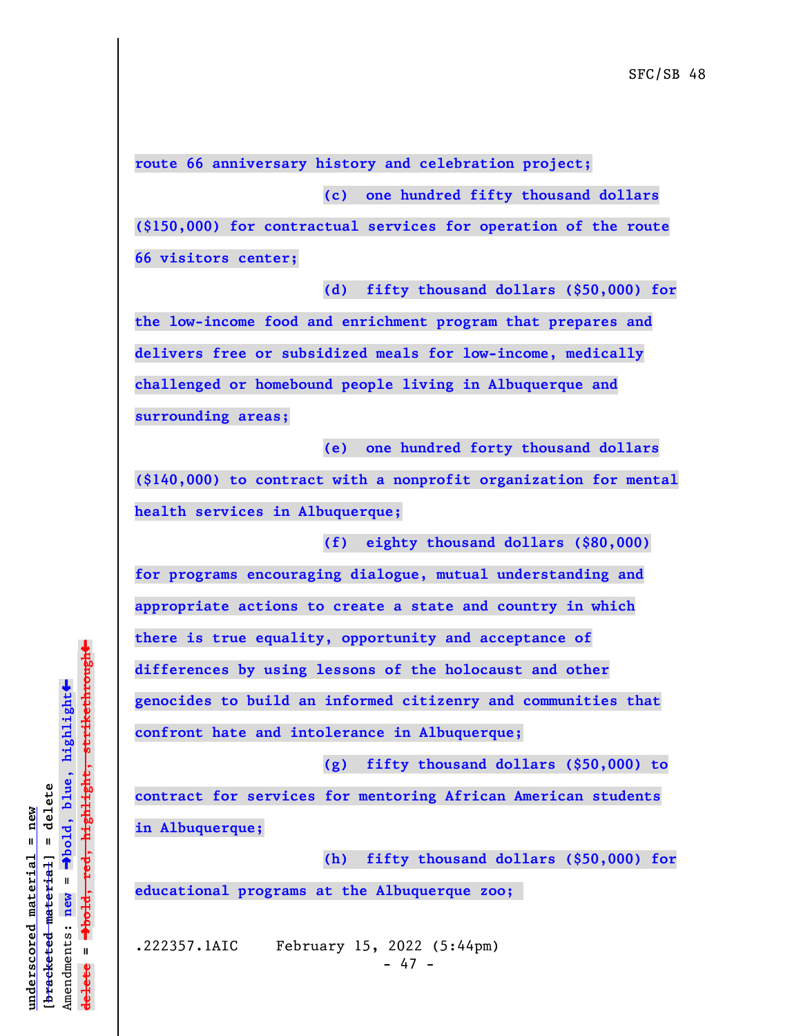**route 66 anniversary history and celebration project;**

**(c) one hundred fifty thousand dollars ($150,000) for contractual services for operation of the route 66 visitors center;**

**(d) fifty thousand dollars ($50,000) for the low-income food and enrichment program that prepares and delivers free or subsidized meals for low-income, medically challenged or homebound people living in Albuquerque and surrounding areas;**

**(e) one hundred forty thousand dollars ($140,000) to contract with a nonprofit organization for mental health services in Albuquerque;**

**(f) eighty thousand dollars ($80,000) for programs encouraging dialogue, mutual understanding and appropriate actions to create a state and country in which there is true equality, opportunity and acceptance of differences by using lessons of the holocaust and other genocides to build an informed citizenry and communities that confront hate and intolerance in Albuquerque;**

**(g) fifty thousand dollars ($50,000) to contract for services for mentoring African American students in Albuquerque;**

**(h) fifty thousand dollars ($50,000) for educational programs at the Albuquerque zoo;**

.222357.1AIC February 15, 2022 (5:44pm)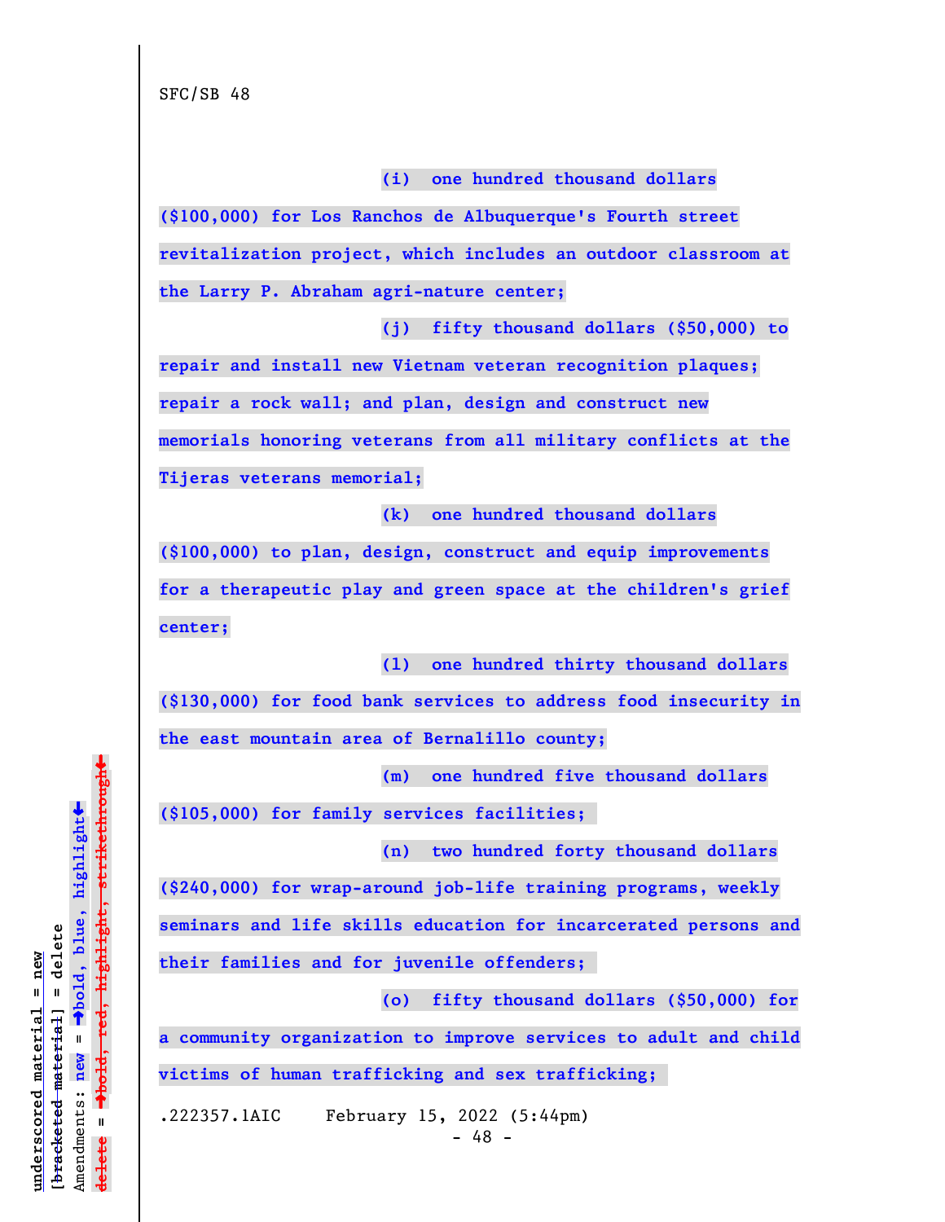SFC/SB 48

**(i) one hundred thousand dollars ($100,000) for Los Ranchos de Albuquerque's Fourth street revitalization project, which includes an outdoor classroom at the Larry P. Abraham agri-nature center;**

**(j) fifty thousand dollars ($50,000) to repair and install new Vietnam veteran recognition plaques; repair a rock wall; and plan, design and construct new memorials honoring veterans from all military conflicts at the Tijeras veterans memorial;**

**(k) one hundred thousand dollars ($100,000) to plan, design, construct and equip improvements for a therapeutic play and green space at the children's grief center;**

**(l) one hundred thirty thousand dollars ($130,000) for food bank services to address food insecurity in the east mountain area of Bernalillo county;**

**(m) one hundred five thousand dollars ($105,000) for family services facilities;**

**(n) two hundred forty thousand dollars ($240,000) for wrap-around job-life training programs, weekly seminars and life skills education for incarcerated persons and their families and for juvenile offenders;**

**(o) fifty thousand dollars ($50,000) for a community organization to improve services to adult and child victims of human trafficking and sex trafficking;**

.222357.1AIC February 15, 2022 (5:44pm)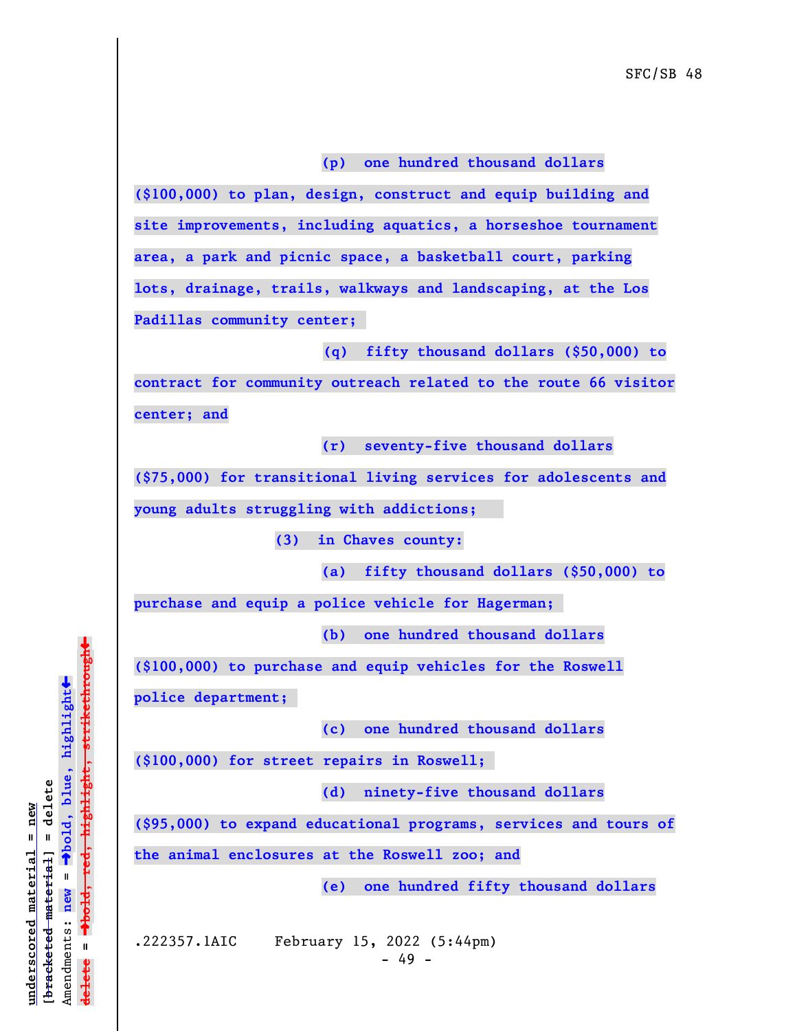(p) one hundred thousand dollars ($100,000) to plan, design, construct and equip building and site improvements, including aquatics, a horseshoe tournament area, a park and picnic space, a basketball court, parking lots, drainage, trails, walkways and landscaping, at the Los Padillas community center;

(q) fifty thousand dollars ($50,000) to contract for community outreach related to the route 66 visitor center; and

(r) seventy-five thousand dollars ($75,000) for transitional living services for adolescents and young adults struggling with addictions;

(3) in Chaves county:

(a) fifty thousand dollars ($50,000) to purchase and equip a police vehicle for Hagerman;

(b) one hundred thousand dollars ($100,000) to purchase and equip vehicles for the Roswell police department;

(c) one hundred thousand dollars ($100,000) for street repairs in Roswell;

(d) ninety-five thousand dollars ($95,000) to expand educational programs, services and tours of the animal enclosures at the Roswell zoo; and

(e) one hundred fifty thousand dollars

.222357.1AIC February 15, 2022 (5:44pm)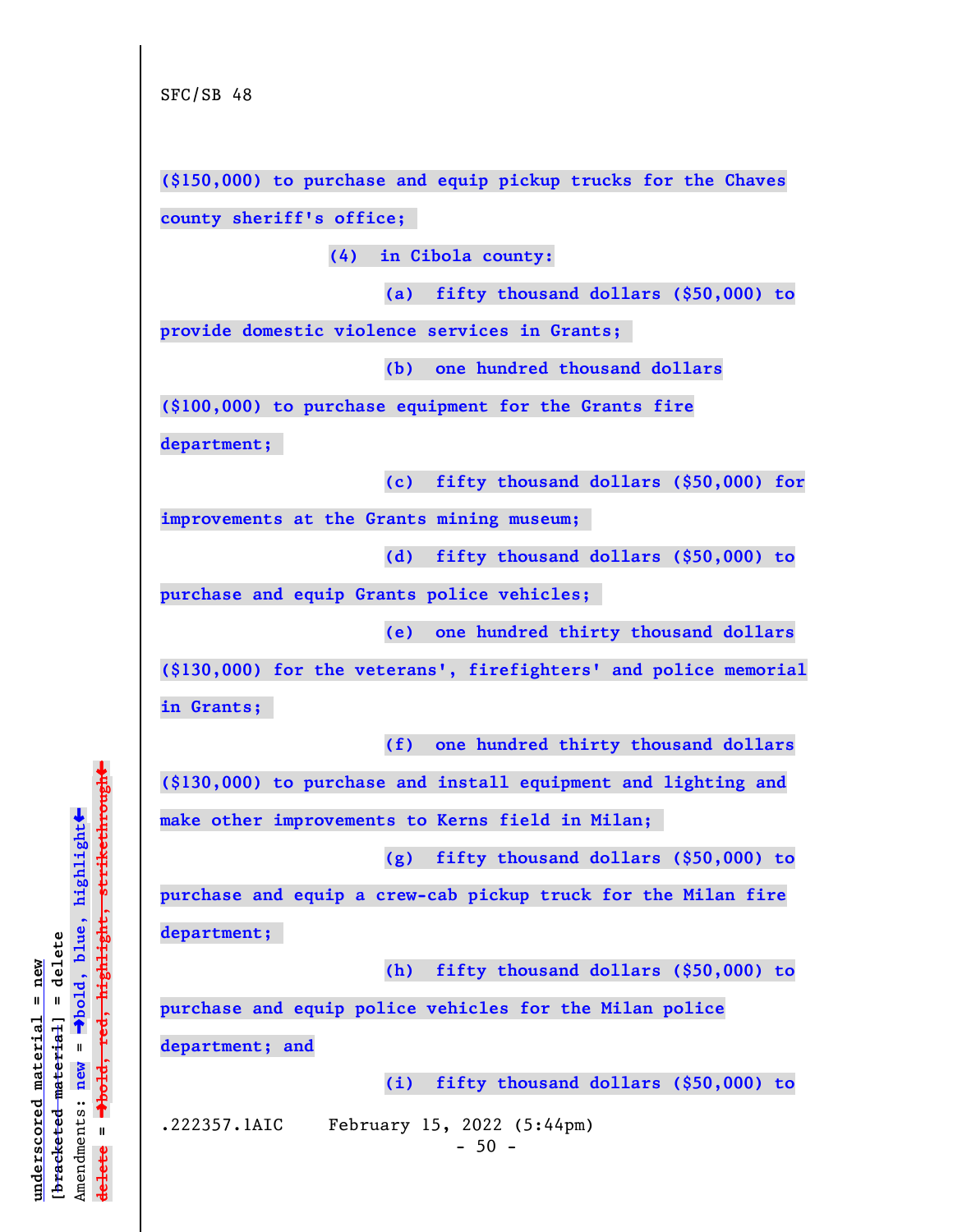($150,000) to purchase and equip pickup trucks for the Chaves county sheriff's office;

(4) in Cibola county:

(a) fifty thousand dollars ($50,000) to provide domestic violence services in Grants;

(b) one hundred thousand dollars ($100,000) to purchase equipment for the Grants fire department;

(c) fifty thousand dollars ($50,000) for improvements at the Grants mining museum;

(d) fifty thousand dollars ($50,000) to purchase and equip Grants police vehicles;

(e) one hundred thirty thousand dollars ($130,000) for the veterans', firefighters' and police memorial in Grants;

(f) one hundred thirty thousand dollars ($130,000) to purchase and install equipment and lighting and make other improvements to Kerns field in Milan;

(g) fifty thousand dollars ($50,000) to purchase and equip a crew-cab pickup truck for the Milan fire department;

(h) fifty thousand dollars ($50,000) to purchase and equip police vehicles for the Milan police department; and

(i) fifty thousand dollars ($50,000) to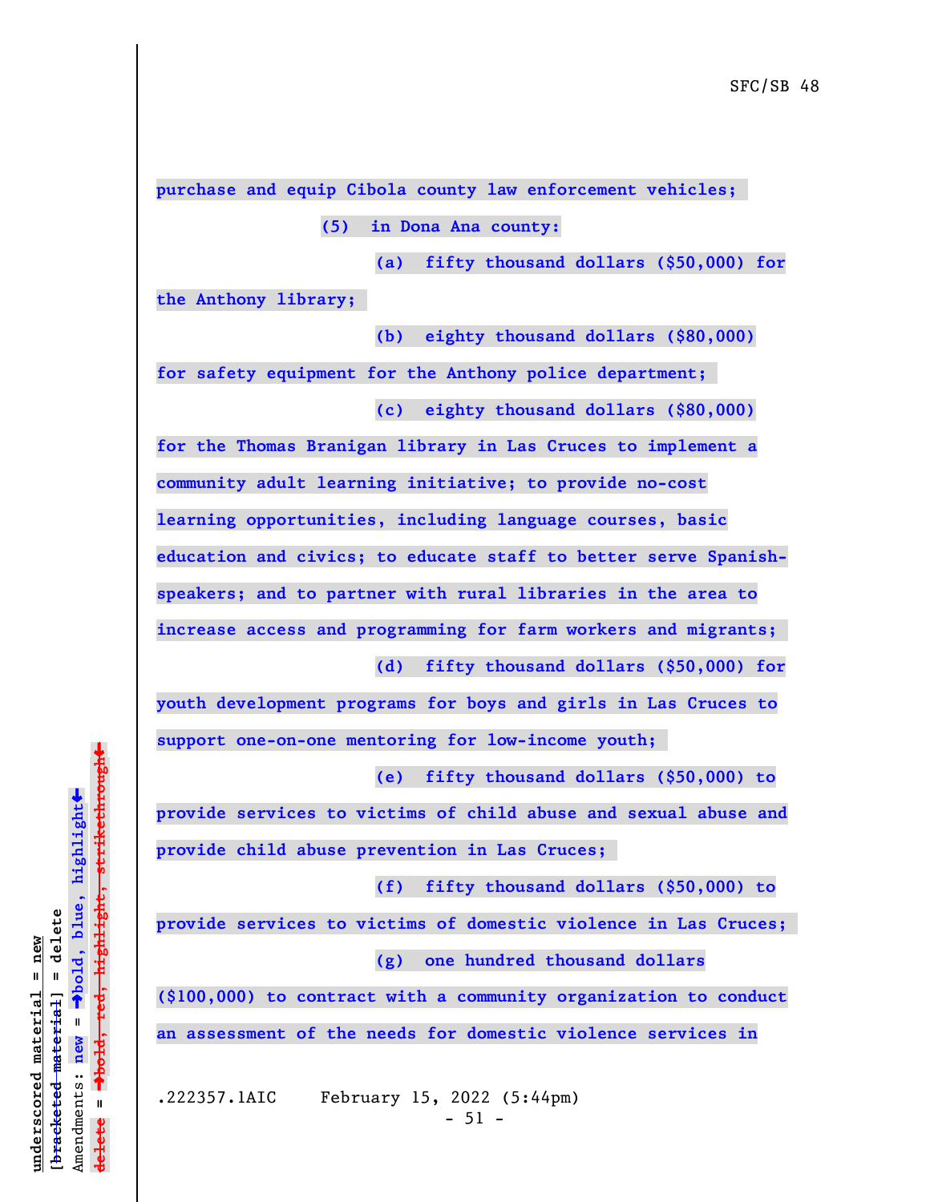**purchase and equip Cibola county law enforcement vehicles;**

**(5) in Dona Ana county:**

**(a) fifty thousand dollars ($50,000) for the Anthony library;**

**(b) eighty thousand dollars ($80,000) for safety equipment for the Anthony police department;**

**(c) eighty thousand dollars ($80,000) for the Thomas Branigan library in Las Cruces to implement a community adult learning initiative; to provide no-cost learning opportunities, including language courses, basic education and civics; to educate staff to better serve Spanish-speakers; and to partner with rural libraries in the area to increase access and programming for farm workers and migrants;**

**(d) fifty thousand dollars ($50,000) for youth development programs for boys and girls in Las Cruces to support one-on-one mentoring for low-income youth;**

**(e) fifty thousand dollars ($50,000) to provide services to victims of child abuse and sexual abuse and provide child abuse prevention in Las Cruces;**

**(f) fifty thousand dollars ($50,000) to provide services to victims of domestic violence in Las Cruces;**

**(g) one hundred thousand dollars ($100,000) to contract with a community organization to conduct an assessment of the needs for domestic violence services in**

.222357.1AIC February 15, 2022 (5:44pm)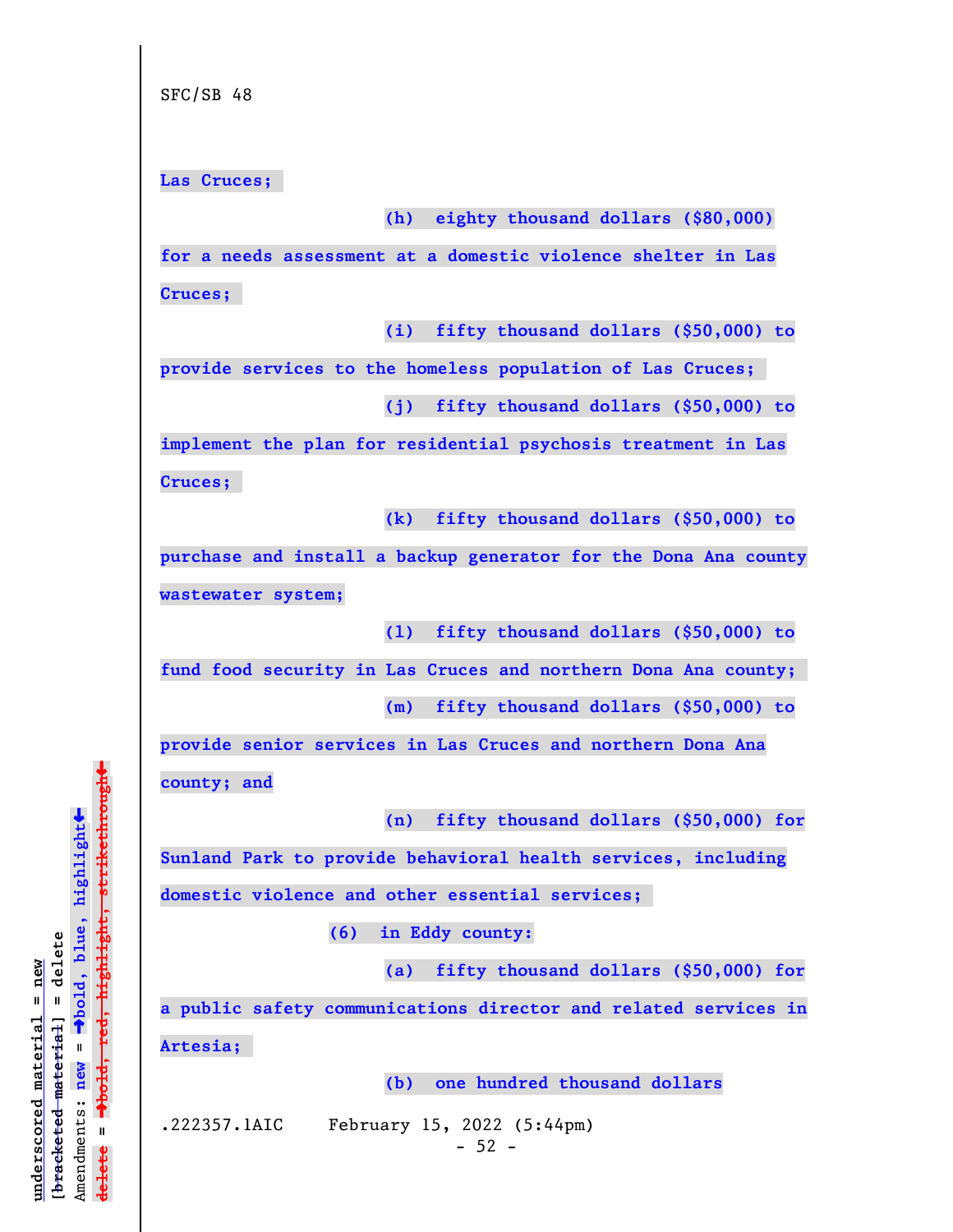Las Cruces;

(h) eighty thousand dollars ($80,000) for a needs assessment at a domestic violence shelter in Las Cruces;

(i) fifty thousand dollars ($50,000) to provide services to the homeless population of Las Cruces;

(j) fifty thousand dollars ($50,000) to implement the plan for residential psychosis treatment in Las Cruces;

(k) fifty thousand dollars ($50,000) to purchase and install a backup generator for the Dona Ana county wastewater system;

(l) fifty thousand dollars ($50,000) to fund food security in Las Cruces and northern Dona Ana county;

(m) fifty thousand dollars ($50,000) to provide senior services in Las Cruces and northern Dona Ana county; and

(n) fifty thousand dollars ($50,000) for Sunland Park to provide behavioral health services, including domestic violence and other essential services;

(6) in Eddy county:

(a) fifty thousand dollars ($50,000) for a public safety communications director and related services in Artesia;

(b) one hundred thousand dollars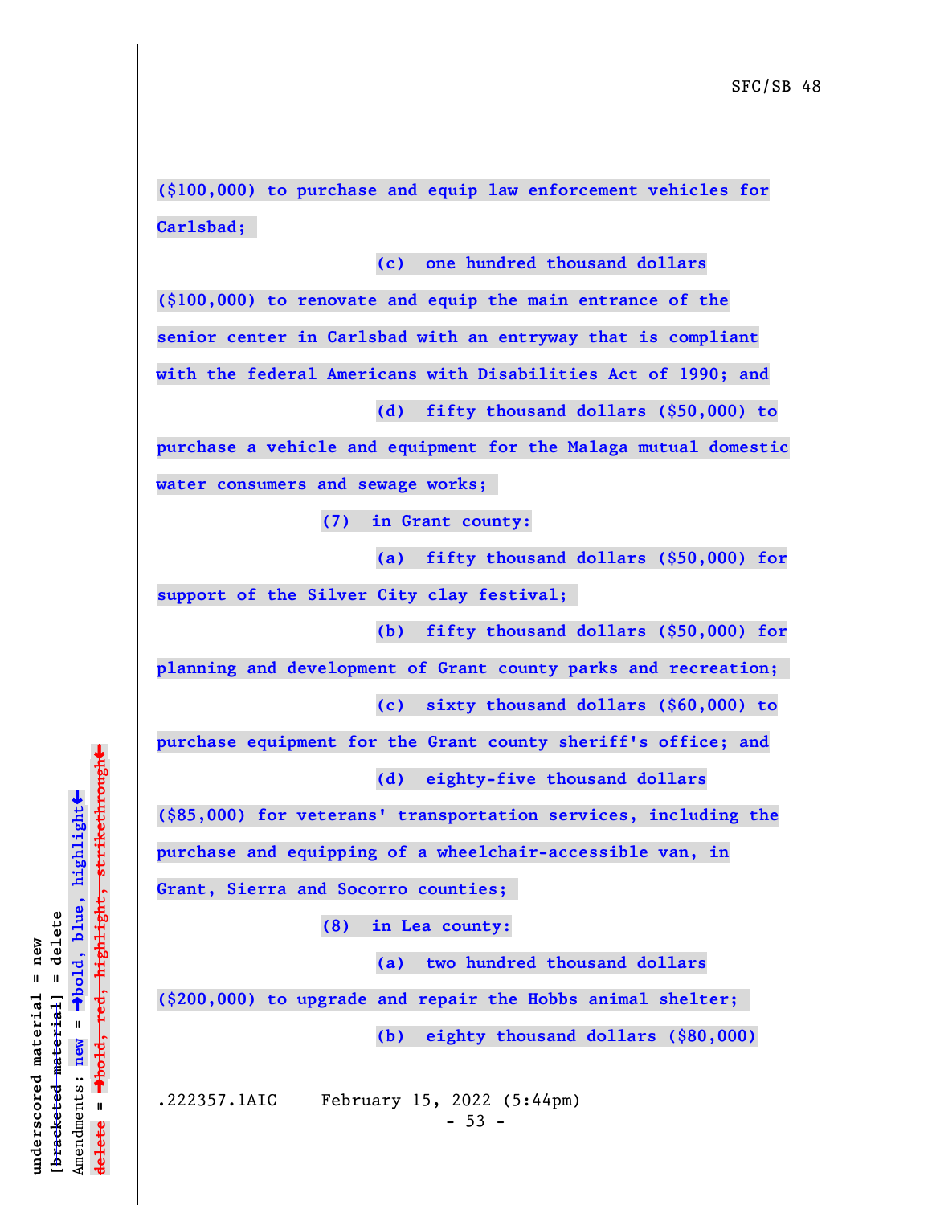**($100,000) to purchase and equip law enforcement vehicles for Carlsbad;**

**(c) one hundred thousand dollars ($100,000) to renovate and equip the main entrance of the senior center in Carlsbad with an entryway that is compliant with the federal Americans with Disabilities Act of 1990; and**

**(d) fifty thousand dollars ($50,000) to purchase a vehicle and equipment for the Malaga mutual domestic water consumers and sewage works;**

**(7) in Grant county:**

**(a) fifty thousand dollars ($50,000) for support of the Silver City clay festival;**

**(b) fifty thousand dollars ($50,000) for planning and development of Grant county parks and recreation;**

**(c) sixty thousand dollars ($60,000) to purchase equipment for the Grant county sheriff's office; and**

**(d) eighty-five thousand dollars ($85,000) for veterans' transportation services, including the purchase and equipping of a wheelchair-accessible van, in Grant, Sierra and Socorro counties;**

**(8) in Lea county:**

**(a) two hundred thousand dollars ($200,000) to upgrade and repair the Hobbs animal shelter;**

**(b) eighty thousand dollars ($80,000)**

.222357.1AIC February 15, 2022 (5:44pm)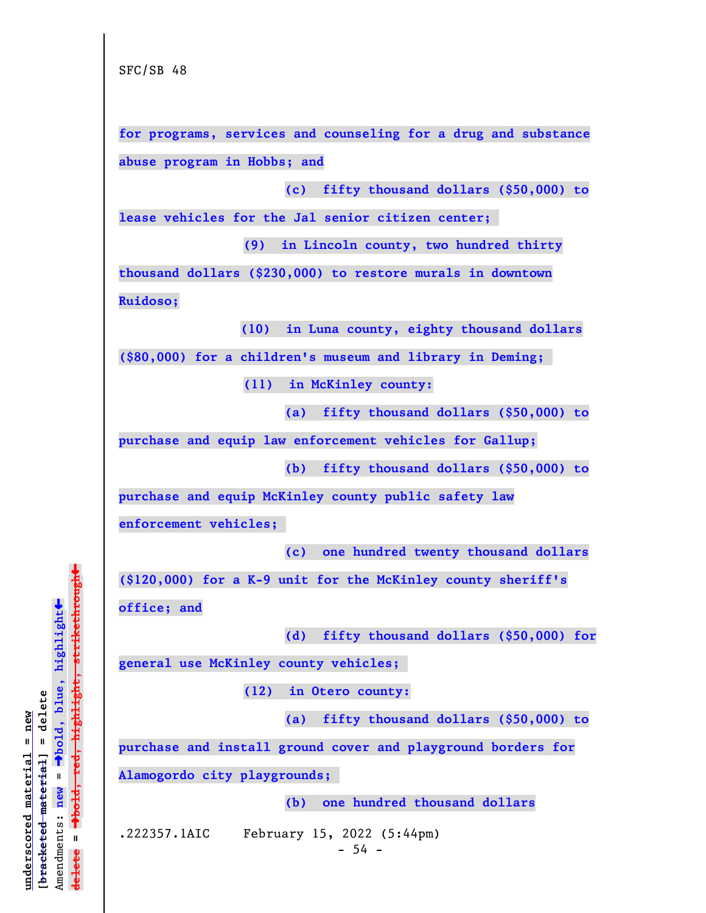for programs, services and counseling for a drug and substance abuse program in Hobbs; and

(c) fifty thousand dollars ($50,000) to lease vehicles for the Jal senior citizen center;

(9) in Lincoln county, two hundred thirty thousand dollars ($230,000) to restore murals in downtown Ruidoso;

(10) in Luna county, eighty thousand dollars ($80,000) for a children's museum and library in Deming;

(11) in McKinley county:

(a) fifty thousand dollars ($50,000) to purchase and equip law enforcement vehicles for Gallup;

(b) fifty thousand dollars ($50,000) to purchase and equip McKinley county public safety law enforcement vehicles;

(c) one hundred twenty thousand dollars ($120,000) for a K-9 unit for the McKinley county sheriff's office; and

(d) fifty thousand dollars ($50,000) for general use McKinley county vehicles;

(12) in Otero county:

(a) fifty thousand dollars ($50,000) to purchase and install ground cover and playground borders for Alamogordo city playgrounds;

(b) one hundred thousand dollars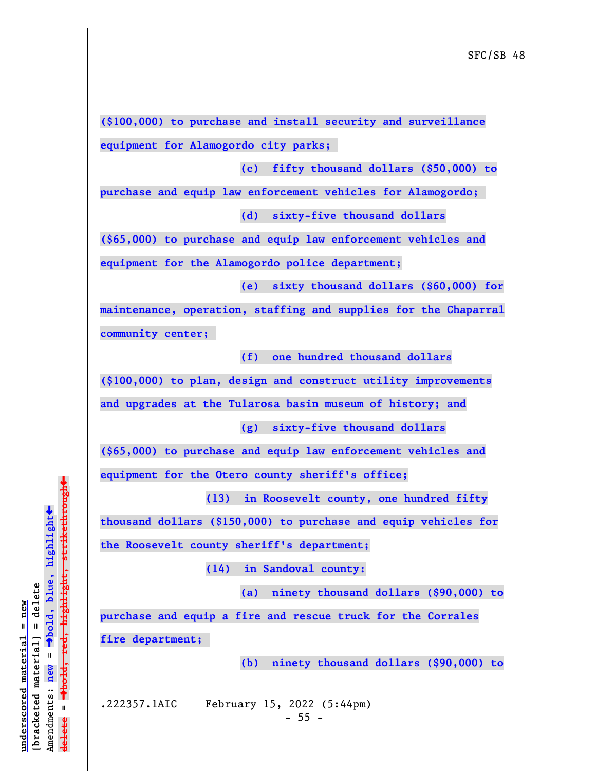($100,000) to purchase and install security and surveillance equipment for Alamogordo city parks;

(c) fifty thousand dollars ($50,000) to purchase and equip law enforcement vehicles for Alamogordo;

(d) sixty-five thousand dollars ($65,000) to purchase and equip law enforcement vehicles and equipment for the Alamogordo police department;

(e) sixty thousand dollars ($60,000) for maintenance, operation, staffing and supplies for the Chaparral community center;

(f) one hundred thousand dollars ($100,000) to plan, design and construct utility improvements and upgrades at the Tularosa basin museum of history; and

(g) sixty-five thousand dollars ($65,000) to purchase and equip law enforcement vehicles and equipment for the Otero county sheriff's office;

(13) in Roosevelt county, one hundred fifty thousand dollars ($150,000) to purchase and equip vehicles for the Roosevelt county sheriff's department;

(14) in Sandoval county:

(a) ninety thousand dollars ($90,000) to purchase and equip a fire and rescue truck for the Corrales fire department;

(b) ninety thousand dollars ($90,000) to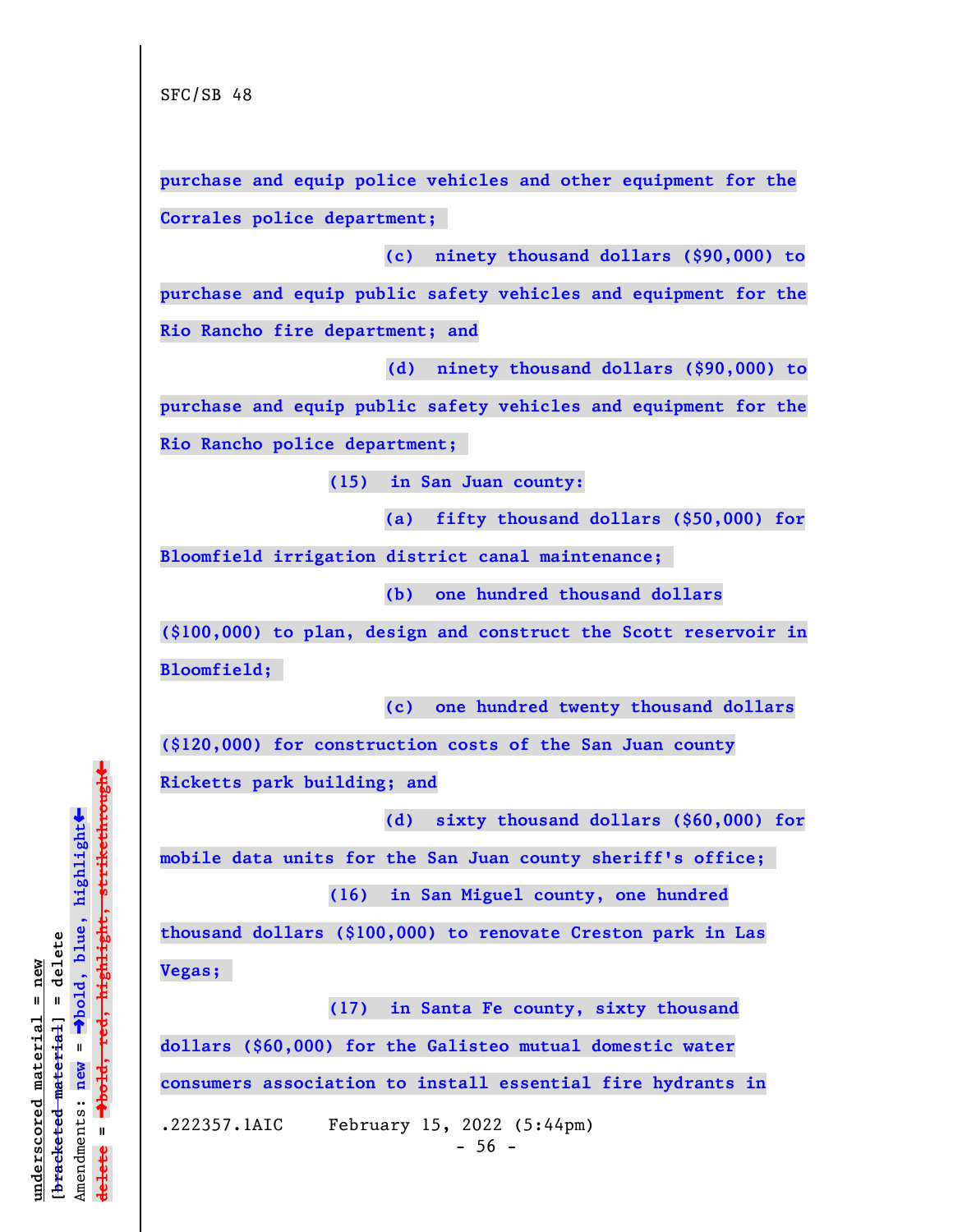**purchase and equip police vehicles and other equipment for the Corrales police department;**

**(c) ninety thousand dollars ($90,000) to purchase and equip public safety vehicles and equipment for the Rio Rancho fire department; and**

**(d) ninety thousand dollars ($90,000) to purchase and equip public safety vehicles and equipment for the Rio Rancho police department;**

**(15) in San Juan county:**

**(a) fifty thousand dollars ($50,000) for Bloomfield irrigation district canal maintenance;**

**(b) one hundred thousand dollars ($100,000) to plan, design and construct the Scott reservoir in Bloomfield;**

**(c) one hundred twenty thousand dollars ($120,000) for construction costs of the San Juan county Ricketts park building; and**

**(d) sixty thousand dollars ($60,000) for mobile data units for the San Juan county sheriff's office;**

**(16) in San Miguel county, one hundred thousand dollars ($100,000) to renovate Creston park in Las Vegas;**

**(17) in Santa Fe county, sixty thousand dollars ($60,000) for the Galisteo mutual domestic water consumers association to install essential fire hydrants in**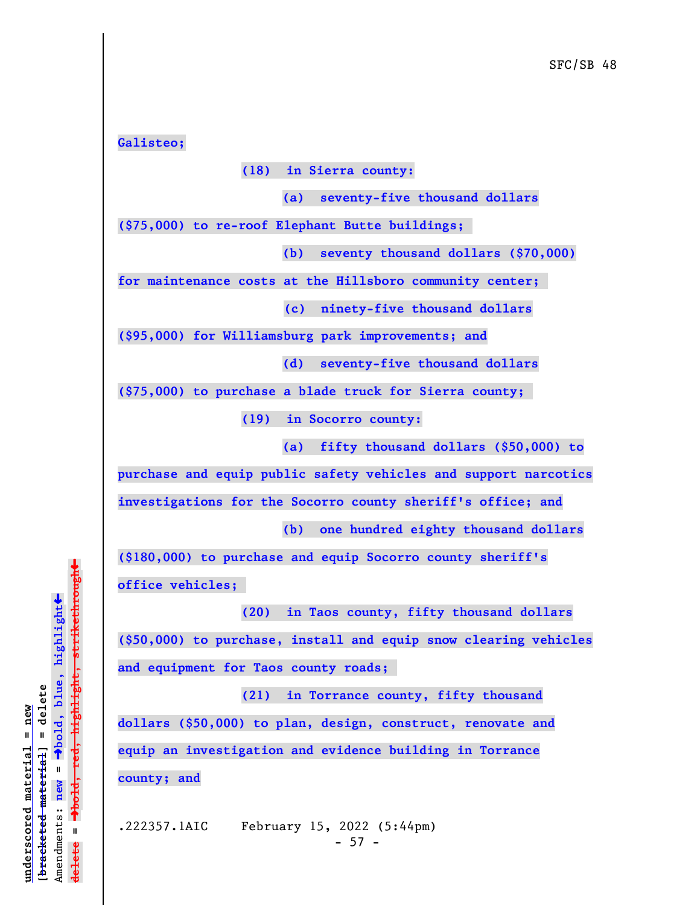**Galisteo;**

**(18) in Sierra county:**

**(a) seventy-five thousand dollars ($75,000) to re-roof Elephant Butte buildings;**

**(b) seventy thousand dollars ($70,000) for maintenance costs at the Hillsboro community center;**

**(c) ninety-five thousand dollars ($95,000) for Williamsburg park improvements; and**

**(d) seventy-five thousand dollars ($75,000) to purchase a blade truck for Sierra county;**

**(19) in Socorro county:**

**(a) fifty thousand dollars ($50,000) to purchase and equip public safety vehicles and support narcotics investigations for the Socorro county sheriff's office; and**

**(b) one hundred eighty thousand dollars ($180,000) to purchase and equip Socorro county sheriff's office vehicles;**

**(20) in Taos county, fifty thousand dollars ($50,000) to purchase, install and equip snow clearing vehicles and equipment for Taos county roads;**

**(21) in Torrance county, fifty thousand dollars ($50,000) to plan, design, construct, renovate and equip an investigation and evidence building in Torrance county; and**

.222357.1AIC February 15, 2022 (5:44pm)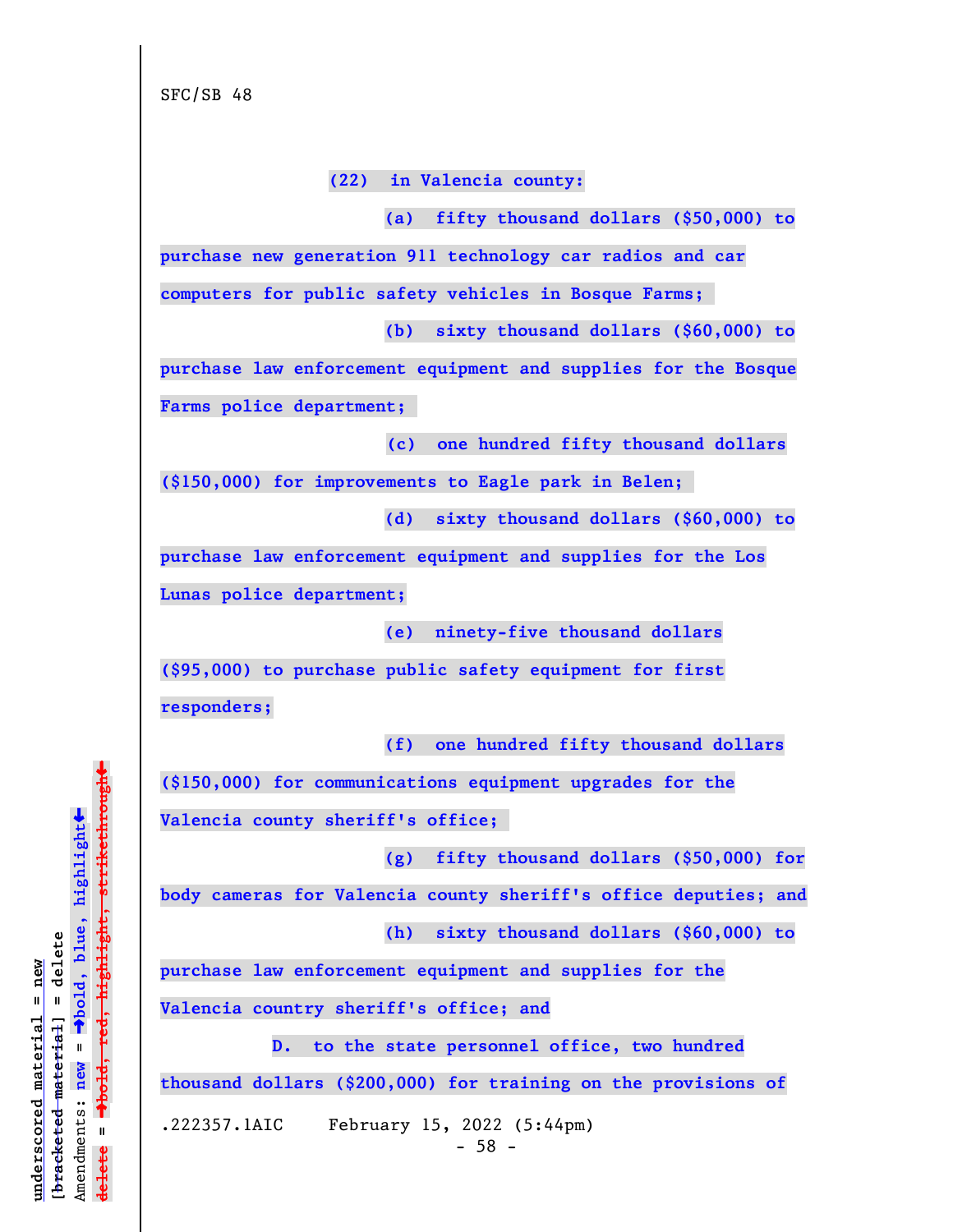**(22) in Valencia county:**

**(a) fifty thousand dollars ($50,000) to purchase new generation 911 technology car radios and car computers for public safety vehicles in Bosque Farms;**

**(b) sixty thousand dollars ($60,000) to purchase law enforcement equipment and supplies for the Bosque Farms police department;**

**(c) one hundred fifty thousand dollars ($150,000) for improvements to Eagle park in Belen;**

**(d) sixty thousand dollars ($60,000) to purchase law enforcement equipment and supplies for the Los Lunas police department;**

**(e) ninety-five thousand dollars ($95,000) to purchase public safety equipment for first responders;**

**(f) one hundred fifty thousand dollars ($150,000) for communications equipment upgrades for the Valencia county sheriff's office;**

**(g) fifty thousand dollars ($50,000) for body cameras for Valencia county sheriff's office deputies; and**

**(h) sixty thousand dollars ($60,000) to purchase law enforcement equipment and supplies for the Valencia country sheriff's office; and**

**D. to the state personnel office, two hundred thousand dollars ($200,000) for training on the provisions of**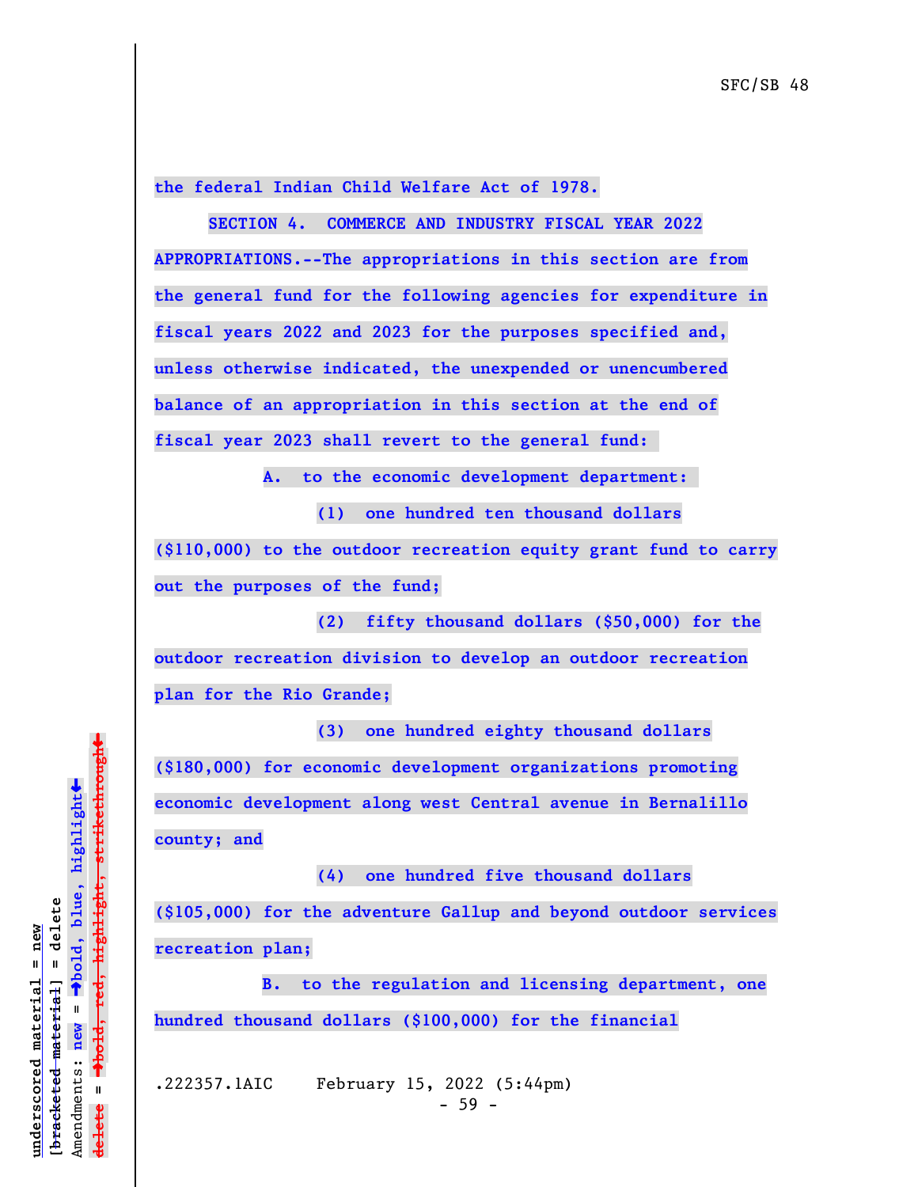the federal Indian Child Welfare Act of 1978.

SECTION 4. COMMERCE AND INDUSTRY FISCAL YEAR 2022 APPROPRIATIONS.--The appropriations in this section are from the general fund for the following agencies for expenditure in fiscal years 2022 and 2023 for the purposes specified and, unless otherwise indicated, the unexpended or unencumbered balance of an appropriation in this section at the end of fiscal year 2023 shall revert to the general fund:

A. to the economic development department:

(1) one hundred ten thousand dollars ($110,000) to the outdoor recreation equity grant fund to carry out the purposes of the fund;

(2) fifty thousand dollars ($50,000) for the outdoor recreation division to develop an outdoor recreation plan for the Rio Grande;

(3) one hundred eighty thousand dollars ($180,000) for economic development organizations promoting economic development along west Central avenue in Bernalillo county; and

(4) one hundred five thousand dollars ($105,000) for the adventure Gallup and beyond outdoor services recreation plan;

B. to the regulation and licensing department, one hundred thousand dollars ($100,000) for the financial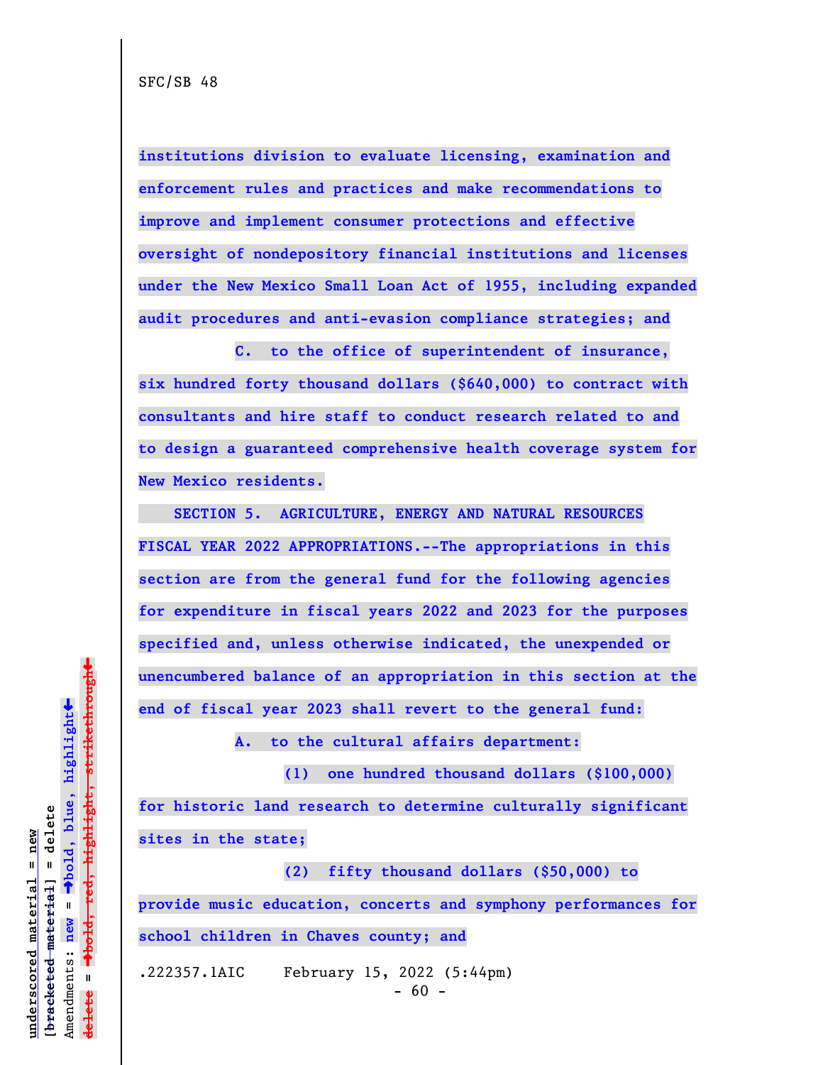SFC/SB 48

**institutions division to evaluate licensing, examination and enforcement rules and practices and make recommendations to improve and implement consumer protections and effective oversight of nondepository financial institutions and licenses under the New Mexico Small Loan Act of 1955, including expanded audit procedures and anti-evasion compliance strategies; and**

**C. to the office of superintendent of insurance, six hundred forty thousand dollars ($640,000) to contract with consultants and hire staff to conduct research related to and to design a guaranteed comprehensive health coverage system for New Mexico residents.**

**SECTION 5. AGRICULTURE, ENERGY AND NATURAL RESOURCES FISCAL YEAR 2022 APPROPRIATIONS.--The appropriations in this section are from the general fund for the following agencies for expenditure in fiscal years 2022 and 2023 for the purposes specified and, unless otherwise indicated, the unexpended or unencumbered balance of an appropriation in this section at the end of fiscal year 2023 shall revert to the general fund:**

**A. to the cultural affairs department:**

**(1) one hundred thousand dollars ($100,000) for historic land research to determine culturally significant sites in the state;**

**(2) fifty thousand dollars ($50,000) to provide music education, concerts and symphony performances for school children in Chaves county; and**

.222357.1AIC February 15, 2022 (5:44pm)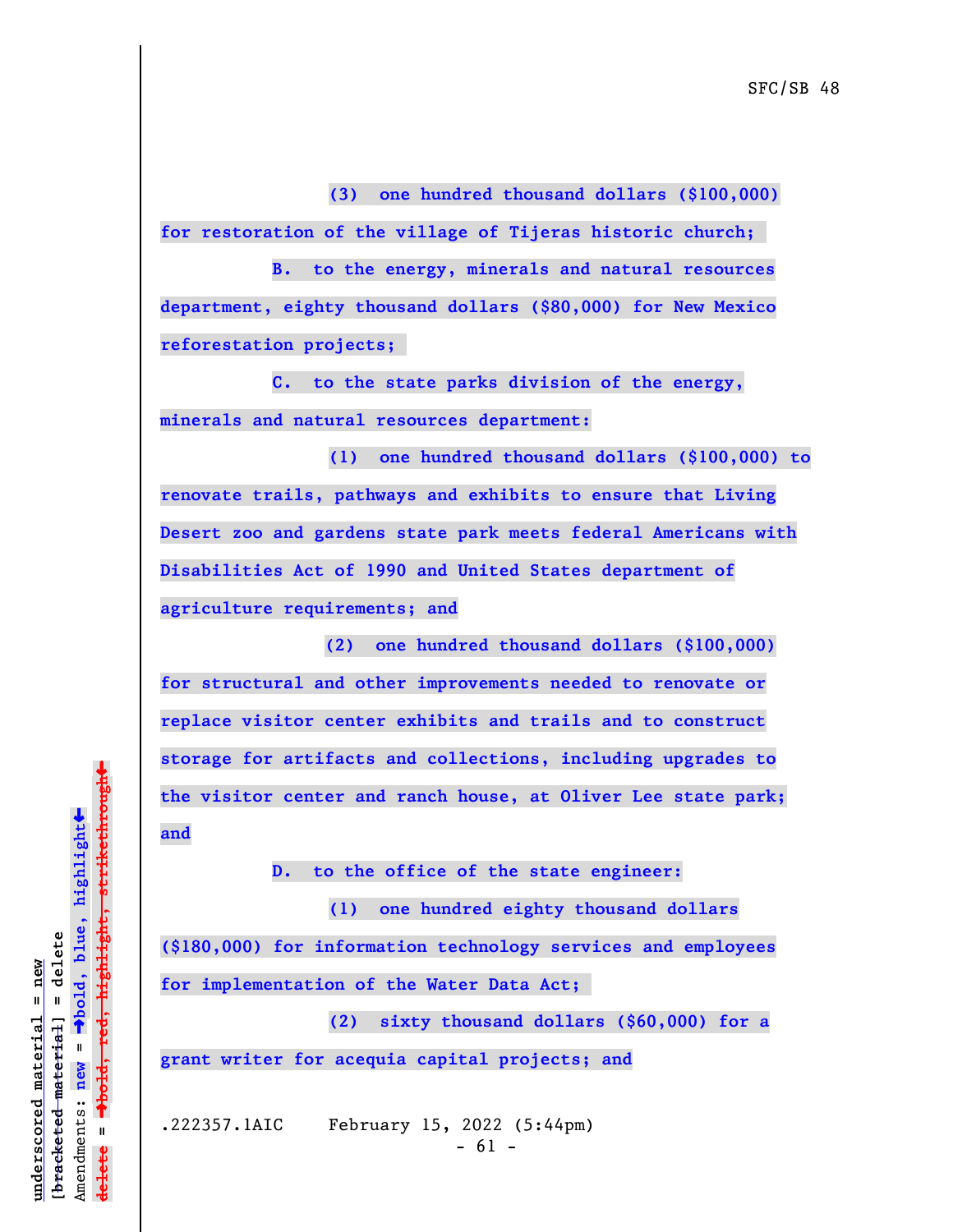(3) one hundred thousand dollars ($100,000) for restoration of the village of Tijeras historic church;

B. to the energy, minerals and natural resources department, eighty thousand dollars ($80,000) for New Mexico reforestation projects;

C. to the state parks division of the energy, minerals and natural resources department:

(1) one hundred thousand dollars ($100,000) to renovate trails, pathways and exhibits to ensure that Living Desert zoo and gardens state park meets federal Americans with Disabilities Act of 1990 and United States department of agriculture requirements; and

(2) one hundred thousand dollars ($100,000) for structural and other improvements needed to renovate or replace visitor center exhibits and trails and to construct storage for artifacts and collections, including upgrades to the visitor center and ranch house, at Oliver Lee state park; and

D. to the office of the state engineer:

(1) one hundred eighty thousand dollars ($180,000) for information technology services and employees for implementation of the Water Data Act;

(2) sixty thousand dollars ($60,000) for a grant writer for acequia capital projects; and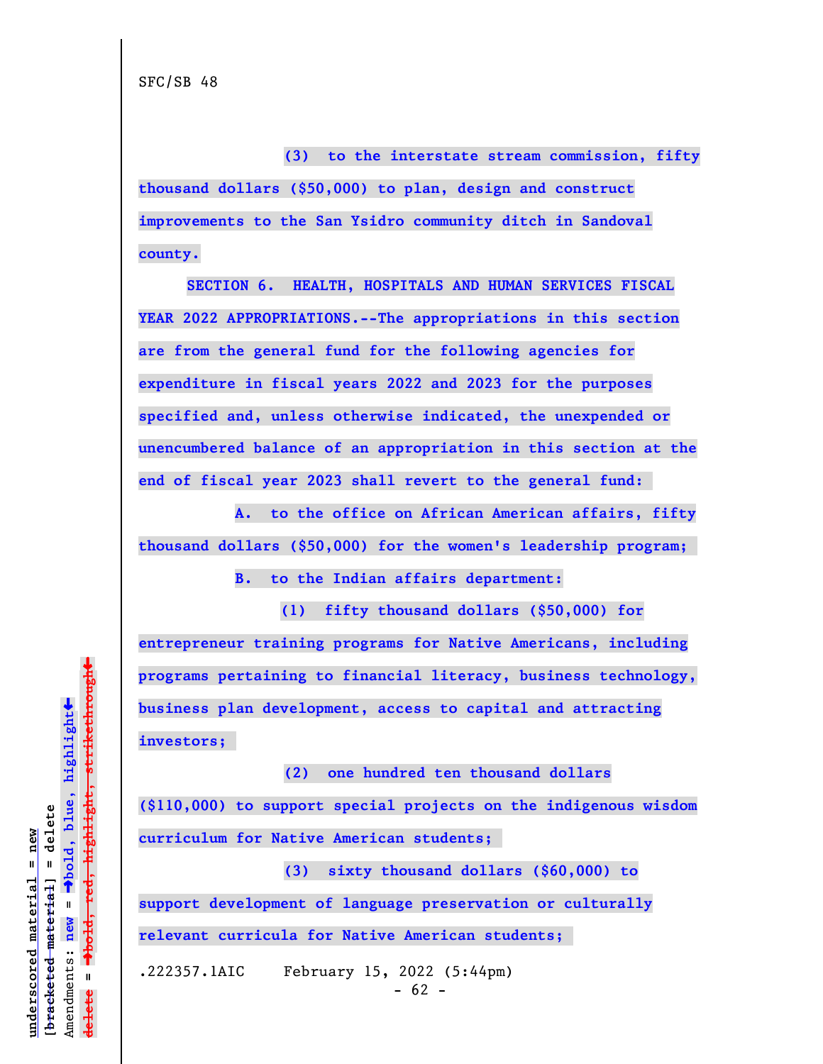SFC/SB 48

**(3) to the interstate stream commission, fifty thousand dollars ($50,000) to plan, design and construct improvements to the San Ysidro community ditch in Sandoval county.**

**SECTION 6. HEALTH, HOSPITALS AND HUMAN SERVICES FISCAL YEAR 2022 APPROPRIATIONS.--The appropriations in this section are from the general fund for the following agencies for expenditure in fiscal years 2022 and 2023 for the purposes specified and, unless otherwise indicated, the unexpended or unencumbered balance of an appropriation in this section at the end of fiscal year 2023 shall revert to the general fund:**

**A. to the office on African American affairs, fifty thousand dollars ($50,000) for the women's leadership program;**

**B. to the Indian affairs department:**

**(1) fifty thousand dollars ($50,000) for entrepreneur training programs for Native Americans, including programs pertaining to financial literacy, business technology, business plan development, access to capital and attracting investors;**

**(2) one hundred ten thousand dollars ($110,000) to support special projects on the indigenous wisdom curriculum for Native American students;**

**(3) sixty thousand dollars ($60,000) to support development of language preservation or culturally relevant curricula for Native American students;**

.222357.1AIC February 15, 2022 (5:44pm)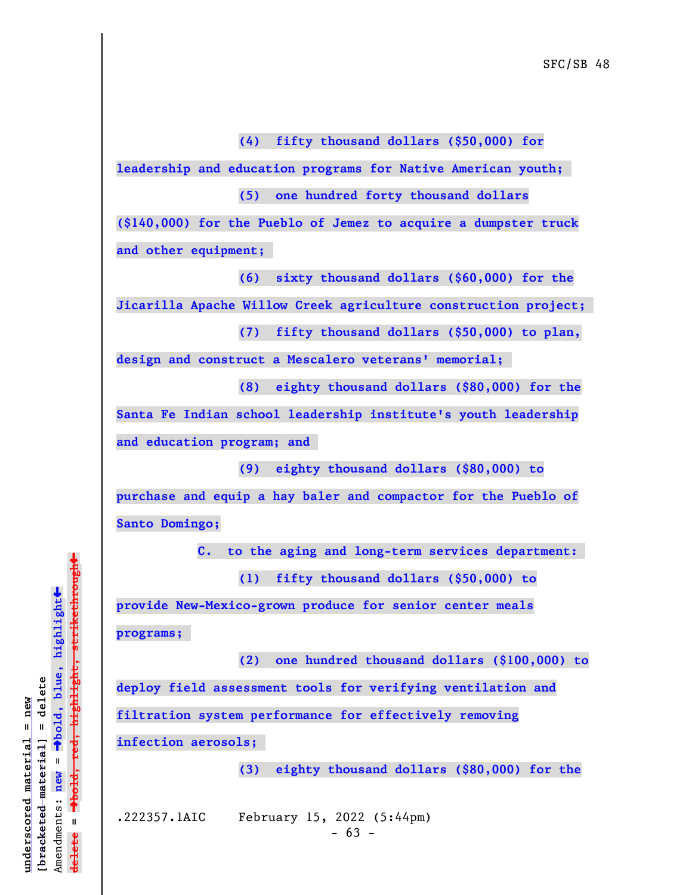**(4) fifty thousand dollars ($50,000) for leadership and education programs for Native American youth;**

**(5) one hundred forty thousand dollars ($140,000) for the Pueblo of Jemez to acquire a dumpster truck and other equipment;**

**(6) sixty thousand dollars ($60,000) for the Jicarilla Apache Willow Creek agriculture construction project;**

**(7) fifty thousand dollars ($50,000) to plan, design and construct a Mescalero veterans' memorial;**

**(8) eighty thousand dollars ($80,000) for the Santa Fe Indian school leadership institute's youth leadership and education program; and**

**(9) eighty thousand dollars ($80,000) to purchase and equip a hay baler and compactor for the Pueblo of Santo Domingo;**

**C. to the aging and long-term services department:**

**(1) fifty thousand dollars ($50,000) to provide New-Mexico-grown produce for senior center meals programs;**

**(2) one hundred thousand dollars ($100,000) to deploy field assessment tools for verifying ventilation and filtration system performance for effectively removing infection aerosols;**

**(3) eighty thousand dollars ($80,000) for the**

.222357.1AIC February 15, 2022 (5:44pm)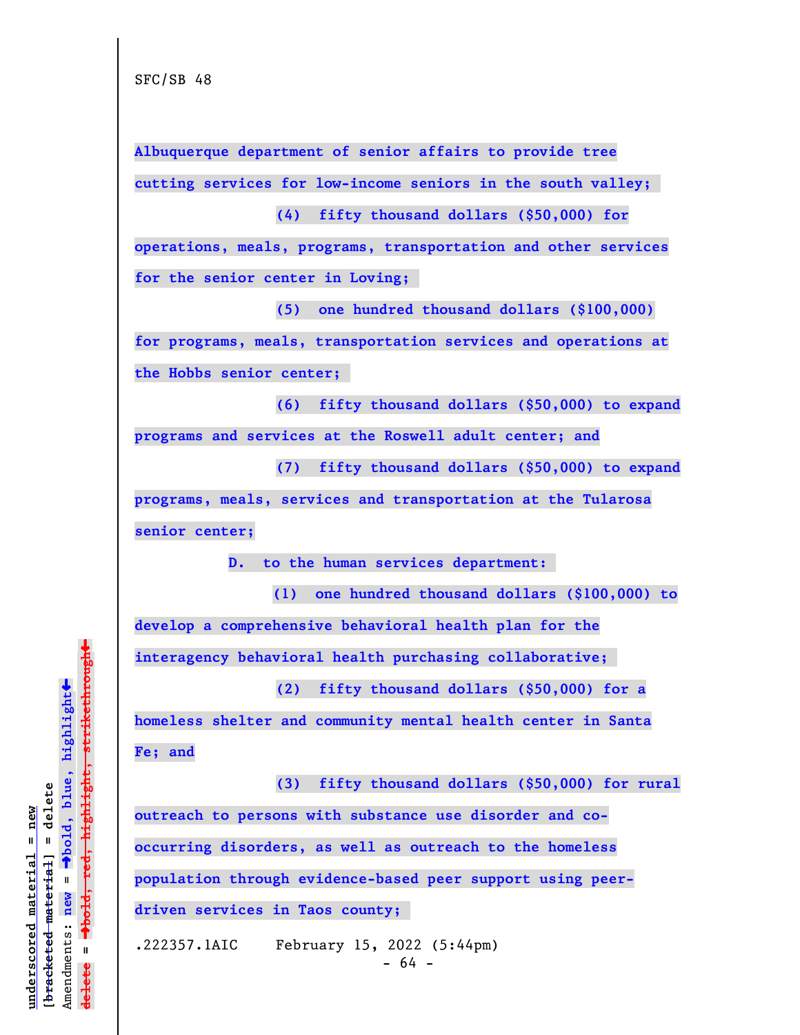Albuquerque department of senior affairs to provide tree cutting services for low-income seniors in the south valley;

(4) fifty thousand dollars ($50,000) for operations, meals, programs, transportation and other services for the senior center in Loving;

(5) one hundred thousand dollars ($100,000) for programs, meals, transportation services and operations at the Hobbs senior center;

(6) fifty thousand dollars ($50,000) to expand programs and services at the Roswell adult center; and

(7) fifty thousand dollars ($50,000) to expand programs, meals, services and transportation at the Tularosa senior center;

D. to the human services department:

(1) one hundred thousand dollars ($100,000) to develop a comprehensive behavioral health plan for the interagency behavioral health purchasing collaborative;

(2) fifty thousand dollars ($50,000) for a homeless shelter and community mental health center in Santa Fe; and

(3) fifty thousand dollars ($50,000) for rural outreach to persons with substance use disorder and co-occurring disorders, as well as outreach to the homeless population through evidence-based peer support using peer-driven services in Taos county;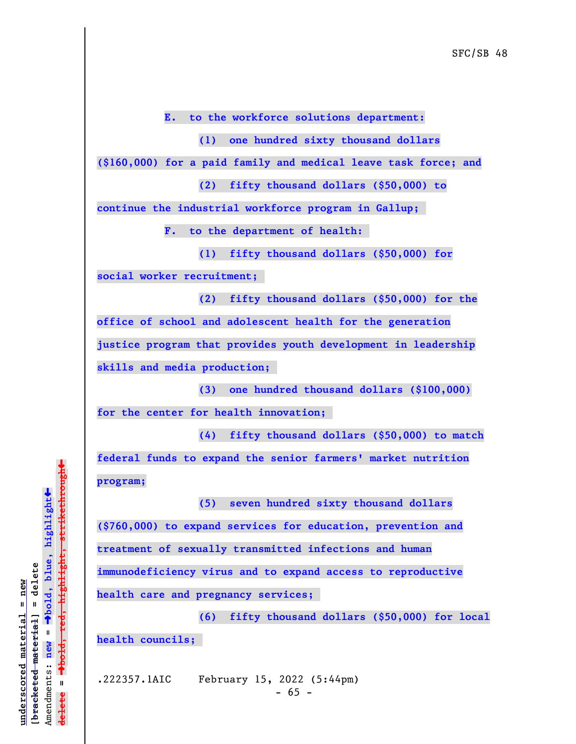**E. to the workforce solutions department:**

**(1) one hundred sixty thousand dollars ($160,000) for a paid family and medical leave task force; and**

**(2) fifty thousand dollars ($50,000) to continue the industrial workforce program in Gallup;**

**F. to the department of health:**

**(1) fifty thousand dollars ($50,000) for social worker recruitment;**

**(2) fifty thousand dollars ($50,000) for the office of school and adolescent health for the generation justice program that provides youth development in leadership skills and media production;**

**(3) one hundred thousand dollars ($100,000) for the center for health innovation;**

**(4) fifty thousand dollars ($50,000) to match federal funds to expand the senior farmers' market nutrition program;**

**(5) seven hundred sixty thousand dollars ($760,000) to expand services for education, prevention and treatment of sexually transmitted infections and human immunodeficiency virus and to expand access to reproductive health care and pregnancy services;**

**(6) fifty thousand dollars ($50,000) for local health councils;**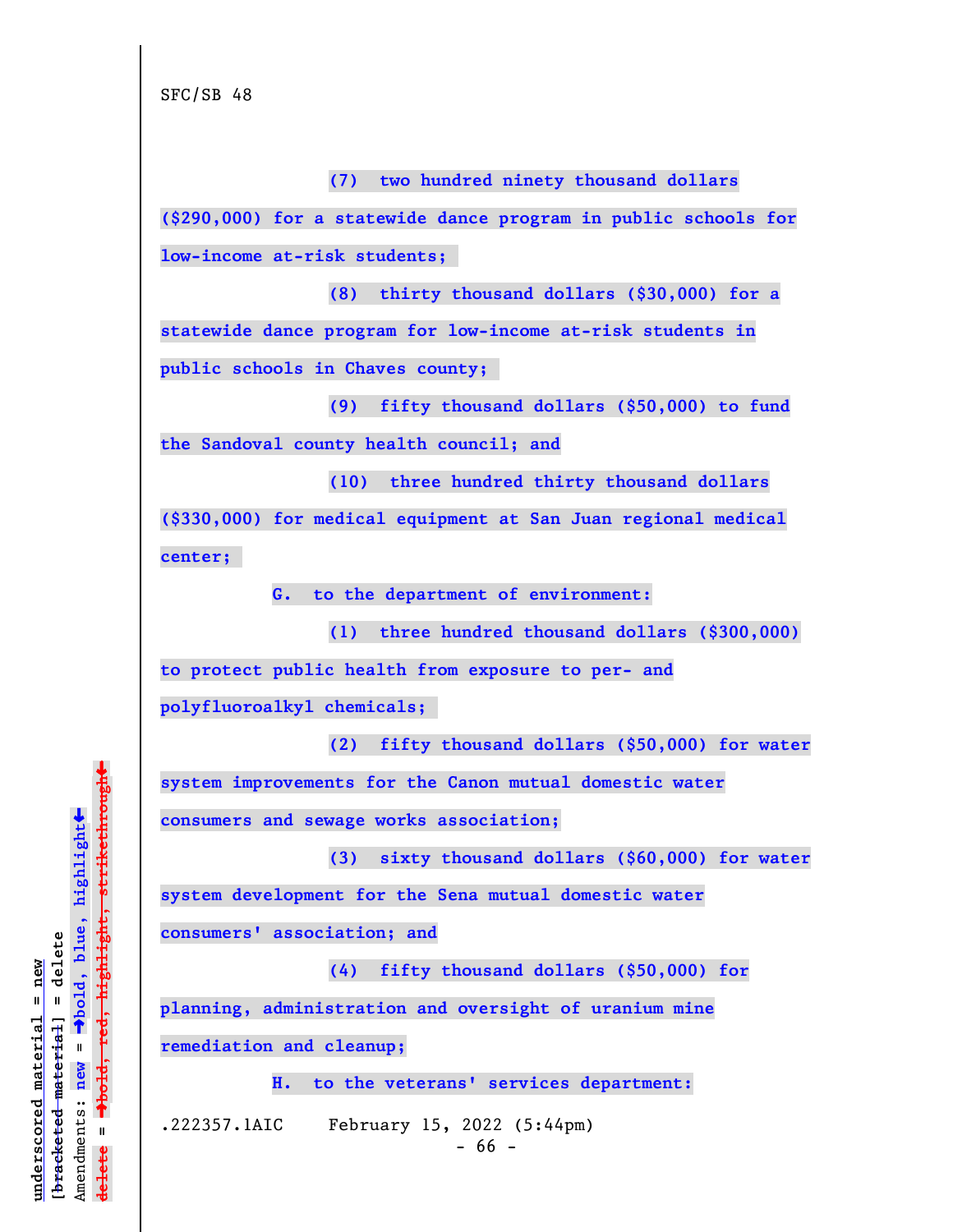SFC/SB 48

**(7) two hundred ninety thousand dollars ($290,000) for a statewide dance program in public schools for low-income at-risk students;**

**(8) thirty thousand dollars ($30,000) for a statewide dance program for low-income at-risk students in public schools in Chaves county;**

**(9) fifty thousand dollars ($50,000) to fund the Sandoval county health council; and**

**(10) three hundred thirty thousand dollars ($330,000) for medical equipment at San Juan regional medical center;**

**G. to the department of environment:**

**(1) three hundred thousand dollars ($300,000) to protect public health from exposure to per- and polyfluoroalkyl chemicals;**

**(2) fifty thousand dollars ($50,000) for water system improvements for the Canon mutual domestic water consumers and sewage works association;**

**(3) sixty thousand dollars ($60,000) for water system development for the Sena mutual domestic water consumers' association; and**

**(4) fifty thousand dollars ($50,000) for planning, administration and oversight of uranium mine remediation and cleanup;**

**H. to the veterans' services department:**

.222357.1AIC February 15, 2022 (5:44pm)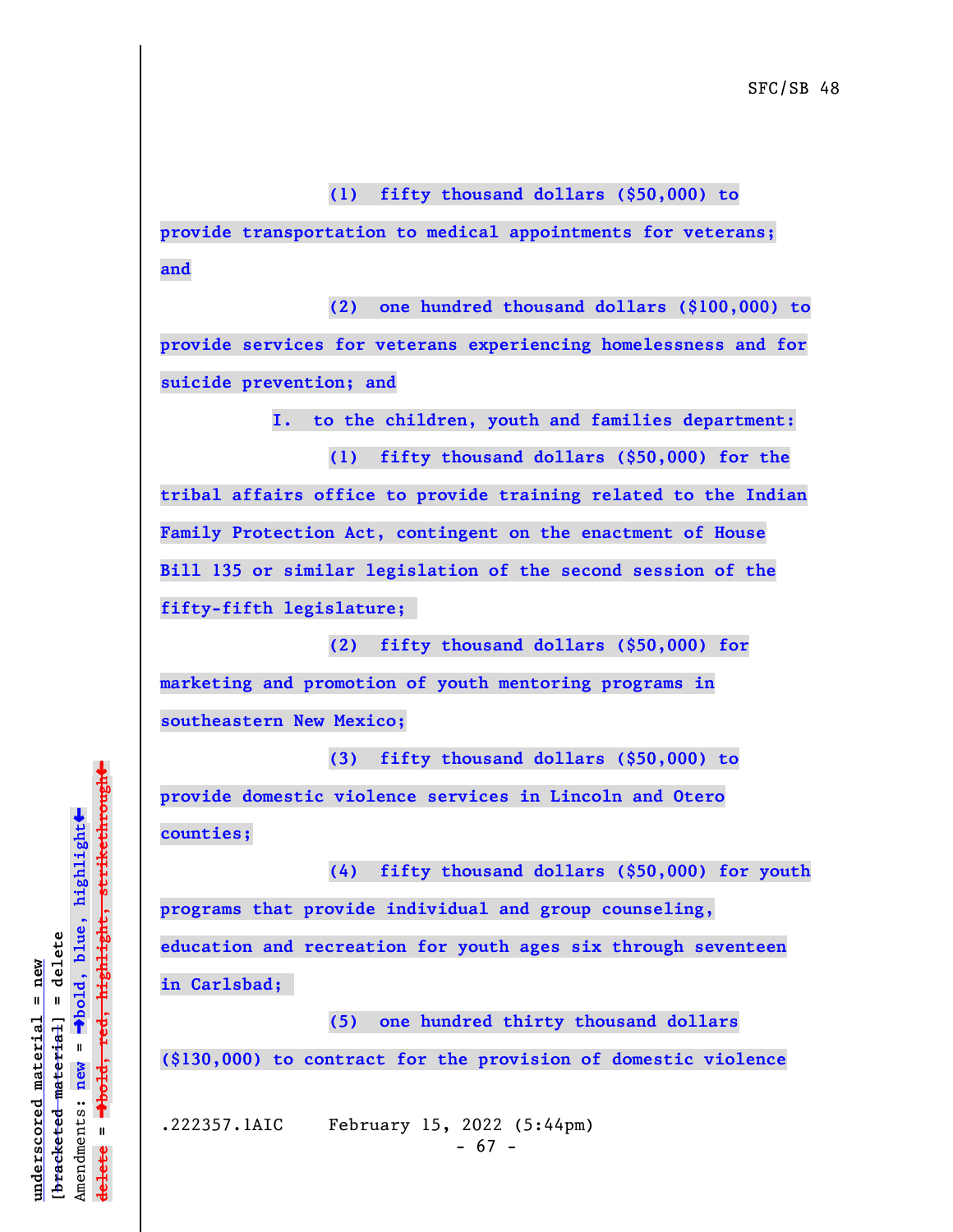**(1) fifty thousand dollars ($50,000) to provide transportation to medical appointments for veterans; and**

**(2) one hundred thousand dollars ($100,000) to provide services for veterans experiencing homelessness and for suicide prevention; and**

**I. to the children, youth and families department:**

**(1) fifty thousand dollars ($50,000) for the tribal affairs office to provide training related to the Indian Family Protection Act, contingent on the enactment of House Bill 135 or similar legislation of the second session of the fifty-fifth legislature;**

**(2) fifty thousand dollars ($50,000) for marketing and promotion of youth mentoring programs in southeastern New Mexico;**

**(3) fifty thousand dollars ($50,000) to provide domestic violence services in Lincoln and Otero counties;**

**(4) fifty thousand dollars ($50,000) for youth programs that provide individual and group counseling, education and recreation for youth ages six through seventeen in Carlsbad;**

**(5) one hundred thirty thousand dollars ($130,000) to contract for the provision of domestic violence**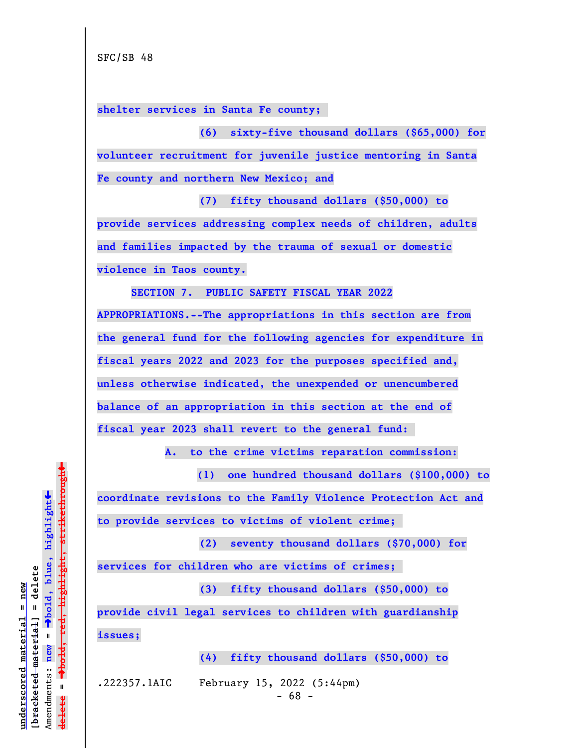shelter services in Santa Fe county;

(6) sixty-five thousand dollars ($65,000) for volunteer recruitment for juvenile justice mentoring in Santa Fe county and northern New Mexico; and

(7) fifty thousand dollars ($50,000) to provide services addressing complex needs of children, adults and families impacted by the trauma of sexual or domestic violence in Taos county.

SECTION 7. PUBLIC SAFETY FISCAL YEAR 2022 APPROPRIATIONS.--The appropriations in this section are from the general fund for the following agencies for expenditure in fiscal years 2022 and 2023 for the purposes specified and, unless otherwise indicated, the unexpended or unencumbered balance of an appropriation in this section at the end of fiscal year 2023 shall revert to the general fund:

A. to the crime victims reparation commission:

(1) one hundred thousand dollars ($100,000) to coordinate revisions to the Family Violence Protection Act and to provide services to victims of violent crime;

(2) seventy thousand dollars ($70,000) for services for children who are victims of crimes;

(3) fifty thousand dollars ($50,000) to provide civil legal services to children with guardianship issues;

(4) fifty thousand dollars ($50,000) to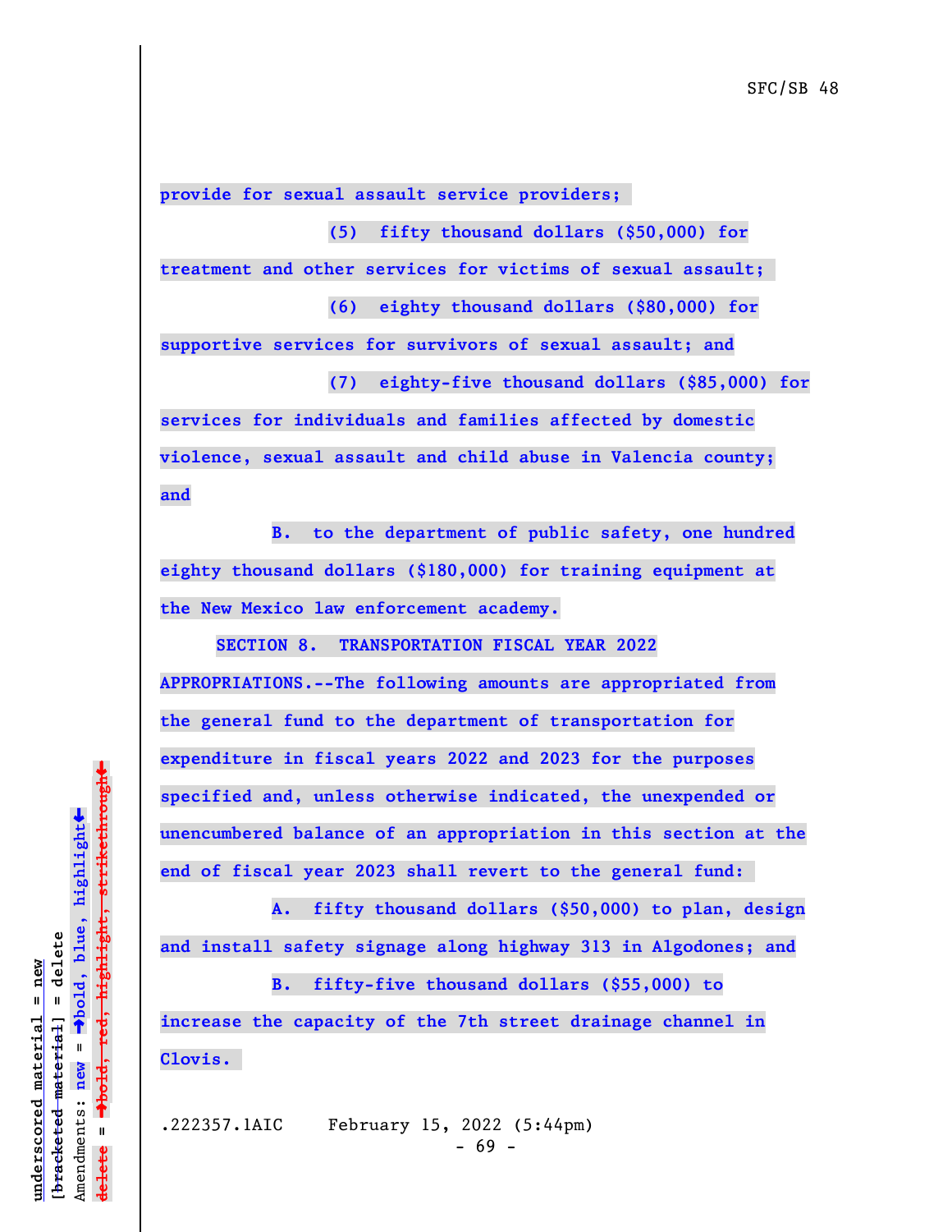provide for sexual assault service providers;

(5) fifty thousand dollars ($50,000) for treatment and other services for victims of sexual assault;

(6) eighty thousand dollars ($80,000) for supportive services for survivors of sexual assault; and

(7) eighty-five thousand dollars ($85,000) for services for individuals and families affected by domestic violence, sexual assault and child abuse in Valencia county; and

B. to the department of public safety, one hundred eighty thousand dollars ($180,000) for training equipment at the New Mexico law enforcement academy.

SECTION 8. TRANSPORTATION FISCAL YEAR 2022 APPROPRIATIONS.--The following amounts are appropriated from the general fund to the department of transportation for expenditure in fiscal years 2022 and 2023 for the purposes specified and, unless otherwise indicated, the unexpended or unencumbered balance of an appropriation in this section at the end of fiscal year 2023 shall revert to the general fund:

A. fifty thousand dollars ($50,000) to plan, design and install safety signage along highway 313 in Algodones; and

B. fifty-five thousand dollars ($55,000) to increase the capacity of the 7th street drainage channel in Clovis.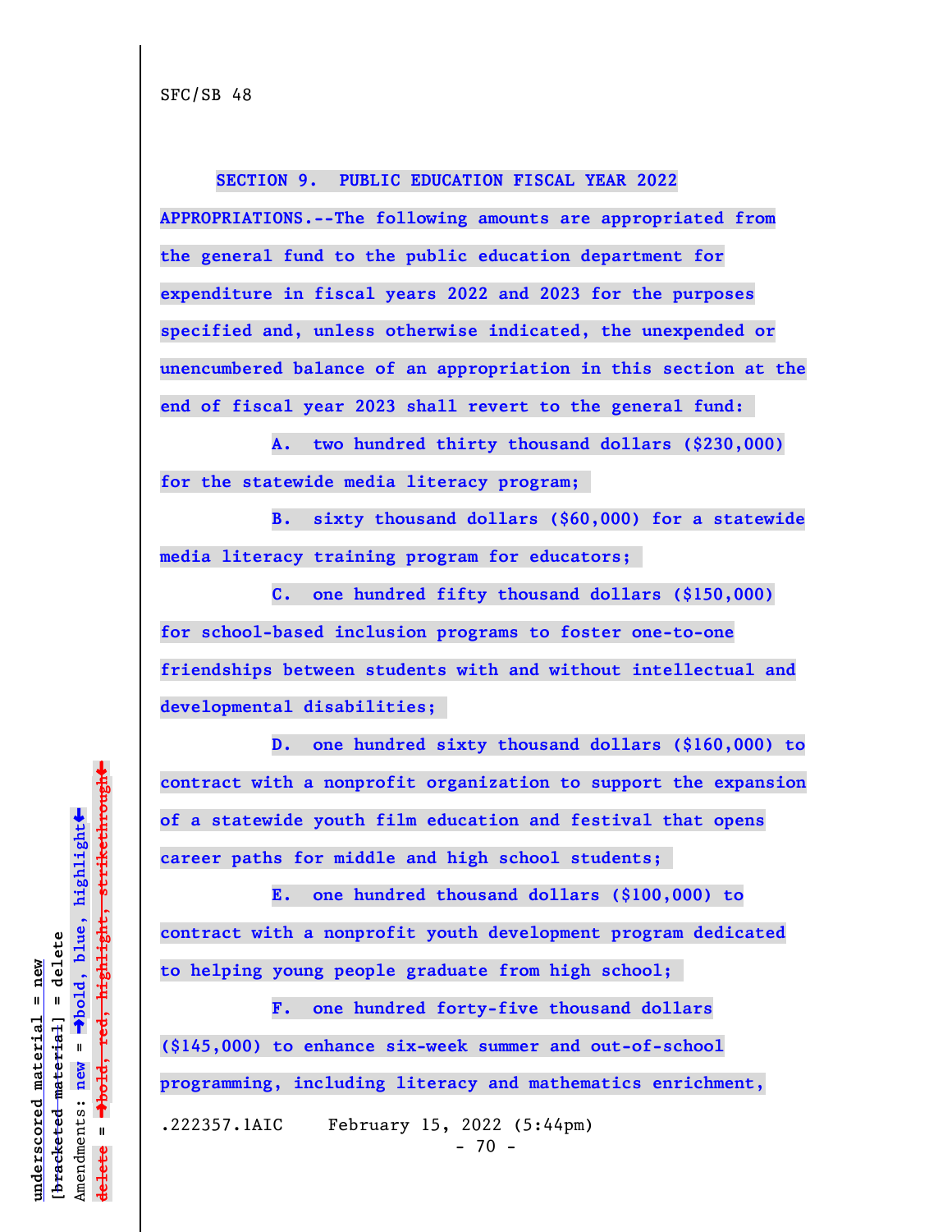**SECTION 9. PUBLIC EDUCATION FISCAL YEAR 2022 APPROPRIATIONS.--The following amounts are appropriated from the general fund to the public education department for expenditure in fiscal years 2022 and 2023 for the purposes specified and, unless otherwise indicated, the unexpended or unencumbered balance of an appropriation in this section at the end of fiscal year 2023 shall revert to the general fund:**

**A. two hundred thirty thousand dollars ($230,000) for the statewide media literacy program;**

**B. sixty thousand dollars ($60,000) for a statewide media literacy training program for educators;**

**C. one hundred fifty thousand dollars ($150,000) for school-based inclusion programs to foster one-to-one friendships between students with and without intellectual and developmental disabilities;**

**D. one hundred sixty thousand dollars ($160,000) to contract with a nonprofit organization to support the expansion of a statewide youth film education and festival that opens career paths for middle and high school students;**

**E. one hundred thousand dollars ($100,000) to contract with a nonprofit youth development program dedicated to helping young people graduate from high school;**

**F. one hundred forty-five thousand dollars ($145,000) to enhance six-week summer and out-of-school programming, including literacy and mathematics enrichment,**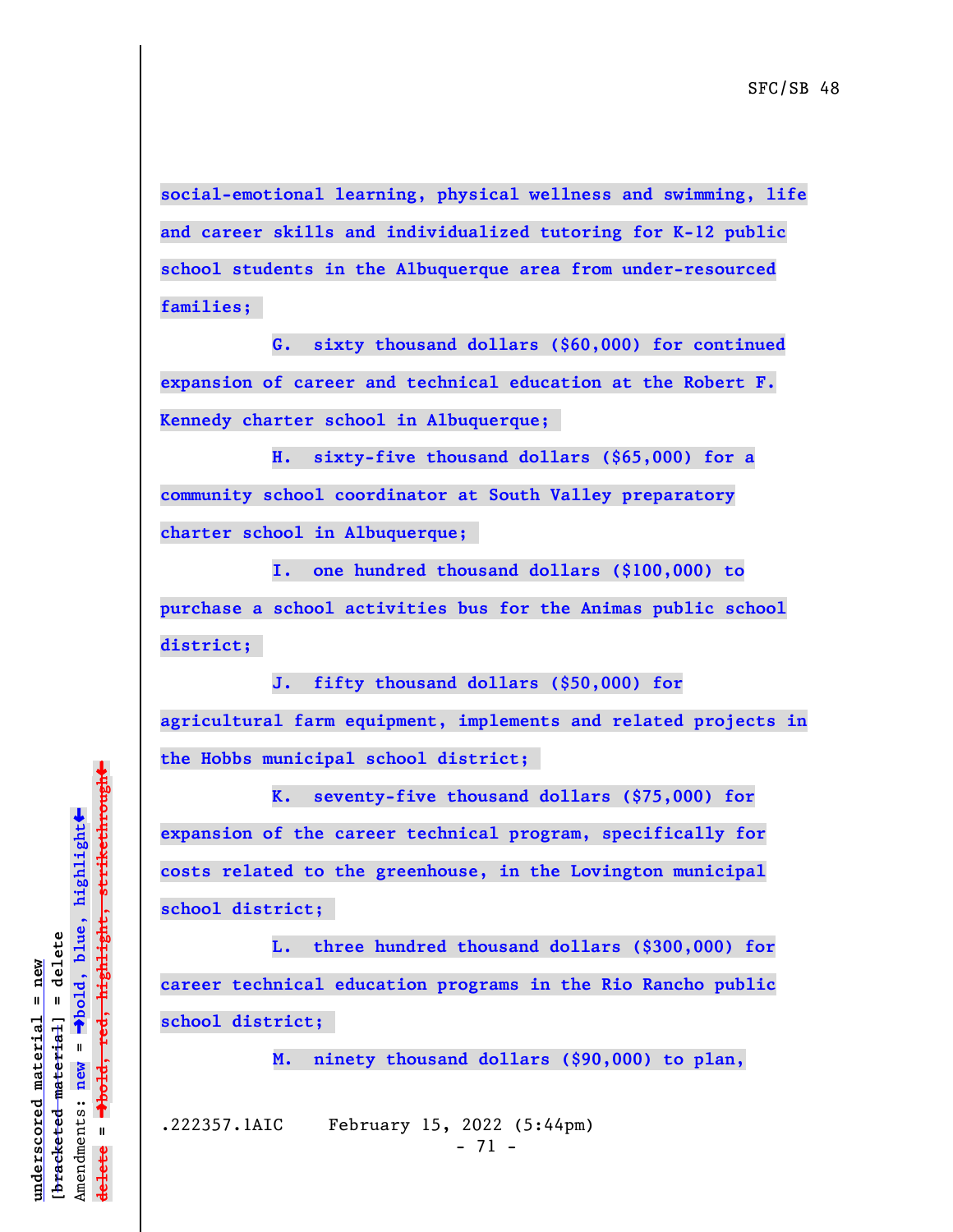**social-emotional learning, physical wellness and swimming, life and career skills and individualized tutoring for K-12 public school students in the Albuquerque area from under-resourced families;**

**G. sixty thousand dollars ($60,000) for continued expansion of career and technical education at the Robert F. Kennedy charter school in Albuquerque;**

**H. sixty-five thousand dollars ($65,000) for a community school coordinator at South Valley preparatory charter school in Albuquerque;**

**I. one hundred thousand dollars ($100,000) to purchase a school activities bus for the Animas public school district;**

**J. fifty thousand dollars ($50,000) for agricultural farm equipment, implements and related projects in the Hobbs municipal school district;**

**K. seventy-five thousand dollars ($75,000) for expansion of the career technical program, specifically for costs related to the greenhouse, in the Lovington municipal school district;**

**L. three hundred thousand dollars ($300,000) for career technical education programs in the Rio Rancho public school district;**

**M. ninety thousand dollars ($90,000) to plan,**

.222357.1AIC February 15, 2022 (5:44pm)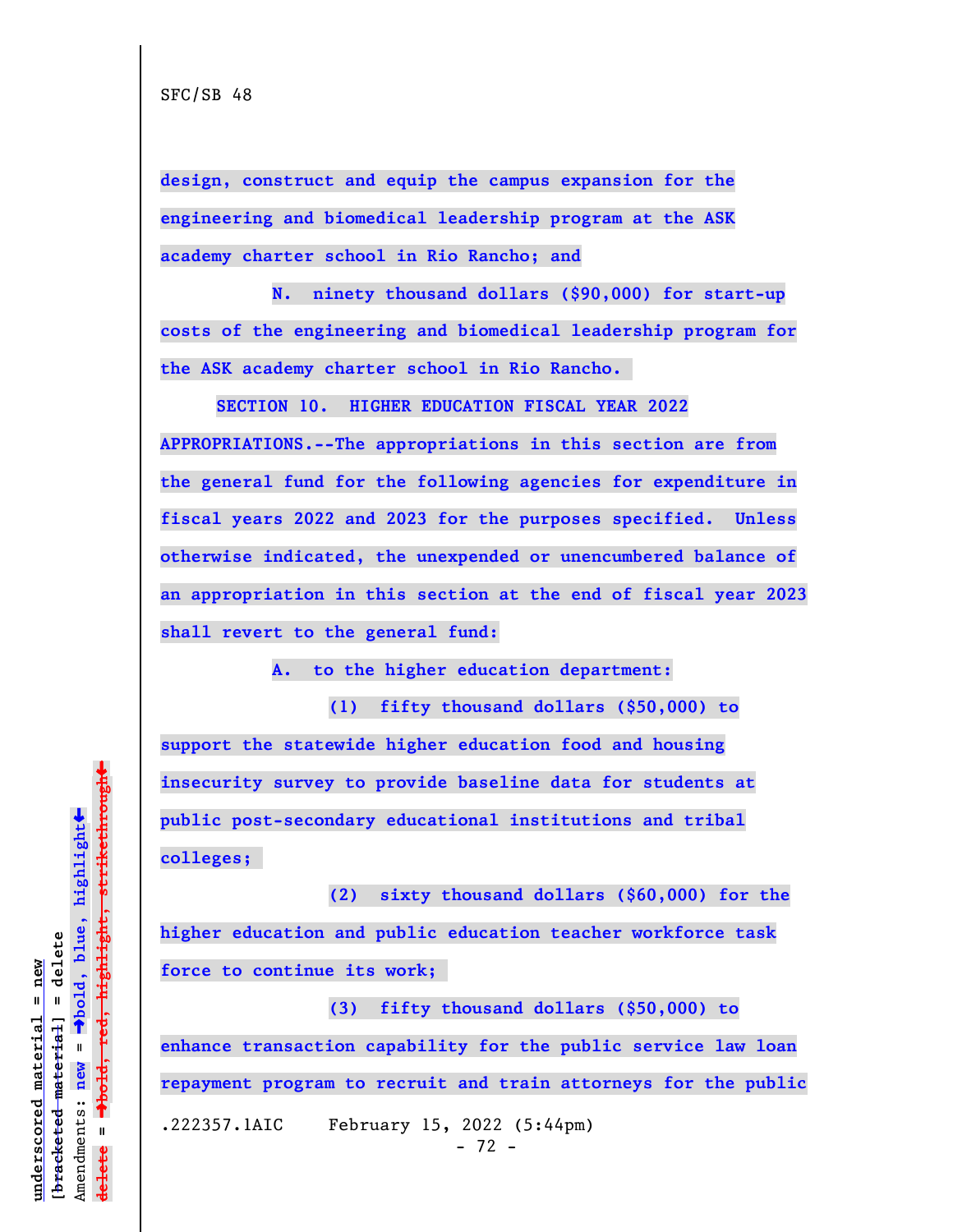**design, construct and equip the campus expansion for the engineering and biomedical leadership program at the ASK academy charter school in Rio Rancho; and**

**N. ninety thousand dollars ($90,000) for start-up costs of the engineering and biomedical leadership program for the ASK academy charter school in Rio Rancho.**

**SECTION 10. HIGHER EDUCATION FISCAL YEAR 2022 APPROPRIATIONS.--The appropriations in this section are from the general fund for the following agencies for expenditure in fiscal years 2022 and 2023 for the purposes specified. Unless otherwise indicated, the unexpended or unencumbered balance of an appropriation in this section at the end of fiscal year 2023 shall revert to the general fund:**

**A. to the higher education department:**

**(1) fifty thousand dollars ($50,000) to support the statewide higher education food and housing insecurity survey to provide baseline data for students at public post-secondary educational institutions and tribal colleges;**

**(2) sixty thousand dollars ($60,000) for the higher education and public education teacher workforce task force to continue its work;**

**(3) fifty thousand dollars ($50,000) to enhance transaction capability for the public service law loan repayment program to recruit and train attorneys for the public**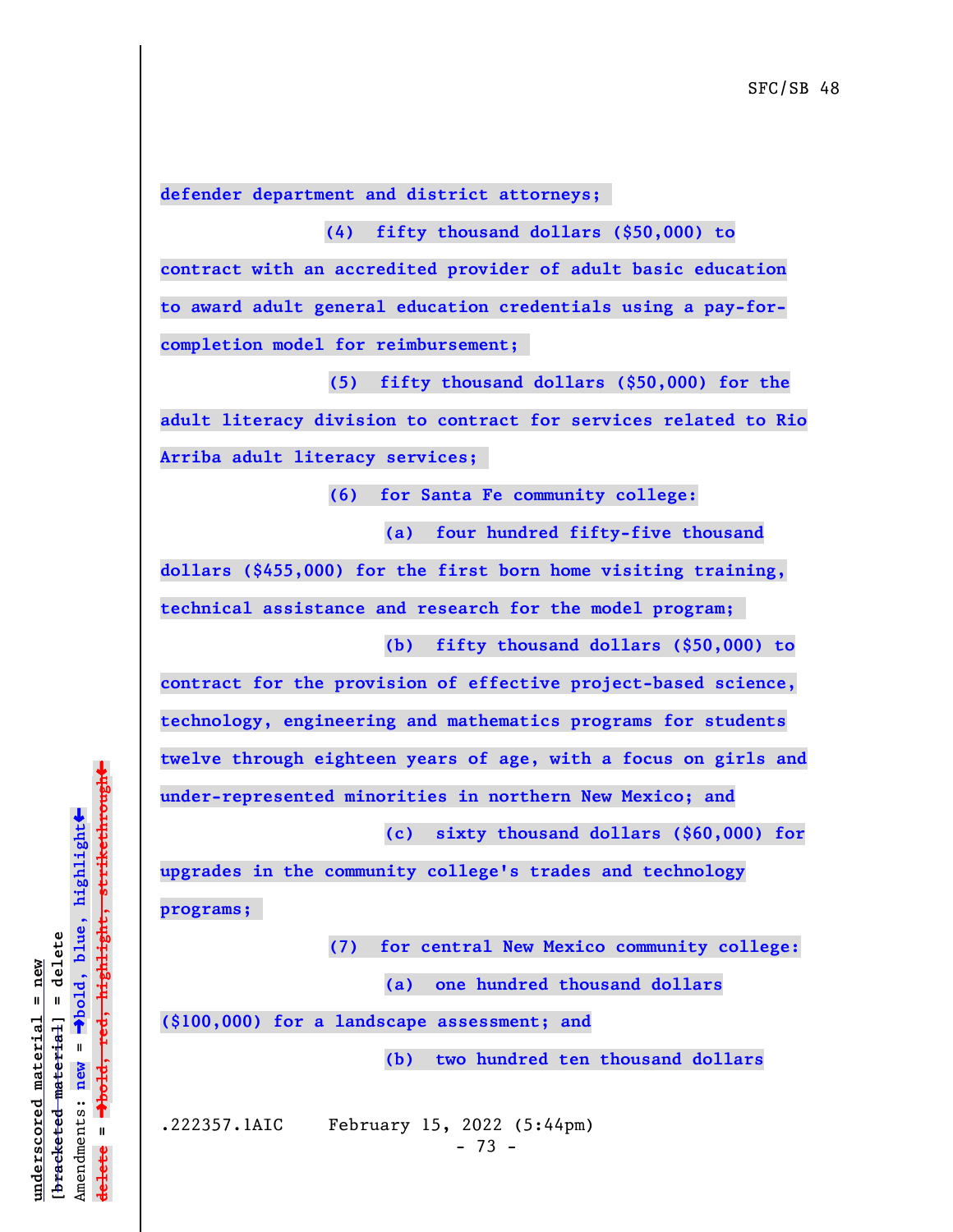**defender department and district attorneys;**

**(4) fifty thousand dollars ($50,000) to contract with an accredited provider of adult basic education to award adult general education credentials using a pay-for-completion model for reimbursement;**

**(5) fifty thousand dollars ($50,000) for the adult literacy division to contract for services related to Rio Arriba adult literacy services;**

**(6) for Santa Fe community college:**

**(a) four hundred fifty-five thousand dollars ($455,000) for the first born home visiting training, technical assistance and research for the model program;**

**(b) fifty thousand dollars ($50,000) to contract for the provision of effective project-based science, technology, engineering and mathematics programs for students twelve through eighteen years of age, with a focus on girls and under-represented minorities in northern New Mexico; and**

**(c) sixty thousand dollars ($60,000) for upgrades in the community college's trades and technology programs;**

**(7) for central New Mexico community college:**

**(a) one hundred thousand dollars ($100,000) for a landscape assessment; and**

**(b) two hundred ten thousand dollars**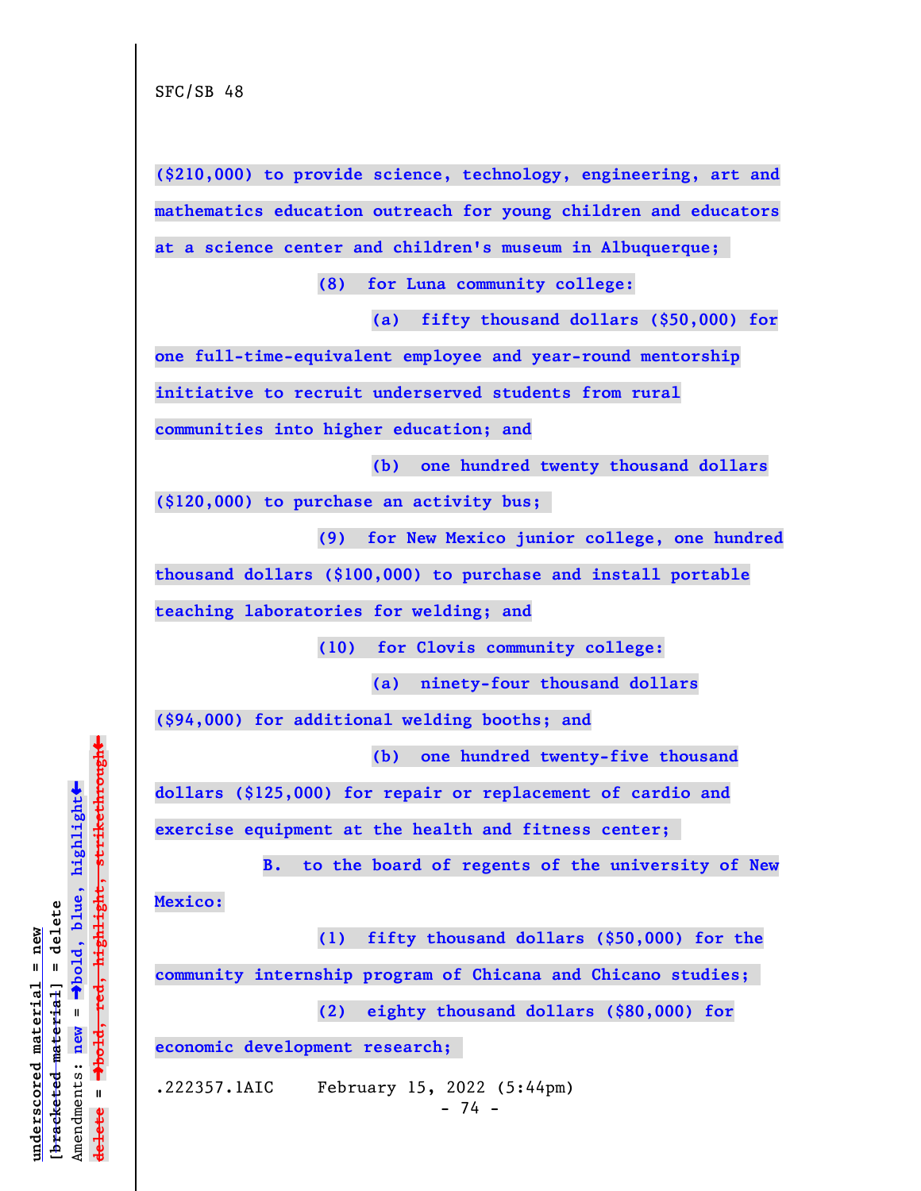($210,000) to provide science, technology, engineering, art and mathematics education outreach for young children and educators at a science center and children's museum in Albuquerque;

(8) for Luna community college:

(a) fifty thousand dollars ($50,000) for one full-time-equivalent employee and year-round mentorship initiative to recruit underserved students from rural communities into higher education; and

(b) one hundred twenty thousand dollars ($120,000) to purchase an activity bus;

(9) for New Mexico junior college, one hundred thousand dollars ($100,000) to purchase and install portable teaching laboratories for welding; and

(10) for Clovis community college:

(a) ninety-four thousand dollars ($94,000) for additional welding booths; and

(b) one hundred twenty-five thousand dollars ($125,000) for repair or replacement of cardio and exercise equipment at the health and fitness center;

B. to the board of regents of the university of New Mexico:

(1) fifty thousand dollars ($50,000) for the community internship program of Chicana and Chicano studies;

(2) eighty thousand dollars ($80,000) for economic development research;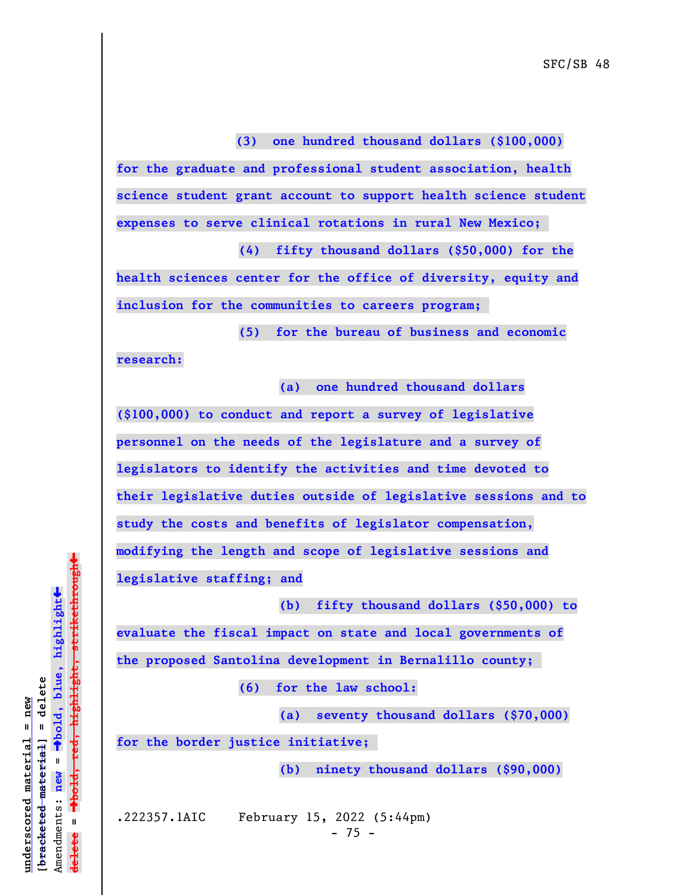**(3) one hundred thousand dollars ($100,000) for the graduate and professional student association, health science student grant account to support health science student expenses to serve clinical rotations in rural New Mexico;**

**(4) fifty thousand dollars ($50,000) for the health sciences center for the office of diversity, equity and inclusion for the communities to careers program;**

**(5) for the bureau of business and economic research:**

**(a) one hundred thousand dollars ($100,000) to conduct and report a survey of legislative personnel on the needs of the legislature and a survey of legislators to identify the activities and time devoted to their legislative duties outside of legislative sessions and to study the costs and benefits of legislator compensation, modifying the length and scope of legislative sessions and legislative staffing; and**

**(b) fifty thousand dollars ($50,000) to evaluate the fiscal impact on state and local governments of the proposed Santolina development in Bernalillo county;**

**(6) for the law school:**

**(a) seventy thousand dollars ($70,000) for the border justice initiative;**

**(b) ninety thousand dollars ($90,000)**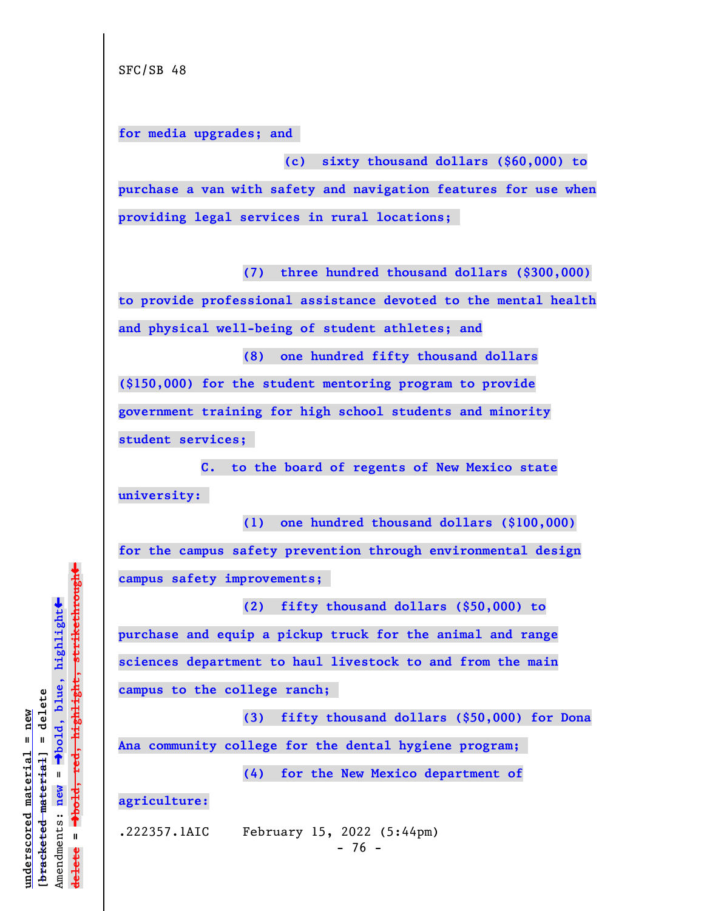**for media upgrades; and**

**(c) sixty thousand dollars ($60,000) to purchase a van with safety and navigation features for use when providing legal services in rural locations;**

**(7) three hundred thousand dollars ($300,000) to provide professional assistance devoted to the mental health and physical well-being of student athletes; and**

**(8) one hundred fifty thousand dollars ($150,000) for the student mentoring program to provide government training for high school students and minority student services;**

**C. to the board of regents of New Mexico state university:**

**(1) one hundred thousand dollars ($100,000) for the campus safety prevention through environmental design campus safety improvements;**

**(2) fifty thousand dollars ($50,000) to purchase and equip a pickup truck for the animal and range sciences department to haul livestock to and from the main campus to the college ranch;**

**(3) fifty thousand dollars ($50,000) for Dona Ana community college for the dental hygiene program;**

**(4) for the New Mexico department of agriculture:**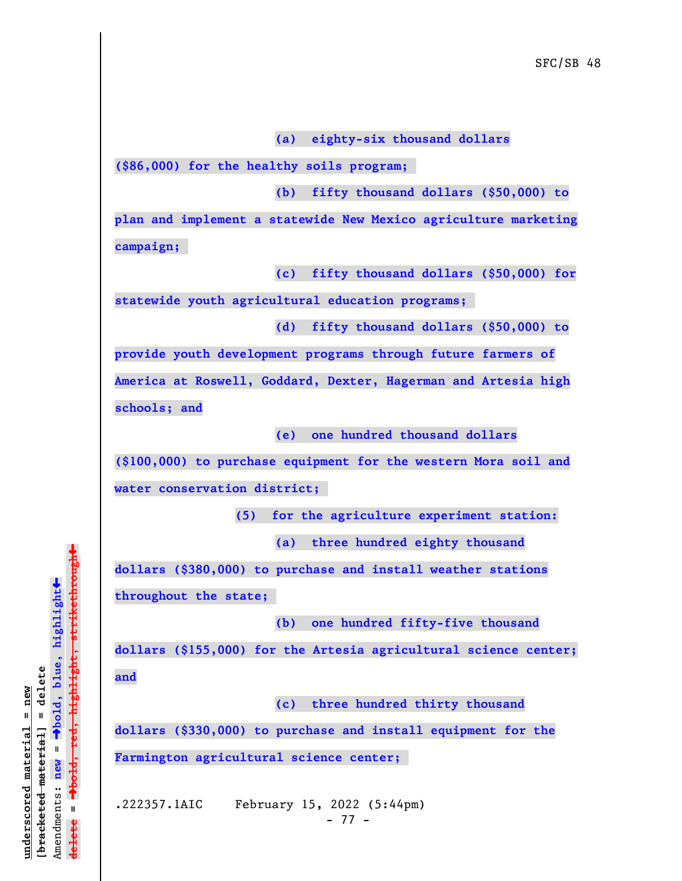(a) eighty-six thousand dollars ($86,000) for the healthy soils program;

(b) fifty thousand dollars ($50,000) to plan and implement a statewide New Mexico agriculture marketing campaign;

(c) fifty thousand dollars ($50,000) for statewide youth agricultural education programs;

(d) fifty thousand dollars ($50,000) to provide youth development programs through future farmers of America at Roswell, Goddard, Dexter, Hagerman and Artesia high schools; and

(e) one hundred thousand dollars ($100,000) to purchase equipment for the western Mora soil and water conservation district;

(5) for the agriculture experiment station:

(a) three hundred eighty thousand dollars ($380,000) to purchase and install weather stations throughout the state;

(b) one hundred fifty-five thousand dollars ($155,000) for the Artesia agricultural science center; and

(c) three hundred thirty thousand dollars ($330,000) to purchase and install equipment for the Farmington agricultural science center;

.222357.1AIC February 15, 2022 (5:44pm)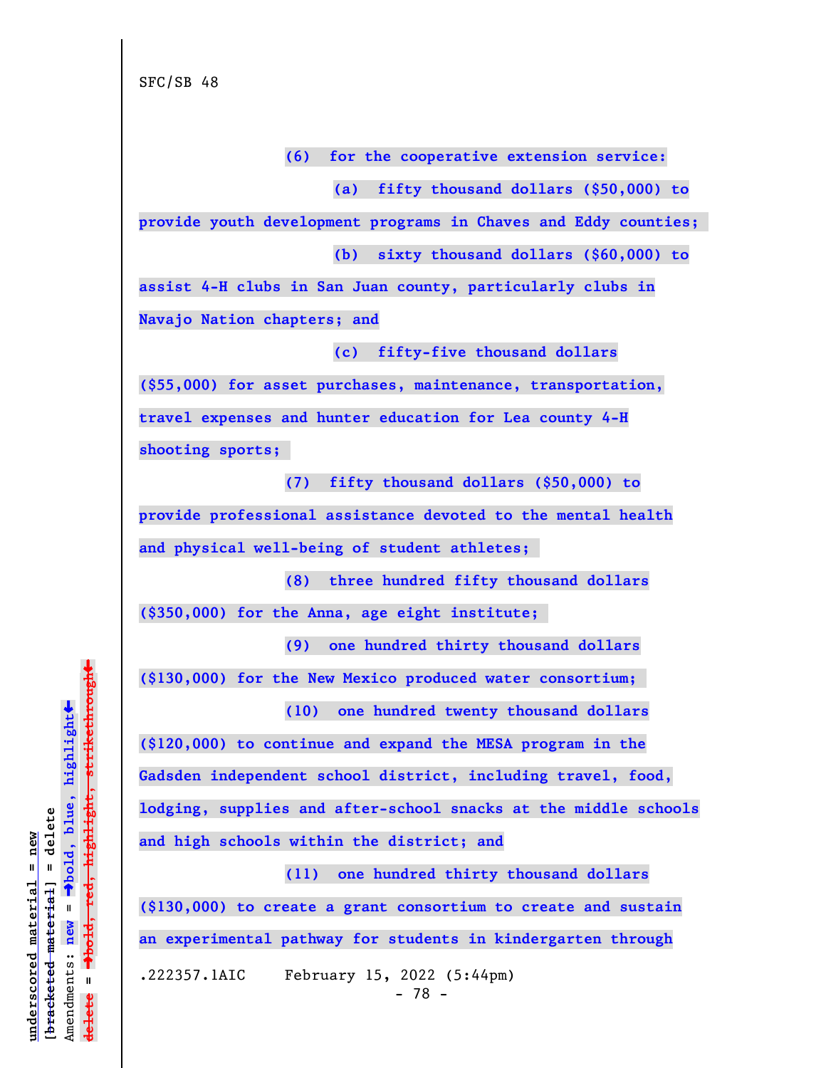**(6) for the cooperative extension service:**

**(a) fifty thousand dollars ($50,000) to provide youth development programs in Chaves and Eddy counties;**

**(b) sixty thousand dollars ($60,000) to assist 4-H clubs in San Juan county, particularly clubs in Navajo Nation chapters; and**

**(c) fifty-five thousand dollars ($55,000) for asset purchases, maintenance, transportation, travel expenses and hunter education for Lea county 4-H shooting sports;**

**(7) fifty thousand dollars ($50,000) to provide professional assistance devoted to the mental health and physical well-being of student athletes;**

**(8) three hundred fifty thousand dollars ($350,000) for the Anna, age eight institute;**

**(9) one hundred thirty thousand dollars ($130,000) for the New Mexico produced water consortium;**

**(10) one hundred twenty thousand dollars ($120,000) to continue and expand the MESA program in the Gadsden independent school district, including travel, food, lodging, supplies and after-school snacks at the middle schools and high schools within the district; and**

**(11) one hundred thirty thousand dollars ($130,000) to create a grant consortium to create and sustain an experimental pathway for students in kindergarten through**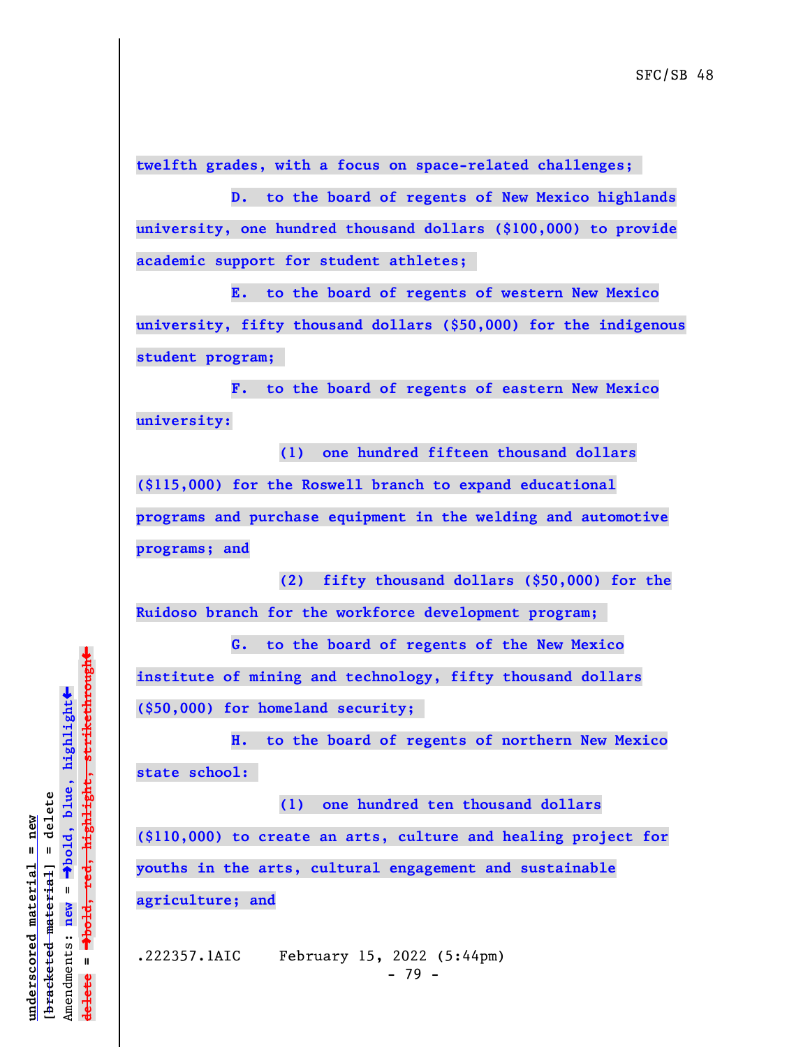twelfth grades, with a focus on space-related challenges;

D. to the board of regents of New Mexico highlands university, one hundred thousand dollars ($100,000) to provide academic support for student athletes;

E. to the board of regents of western New Mexico university, fifty thousand dollars ($50,000) for the indigenous student program;

F. to the board of regents of eastern New Mexico university:

(1) one hundred fifteen thousand dollars ($115,000) for the Roswell branch to expand educational programs and purchase equipment in the welding and automotive programs; and

(2) fifty thousand dollars ($50,000) for the Ruidoso branch for the workforce development program;

G. to the board of regents of the New Mexico institute of mining and technology, fifty thousand dollars ($50,000) for homeland security;

H. to the board of regents of northern New Mexico state school:

(1) one hundred ten thousand dollars ($110,000) to create an arts, culture and healing project for youths in the arts, cultural engagement and sustainable agriculture; and

.222357.1AIC February 15, 2022 (5:44pm)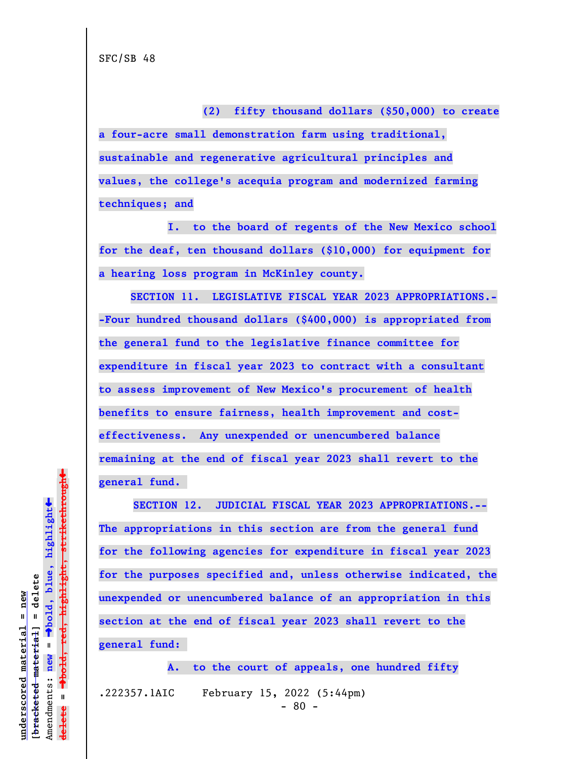SFC/SB 48

(2) fifty thousand dollars ($50,000) to create a four-acre small demonstration farm using traditional, sustainable and regenerative agricultural principles and values, the college's acequia program and modernized farming techniques; and

I. to the board of regents of the New Mexico school for the deaf, ten thousand dollars ($10,000) for equipment for a hearing loss program in McKinley county.

SECTION 11. LEGISLATIVE FISCAL YEAR 2023 APPROPRIATIONS.--Four hundred thousand dollars ($400,000) is appropriated from the general fund to the legislative finance committee for expenditure in fiscal year 2023 to contract with a consultant to assess improvement of New Mexico's procurement of health benefits to ensure fairness, health improvement and cost-effectiveness. Any unexpended or unencumbered balance remaining at the end of fiscal year 2023 shall revert to the general fund.

SECTION 12. JUDICIAL FISCAL YEAR 2023 APPROPRIATIONS.--The appropriations in this section are from the general fund for the following agencies for expenditure in fiscal year 2023 for the purposes specified and, unless otherwise indicated, the unexpended or unencumbered balance of an appropriation in this section at the end of fiscal year 2023 shall revert to the general fund:

A. to the court of appeals, one hundred fifty

.222357.1AIC February 15, 2022 (5:44pm)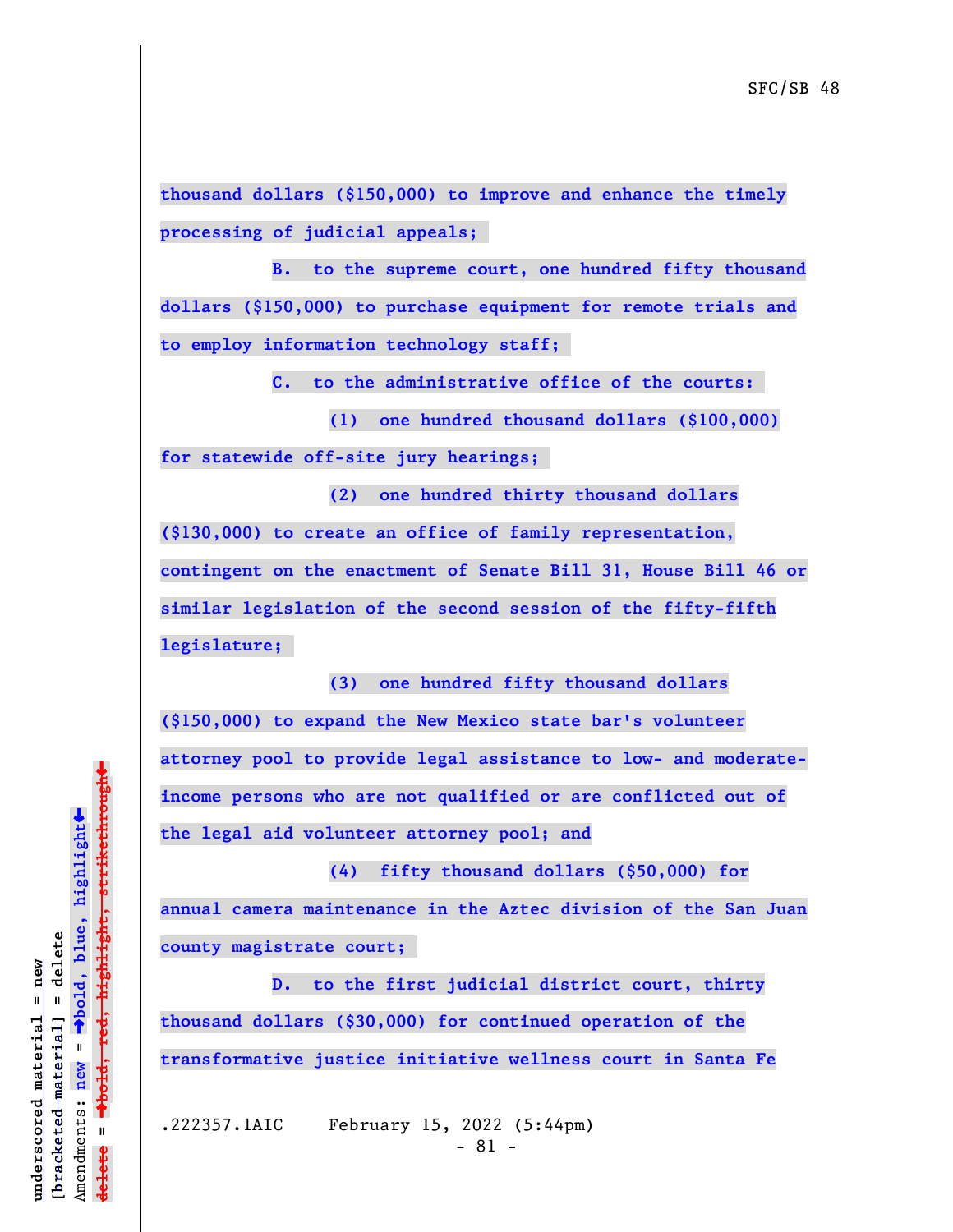thousand dollars ($150,000) to improve and enhance the timely processing of judicial appeals;

B. to the supreme court, one hundred fifty thousand dollars ($150,000) to purchase equipment for remote trials and to employ information technology staff;

C. to the administrative office of the courts:

(1) one hundred thousand dollars ($100,000) for statewide off-site jury hearings;

(2) one hundred thirty thousand dollars ($130,000) to create an office of family representation, contingent on the enactment of Senate Bill 31, House Bill 46 or similar legislation of the second session of the fifty-fifth legislature;

(3) one hundred fifty thousand dollars ($150,000) to expand the New Mexico state bar's volunteer attorney pool to provide legal assistance to low- and moderate-income persons who are not qualified or are conflicted out of the legal aid volunteer attorney pool; and

(4) fifty thousand dollars ($50,000) for annual camera maintenance in the Aztec division of the San Juan county magistrate court;

D. to the first judicial district court, thirty thousand dollars ($30,000) for continued operation of the transformative justice initiative wellness court in Santa Fe

.222357.1AIC February 15, 2022 (5:44pm)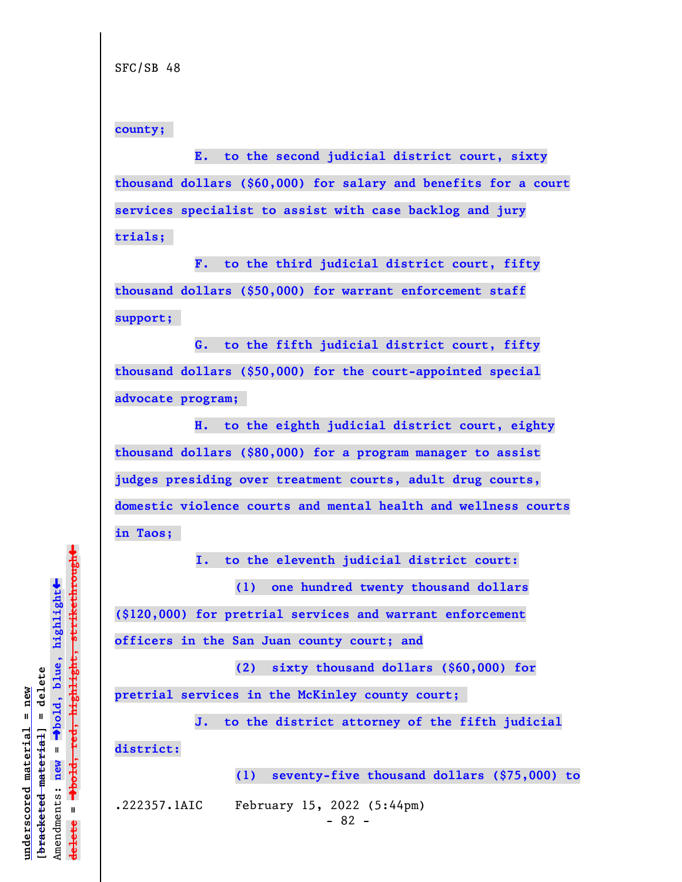SFC/SB 48

**county;**

**E. to the second judicial district court, sixty thousand dollars ($60,000) for salary and benefits for a court services specialist to assist with case backlog and jury trials;**

**F. to the third judicial district court, fifty thousand dollars ($50,000) for warrant enforcement staff support;**

**G. to the fifth judicial district court, fifty thousand dollars ($50,000) for the court-appointed special advocate program;**

**H. to the eighth judicial district court, eighty thousand dollars ($80,000) for a program manager to assist judges presiding over treatment courts, adult drug courts, domestic violence courts and mental health and wellness courts in Taos;**

**I. to the eleventh judicial district court:**

**(1) one hundred twenty thousand dollars ($120,000) for pretrial services and warrant enforcement officers in the San Juan county court; and**

**(2) sixty thousand dollars ($60,000) for pretrial services in the McKinley county court;**

**J. to the district attorney of the fifth judicial district:**

**(1) seventy-five thousand dollars ($75,000) to**

.222357.1AIC February 15, 2022 (5:44pm)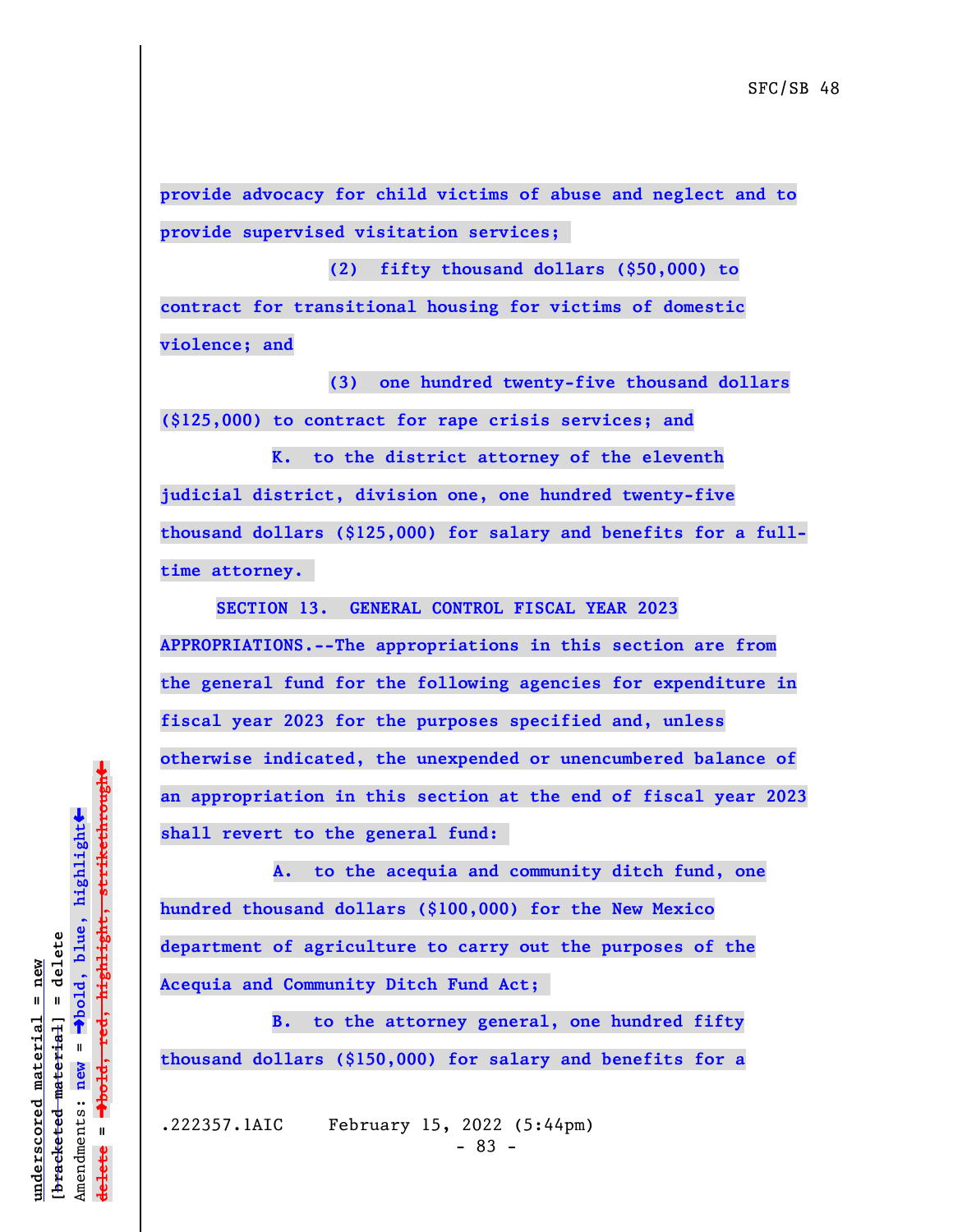**provide advocacy for child victims of abuse and neglect and to provide supervised visitation services;**

**(2) fifty thousand dollars ($50,000) to contract for transitional housing for victims of domestic violence; and**

**(3) one hundred twenty-five thousand dollars ($125,000) to contract for rape crisis services; and**

**K. to the district attorney of the eleventh judicial district, division one, one hundred twenty-five thousand dollars ($125,000) for salary and benefits for a full-time attorney.**

**SECTION 13. GENERAL CONTROL FISCAL YEAR 2023 APPROPRIATIONS.--The appropriations in this section are from the general fund for the following agencies for expenditure in fiscal year 2023 for the purposes specified and, unless otherwise indicated, the unexpended or unencumbered balance of an appropriation in this section at the end of fiscal year 2023 shall revert to the general fund:**

**A. to the acequia and community ditch fund, one hundred thousand dollars ($100,000) for the New Mexico department of agriculture to carry out the purposes of the Acequia and Community Ditch Fund Act;**

**B. to the attorney general, one hundred fifty thousand dollars ($150,000) for salary and benefits for a**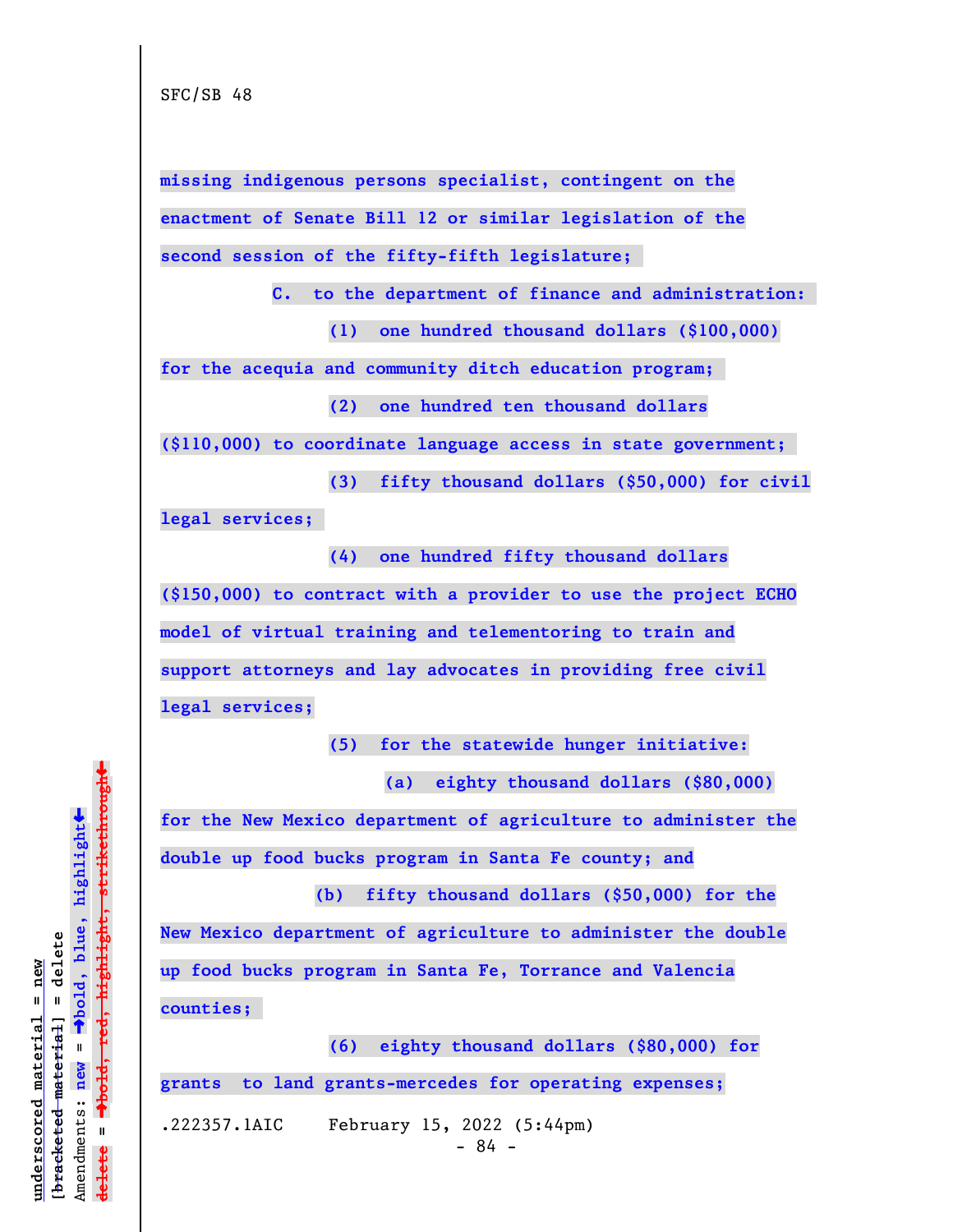missing indigenous persons specialist, contingent on the enactment of Senate Bill 12 or similar legislation of the second session of the fifty-fifth legislature;

C. to the department of finance and administration:

(1) one hundred thousand dollars ($100,000) for the acequia and community ditch education program;

(2) one hundred ten thousand dollars ($110,000) to coordinate language access in state government;

(3) fifty thousand dollars ($50,000) for civil legal services;

(4) one hundred fifty thousand dollars ($150,000) to contract with a provider to use the project ECHO model of virtual training and telementoring to train and support attorneys and lay advocates in providing free civil legal services;

(5) for the statewide hunger initiative:

(a) eighty thousand dollars ($80,000) for the New Mexico department of agriculture to administer the double up food bucks program in Santa Fe county; and

(b) fifty thousand dollars ($50,000) for the New Mexico department of agriculture to administer the double up food bucks program in Santa Fe, Torrance and Valencia counties;

(6) eighty thousand dollars ($80,000) for grants to land grants-mercedes for operating expenses;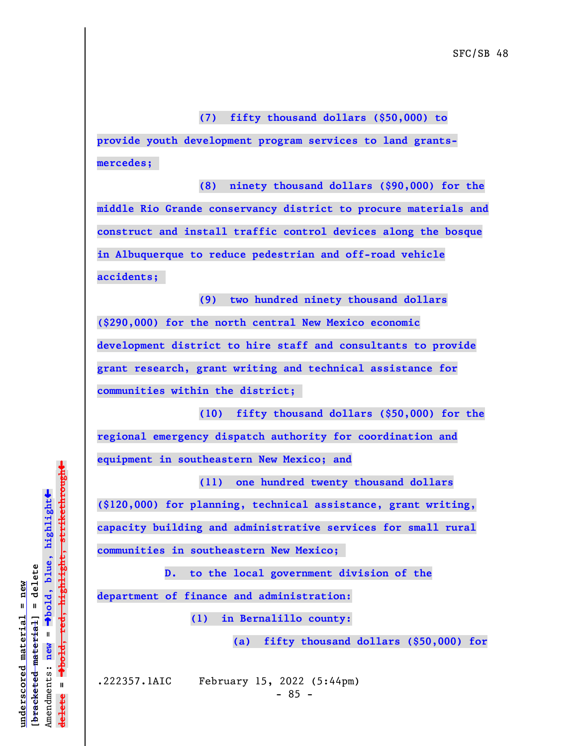**(7) fifty thousand dollars ($50,000) to provide youth development program services to land grants-mercedes;**

**(8) ninety thousand dollars ($90,000) for the middle Rio Grande conservancy district to procure materials and construct and install traffic control devices along the bosque in Albuquerque to reduce pedestrian and off-road vehicle accidents;**

**(9) two hundred ninety thousand dollars ($290,000) for the north central New Mexico economic development district to hire staff and consultants to provide grant research, grant writing and technical assistance for communities within the district;**

**(10) fifty thousand dollars ($50,000) for the regional emergency dispatch authority for coordination and equipment in southeastern New Mexico; and**

**(11) one hundred twenty thousand dollars ($120,000) for planning, technical assistance, grant writing, capacity building and administrative services for small rural communities in southeastern New Mexico;**

**D. to the local government division of the department of finance and administration:**

**(1) in Bernalillo county:**

**(a) fifty thousand dollars ($50,000) for**

.222357.1AIC February 15, 2022 (5:44pm)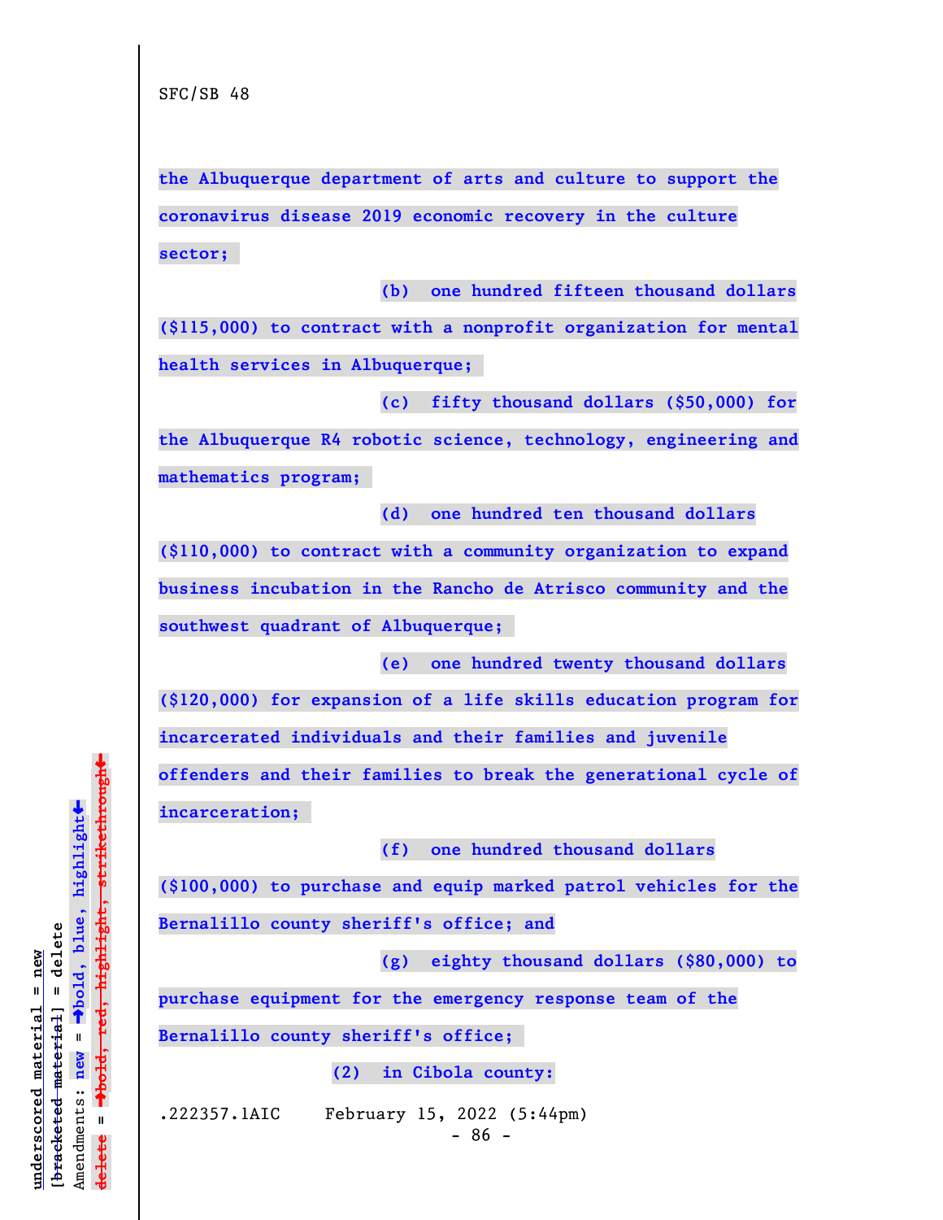the Albuquerque department of arts and culture to support the coronavirus disease 2019 economic recovery in the culture sector;

(b) one hundred fifteen thousand dollars ($115,000) to contract with a nonprofit organization for mental health services in Albuquerque;

(c) fifty thousand dollars ($50,000) for the Albuquerque R4 robotic science, technology, engineering and mathematics program;

(d) one hundred ten thousand dollars ($110,000) to contract with a community organization to expand business incubation in the Rancho de Atrisco community and the southwest quadrant of Albuquerque;

(e) one hundred twenty thousand dollars ($120,000) for expansion of a life skills education program for incarcerated individuals and their families and juvenile offenders and their families to break the generational cycle of incarceration;

(f) one hundred thousand dollars ($100,000) to purchase and equip marked patrol vehicles for the Bernalillo county sheriff's office; and

(g) eighty thousand dollars ($80,000) to purchase equipment for the emergency response team of the Bernalillo county sheriff's office;

(2) in Cibola county: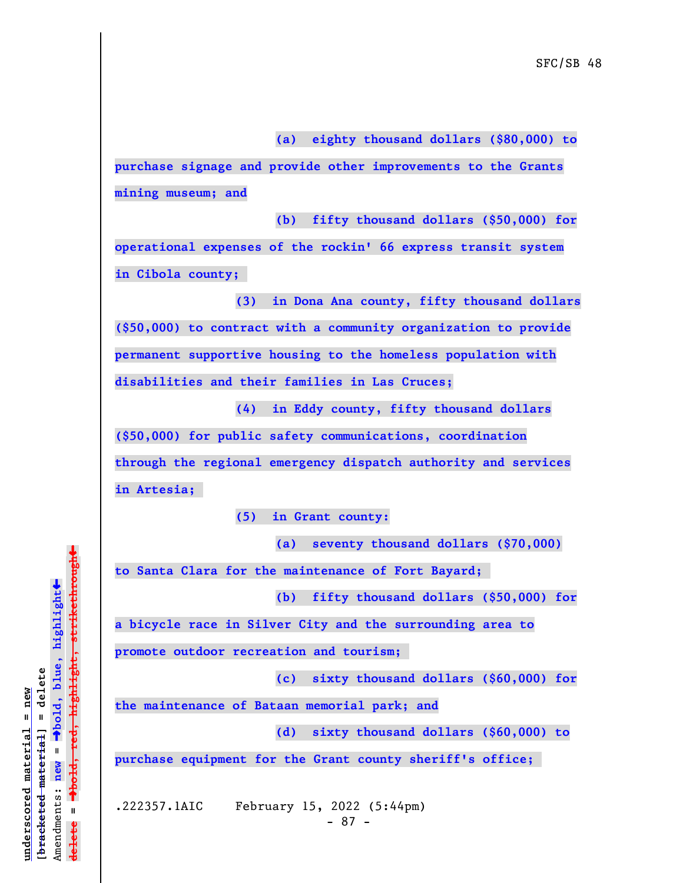(a) eighty thousand dollars ($80,000) to purchase signage and provide other improvements to the Grants mining museum; and

(b) fifty thousand dollars ($50,000) for operational expenses of the rockin' 66 express transit system in Cibola county;

(3) in Dona Ana county, fifty thousand dollars ($50,000) to contract with a community organization to provide permanent supportive housing to the homeless population with disabilities and their families in Las Cruces;

(4) in Eddy county, fifty thousand dollars ($50,000) for public safety communications, coordination through the regional emergency dispatch authority and services in Artesia;

(5) in Grant county:

(a) seventy thousand dollars ($70,000) to Santa Clara for the maintenance of Fort Bayard;

(b) fifty thousand dollars ($50,000) for a bicycle race in Silver City and the surrounding area to promote outdoor recreation and tourism;

(c) sixty thousand dollars ($60,000) for the maintenance of Bataan memorial park; and

(d) sixty thousand dollars ($60,000) to purchase equipment for the Grant county sheriff's office;

.222357.1AIC February 15, 2022 (5:44pm)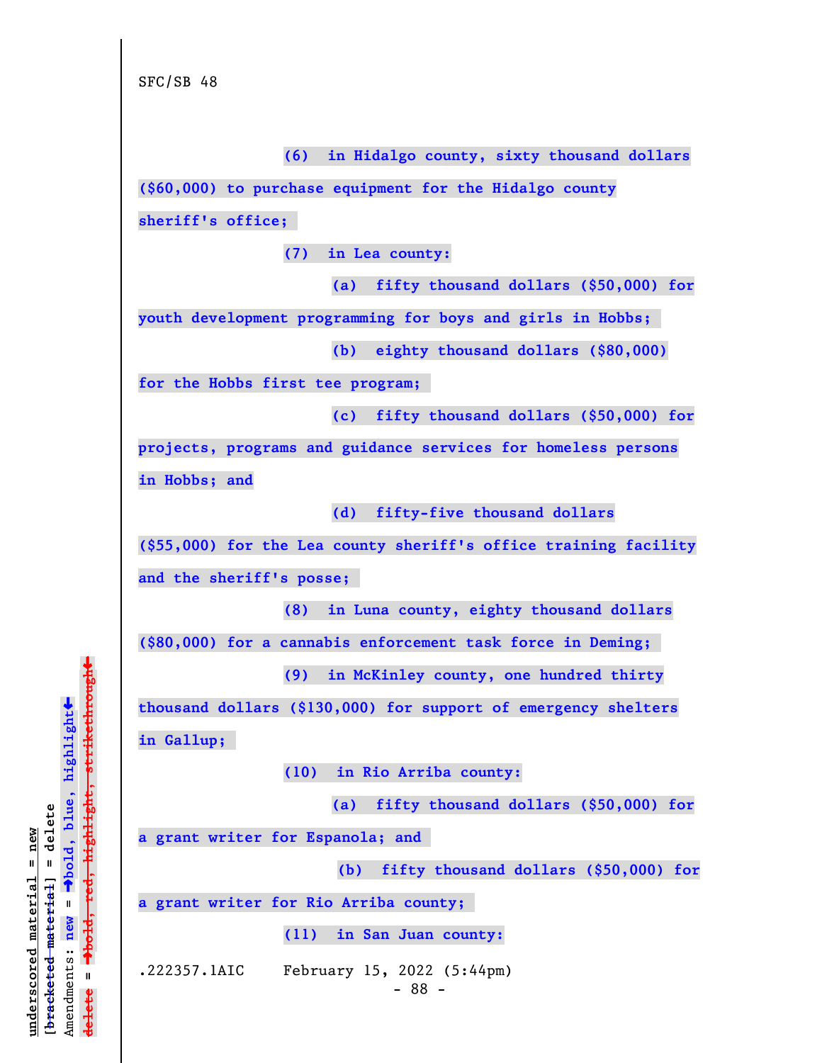SFC/SB 48

(6) in Hidalgo county, sixty thousand dollars ($60,000) to purchase equipment for the Hidalgo county sheriff's office;

(7) in Lea county:

(a) fifty thousand dollars ($50,000) for youth development programming for boys and girls in Hobbs;

(b) eighty thousand dollars ($80,000) for the Hobbs first tee program;

(c) fifty thousand dollars ($50,000) for projects, programs and guidance services for homeless persons in Hobbs; and

(d) fifty-five thousand dollars ($55,000) for the Lea county sheriff's office training facility and the sheriff's posse;

(8) in Luna county, eighty thousand dollars ($80,000) for a cannabis enforcement task force in Deming;

(9) in McKinley county, one hundred thirty thousand dollars ($130,000) for support of emergency shelters in Gallup;

(10) in Rio Arriba county:

(a) fifty thousand dollars ($50,000) for a grant writer for Espanola; and

(b) fifty thousand dollars ($50,000) for a grant writer for Rio Arriba county;

(11) in San Juan county:

.222357.1AIC February 15, 2022 (5:44pm)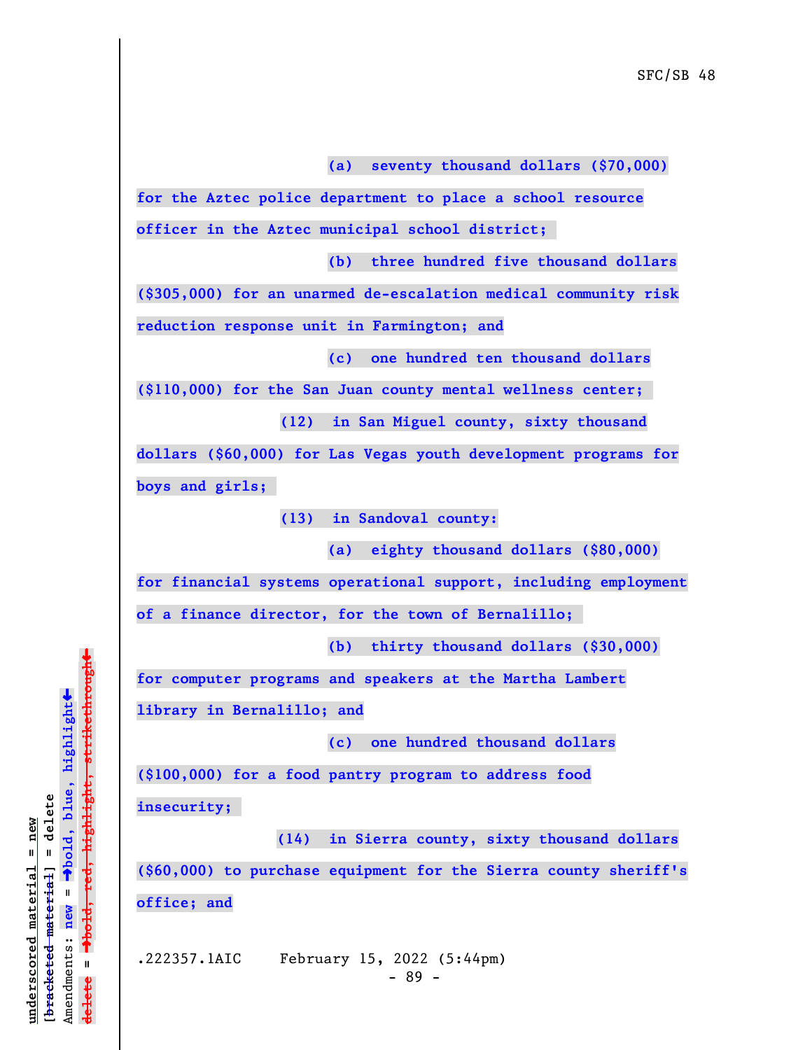(a) seventy thousand dollars ($70,000) for the Aztec police department to place a school resource officer in the Aztec municipal school district;

(b) three hundred five thousand dollars ($305,000) for an unarmed de-escalation medical community risk reduction response unit in Farmington; and

(c) one hundred ten thousand dollars ($110,000) for the San Juan county mental wellness center;

(12) in San Miguel county, sixty thousand dollars ($60,000) for Las Vegas youth development programs for boys and girls;

(13) in Sandoval county:

(a) eighty thousand dollars ($80,000) for financial systems operational support, including employment of a finance director, for the town of Bernalillo;

(b) thirty thousand dollars ($30,000) for computer programs and speakers at the Martha Lambert library in Bernalillo; and

(c) one hundred thousand dollars ($100,000) for a food pantry program to address food insecurity;

(14) in Sierra county, sixty thousand dollars ($60,000) to purchase equipment for the Sierra county sheriff's office; and

.222357.1AIC February 15, 2022 (5:44pm)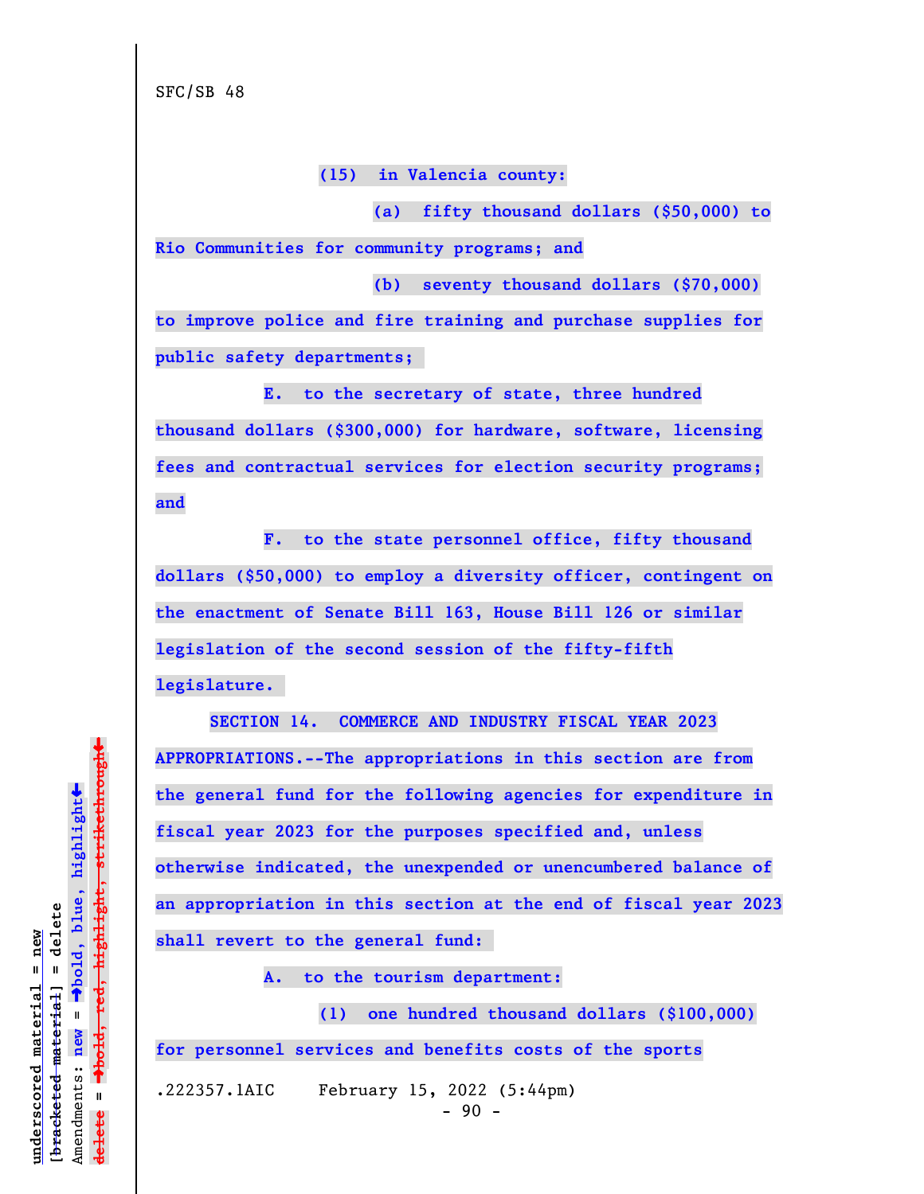SFC/SB 48

(15) in Valencia county:

(a) fifty thousand dollars ($50,000) to Rio Communities for community programs; and

(b) seventy thousand dollars ($70,000) to improve police and fire training and purchase supplies for public safety departments;

E. to the secretary of state, three hundred thousand dollars ($300,000) for hardware, software, licensing fees and contractual services for election security programs; and

F. to the state personnel office, fifty thousand dollars ($50,000) to employ a diversity officer, contingent on the enactment of Senate Bill 163, House Bill 126 or similar legislation of the second session of the fifty-fifth legislature.

SECTION 14. COMMERCE AND INDUSTRY FISCAL YEAR 2023 APPROPRIATIONS.--The appropriations in this section are from the general fund for the following agencies for expenditure in fiscal year 2023 for the purposes specified and, unless otherwise indicated, the unexpended or unencumbered balance of an appropriation in this section at the end of fiscal year 2023 shall revert to the general fund:

A. to the tourism department:

(1) one hundred thousand dollars ($100,000) for personnel services and benefits costs of the sports

.222357.1AIC February 15, 2022 (5:44pm)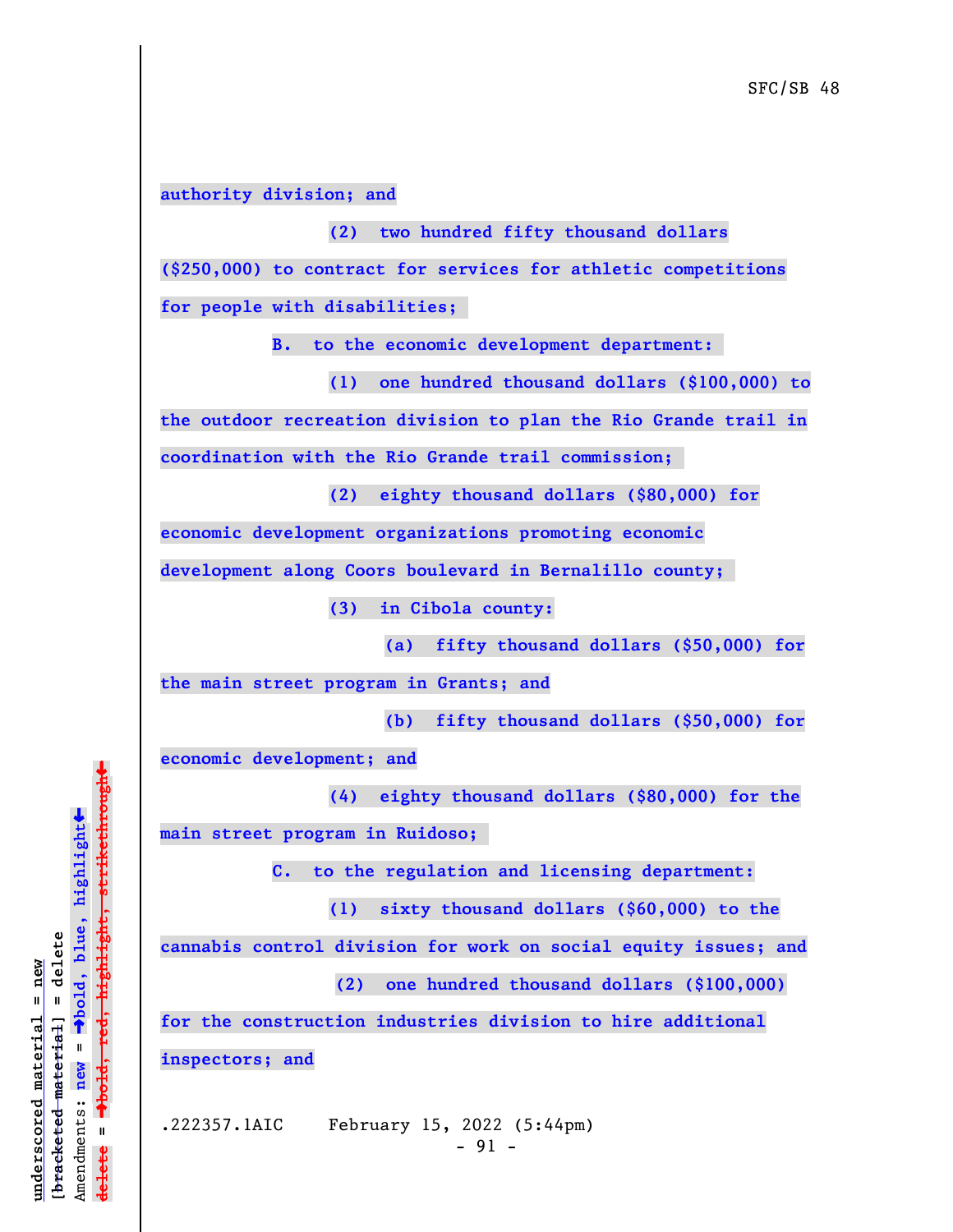**authority division; and**

**(2) two hundred fifty thousand dollars ($250,000) to contract for services for athletic competitions for people with disabilities;**

**B. to the economic development department:**

**(1) one hundred thousand dollars ($100,000) to the outdoor recreation division to plan the Rio Grande trail in coordination with the Rio Grande trail commission;**

**(2) eighty thousand dollars ($80,000) for economic development organizations promoting economic development along Coors boulevard in Bernalillo county;**

**(3) in Cibola county:**

**(a) fifty thousand dollars ($50,000) for the main street program in Grants; and**

**(b) fifty thousand dollars ($50,000) for economic development; and**

**(4) eighty thousand dollars ($80,000) for the main street program in Ruidoso;**

**C. to the regulation and licensing department:**

**(1) sixty thousand dollars ($60,000) to the cannabis control division for work on social equity issues; and**

**(2) one hundred thousand dollars ($100,000) for the construction industries division to hire additional inspectors; and**

.222357.1AIC February 15, 2022 (5:44pm)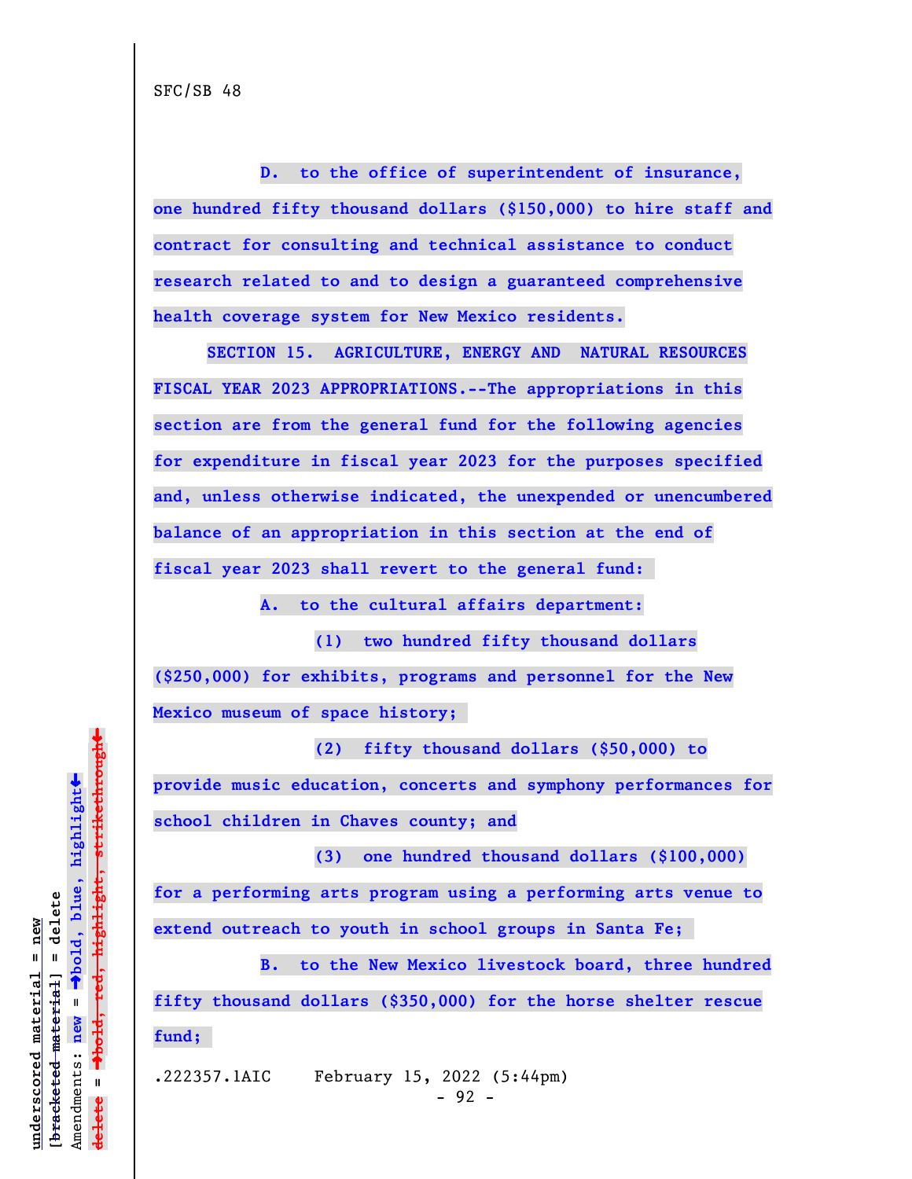SFC/SB 48

**D. to the office of superintendent of insurance, one hundred fifty thousand dollars ($150,000) to hire staff and contract for consulting and technical assistance to conduct research related to and to design a guaranteed comprehensive health coverage system for New Mexico residents.**

**SECTION 15. AGRICULTURE, ENERGY AND NATURAL RESOURCES FISCAL YEAR 2023 APPROPRIATIONS.--The appropriations in this section are from the general fund for the following agencies for expenditure in fiscal year 2023 for the purposes specified and, unless otherwise indicated, the unexpended or unencumbered balance of an appropriation in this section at the end of fiscal year 2023 shall revert to the general fund:**

**A. to the cultural affairs department:**

**(1) two hundred fifty thousand dollars ($250,000) for exhibits, programs and personnel for the New Mexico museum of space history;**

**(2) fifty thousand dollars ($50,000) to provide music education, concerts and symphony performances for school children in Chaves county; and**

**(3) one hundred thousand dollars ($100,000) for a performing arts program using a performing arts venue to extend outreach to youth in school groups in Santa Fe;**

**B. to the New Mexico livestock board, three hundred fifty thousand dollars ($350,000) for the horse shelter rescue fund;**

.222357.1AIC February 15, 2022 (5:44pm)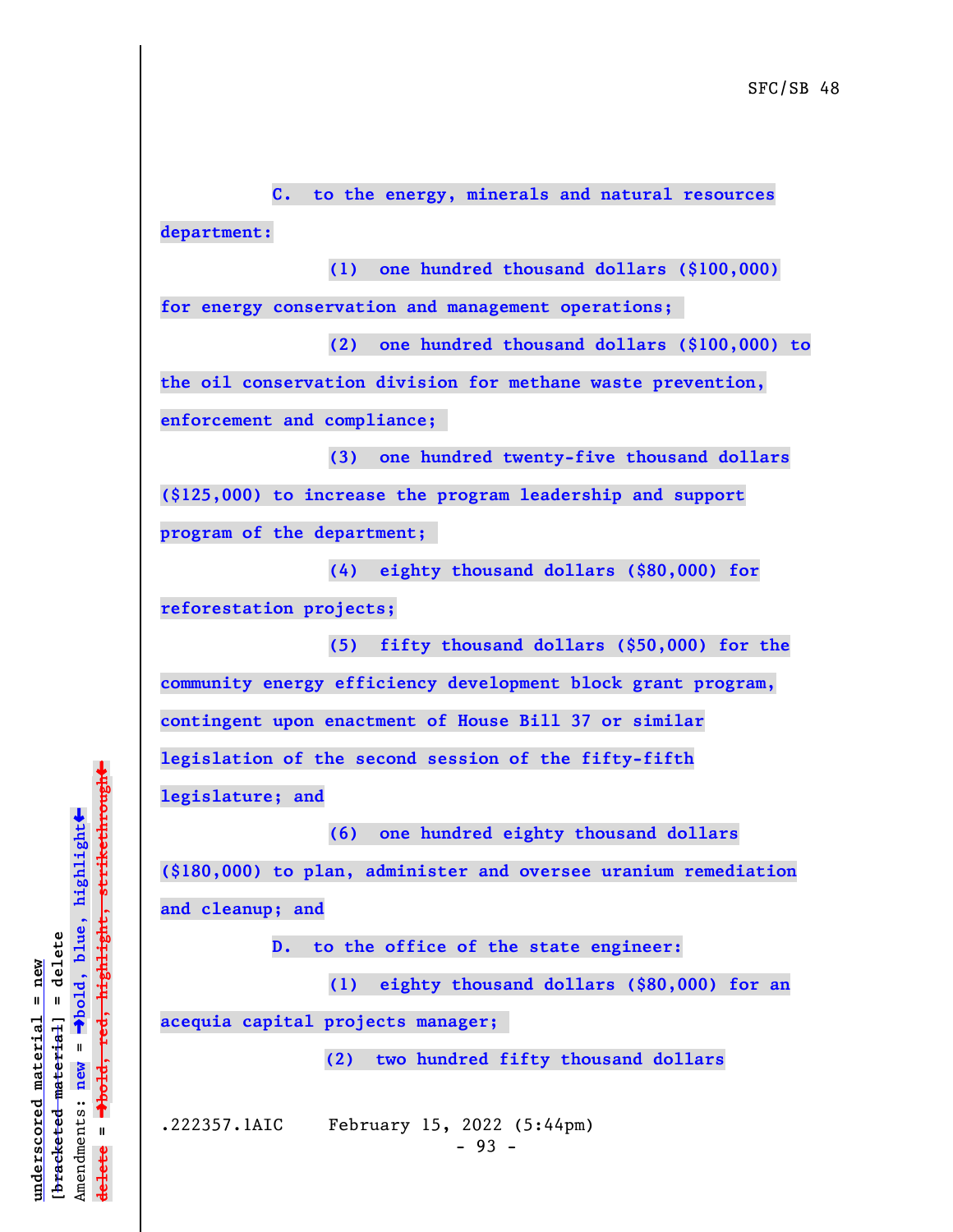C. to the energy, minerals and natural resources department:

(1) one hundred thousand dollars ($100,000) for energy conservation and management operations;

(2) one hundred thousand dollars ($100,000) to the oil conservation division for methane waste prevention, enforcement and compliance;

(3) one hundred twenty-five thousand dollars ($125,000) to increase the program leadership and support program of the department;

(4) eighty thousand dollars ($80,000) for reforestation projects;

(5) fifty thousand dollars ($50,000) for the community energy efficiency development block grant program, contingent upon enactment of House Bill 37 or similar legislation of the second session of the fifty-fifth legislature; and

(6) one hundred eighty thousand dollars ($180,000) to plan, administer and oversee uranium remediation and cleanup; and

D. to the office of the state engineer:

(1) eighty thousand dollars ($80,000) for an acequia capital projects manager;

(2) two hundred fifty thousand dollars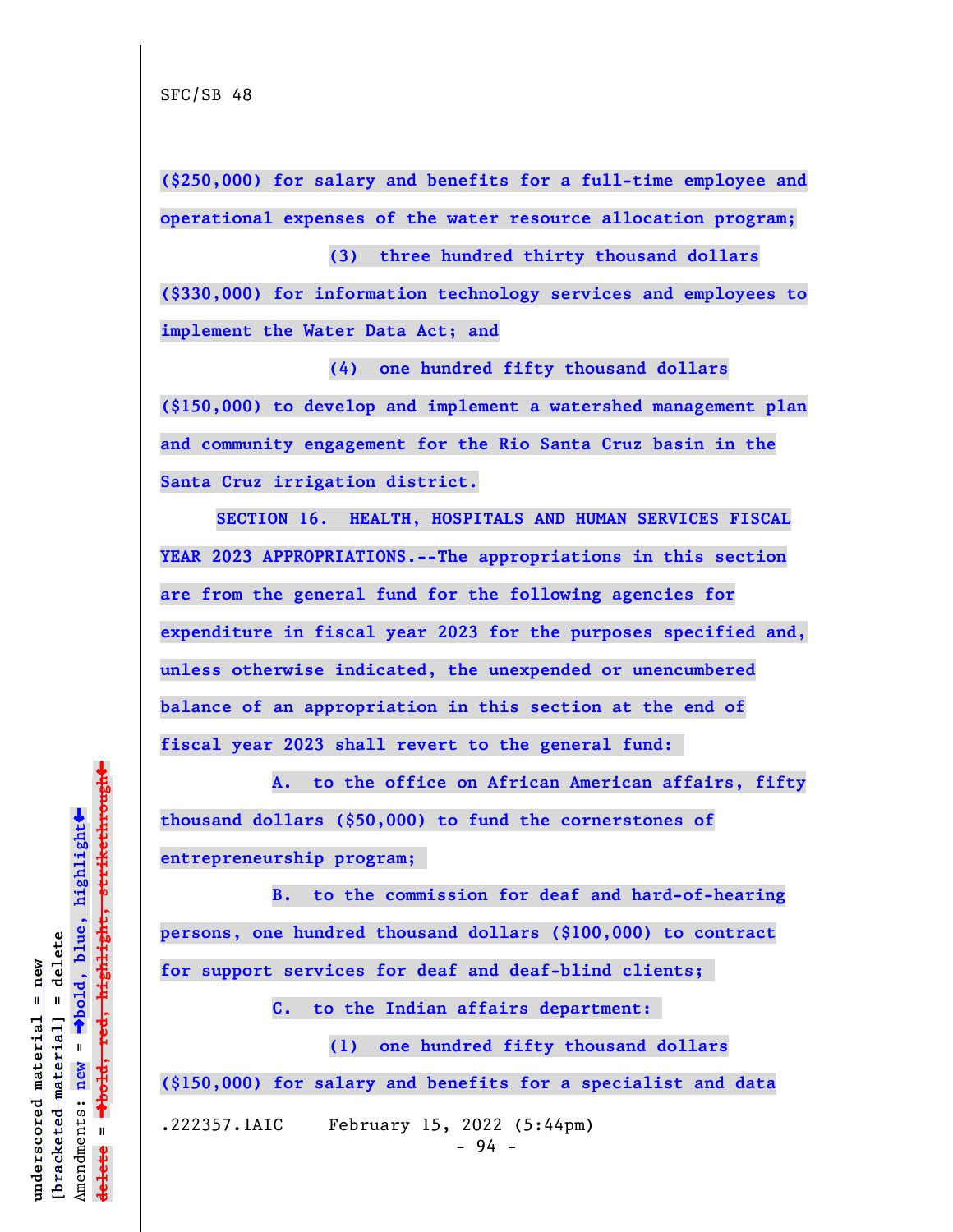($250,000) for salary and benefits for a full-time employee and operational expenses of the water resource allocation program;

(3) three hundred thirty thousand dollars ($330,000) for information technology services and employees to implement the Water Data Act; and

(4) one hundred fifty thousand dollars ($150,000) to develop and implement a watershed management plan and community engagement for the Rio Santa Cruz basin in the Santa Cruz irrigation district.

SECTION 16. HEALTH, HOSPITALS AND HUMAN SERVICES FISCAL YEAR 2023 APPROPRIATIONS.--The appropriations in this section are from the general fund for the following agencies for expenditure in fiscal year 2023 for the purposes specified and, unless otherwise indicated, the unexpended or unencumbered balance of an appropriation in this section at the end of fiscal year 2023 shall revert to the general fund:

A. to the office on African American affairs, fifty thousand dollars ($50,000) to fund the cornerstones of entrepreneurship program;

B. to the commission for deaf and hard-of-hearing persons, one hundred thousand dollars ($100,000) to contract for support services for deaf and deaf-blind clients;

C. to the Indian affairs department:

(1) one hundred fifty thousand dollars ($150,000) for salary and benefits for a specialist and data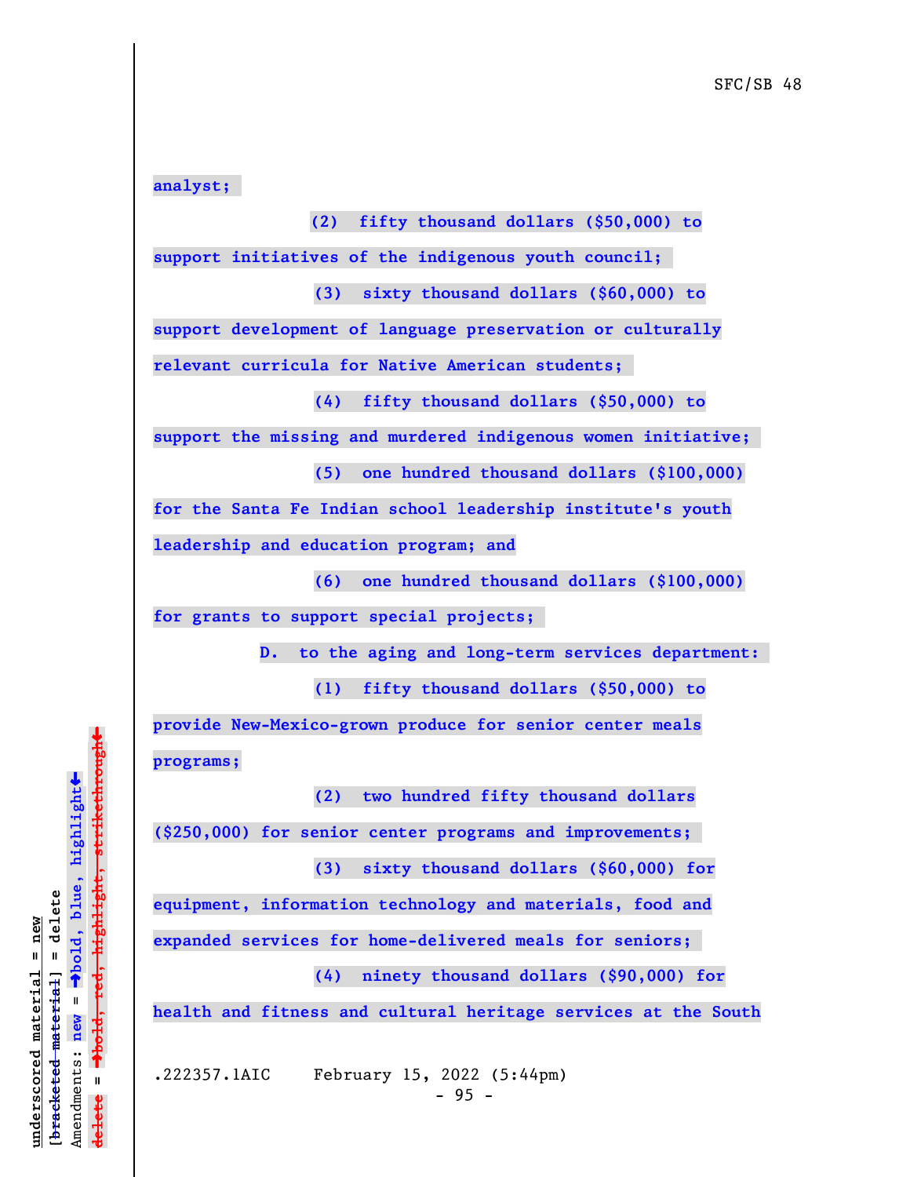**analyst;**

**(2) fifty thousand dollars ($50,000) to support initiatives of the indigenous youth council;**

**(3) sixty thousand dollars ($60,000) to support development of language preservation or culturally relevant curricula for Native American students;**

**(4) fifty thousand dollars ($50,000) to support the missing and murdered indigenous women initiative;**

**(5) one hundred thousand dollars ($100,000) for the Santa Fe Indian school leadership institute's youth leadership and education program; and**

**(6) one hundred thousand dollars ($100,000) for grants to support special projects;**

**D. to the aging and long-term services department:**

**(1) fifty thousand dollars ($50,000) to provide New-Mexico-grown produce for senior center meals programs;**

**(2) two hundred fifty thousand dollars ($250,000) for senior center programs and improvements;**

**(3) sixty thousand dollars ($60,000) for equipment, information technology and materials, food and expanded services for home-delivered meals for seniors;**

**(4) ninety thousand dollars ($90,000) for health and fitness and cultural heritage services at the South**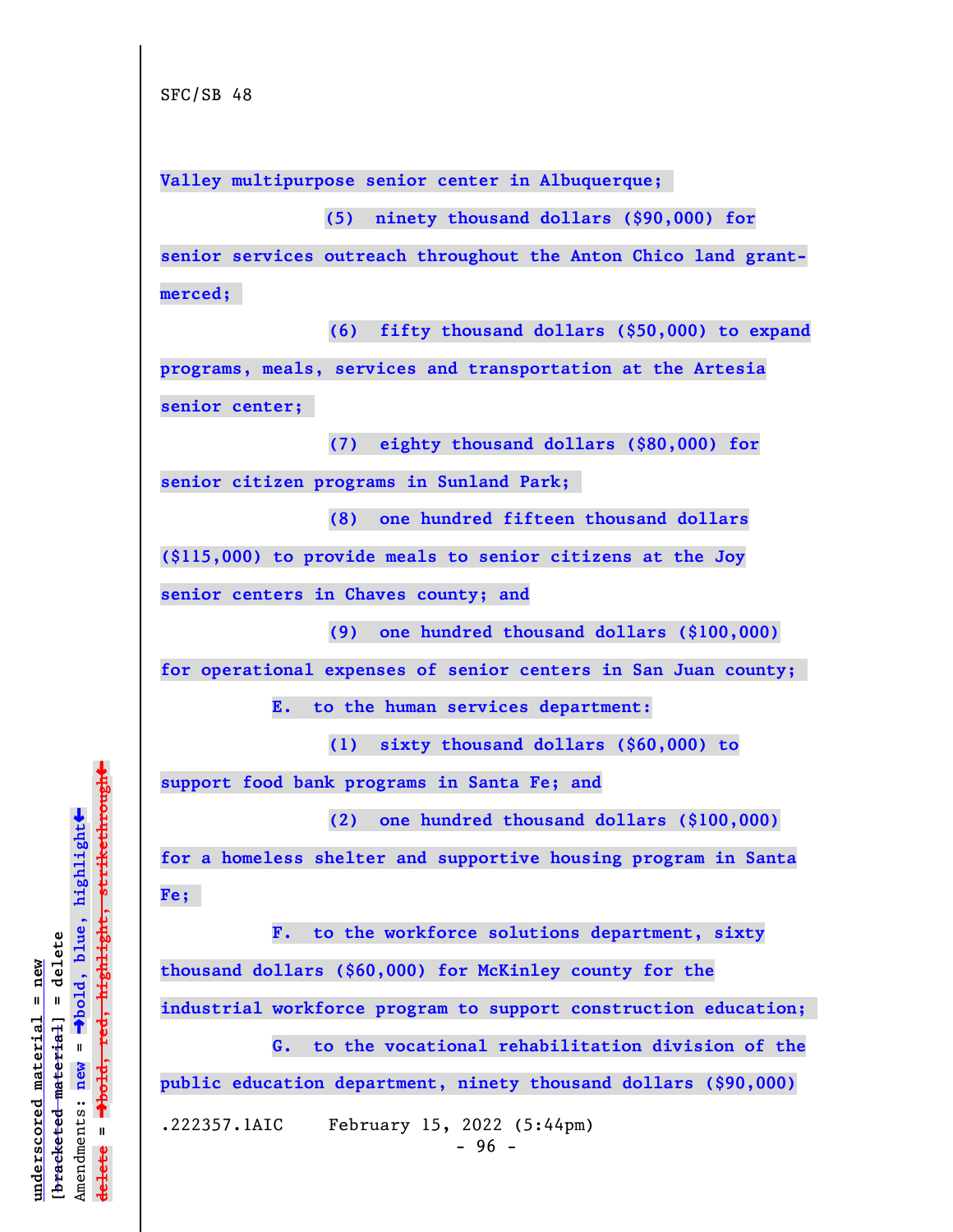**Valley multipurpose senior center in Albuquerque;**

**(5) ninety thousand dollars ($90,000) for senior services outreach throughout the Anton Chico land grant-merced;**

**(6) fifty thousand dollars ($50,000) to expand programs, meals, services and transportation at the Artesia senior center;**

**(7) eighty thousand dollars ($80,000) for senior citizen programs in Sunland Park;**

**(8) one hundred fifteen thousand dollars ($115,000) to provide meals to senior citizens at the Joy senior centers in Chaves county; and**

**(9) one hundred thousand dollars ($100,000) for operational expenses of senior centers in San Juan county;**

**E. to the human services department:**

**(1) sixty thousand dollars ($60,000) to support food bank programs in Santa Fe; and**

**(2) one hundred thousand dollars ($100,000) for a homeless shelter and supportive housing program in Santa Fe;**

**F. to the workforce solutions department, sixty thousand dollars ($60,000) for McKinley county for the industrial workforce program to support construction education;**

**G. to the vocational rehabilitation division of the public education department, ninety thousand dollars ($90,000)**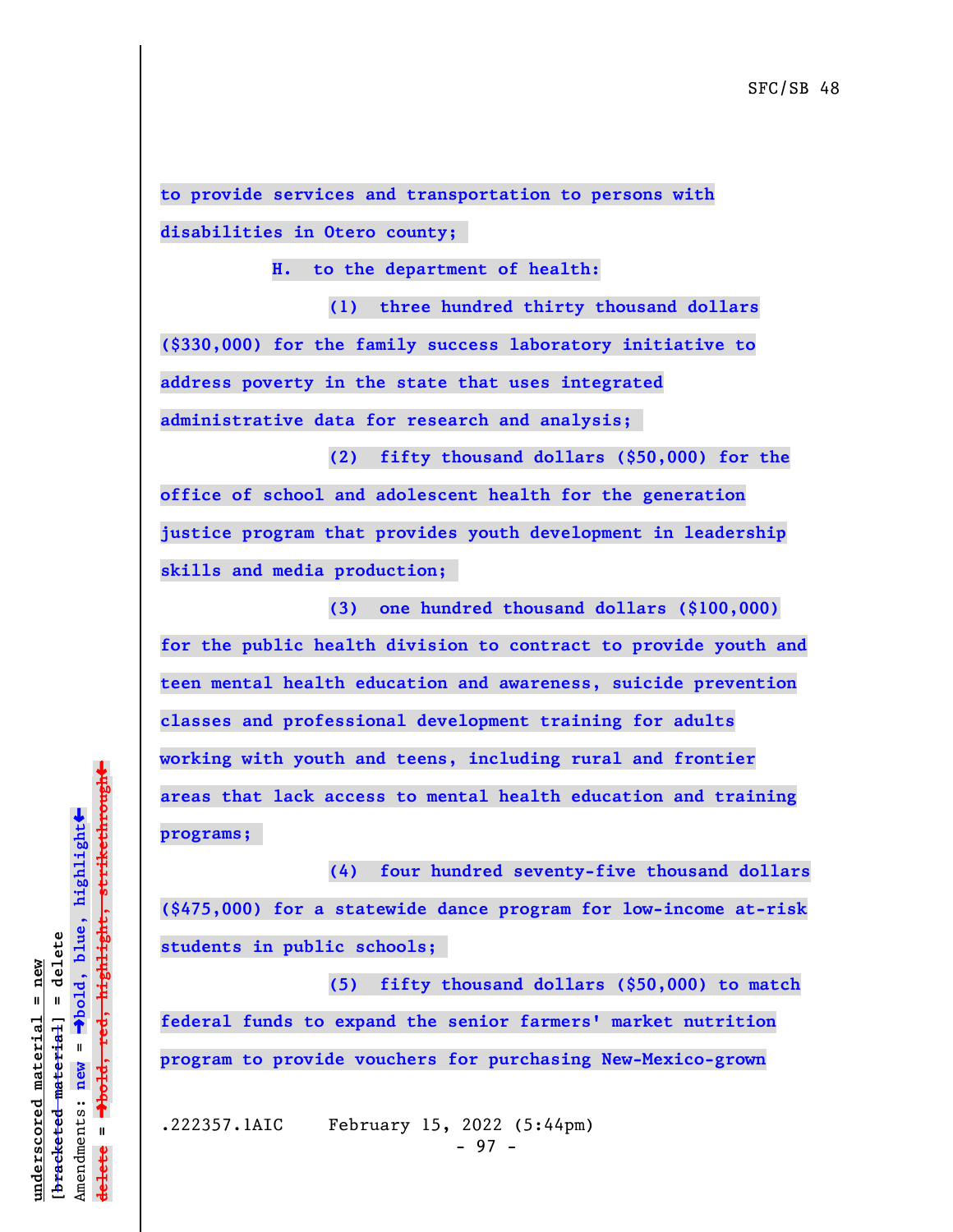to provide services and transportation to persons with disabilities in Otero county;

H. to the department of health:

(1) three hundred thirty thousand dollars ($330,000) for the family success laboratory initiative to address poverty in the state that uses integrated administrative data for research and analysis;

(2) fifty thousand dollars ($50,000) for the office of school and adolescent health for the generation justice program that provides youth development in leadership skills and media production;

(3) one hundred thousand dollars ($100,000) for the public health division to contract to provide youth and teen mental health education and awareness, suicide prevention classes and professional development training for adults working with youth and teens, including rural and frontier areas that lack access to mental health education and training programs;

(4) four hundred seventy-five thousand dollars ($475,000) for a statewide dance program for low-income at-risk students in public schools;

(5) fifty thousand dollars ($50,000) to match federal funds to expand the senior farmers' market nutrition program to provide vouchers for purchasing New-Mexico-grown

.222357.1AIC February 15, 2022 (5:44pm)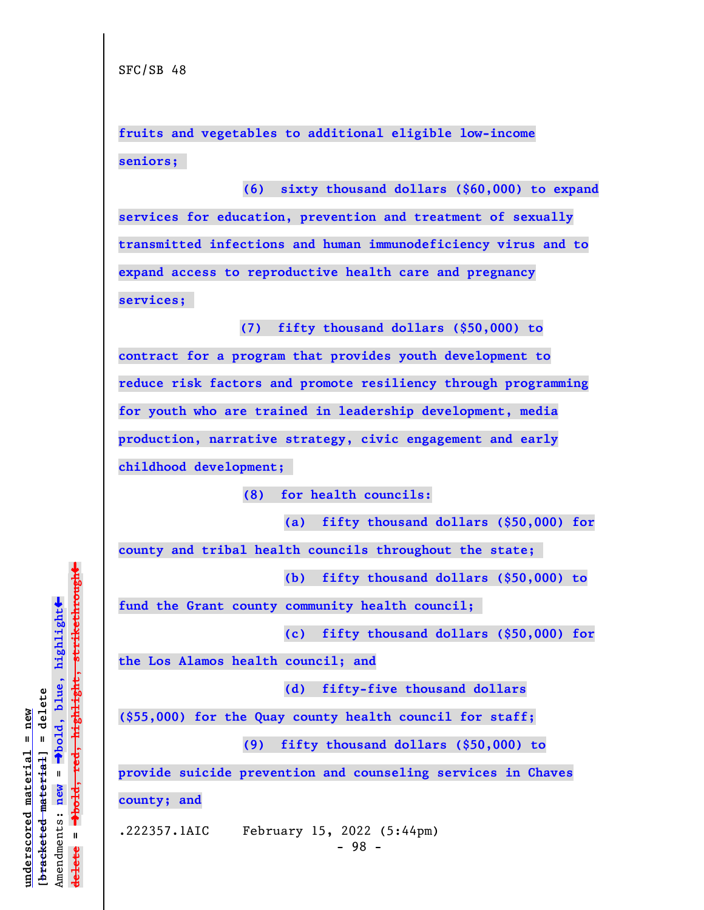**fruits and vegetables to additional eligible low-income seniors;**

**(6) sixty thousand dollars ($60,000) to expand services for education, prevention and treatment of sexually transmitted infections and human immunodeficiency virus and to expand access to reproductive health care and pregnancy services;**

**(7) fifty thousand dollars ($50,000) to contract for a program that provides youth development to reduce risk factors and promote resiliency through programming for youth who are trained in leadership development, media production, narrative strategy, civic engagement and early childhood development;**

**(8) for health councils:**

**(a) fifty thousand dollars ($50,000) for county and tribal health councils throughout the state;**

**(b) fifty thousand dollars ($50,000) to fund the Grant county community health council;**

**(c) fifty thousand dollars ($50,000) for the Los Alamos health council; and**

**(d) fifty-five thousand dollars ($55,000) for the Quay county health council for staff;**

**(9) fifty thousand dollars ($50,000) to provide suicide prevention and counseling services in Chaves county; and**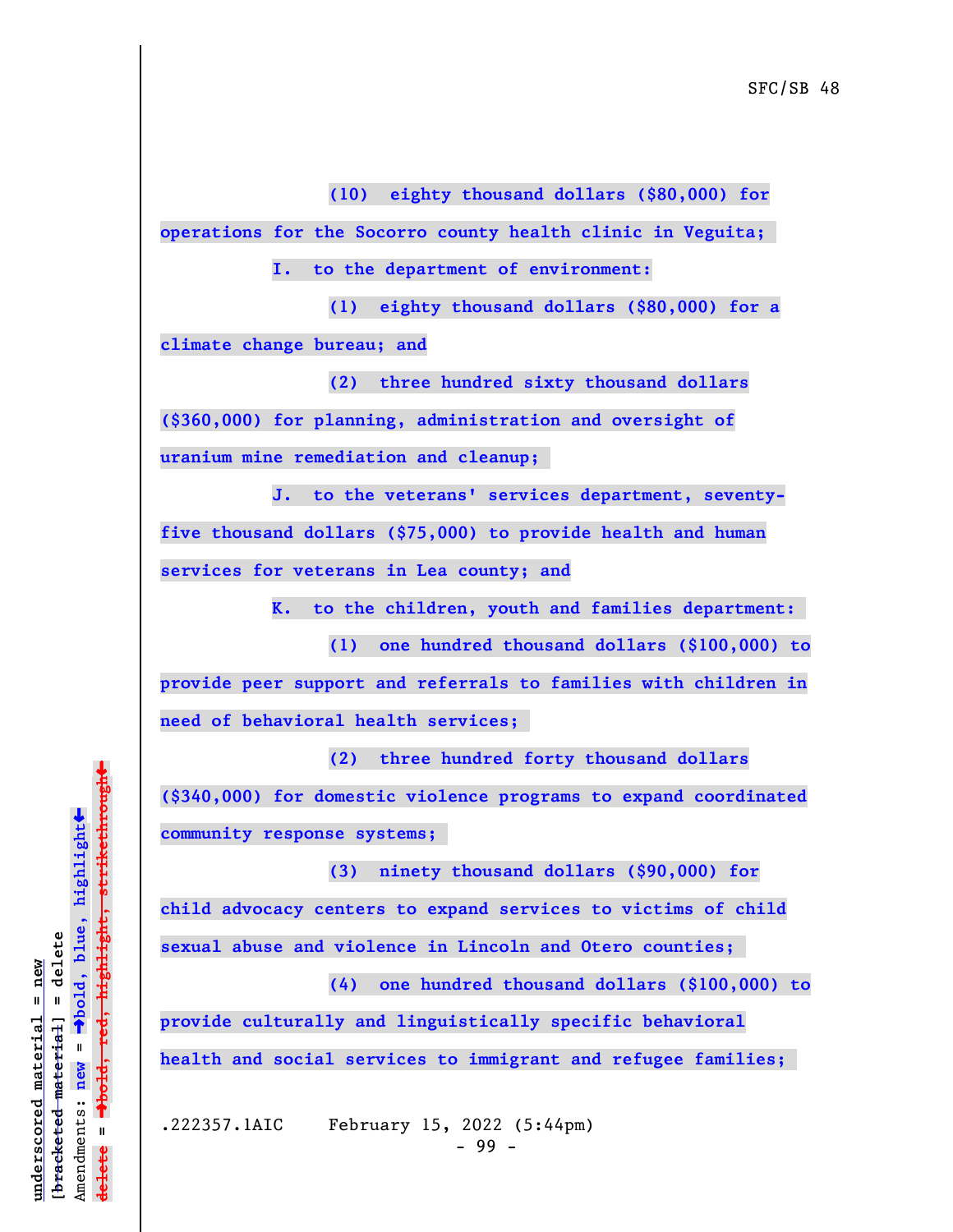**(10) eighty thousand dollars ($80,000) for operations for the Socorro county health clinic in Veguita;**

**I. to the department of environment:**

**(1) eighty thousand dollars ($80,000) for a climate change bureau; and**

**(2) three hundred sixty thousand dollars ($360,000) for planning, administration and oversight of uranium mine remediation and cleanup;**

**J. to the veterans' services department, seventy-five thousand dollars ($75,000) to provide health and human services for veterans in Lea county; and**

**K. to the children, youth and families department:**

**(1) one hundred thousand dollars ($100,000) to provide peer support and referrals to families with children in need of behavioral health services;**

**(2) three hundred forty thousand dollars ($340,000) for domestic violence programs to expand coordinated community response systems;**

**(3) ninety thousand dollars ($90,000) for child advocacy centers to expand services to victims of child sexual abuse and violence in Lincoln and Otero counties;**

**(4) one hundred thousand dollars ($100,000) to provide culturally and linguistically specific behavioral health and social services to immigrant and refugee families;**

.222357.1AIC February 15, 2022 (5:44pm)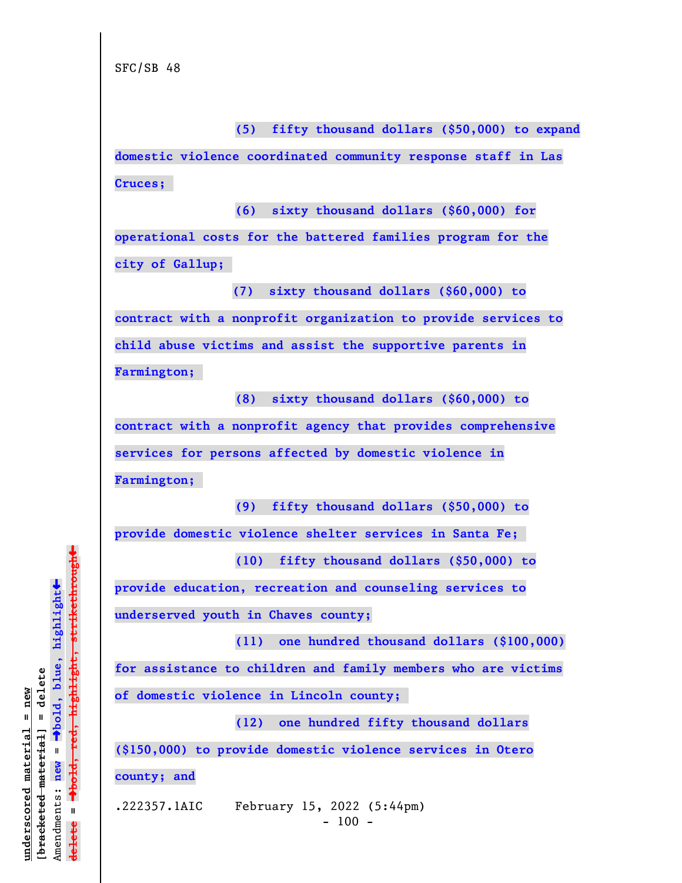SFC/SB 48

(5) fifty thousand dollars ($50,000) to expand domestic violence coordinated community response staff in Las Cruces;

(6) sixty thousand dollars ($60,000) for operational costs for the battered families program for the city of Gallup;

(7) sixty thousand dollars ($60,000) to contract with a nonprofit organization to provide services to child abuse victims and assist the supportive parents in Farmington;

(8) sixty thousand dollars ($60,000) to contract with a nonprofit agency that provides comprehensive services for persons affected by domestic violence in Farmington;

(9) fifty thousand dollars ($50,000) to provide domestic violence shelter services in Santa Fe;

(10) fifty thousand dollars ($50,000) to provide education, recreation and counseling services to underserved youth in Chaves county;

(11) one hundred thousand dollars ($100,000) for assistance to children and family members who are victims of domestic violence in Lincoln county;

(12) one hundred fifty thousand dollars ($150,000) to provide domestic violence services in Otero county; and

.222357.1AIC February 15, 2022 (5:44pm)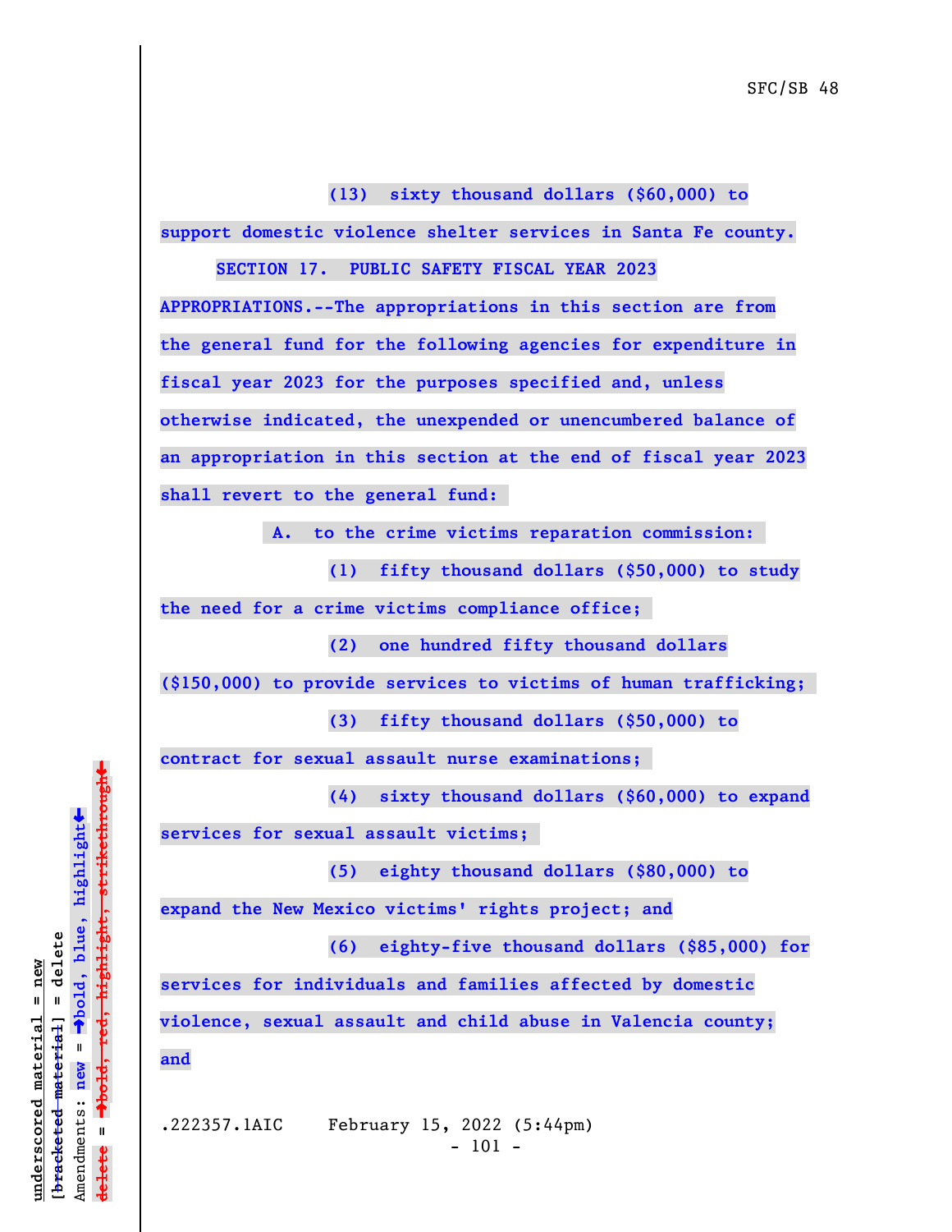(13) sixty thousand dollars ($60,000) to support domestic violence shelter services in Santa Fe county.

SECTION 17. PUBLIC SAFETY FISCAL YEAR 2023 APPROPRIATIONS.--The appropriations in this section are from the general fund for the following agencies for expenditure in fiscal year 2023 for the purposes specified and, unless otherwise indicated, the unexpended or unencumbered balance of an appropriation in this section at the end of fiscal year 2023 shall revert to the general fund:

A. to the crime victims reparation commission:

(1) fifty thousand dollars ($50,000) to study the need for a crime victims compliance office;

(2) one hundred fifty thousand dollars ($150,000) to provide services to victims of human trafficking;

(3) fifty thousand dollars ($50,000) to contract for sexual assault nurse examinations;

(4) sixty thousand dollars ($60,000) to expand services for sexual assault victims;

(5) eighty thousand dollars ($80,000) to expand the New Mexico victims' rights project; and

(6) eighty-five thousand dollars ($85,000) for services for individuals and families affected by domestic violence, sexual assault and child abuse in Valencia county; and

.222357.1AIC February 15, 2022 (5:44pm)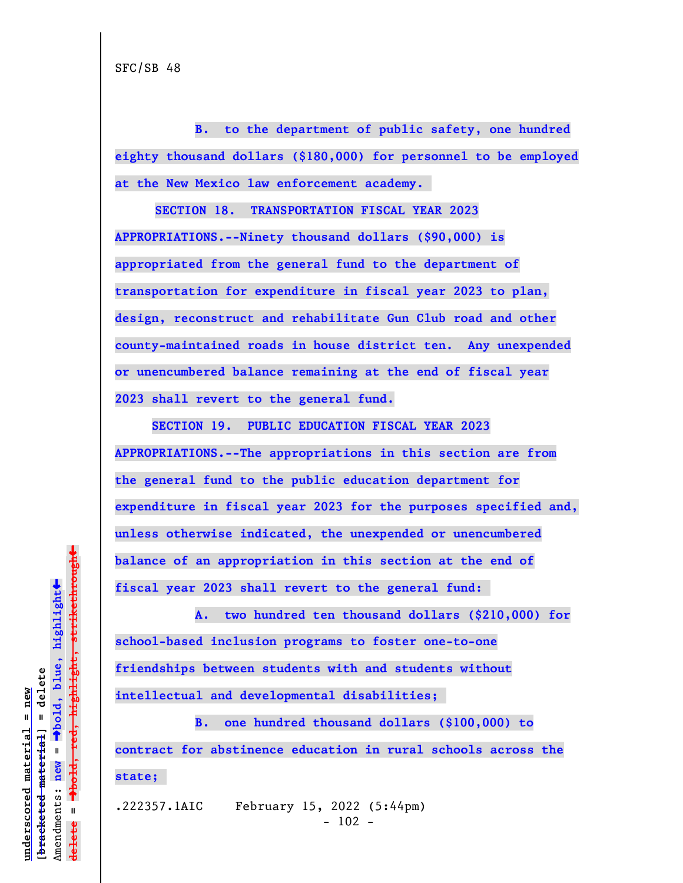SFC/SB 48

B. to the department of public safety, one hundred eighty thousand dollars ($180,000) for personnel to be employed at the New Mexico law enforcement academy.

SECTION 18. TRANSPORTATION FISCAL YEAR 2023 APPROPRIATIONS.--Ninety thousand dollars ($90,000) is appropriated from the general fund to the department of transportation for expenditure in fiscal year 2023 to plan, design, reconstruct and rehabilitate Gun Club road and other county-maintained roads in house district ten. Any unexpended or unencumbered balance remaining at the end of fiscal year 2023 shall revert to the general fund.

SECTION 19. PUBLIC EDUCATION FISCAL YEAR 2023 APPROPRIATIONS.--The appropriations in this section are from the general fund to the public education department for expenditure in fiscal year 2023 for the purposes specified and, unless otherwise indicated, the unexpended or unencumbered balance of an appropriation in this section at the end of fiscal year 2023 shall revert to the general fund:

A. two hundred ten thousand dollars ($210,000) for school-based inclusion programs to foster one-to-one friendships between students with and students without intellectual and developmental disabilities;

B. one hundred thousand dollars ($100,000) to contract for abstinence education in rural schools across the state;

.222357.1AIC February 15, 2022 (5:44pm)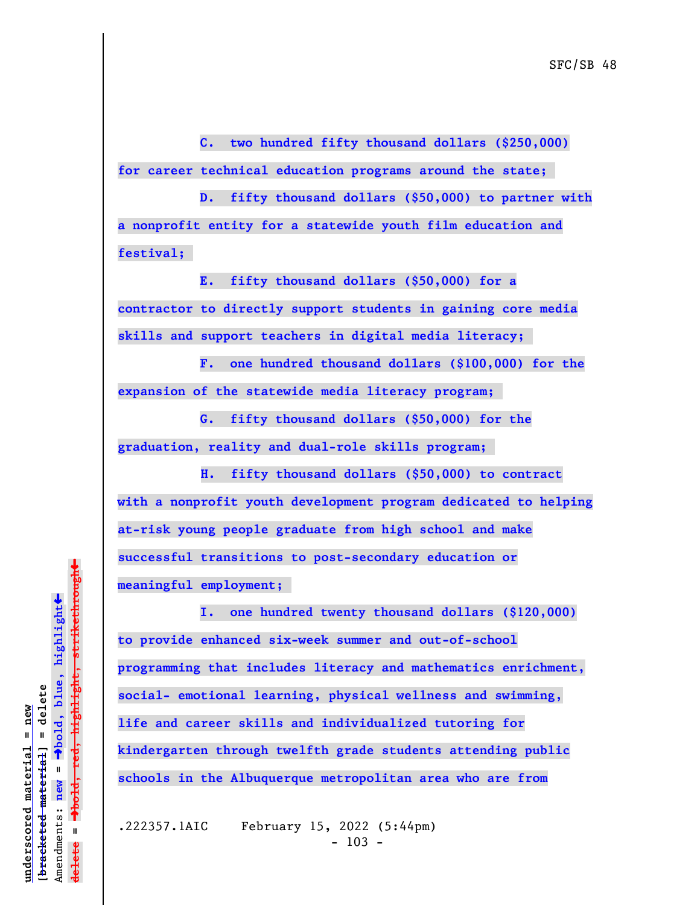C. two hundred fifty thousand dollars ($250,000) for career technical education programs around the state;

D. fifty thousand dollars ($50,000) to partner with a nonprofit entity for a statewide youth film education and festival;

E. fifty thousand dollars ($50,000) for a contractor to directly support students in gaining core media skills and support teachers in digital media literacy;

F. one hundred thousand dollars ($100,000) for the expansion of the statewide media literacy program;

G. fifty thousand dollars ($50,000) for the graduation, reality and dual-role skills program;

H. fifty thousand dollars ($50,000) to contract with a nonprofit youth development program dedicated to helping at-risk young people graduate from high school and make successful transitions to post-secondary education or meaningful employment;

I. one hundred twenty thousand dollars ($120,000) to provide enhanced six-week summer and out-of-school programming that includes literacy and mathematics enrichment, social- emotional learning, physical wellness and swimming, life and career skills and individualized tutoring for kindergarten through twelfth grade students attending public schools in the Albuquerque metropolitan area who are from

.222357.1AIC February 15, 2022 (5:44pm)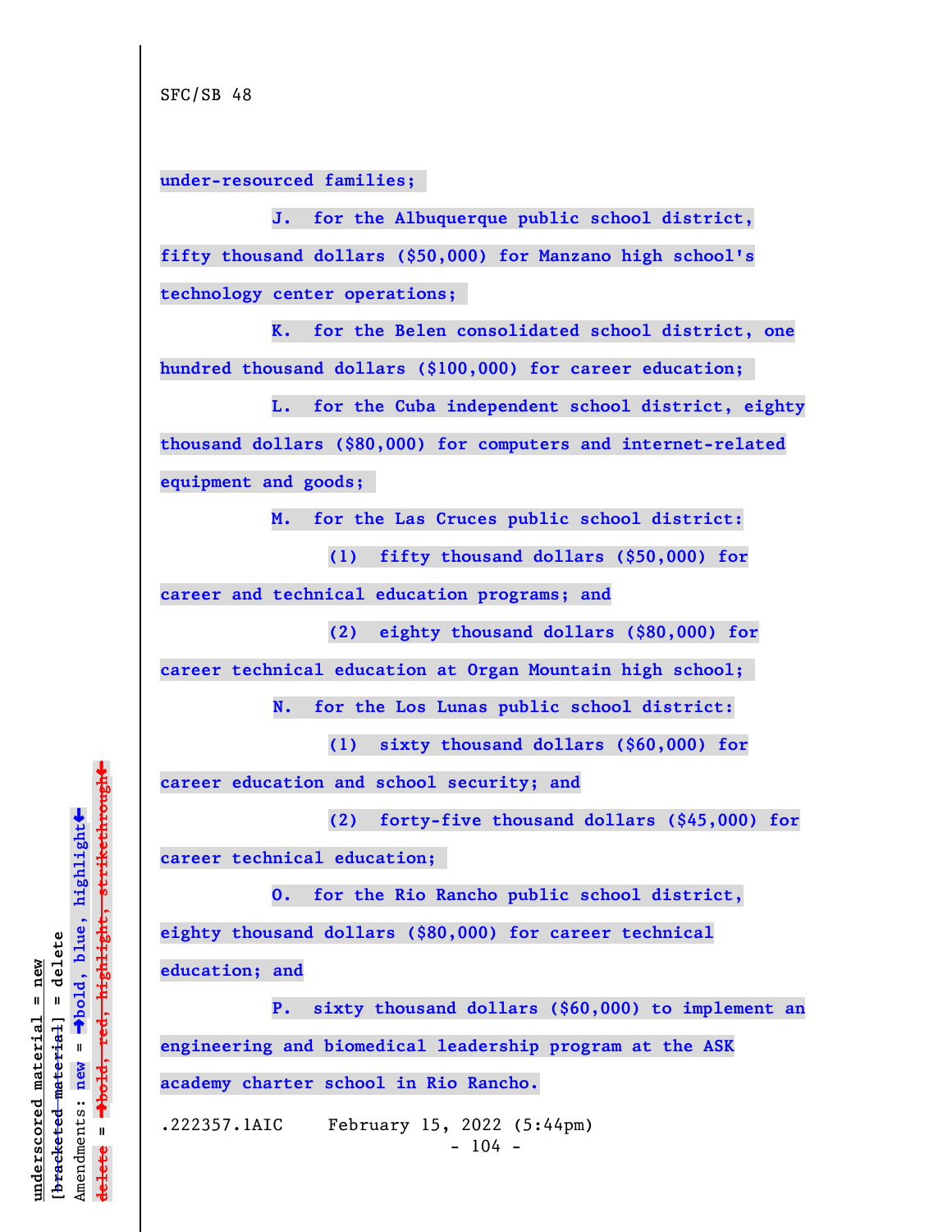under-resourced families;

J. for the Albuquerque public school district, fifty thousand dollars ($50,000) for Manzano high school's technology center operations;

K. for the Belen consolidated school district, one hundred thousand dollars ($100,000) for career education;

L. for the Cuba independent school district, eighty thousand dollars ($80,000) for computers and internet-related equipment and goods;

M. for the Las Cruces public school district:

(1) fifty thousand dollars ($50,000) for career and technical education programs; and

(2) eighty thousand dollars ($80,000) for career technical education at Organ Mountain high school;

N. for the Los Lunas public school district:

(1) sixty thousand dollars ($60,000) for career education and school security; and

(2) forty-five thousand dollars ($45,000) for career technical education;

O. for the Rio Rancho public school district, eighty thousand dollars ($80,000) for career technical education; and

P. sixty thousand dollars ($60,000) to implement an engineering and biomedical leadership program at the ASK academy charter school in Rio Rancho.

.222357.1AIC February 15, 2022 (5:44pm)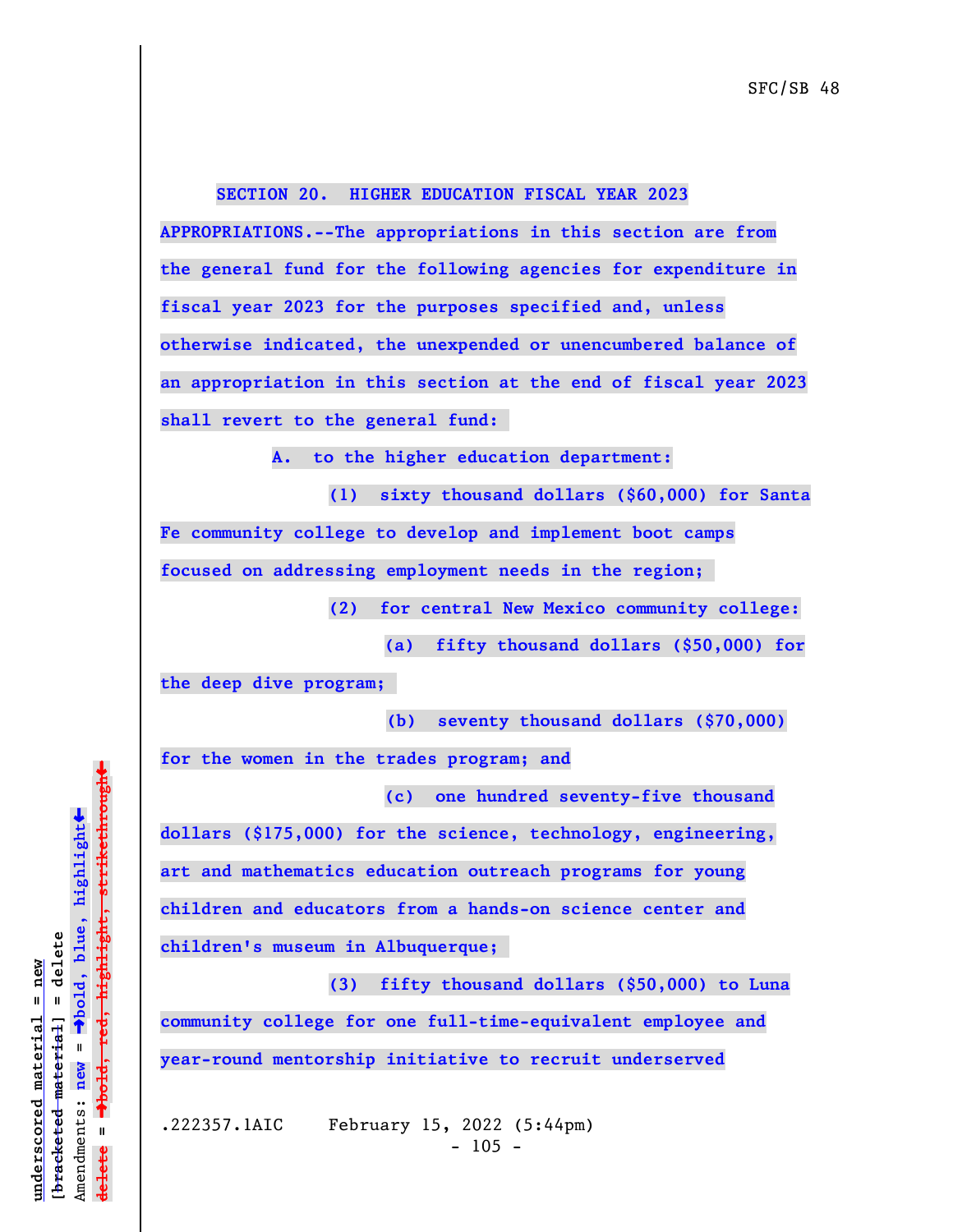**SECTION 20. HIGHER EDUCATION FISCAL YEAR 2023 APPROPRIATIONS.--The appropriations in this section are from the general fund for the following agencies for expenditure in fiscal year 2023 for the purposes specified and, unless otherwise indicated, the unexpended or unencumbered balance of an appropriation in this section at the end of fiscal year 2023 shall revert to the general fund:**

**A. to the higher education department:**

**(1) sixty thousand dollars ($60,000) for Santa Fe community college to develop and implement boot camps focused on addressing employment needs in the region;**

**(2) for central New Mexico community college:**

**(a) fifty thousand dollars ($50,000) for the deep dive program;**

**(b) seventy thousand dollars ($70,000) for the women in the trades program; and**

**(c) one hundred seventy-five thousand dollars ($175,000) for the science, technology, engineering, art and mathematics education outreach programs for young children and educators from a hands-on science center and children's museum in Albuquerque;**

**(3) fifty thousand dollars ($50,000) to Luna community college for one full-time-equivalent employee and year-round mentorship initiative to recruit underserved**

.222357.1AIC February 15, 2022 (5:44pm)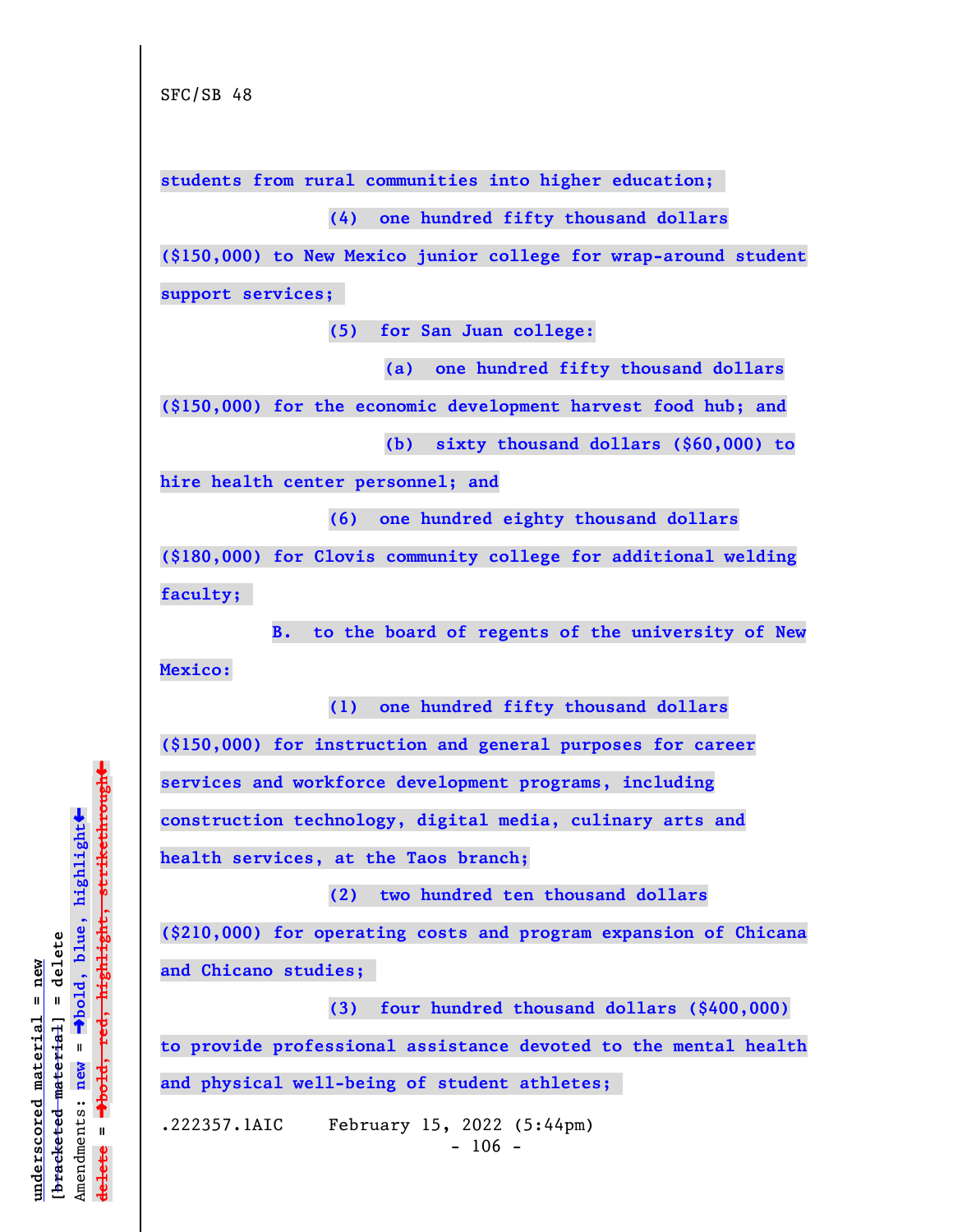students from rural communities into higher education;

(4) one hundred fifty thousand dollars ($150,000) to New Mexico junior college for wrap-around student support services;

(5) for San Juan college:

(a) one hundred fifty thousand dollars ($150,000) for the economic development harvest food hub; and

(b) sixty thousand dollars ($60,000) to hire health center personnel; and

(6) one hundred eighty thousand dollars ($180,000) for Clovis community college for additional welding faculty;

B. to the board of regents of the university of New Mexico:

(1) one hundred fifty thousand dollars ($150,000) for instruction and general purposes for career services and workforce development programs, including construction technology, digital media, culinary arts and health services, at the Taos branch;

(2) two hundred ten thousand dollars ($210,000) for operating costs and program expansion of Chicana and Chicano studies;

(3) four hundred thousand dollars ($400,000) to provide professional assistance devoted to the mental health and physical well-being of student athletes;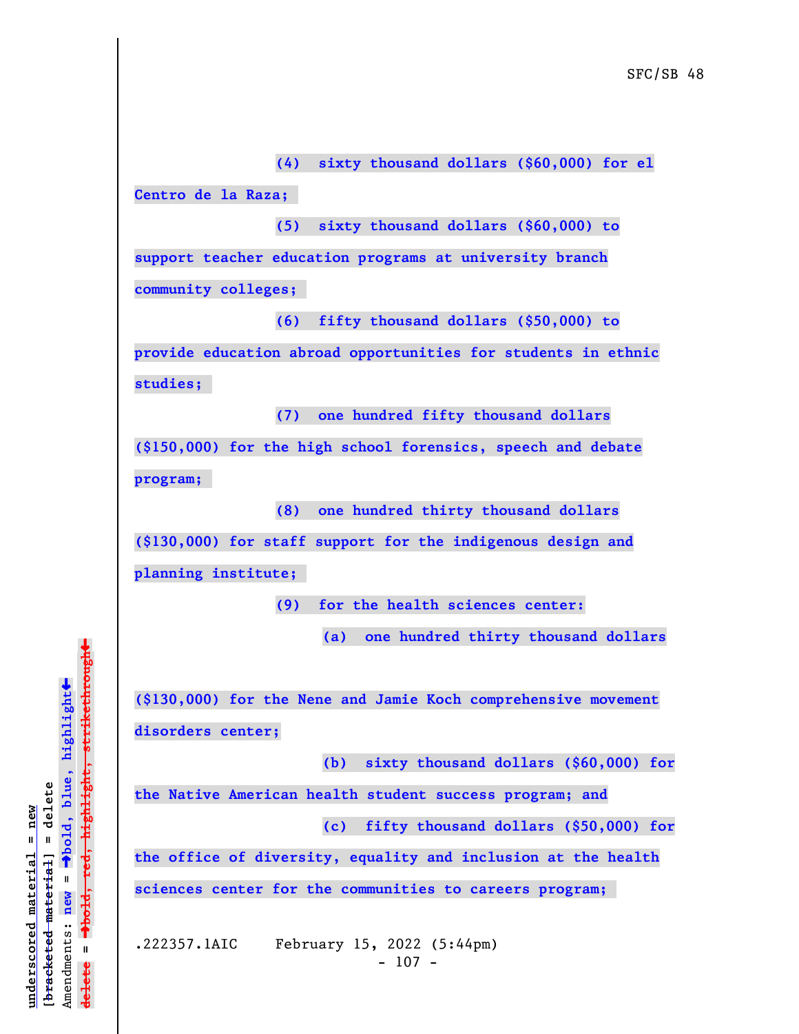(4) sixty thousand dollars ($60,000) for el Centro de la Raza;

(5) sixty thousand dollars ($60,000) to support teacher education programs at university branch community colleges;

(6) fifty thousand dollars ($50,000) to provide education abroad opportunities for students in ethnic studies;

(7) one hundred fifty thousand dollars ($150,000) for the high school forensics, speech and debate program;

(8) one hundred thirty thousand dollars ($130,000) for staff support for the indigenous design and planning institute;

(9) for the health sciences center:

(a) one hundred thirty thousand dollars ($130,000) for the Nene and Jamie Koch comprehensive movement disorders center;

(b) sixty thousand dollars ($60,000) for the Native American health student success program; and

(c) fifty thousand dollars ($50,000) for the office of diversity, equality and inclusion at the health sciences center for the communities to careers program;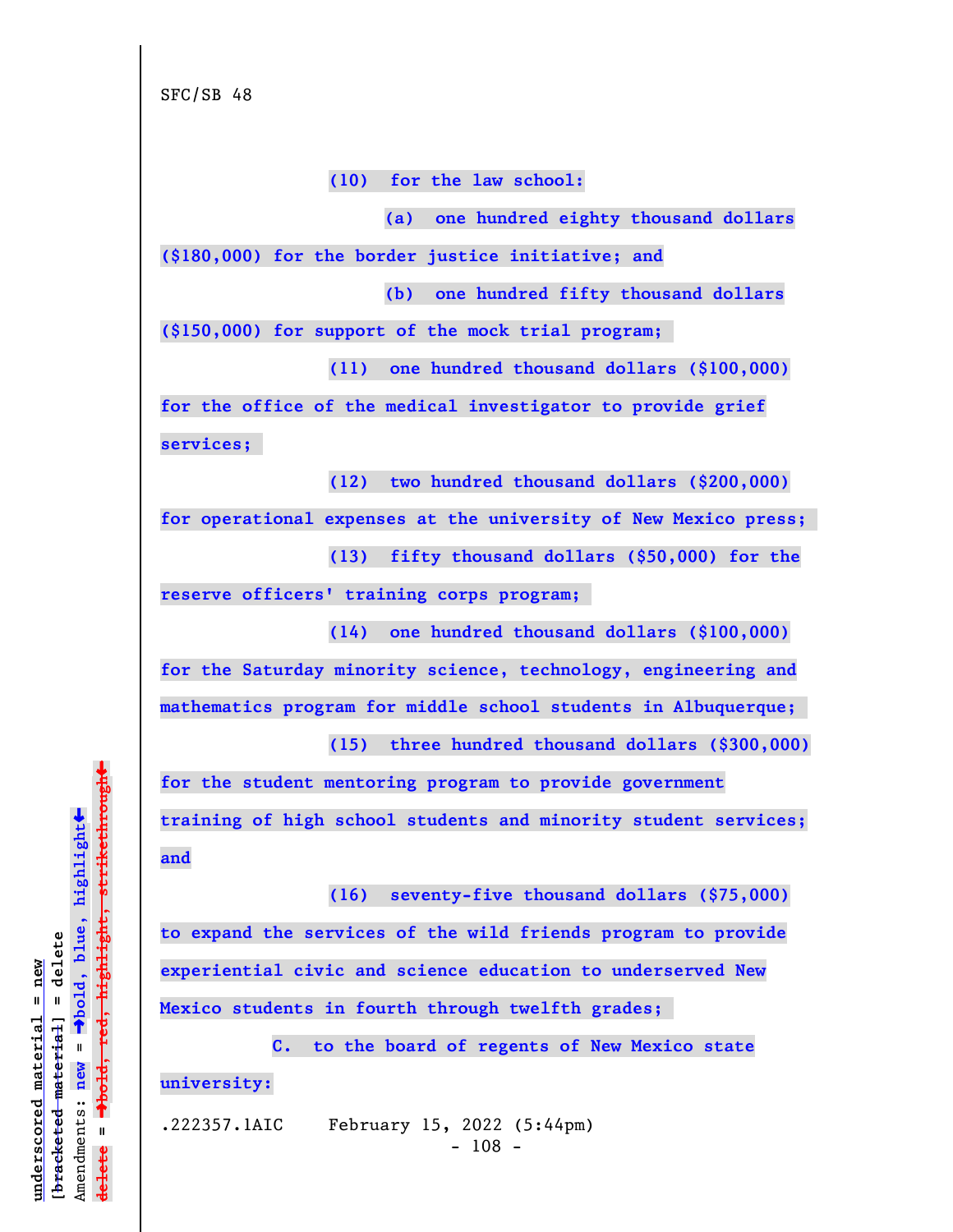SFC/SB 48

**(10) for the law school:**

**(a) one hundred eighty thousand dollars ($180,000) for the border justice initiative; and**

**(b) one hundred fifty thousand dollars ($150,000) for support of the mock trial program;**

**(11) one hundred thousand dollars ($100,000) for the office of the medical investigator to provide grief services;**

**(12) two hundred thousand dollars ($200,000) for operational expenses at the university of New Mexico press;**

**(13) fifty thousand dollars ($50,000) for the reserve officers' training corps program;**

**(14) one hundred thousand dollars ($100,000) for the Saturday minority science, technology, engineering and mathematics program for middle school students in Albuquerque;**

**(15) three hundred thousand dollars ($300,000) for the student mentoring program to provide government training of high school students and minority student services; and**

**(16) seventy-five thousand dollars ($75,000) to expand the services of the wild friends program to provide experiential civic and science education to underserved New Mexico students in fourth through twelfth grades;**

**C. to the board of regents of New Mexico state university:**

.222357.1AIC February 15, 2022 (5:44pm)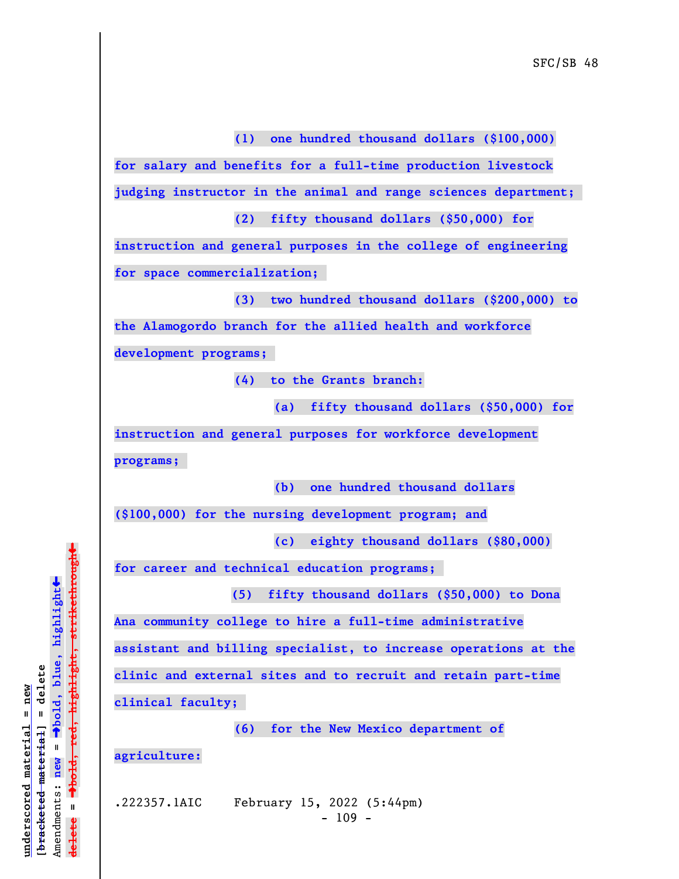(1) one hundred thousand dollars ($100,000) for salary and benefits for a full-time production livestock judging instructor in the animal and range sciences department;

(2) fifty thousand dollars ($50,000) for instruction and general purposes in the college of engineering for space commercialization;

(3) two hundred thousand dollars ($200,000) to the Alamogordo branch for the allied health and workforce development programs;

(4) to the Grants branch:

(a) fifty thousand dollars ($50,000) for instruction and general purposes for workforce development programs;

(b) one hundred thousand dollars ($100,000) for the nursing development program; and

(c) eighty thousand dollars ($80,000) for career and technical education programs;

(5) fifty thousand dollars ($50,000) to Dona Ana community college to hire a full-time administrative assistant and billing specialist, to increase operations at the clinic and external sites and to recruit and retain part-time clinical faculty;

(6) for the New Mexico department of agriculture:

.222357.1AIC February 15, 2022 (5:44pm)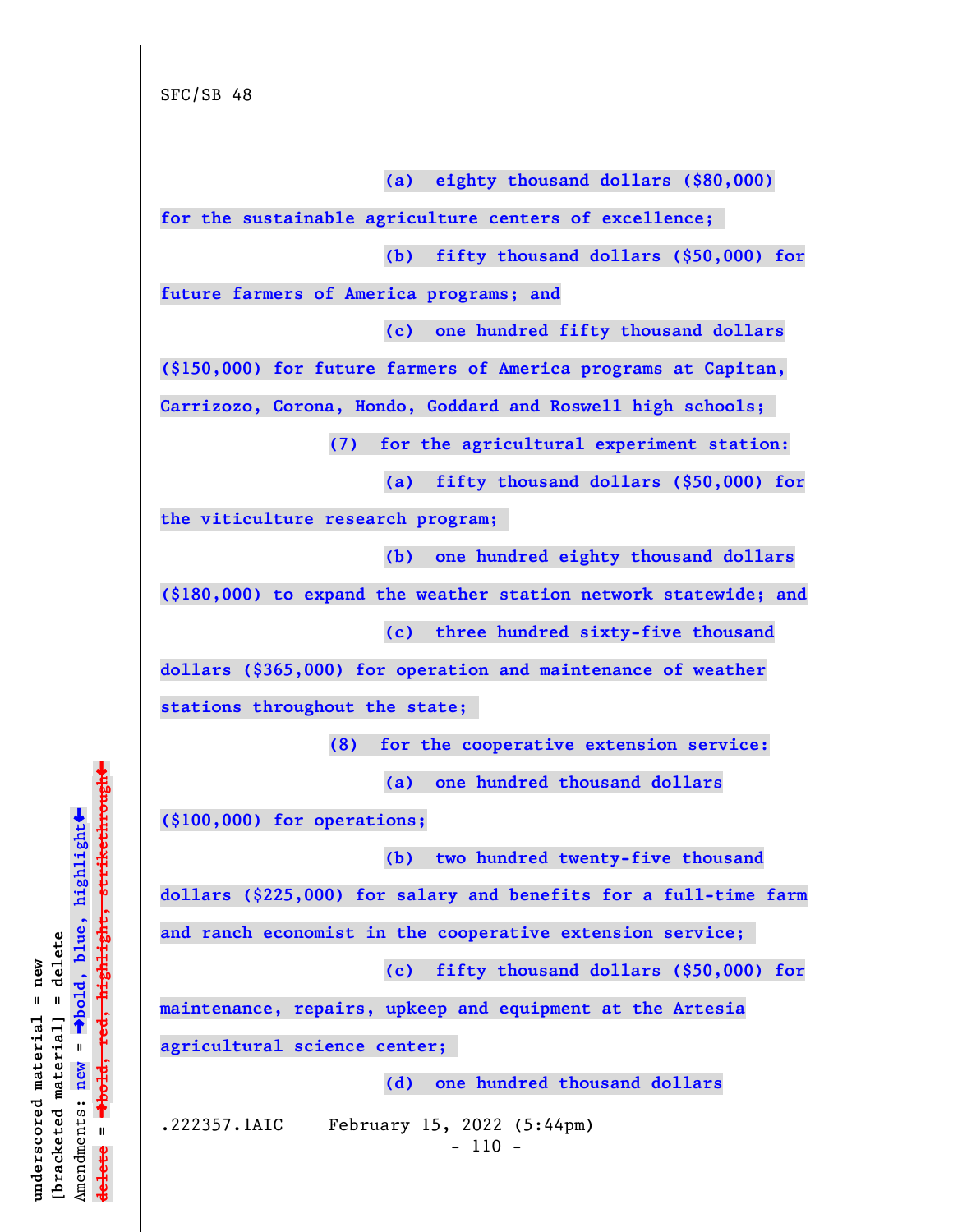**(a) eighty thousand dollars ($80,000) for the sustainable agriculture centers of excellence;**

**(b) fifty thousand dollars ($50,000) for future farmers of America programs; and**

**(c) one hundred fifty thousand dollars ($150,000) for future farmers of America programs at Capitan, Carrizozo, Corona, Hondo, Goddard and Roswell high schools;**

**(7) for the agricultural experiment station:**

**(a) fifty thousand dollars ($50,000) for the viticulture research program;**

**(b) one hundred eighty thousand dollars ($180,000) to expand the weather station network statewide; and**

**(c) three hundred sixty-five thousand dollars ($365,000) for operation and maintenance of weather stations throughout the state;**

**(8) for the cooperative extension service:**

**(a) one hundred thousand dollars ($100,000) for operations;**

**(b) two hundred twenty-five thousand dollars ($225,000) for salary and benefits for a full-time farm and ranch economist in the cooperative extension service;**

**(c) fifty thousand dollars ($50,000) for maintenance, repairs, upkeep and equipment at the Artesia agricultural science center;**

**(d) one hundred thousand dollars**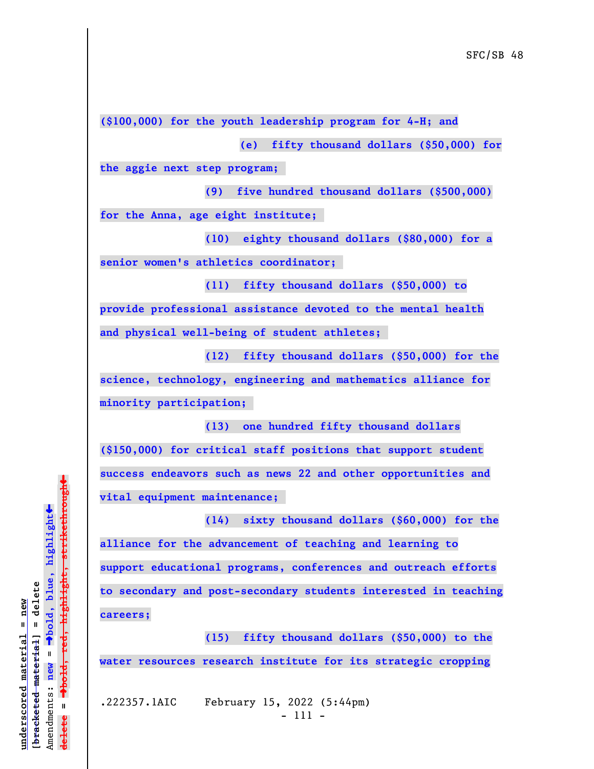**($100,000) for the youth leadership program for 4-H; and**

**(e) fifty thousand dollars ($50,000) for the aggie next step program;**

**(9) five hundred thousand dollars ($500,000) for the Anna, age eight institute;**

**(10) eighty thousand dollars ($80,000) for a senior women's athletics coordinator;**

**(11) fifty thousand dollars ($50,000) to provide professional assistance devoted to the mental health and physical well-being of student athletes;**

**(12) fifty thousand dollars ($50,000) for the science, technology, engineering and mathematics alliance for minority participation;**

**(13) one hundred fifty thousand dollars ($150,000) for critical staff positions that support student success endeavors such as news 22 and other opportunities and vital equipment maintenance;**

**(14) sixty thousand dollars ($60,000) for the alliance for the advancement of teaching and learning to support educational programs, conferences and outreach efforts to secondary and post-secondary students interested in teaching careers;**

**(15) fifty thousand dollars ($50,000) to the water resources research institute for its strategic cropping**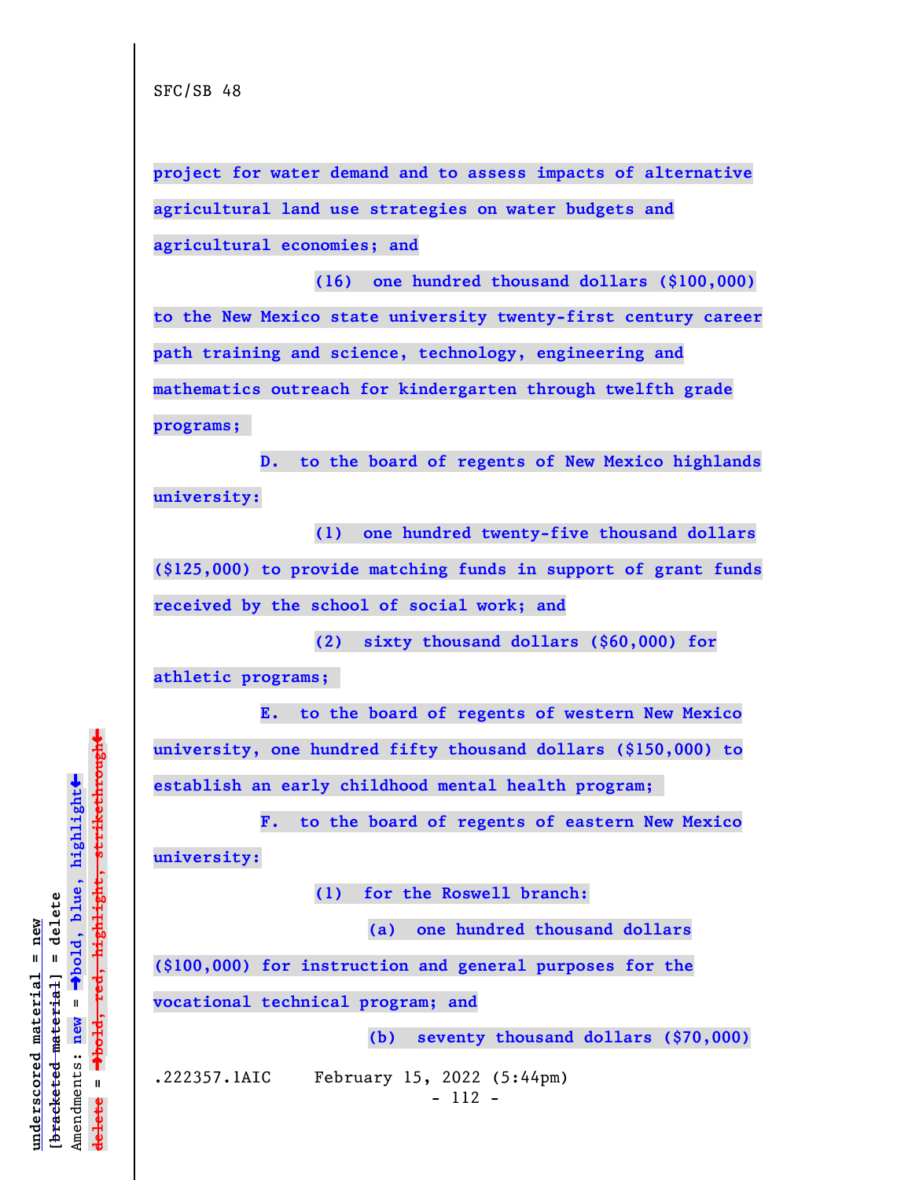project for water demand and to assess impacts of alternative agricultural land use strategies on water budgets and agricultural economies; and

(16) one hundred thousand dollars ($100,000) to the New Mexico state university twenty-first century career path training and science, technology, engineering and mathematics outreach for kindergarten through twelfth grade programs;

D. to the board of regents of New Mexico highlands university:

(1) one hundred twenty-five thousand dollars ($125,000) to provide matching funds in support of grant funds received by the school of social work; and

(2) sixty thousand dollars ($60,000) for athletic programs;

E. to the board of regents of western New Mexico university, one hundred fifty thousand dollars ($150,000) to establish an early childhood mental health program;

F. to the board of regents of eastern New Mexico university:

(1) for the Roswell branch:

(a) one hundred thousand dollars ($100,000) for instruction and general purposes for the vocational technical program; and

(b) seventy thousand dollars ($70,000)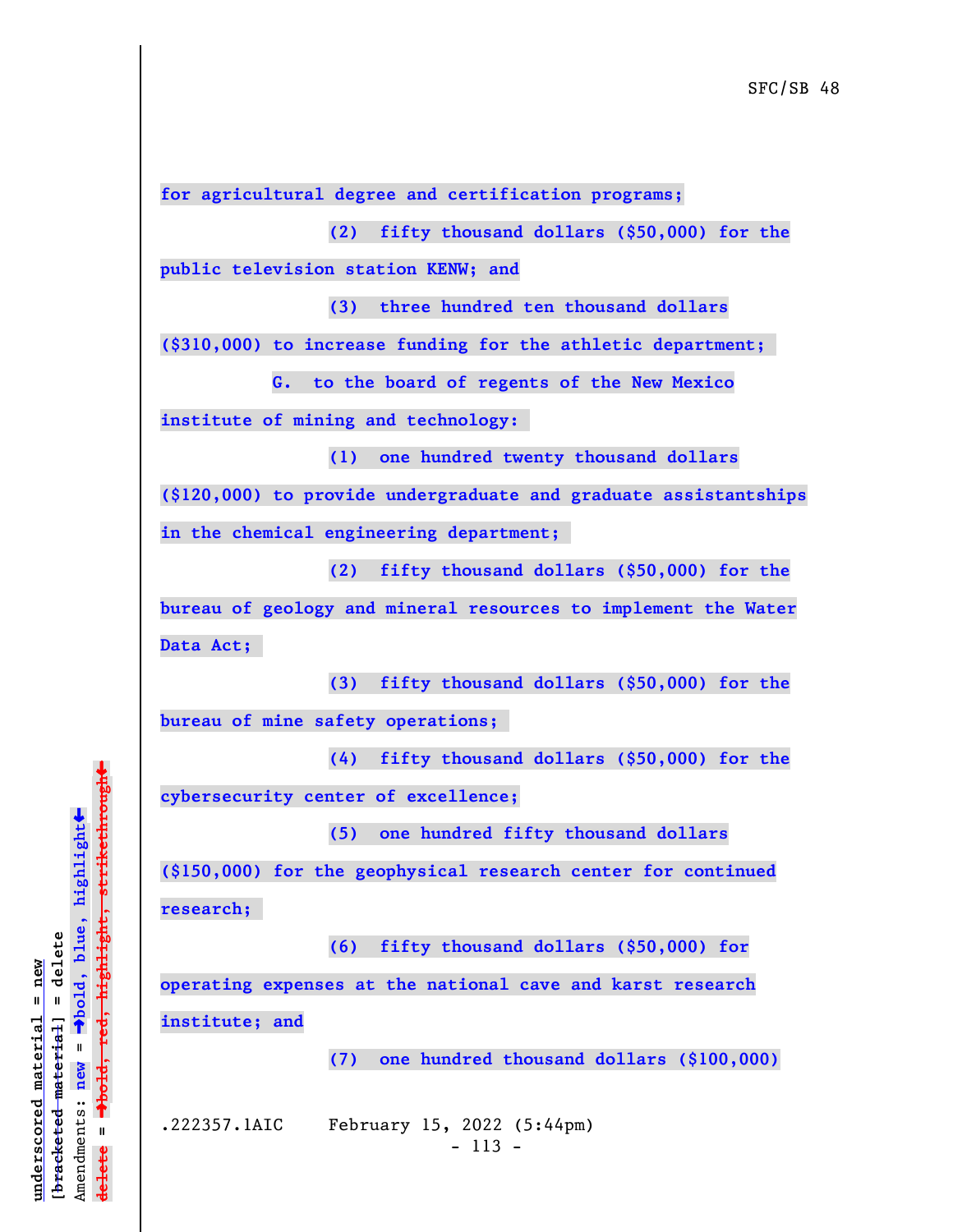for agricultural degree and certification programs;

(2) fifty thousand dollars ($50,000) for the public television station KENW; and

(3) three hundred ten thousand dollars ($310,000) to increase funding for the athletic department;

G. to the board of regents of the New Mexico institute of mining and technology:

(1) one hundred twenty thousand dollars ($120,000) to provide undergraduate and graduate assistantships in the chemical engineering department;

(2) fifty thousand dollars ($50,000) for the bureau of geology and mineral resources to implement the Water Data Act;

(3) fifty thousand dollars ($50,000) for the bureau of mine safety operations;

(4) fifty thousand dollars ($50,000) for the cybersecurity center of excellence;

(5) one hundred fifty thousand dollars ($150,000) for the geophysical research center for continued research;

(6) fifty thousand dollars ($50,000) for operating expenses at the national cave and karst research institute; and

(7) one hundred thousand dollars ($100,000)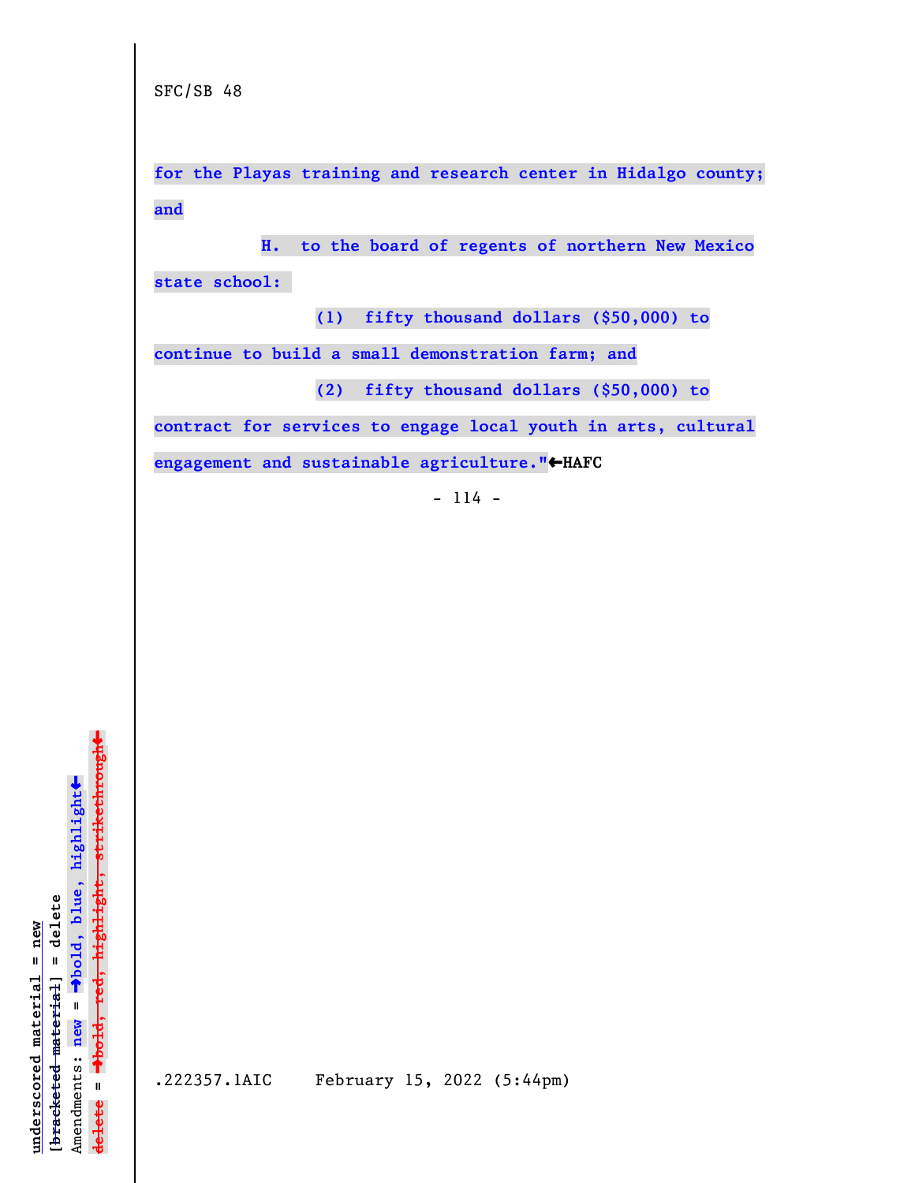SFC/SB 48

**for the Playas training and research center in Hidalgo county; and**

**H. to the board of regents of northern New Mexico state school:**

**(1) fifty thousand dollars ($50,000) to continue to build a small demonstration farm; and**

**(2) fifty thousand dollars ($50,000) to contract for services to engage local youth in arts, cultural engagement and sustainable agriculture."**←**HAFC**

.222357.1AIC February 15, 2022 (5:44pm)